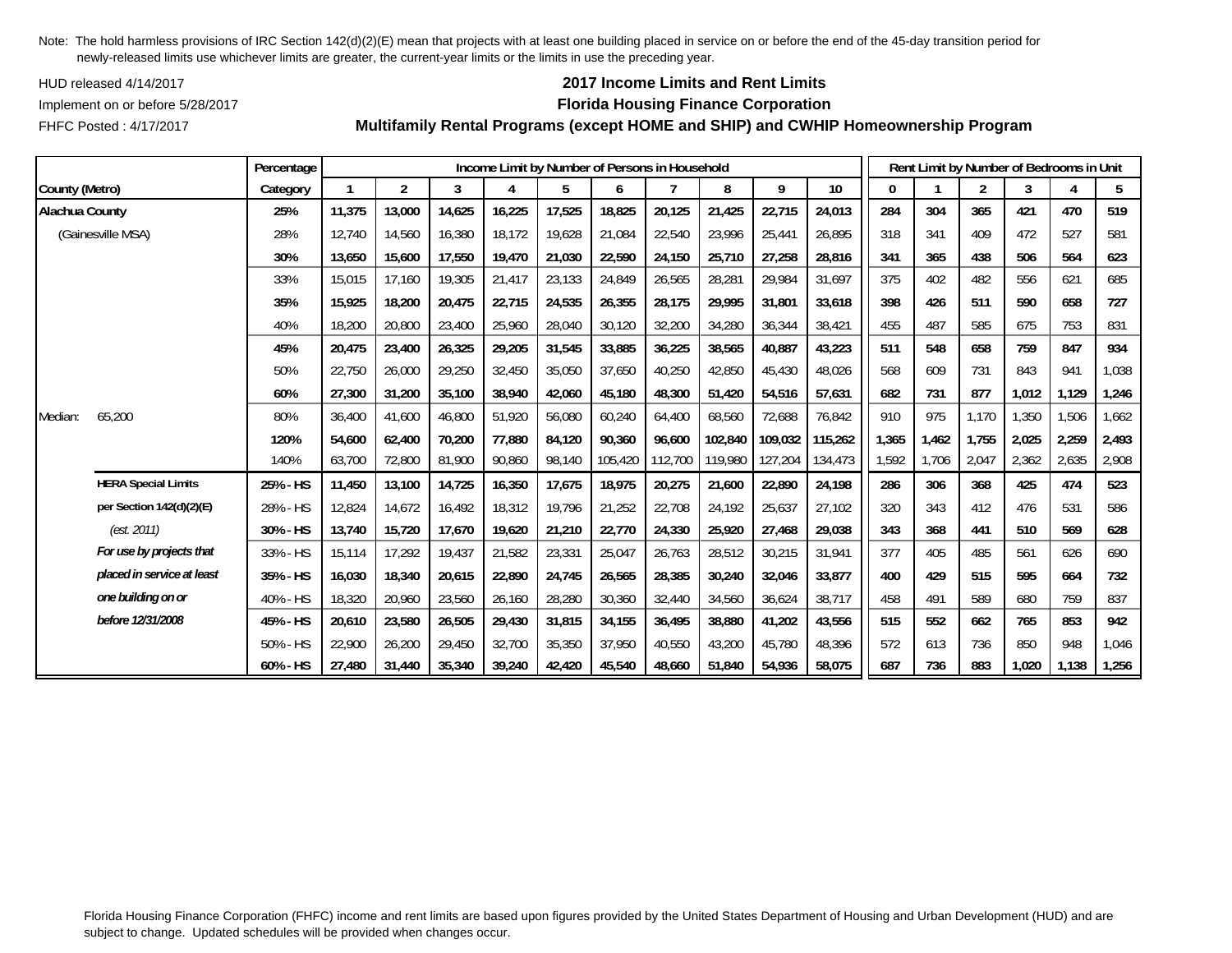Note: The hold harmless provisions of IRC Section 142(d)(2)(E) mean that projects with at least one building placed in service on or before the end of the 45-day transition period for newly-released limits use whichever limits are greater, the current-year limits or the limits in use the preceding year.

HUD released 4/14/2017

Implement on or before 5/28/2017

FHFC Posted : 4/17/2017

## 2017 Income Limits and Rent Limits

## Florida Housing Finance Corporation

## Multifamily Rental Programs (except HOME and SHIP) and CWHIP Homeownership Program

| County (Metro) | | Percentage Category | Income Limit by Number of Persons in Household 1 | 2 | 3 | 4 | 5 | 6 | 7 | 8 | 9 | 10 | Rent Limit by Number of Bedrooms in Unit 0 | 1 | 2 | 3 | 4 | 5 |
|---|---|---|---|---|---|---|---|---|---|---|---|---|---|---|---|---|---|---|
| **Alachua County** | | **25%** | **11,375** | **13,000** | **14,625** | **16,225** | **17,525** | **18,825** | **20,125** | **21,425** | **22,715** | **24,013** | **284** | **304** | **365** | **421** | **470** | **519** |
| (Gainesville MSA) | | 28% | 12,740 | 14,560 | 16,380 | 18,172 | 19,628 | 21,084 | 22,540 | 23,996 | 25,441 | 26,895 | 318 | 341 | 409 | 472 | 527 | 581 |
| | | **30%** | **13,650** | **15,600** | **17,550** | **19,470** | **21,030** | **22,590** | **24,150** | **25,710** | **27,258** | **28,816** | **341** | **365** | **438** | **506** | **564** | **623** |
| | | 33% | 15,015 | 17,160 | 19,305 | 21,417 | 23,133 | 24,849 | 26,565 | 28,281 | 29,984 | 31,697 | 375 | 402 | 482 | 556 | 621 | 685 |
| | | **35%** | **15,925** | **18,200** | **20,475** | **22,715** | **24,535** | **26,355** | **28,175** | **29,995** | **31,801** | **33,618** | **398** | **426** | **511** | **590** | **658** | **727** |
| | | 40% | 18,200 | 20,800 | 23,400 | 25,960 | 28,040 | 30,120 | 32,200 | 34,280 | 36,344 | 38,421 | 455 | 487 | 585 | 675 | 753 | 831 |
| | | **45%** | **20,475** | **23,400** | **26,325** | **29,205** | **31,545** | **33,885** | **36,225** | **38,565** | **40,887** | **43,223** | **511** | **548** | **658** | **759** | **847** | **934** |
| | | 50% | 22,750 | 26,000 | 29,250 | 32,450 | 35,050 | 37,650 | 40,250 | 42,850 | 45,430 | 48,026 | 568 | 609 | 731 | 843 | 941 | 1,038 |
| | | **60%** | **27,300** | **31,200** | **35,100** | **38,940** | **42,060** | **45,180** | **48,300** | **51,420** | **54,516** | **57,631** | **682** | **731** | **877** | **1,012** | **1,129** | **1,246** |
| Median: | 65,200 | 80% | 36,400 | 41,600 | 46,800 | 51,920 | 56,080 | 60,240 | 64,400 | 68,560 | 72,688 | 76,842 | 910 | 975 | 1,170 | 1,350 | 1,506 | 1,662 |
| | | **120%** | **54,600** | **62,400** | **70,200** | **77,880** | **84,120** | **90,360** | **96,600** | **102,840** | **109,032** | **115,262** | **1,365** | **1,462** | **1,755** | **2,025** | **2,259** | **2,493** |
| | | 140% | 63,700 | 72,800 | 81,900 | 90,860 | 98,140 | 105,420 | 112,700 | 119,980 | 127,204 | 134,473 | 1,592 | 1,706 | 2,047 | 2,362 | 2,635 | 2,908 |
| | **HERA Special Limits** | **25% - HS** | **11,450** | **13,100** | **14,725** | **16,350** | **17,675** | **18,975** | **20,275** | **21,600** | **22,890** | **24,198** | **286** | **306** | **368** | **425** | **474** | **523** |
| | **per Section 142(d)(2)(E)** | 28% - HS | 12,824 | 14,672 | 16,492 | 18,312 | 19,796 | 21,252 | 22,708 | 24,192 | 25,637 | 27,102 | 320 | 343 | 412 | 476 | 531 | 586 |
| | *(est. 2011)* | **30% - HS** | **13,740** | **15,720** | **17,670** | **19,620** | **21,210** | **22,770** | **24,330** | **25,920** | **27,468** | **29,038** | **343** | **368** | **441** | **510** | **569** | **628** |
| | ***For use by projects that*** | 33% - HS | 15,114 | 17,292 | 19,437 | 21,582 | 23,331 | 25,047 | 26,763 | 28,512 | 30,215 | 31,941 | 377 | 405 | 485 | 561 | 626 | 690 |
| | ***placed in service at least*** | **35% - HS** | **16,030** | **18,340** | **20,615** | **22,890** | **24,745** | **26,565** | **28,385** | **30,240** | **32,046** | **33,877** | **400** | **429** | **515** | **595** | **664** | **732** |
| | ***one building on or*** | 40% - HS | 18,320 | 20,960 | 23,560 | 26,160 | 28,280 | 30,360 | 32,440 | 34,560 | 36,624 | 38,717 | 458 | 491 | 589 | 680 | 759 | 837 |
| | ***before 12/31/2008*** | **45% - HS** | **20,610** | **23,580** | **26,505** | **29,430** | **31,815** | **34,155** | **36,495** | **38,880** | **41,202** | **43,556** | **515** | **552** | **662** | **765** | **853** | **942** |
| | | 50% - HS | 22,900 | 26,200 | 29,450 | 32,700 | 35,350 | 37,950 | 40,550 | 43,200 | 45,780 | 48,396 | 572 | 613 | 736 | 850 | 948 | 1,046 |
| | | **60% - HS** | **27,480** | **31,440** | **35,340** | **39,240** | **42,420** | **45,540** | **48,660** | **51,840** | **54,936** | **58,075** | **687** | **736** | **883** | **1,020** | **1,138** | **1,256** |

Florida Housing Finance Corporation (FHFC) income and rent limits are based upon figures provided by the United States Department of Housing and Urban Development (HUD) and are subject to change. Updated schedules will be provided when changes occur.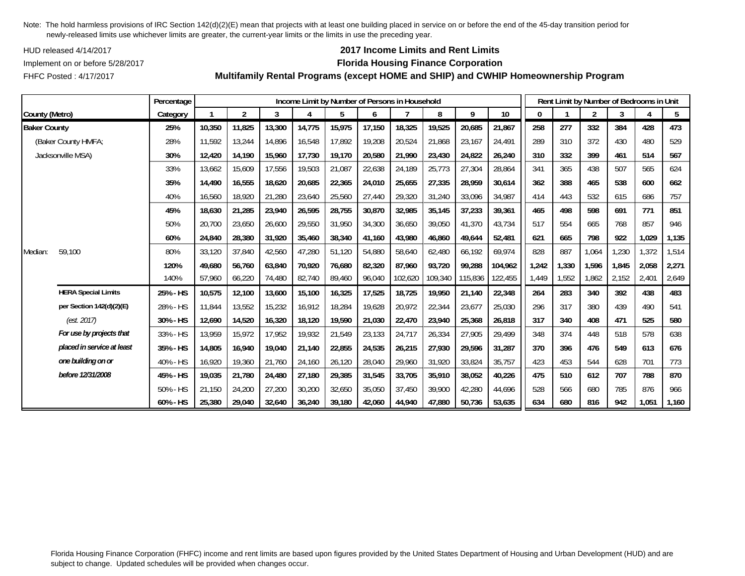Note: The hold harmless provisions of IRC Section 142(d)(2)(E) mean that projects with at least one building placed in service on or before the end of the 45-day transition period for newly-released limits use whichever limits are greater, the current-year limits or the limits in use the preceding year.

HUD released 4/14/2017

Implement on or before 5/28/2017

FHFC Posted : 4/17/2017

## 2017 Income Limits and Rent Limits
## Florida Housing Finance Corporation
## Multifamily Rental Programs (except HOME and SHIP) and CWHIP Homeownership Program

| County (Metro) | Percentage Category | Income Limit by Number of Persons in Household: 1 | 2 | 3 | 4 | 5 | 6 | 7 | 8 | 9 | 10 | Rent Limit by Number of Bedrooms in Unit: 0 | 1 | 2 | 3 | 4 | 5 |
|---|---|---|---|---|---|---|---|---|---|---|---|---|---|---|---|---|---|
| **Baker County** | **25%** | **10,350** | **11,825** | **13,300** | **14,775** | **15,975** | **17,150** | **18,325** | **19,525** | **20,685** | **21,867** | **258** | **277** | **332** | **384** | **428** | **473** |
| (Baker County HMFA; | 28% | 11,592 | 13,244 | 14,896 | 16,548 | 17,892 | 19,208 | 20,524 | 21,868 | 23,167 | 24,491 | 289 | 310 | 372 | 430 | 480 | 529 |
| Jacksonville MSA) | **30%** | **12,420** | **14,190** | **15,960** | **17,730** | **19,170** | **20,580** | **21,990** | **23,430** | **24,822** | **26,240** | **310** | **332** | **399** | **461** | **514** | **567** |
| | 33% | 13,662 | 15,609 | 17,556 | 19,503 | 21,087 | 22,638 | 24,189 | 25,773 | 27,304 | 28,864 | 341 | 365 | 438 | 507 | 565 | 624 |
| | **35%** | **14,490** | **16,555** | **18,620** | **20,685** | **22,365** | **24,010** | **25,655** | **27,335** | **28,959** | **30,614** | **362** | **388** | **465** | **538** | **600** | **662** |
| | 40% | 16,560 | 18,920 | 21,280 | 23,640 | 25,560 | 27,440 | 29,320 | 31,240 | 33,096 | 34,987 | 414 | 443 | 532 | 615 | 686 | 757 |
| | **45%** | **18,630** | **21,285** | **23,940** | **26,595** | **28,755** | **30,870** | **32,985** | **35,145** | **37,233** | **39,361** | **465** | **498** | **598** | **691** | **771** | **851** |
| | 50% | 20,700 | 23,650 | 26,600 | 29,550 | 31,950 | 34,300 | 36,650 | 39,050 | 41,370 | 43,734 | 517 | 554 | 665 | 768 | 857 | 946 |
| | **60%** | **24,840** | **28,380** | **31,920** | **35,460** | **38,340** | **41,160** | **43,980** | **46,860** | **49,644** | **52,481** | **621** | **665** | **798** | **922** | **1,029** | **1,135** |
| Median: 59,100 | 80% | 33,120 | 37,840 | 42,560 | 47,280 | 51,120 | 54,880 | 58,640 | 62,480 | 66,192 | 69,974 | 828 | 887 | 1,064 | 1,230 | 1,372 | 1,514 |
| | **120%** | **49,680** | **56,760** | **63,840** | **70,920** | **76,680** | **82,320** | **87,960** | **93,720** | **99,288** | **104,962** | **1,242** | **1,330** | **1,596** | **1,845** | **2,058** | **2,271** |
| | 140% | 57,960 | 66,220 | 74,480 | 82,740 | 89,460 | 96,040 | 102,620 | 109,340 | 115,836 | 122,455 | 1,449 | 1,552 | 1,862 | 2,152 | 2,401 | 2,649 |
| **HERA Special Limits** | **25% - HS** | **10,575** | **12,100** | **13,600** | **15,100** | **16,325** | **17,525** | **18,725** | **19,950** | **21,140** | **22,348** | **264** | **283** | **340** | **392** | **438** | **483** |
| **per Section 142(d)(2)(E)** | 28% - HS | 11,844 | 13,552 | 15,232 | 16,912 | 18,284 | 19,628 | 20,972 | 22,344 | 23,677 | 25,030 | 296 | 317 | 380 | 439 | 490 | 541 |
| *(est. 2017)* | **30% - HS** | **12,690** | **14,520** | **16,320** | **18,120** | **19,590** | **21,030** | **22,470** | **23,940** | **25,368** | **26,818** | **317** | **340** | **408** | **471** | **525** | **580** |
| ***For use by projects that*** | 33% - HS | 13,959 | 15,972 | 17,952 | 19,932 | 21,549 | 23,133 | 24,717 | 26,334 | 27,905 | 29,499 | 348 | 374 | 448 | 518 | 578 | 638 |
| ***placed in service at least*** | **35% - HS** | **14,805** | **16,940** | **19,040** | **21,140** | **22,855** | **24,535** | **26,215** | **27,930** | **29,596** | **31,287** | **370** | **396** | **476** | **549** | **613** | **676** |
| ***one building on or*** | 40% - HS | 16,920 | 19,360 | 21,760 | 24,160 | 26,120 | 28,040 | 29,960 | 31,920 | 33,824 | 35,757 | 423 | 453 | 544 | 628 | 701 | 773 |
| ***before 12/31/2008*** | **45% - HS** | **19,035** | **21,780** | **24,480** | **27,180** | **29,385** | **31,545** | **33,705** | **35,910** | **38,052** | **40,226** | **475** | **510** | **612** | **707** | **788** | **870** |
| | 50% - HS | 21,150 | 24,200 | 27,200 | 30,200 | 32,650 | 35,050 | 37,450 | 39,900 | 42,280 | 44,696 | 528 | 566 | 680 | 785 | 876 | 966 |
| | **60% - HS** | **25,380** | **29,040** | **32,640** | **36,240** | **39,180** | **42,060** | **44,940** | **47,880** | **50,736** | **53,635** | **634** | **680** | **816** | **942** | **1,051** | **1,160** |

Florida Housing Finance Corporation (FHFC) income and rent limits are based upon figures provided by the United States Department of Housing and Urban Development (HUD) and are subject to change. Updated schedules will be provided when changes occur.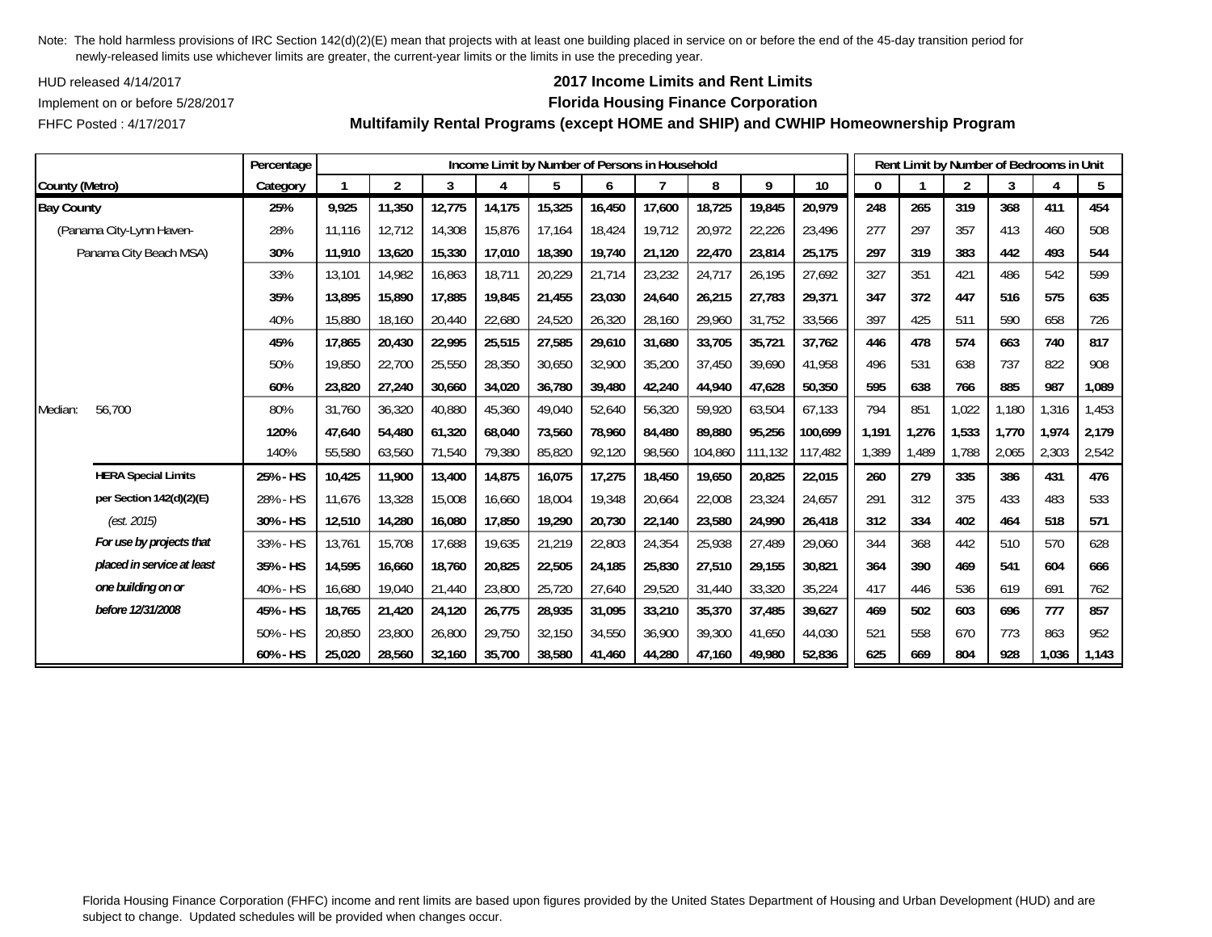Note: The hold harmless provisions of IRC Section 142(d)(2)(E) mean that projects with at least one building placed in service on or before the end of the 45-day transition period for newly-released limits use whichever limits are greater, the current-year limits or the limits in use the preceding year.

HUD released 4/14/2017
Implement on or before 5/28/2017
FHFC Posted : 4/17/2017

## 2017 Income Limits and Rent Limits
## Florida Housing Finance Corporation
## Multifamily Rental Programs (except HOME and SHIP) and CWHIP Homeownership Program

| | Percentage | Income Limit by Number of Persons in Household | | | | | | | | | | Rent Limit by Number of Bedrooms in Unit | | | | | |
|---|---|---|---|---|---|---|---|---|---|---|---|---|---|---|---|---|---|
| County (Metro) | Category | 1 | 2 | 3 | 4 | 5 | 6 | 7 | 8 | 9 | 10 | 0 | 1 | 2 | 3 | 4 | 5 |
| **Bay County** | **25%** | **9,925** | **11,350** | **12,775** | **14,175** | **15,325** | **16,450** | **17,600** | **18,725** | **19,845** | **20,979** | **248** | **265** | **319** | **368** | **411** | **454** |
| (Panama City-Lynn Haven- | 28% | 11,116 | 12,712 | 14,308 | 15,876 | 17,164 | 18,424 | 19,712 | 20,972 | 22,226 | 23,496 | 277 | 297 | 357 | 413 | 460 | 508 |
| Panama City Beach MSA) | **30%** | **11,910** | **13,620** | **15,330** | **17,010** | **18,390** | **19,740** | **21,120** | **22,470** | **23,814** | **25,175** | **297** | **319** | **383** | **442** | **493** | **544** |
| | 33% | 13,101 | 14,982 | 16,863 | 18,711 | 20,229 | 21,714 | 23,232 | 24,717 | 26,195 | 27,692 | 327 | 351 | 421 | 486 | 542 | 599 |
| | **35%** | **13,895** | **15,890** | **17,885** | **19,845** | **21,455** | **23,030** | **24,640** | **26,215** | **27,783** | **29,371** | **347** | **372** | **447** | **516** | **575** | **635** |
| | 40% | 15,880 | 18,160 | 20,440 | 22,680 | 24,520 | 26,320 | 28,160 | 29,960 | 31,752 | 33,566 | 397 | 425 | 511 | 590 | 658 | 726 |
| | **45%** | **17,865** | **20,430** | **22,995** | **25,515** | **27,585** | **29,610** | **31,680** | **33,705** | **35,721** | **37,762** | **446** | **478** | **574** | **663** | **740** | **817** |
| | 50% | 19,850 | 22,700 | 25,550 | 28,350 | 30,650 | 32,900 | 35,200 | 37,450 | 39,690 | 41,958 | 496 | 531 | 638 | 737 | 822 | 908 |
| | **60%** | **23,820** | **27,240** | **30,660** | **34,020** | **36,780** | **39,480** | **42,240** | **44,940** | **47,628** | **50,350** | **595** | **638** | **766** | **885** | **987** | **1,089** |
| Median: 56,700 | 80% | 31,760 | 36,320 | 40,880 | 45,360 | 49,040 | 52,640 | 56,320 | 59,920 | 63,504 | 67,133 | 794 | 851 | 1,022 | 1,180 | 1,316 | 1,453 |
| | **120%** | **47,640** | **54,480** | **61,320** | **68,040** | **73,560** | **78,960** | **84,480** | **89,880** | **95,256** | **100,699** | **1,191** | **1,276** | **1,533** | **1,770** | **1,974** | **2,179** |
| | 140% | 55,580 | 63,560 | 71,540 | 79,380 | 85,820 | 92,120 | 98,560 | 104,860 | 111,132 | 117,482 | 1,389 | 1,489 | 1,788 | 2,065 | 2,303 | 2,542 |
| **HERA Special Limits** | **25% - HS** | **10,425** | **11,900** | **13,400** | **14,875** | **16,075** | **17,275** | **18,450** | **19,650** | **20,825** | **22,015** | **260** | **279** | **335** | **386** | **431** | **476** |
| **per Section 142(d)(2)(E)** | 28% - HS | 11,676 | 13,328 | 15,008 | 16,660 | 18,004 | 19,348 | 20,664 | 22,008 | 23,324 | 24,657 | 291 | 312 | 375 | 433 | 483 | 533 |
| *(est. 2015)* | **30% - HS** | **12,510** | **14,280** | **16,080** | **17,850** | **19,290** | **20,730** | **22,140** | **23,580** | **24,990** | **26,418** | **312** | **334** | **402** | **464** | **518** | **571** |
| ***For use by projects that*** | 33% - HS | 13,761 | 15,708 | 17,688 | 19,635 | 21,219 | 22,803 | 24,354 | 25,938 | 27,489 | 29,060 | 344 | 368 | 442 | 510 | 570 | 628 |
| ***placed in service at least*** | **35% - HS** | **14,595** | **16,660** | **18,760** | **20,825** | **22,505** | **24,185** | **25,830** | **27,510** | **29,155** | **30,821** | **364** | **390** | **469** | **541** | **604** | **666** |
| ***one building on or*** | 40% - HS | 16,680 | 19,040 | 21,440 | 23,800 | 25,720 | 27,640 | 29,520 | 31,440 | 33,320 | 35,224 | 417 | 446 | 536 | 619 | 691 | 762 |
| ***before 12/31/2008*** | **45% - HS** | **18,765** | **21,420** | **24,120** | **26,775** | **28,935** | **31,095** | **33,210** | **35,370** | **37,485** | **39,627** | **469** | **502** | **603** | **696** | **777** | **857** |
| | 50% - HS | 20,850 | 23,800 | 26,800 | 29,750 | 32,150 | 34,550 | 36,900 | 39,300 | 41,650 | 44,030 | 521 | 558 | 670 | 773 | 863 | 952 |
| | **60% - HS** | **25,020** | **28,560** | **32,160** | **35,700** | **38,580** | **41,460** | **44,280** | **47,160** | **49,980** | **52,836** | **625** | **669** | **804** | **928** | **1,036** | **1,143** |

Florida Housing Finance Corporation (FHFC) income and rent limits are based upon figures provided by the United States Department of Housing and Urban Development (HUD) and are subject to change. Updated schedules will be provided when changes occur.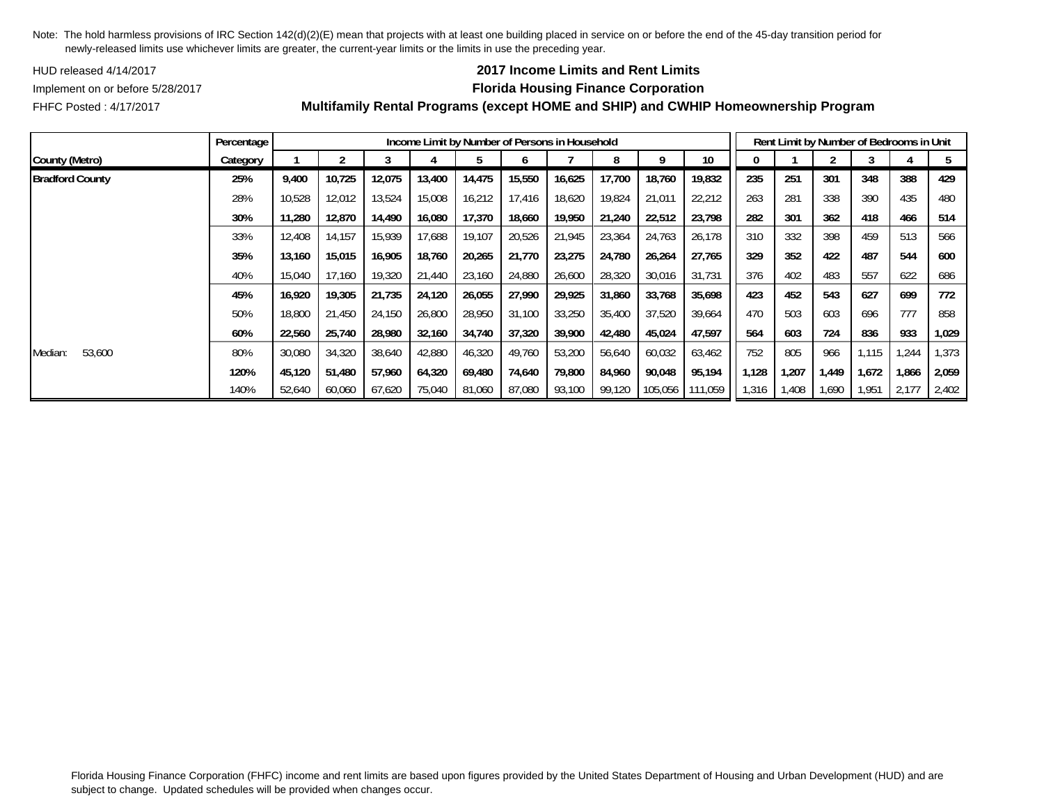Note: The hold harmless provisions of IRC Section 142(d)(2)(E) mean that projects with at least one building placed in service on or before the end of the 45-day transition period for newly-released limits use whichever limits are greater, the current-year limits or the limits in use the preceding year.

HUD released 4/14/2017

Implement on or before 5/28/2017

FHFC Posted : 4/17/2017

**2017 Income Limits and Rent Limits**

**Florida Housing Finance Corporation**

**Multifamily Rental Programs (except HOME and SHIP) and CWHIP Homeownership Program**

| | Percentage | Income Limit by Number of Persons in Household | | | | | | | | | | Rent Limit by Number of Bedrooms in Unit | | | | | |
|---|---|---|---|---|---|---|---|---|---|---|---|---|---|---|---|---|---|
| **County (Metro)** | **Category** | **1** | **2** | **3** | **4** | **5** | **6** | **7** | **8** | **9** | **10** | **0** | **1** | **2** | **3** | **4** | **5** |
| **Bradford County** | **25%** | **9,400** | **10,725** | **12,075** | **13,400** | **14,475** | **15,550** | **16,625** | **17,700** | **18,760** | **19,832** | **235** | **251** | **301** | **348** | **388** | **429** |
| | 28% | 10,528 | 12,012 | 13,524 | 15,008 | 16,212 | 17,416 | 18,620 | 19,824 | 21,011 | 22,212 | 263 | 281 | 338 | 390 | 435 | 480 |
| | **30%** | **11,280** | **12,870** | **14,490** | **16,080** | **17,370** | **18,660** | **19,950** | **21,240** | **22,512** | **23,798** | **282** | **301** | **362** | **418** | **466** | **514** |
| | 33% | 12,408 | 14,157 | 15,939 | 17,688 | 19,107 | 20,526 | 21,945 | 23,364 | 24,763 | 26,178 | 310 | 332 | 398 | 459 | 513 | 566 |
| | **35%** | **13,160** | **15,015** | **16,905** | **18,760** | **20,265** | **21,770** | **23,275** | **24,780** | **26,264** | **27,765** | **329** | **352** | **422** | **487** | **544** | **600** |
| | 40% | 15,040 | 17,160 | 19,320 | 21,440 | 23,160 | 24,880 | 26,600 | 28,320 | 30,016 | 31,731 | 376 | 402 | 483 | 557 | 622 | 686 |
| | **45%** | **16,920** | **19,305** | **21,735** | **24,120** | **26,055** | **27,990** | **29,925** | **31,860** | **33,768** | **35,698** | **423** | **452** | **543** | **627** | **699** | **772** |
| | 50% | 18,800 | 21,450 | 24,150 | 26,800 | 28,950 | 31,100 | 33,250 | 35,400 | 37,520 | 39,664 | 470 | 503 | 603 | 696 | 777 | 858 |
| | **60%** | **22,560** | **25,740** | **28,980** | **32,160** | **34,740** | **37,320** | **39,900** | **42,480** | **45,024** | **47,597** | **564** | **603** | **724** | **836** | **933** | **1,029** |
| Median: 53,600 | 80% | 30,080 | 34,320 | 38,640 | 42,880 | 46,320 | 49,760 | 53,200 | 56,640 | 60,032 | 63,462 | 752 | 805 | 966 | 1,115 | 1,244 | 1,373 |
| | **120%** | **45,120** | **51,480** | **57,960** | **64,320** | **69,480** | **74,640** | **79,800** | **84,960** | **90,048** | **95,194** | **1,128** | **1,207** | **1,449** | **1,672** | **1,866** | **2,059** |
| | 140% | 52,640 | 60,060 | 67,620 | 75,040 | 81,060 | 87,080 | 93,100 | 99,120 | 105,056 | 111,059 | 1,316 | 1,408 | 1,690 | 1,951 | 2,177 | 2,402 |

Florida Housing Finance Corporation (FHFC) income and rent limits are based upon figures provided by the United States Department of Housing and Urban Development (HUD) and are subject to change. Updated schedules will be provided when changes occur.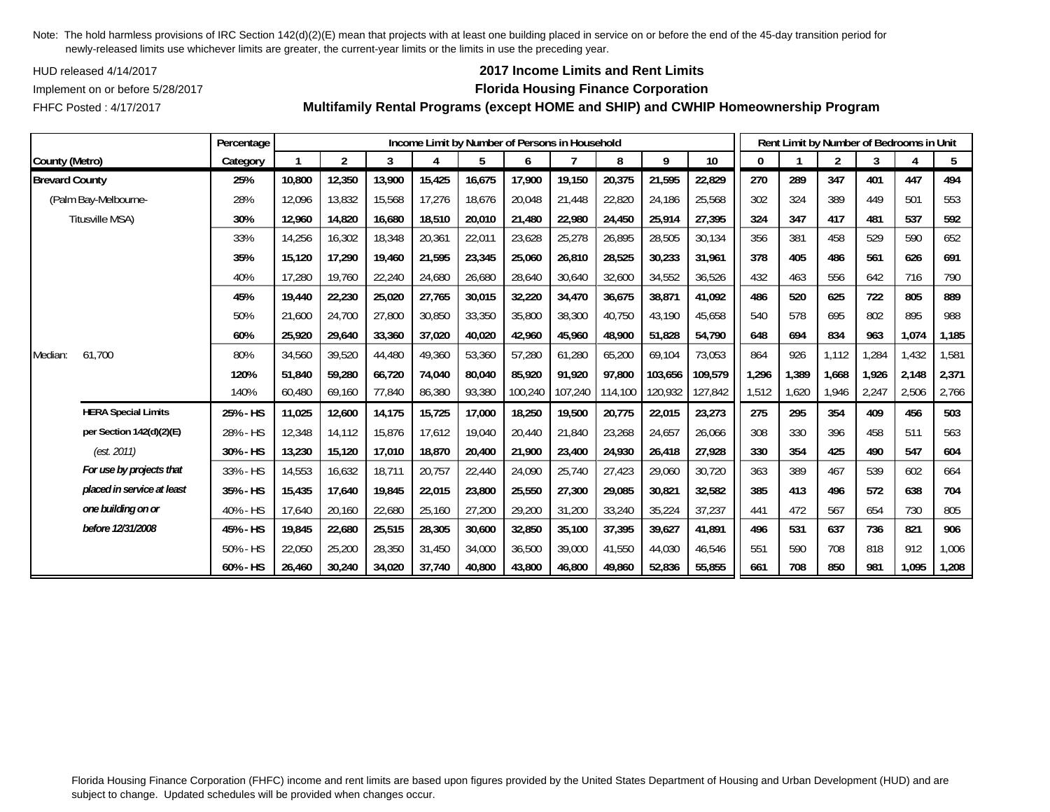Note: The hold harmless provisions of IRC Section 142(d)(2)(E) mean that projects with at least one building placed in service on or before the end of the 45-day transition period for newly-released limits use whichever limits are greater, the current-year limits or the limits in use the preceding year.

HUD released 4/14/2017

Implement on or before 5/28/2017

FHFC Posted : 4/17/2017

# 2017 Income Limits and Rent Limits

## Florida Housing Finance Corporation

## Multifamily Rental Programs (except HOME and SHIP) and CWHIP Homeownership Program

| County (Metro) | | Percentage Category | Income Limit by Number of Persons in Household | | | | | | | | | | Rent Limit by Number of Bedrooms in Unit | | | | | |
|---|---|---|---|---|---|---|---|---|---|---|---|---|---|---|---|---|---|---|
| | | | 1 | 2 | 3 | 4 | 5 | 6 | 7 | 8 | 9 | 10 | 0 | 1 | 2 | 3 | 4 | 5 |
| **Brevard County** | | **25%** | **10,800** | **12,350** | **13,900** | **15,425** | **16,675** | **17,900** | **19,150** | **20,375** | **21,595** | **22,829** | **270** | **289** | **347** | **401** | **447** | **494** |
| (Palm Bay-Melbourne- | | 28% | 12,096 | 13,832 | 15,568 | 17,276 | 18,676 | 20,048 | 21,448 | 22,820 | 24,186 | 25,568 | 302 | 324 | 389 | 449 | 501 | 553 |
| Titusville MSA) | | **30%** | **12,960** | **14,820** | **16,680** | **18,510** | **20,010** | **21,480** | **22,980** | **24,450** | **25,914** | **27,395** | **324** | **347** | **417** | **481** | **537** | **592** |
| | | 33% | 14,256 | 16,302 | 18,348 | 20,361 | 22,011 | 23,628 | 25,278 | 26,895 | 28,505 | 30,134 | 356 | 381 | 458 | 529 | 590 | 652 |
| | | **35%** | **15,120** | **17,290** | **19,460** | **21,595** | **23,345** | **25,060** | **26,810** | **28,525** | **30,233** | **31,961** | **378** | **405** | **486** | **561** | **626** | **691** |
| | | 40% | 17,280 | 19,760 | 22,240 | 24,680 | 26,680 | 28,640 | 30,640 | 32,600 | 34,552 | 36,526 | 432 | 463 | 556 | 642 | 716 | 790 |
| | | **45%** | **19,440** | **22,230** | **25,020** | **27,765** | **30,015** | **32,220** | **34,470** | **36,675** | **38,871** | **41,092** | **486** | **520** | **625** | **722** | **805** | **889** |
| | | 50% | 21,600 | 24,700 | 27,800 | 30,850 | 33,350 | 35,800 | 38,300 | 40,750 | 43,190 | 45,658 | 540 | 578 | 695 | 802 | 895 | 988 |
| | | **60%** | **25,920** | **29,640** | **33,360** | **37,020** | **40,020** | **42,960** | **45,960** | **48,900** | **51,828** | **54,790** | **648** | **694** | **834** | **963** | **1,074** | **1,185** |
| Median: | 61,700 | 80% | 34,560 | 39,520 | 44,480 | 49,360 | 53,360 | 57,280 | 61,280 | 65,200 | 69,104 | 73,053 | 864 | 926 | 1,112 | 1,284 | 1,432 | 1,581 |
| | | **120%** | **51,840** | **59,280** | **66,720** | **74,040** | **80,040** | **85,920** | **91,920** | **97,800** | **103,656** | **109,579** | **1,296** | **1,389** | **1,668** | **1,926** | **2,148** | **2,371** |
| | | 140% | 60,480 | 69,160 | 77,840 | 86,380 | 93,380 | 100,240 | 107,240 | 114,100 | 120,932 | 127,842 | 1,512 | 1,620 | 1,946 | 2,247 | 2,506 | 2,766 |
| | **HERA Special Limits** | **25% - HS** | **11,025** | **12,600** | **14,175** | **15,725** | **17,000** | **18,250** | **19,500** | **20,775** | **22,015** | **23,273** | **275** | **295** | **354** | **409** | **456** | **503** |
| | **per Section 142(d)(2)(E)** | 28% - HS | 12,348 | 14,112 | 15,876 | 17,612 | 19,040 | 20,440 | 21,840 | 23,268 | 24,657 | 26,066 | 308 | 330 | 396 | 458 | 511 | 563 |
| | *(est. 2011)* | **30% - HS** | **13,230** | **15,120** | **17,010** | **18,870** | **20,400** | **21,900** | **23,400** | **24,930** | **26,418** | **27,928** | **330** | **354** | **425** | **490** | **547** | **604** |
| | ***For use by projects that*** | 33% - HS | 14,553 | 16,632 | 18,711 | 20,757 | 22,440 | 24,090 | 25,740 | 27,423 | 29,060 | 30,720 | 363 | 389 | 467 | 539 | 602 | 664 |
| | ***placed in service at least*** | **35% - HS** | **15,435** | **17,640** | **19,845** | **22,015** | **23,800** | **25,550** | **27,300** | **29,085** | **30,821** | **32,582** | **385** | **413** | **496** | **572** | **638** | **704** |
| | ***one building on or*** | 40% - HS | 17,640 | 20,160 | 22,680 | 25,160 | 27,200 | 29,200 | 31,200 | 33,240 | 35,224 | 37,237 | 441 | 472 | 567 | 654 | 730 | 805 |
| | ***before 12/31/2008*** | **45% - HS** | **19,845** | **22,680** | **25,515** | **28,305** | **30,600** | **32,850** | **35,100** | **37,395** | **39,627** | **41,891** | **496** | **531** | **637** | **736** | **821** | **906** |
| | | 50% - HS | 22,050 | 25,200 | 28,350 | 31,450 | 34,000 | 36,500 | 39,000 | 41,550 | 44,030 | 46,546 | 551 | 590 | 708 | 818 | 912 | 1,006 |
| | | **60% - HS** | **26,460** | **30,240** | **34,020** | **37,740** | **40,800** | **43,800** | **46,800** | **49,860** | **52,836** | **55,855** | **661** | **708** | **850** | **981** | **1,095** | **1,208** |

Florida Housing Finance Corporation (FHFC) income and rent limits are based upon figures provided by the United States Department of Housing and Urban Development (HUD) and are subject to change. Updated schedules will be provided when changes occur.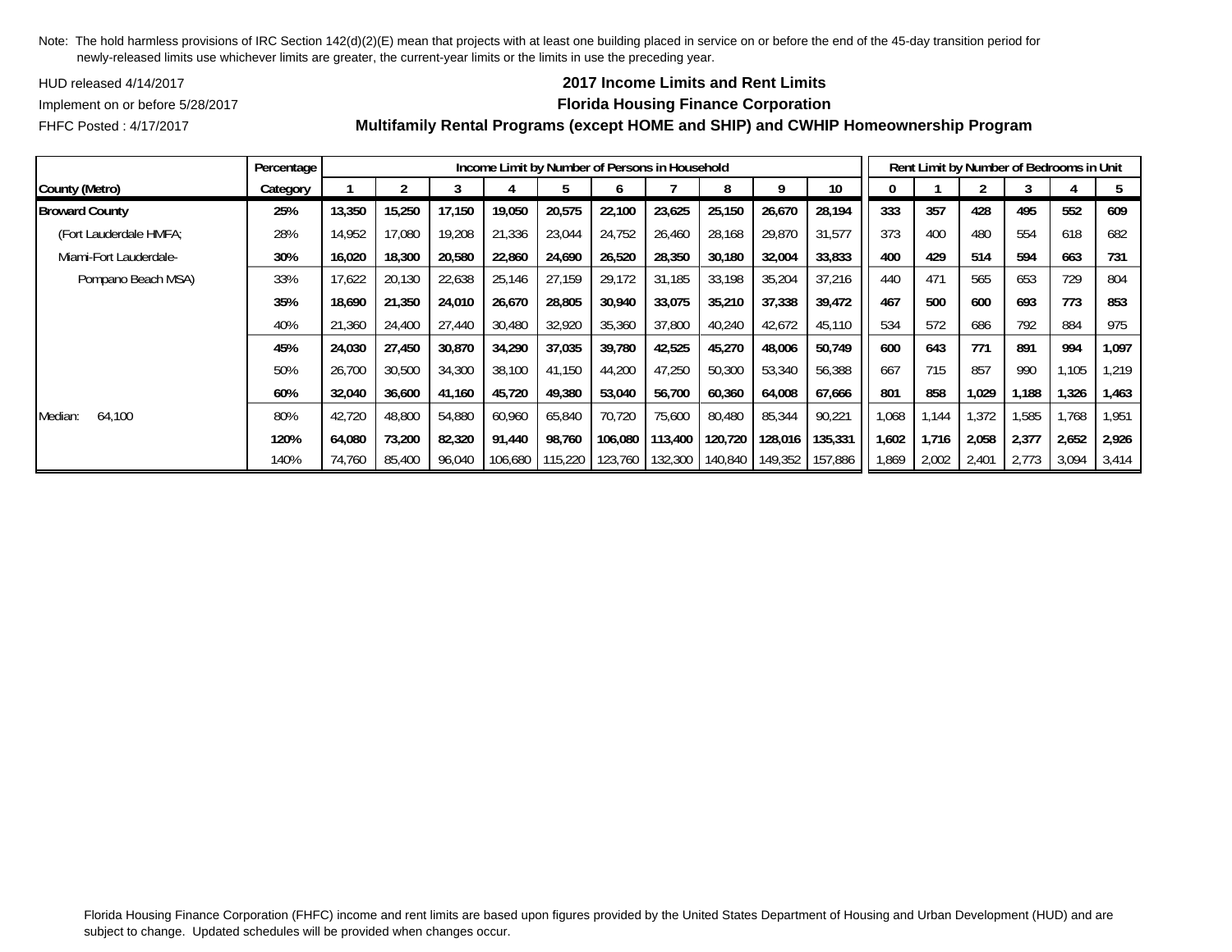Note: The hold harmless provisions of IRC Section 142(d)(2)(E) mean that projects with at least one building placed in service on or before the end of the 45-day transition period for newly-released limits use whichever limits are greater, the current-year limits or the limits in use the preceding year.

HUD released 4/14/2017

Implement on or before 5/28/2017

FHFC Posted : 4/17/2017

**2017 Income Limits and Rent Limits**

**Florida Housing Finance Corporation**

**Multifamily Rental Programs (except HOME and SHIP) and CWHIP Homeownership Program**

| | Percentage | Income Limit by Number of Persons in Household | | | | | | | | | | Rent Limit by Number of Bedrooms in Unit | | | | | |
|---|---|---|---|---|---|---|---|---|---|---|---|---|---|---|---|---|---|
| County (Metro) | Category | 1 | 2 | 3 | 4 | 5 | 6 | 7 | 8 | 9 | 10 | 0 | 1 | 2 | 3 | 4 | 5 |
| **Broward County** | **25%** | **13,350** | **15,250** | **17,150** | **19,050** | **20,575** | **22,100** | **23,625** | **25,150** | **26,670** | **28,194** | **333** | **357** | **428** | **495** | **552** | **609** |
| (Fort Lauderdale HMFA; | 28% | 14,952 | 17,080 | 19,208 | 21,336 | 23,044 | 24,752 | 26,460 | 28,168 | 29,870 | 31,577 | 373 | 400 | 480 | 554 | 618 | 682 |
| Miami-Fort Lauderdale- | **30%** | **16,020** | **18,300** | **20,580** | **22,860** | **24,690** | **26,520** | **28,350** | **30,180** | **32,004** | **33,833** | **400** | **429** | **514** | **594** | **663** | **731** |
| Pompano Beach MSA) | 33% | 17,622 | 20,130 | 22,638 | 25,146 | 27,159 | 29,172 | 31,185 | 33,198 | 35,204 | 37,216 | 440 | 471 | 565 | 653 | 729 | 804 |
| | **35%** | **18,690** | **21,350** | **24,010** | **26,670** | **28,805** | **30,940** | **33,075** | **35,210** | **37,338** | **39,472** | **467** | **500** | **600** | **693** | **773** | **853** |
| | 40% | 21,360 | 24,400 | 27,440 | 30,480 | 32,920 | 35,360 | 37,800 | 40,240 | 42,672 | 45,110 | 534 | 572 | 686 | 792 | 884 | 975 |
| | **45%** | **24,030** | **27,450** | **30,870** | **34,290** | **37,035** | **39,780** | **42,525** | **45,270** | **48,006** | **50,749** | **600** | **643** | **771** | **891** | **994** | **1,097** |
| | 50% | 26,700 | 30,500 | 34,300 | 38,100 | 41,150 | 44,200 | 47,250 | 50,300 | 53,340 | 56,388 | 667 | 715 | 857 | 990 | 1,105 | 1,219 |
| | **60%** | **32,040** | **36,600** | **41,160** | **45,720** | **49,380** | **53,040** | **56,700** | **60,360** | **64,008** | **67,666** | **801** | **858** | **1,029** | **1,188** | **1,326** | **1,463** |
| Median: 64,100 | 80% | 42,720 | 48,800 | 54,880 | 60,960 | 65,840 | 70,720 | 75,600 | 80,480 | 85,344 | 90,221 | 1,068 | 1,144 | 1,372 | 1,585 | 1,768 | 1,951 |
| | **120%** | **64,080** | **73,200** | **82,320** | **91,440** | **98,760** | **106,080** | **113,400** | **120,720** | **128,016** | **135,331** | **1,602** | **1,716** | **2,058** | **2,377** | **2,652** | **2,926** |
| | 140% | 74,760 | 85,400 | 96,040 | 106,680 | 115,220 | 123,760 | 132,300 | 140,840 | 149,352 | 157,886 | 1,869 | 2,002 | 2,401 | 2,773 | 3,094 | 3,414 |

Florida Housing Finance Corporation (FHFC) income and rent limits are based upon figures provided by the United States Department of Housing and Urban Development (HUD) and are subject to change. Updated schedules will be provided when changes occur.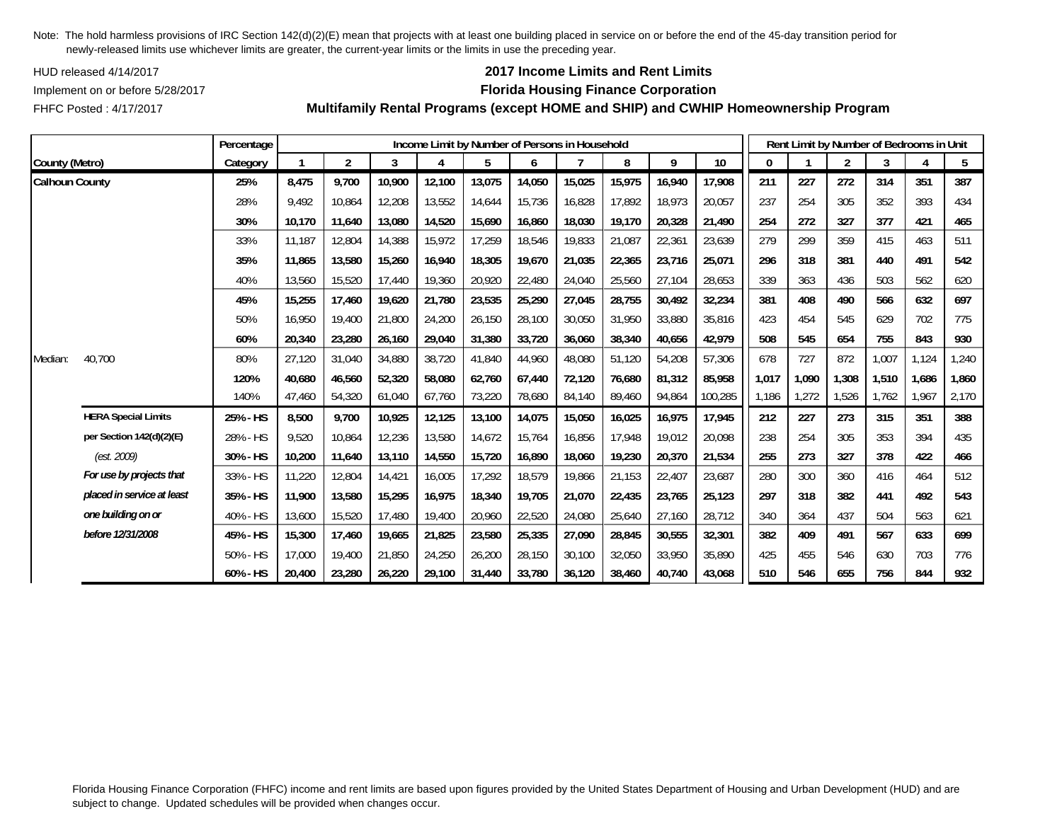Note: The hold harmless provisions of IRC Section 142(d)(2)(E) mean that projects with at least one building placed in service on or before the end of the 45-day transition period for newly-released limits use whichever limits are greater, the current-year limits or the limits in use the preceding year.

HUD released 4/14/2017

Implement on or before 5/28/2017

FHFC Posted : 4/17/2017

## 2017 Income Limits and Rent Limits
## Florida Housing Finance Corporation
## Multifamily Rental Programs (except HOME and SHIP) and CWHIP Homeownership Program

| County (Metro) | | Percentage Category | Income Limit by Number of Persons in Household 1 | 2 | 3 | 4 | 5 | 6 | 7 | 8 | 9 | 10 | Rent Limit by Number of Bedrooms in Unit 0 | 1 | 2 | 3 | 4 | 5 |
|---|---|---|---|---|---|---|---|---|---|---|---|---|---|---|---|---|---|---|
| **Calhoun County** | | **25%** | **8,475** | **9,700** | **10,900** | **12,100** | **13,075** | **14,050** | **15,025** | **15,975** | **16,940** | **17,908** | **211** | **227** | **272** | **314** | **351** | **387** |
| | | 28% | 9,492 | 10,864 | 12,208 | 13,552 | 14,644 | 15,736 | 16,828 | 17,892 | 18,973 | 20,057 | 237 | 254 | 305 | 352 | 393 | 434 |
| | | **30%** | **10,170** | **11,640** | **13,080** | **14,520** | **15,690** | **16,860** | **18,030** | **19,170** | **20,328** | **21,490** | **254** | **272** | **327** | **377** | **421** | **465** |
| | | 33% | 11,187 | 12,804 | 14,388 | 15,972 | 17,259 | 18,546 | 19,833 | 21,087 | 22,361 | 23,639 | 279 | 299 | 359 | 415 | 463 | 511 |
| | | **35%** | **11,865** | **13,580** | **15,260** | **16,940** | **18,305** | **19,670** | **21,035** | **22,365** | **23,716** | **25,071** | **296** | **318** | **381** | **440** | **491** | **542** |
| | | 40% | 13,560 | 15,520 | 17,440 | 19,360 | 20,920 | 22,480 | 24,040 | 25,560 | 27,104 | 28,653 | 339 | 363 | 436 | 503 | 562 | 620 |
| | | **45%** | **15,255** | **17,460** | **19,620** | **21,780** | **23,535** | **25,290** | **27,045** | **28,755** | **30,492** | **32,234** | **381** | **408** | **490** | **566** | **632** | **697** |
| | | 50% | 16,950 | 19,400 | 21,800 | 24,200 | 26,150 | 28,100 | 30,050 | 31,950 | 33,880 | 35,816 | 423 | 454 | 545 | 629 | 702 | 775 |
| | | **60%** | **20,340** | **23,280** | **26,160** | **29,040** | **31,380** | **33,720** | **36,060** | **38,340** | **40,656** | **42,979** | **508** | **545** | **654** | **755** | **843** | **930** |
| Median: | 40,700 | 80% | 27,120 | 31,040 | 34,880 | 38,720 | 41,840 | 44,960 | 48,080 | 51,120 | 54,208 | 57,306 | 678 | 727 | 872 | 1,007 | 1,124 | 1,240 |
| | | **120%** | **40,680** | **46,560** | **52,320** | **58,080** | **62,760** | **67,440** | **72,120** | **76,680** | **81,312** | **85,958** | **1,017** | **1,090** | **1,308** | **1,510** | **1,686** | **1,860** |
| | | 140% | 47,460 | 54,320 | 61,040 | 67,760 | 73,220 | 78,680 | 84,140 | 89,460 | 94,864 | 100,285 | 1,186 | 1,272 | 1,526 | 1,762 | 1,967 | 2,170 |
| | **HERA Special Limits** | **25% - HS** | **8,500** | **9,700** | **10,925** | **12,125** | **13,100** | **14,075** | **15,050** | **16,025** | **16,975** | **17,945** | **212** | **227** | **273** | **315** | **351** | **388** |
| | **per Section 142(d)(2)(E)** | 28% - HS | 9,520 | 10,864 | 12,236 | 13,580 | 14,672 | 15,764 | 16,856 | 17,948 | 19,012 | 20,098 | 238 | 254 | 305 | 353 | 394 | 435 |
| | *(est. 2009)* | **30% - HS** | **10,200** | **11,640** | **13,110** | **14,550** | **15,720** | **16,890** | **18,060** | **19,230** | **20,370** | **21,534** | **255** | **273** | **327** | **378** | **422** | **466** |
| | ***For use by projects that*** | 33% - HS | 11,220 | 12,804 | 14,421 | 16,005 | 17,292 | 18,579 | 19,866 | 21,153 | 22,407 | 23,687 | 280 | 300 | 360 | 416 | 464 | 512 |
| | ***placed in service at least*** | **35% - HS** | **11,900** | **13,580** | **15,295** | **16,975** | **18,340** | **19,705** | **21,070** | **22,435** | **23,765** | **25,123** | **297** | **318** | **382** | **441** | **492** | **543** |
| | ***one building on or*** | 40% - HS | 13,600 | 15,520 | 17,480 | 19,400 | 20,960 | 22,520 | 24,080 | 25,640 | 27,160 | 28,712 | 340 | 364 | 437 | 504 | 563 | 621 |
| | ***before 12/31/2008*** | **45% - HS** | **15,300** | **17,460** | **19,665** | **21,825** | **23,580** | **25,335** | **27,090** | **28,845** | **30,555** | **32,301** | **382** | **409** | **491** | **567** | **633** | **699** |
| | | 50% - HS | 17,000 | 19,400 | 21,850 | 24,250 | 26,200 | 28,150 | 30,100 | 32,050 | 33,950 | 35,890 | 425 | 455 | 546 | 630 | 703 | 776 |
| | | **60% - HS** | **20,400** | **23,280** | **26,220** | **29,100** | **31,440** | **33,780** | **36,120** | **38,460** | **40,740** | **43,068** | **510** | **546** | **655** | **756** | **844** | **932** |

Florida Housing Finance Corporation (FHFC) income and rent limits are based upon figures provided by the United States Department of Housing and Urban Development (HUD) and are subject to change. Updated schedules will be provided when changes occur.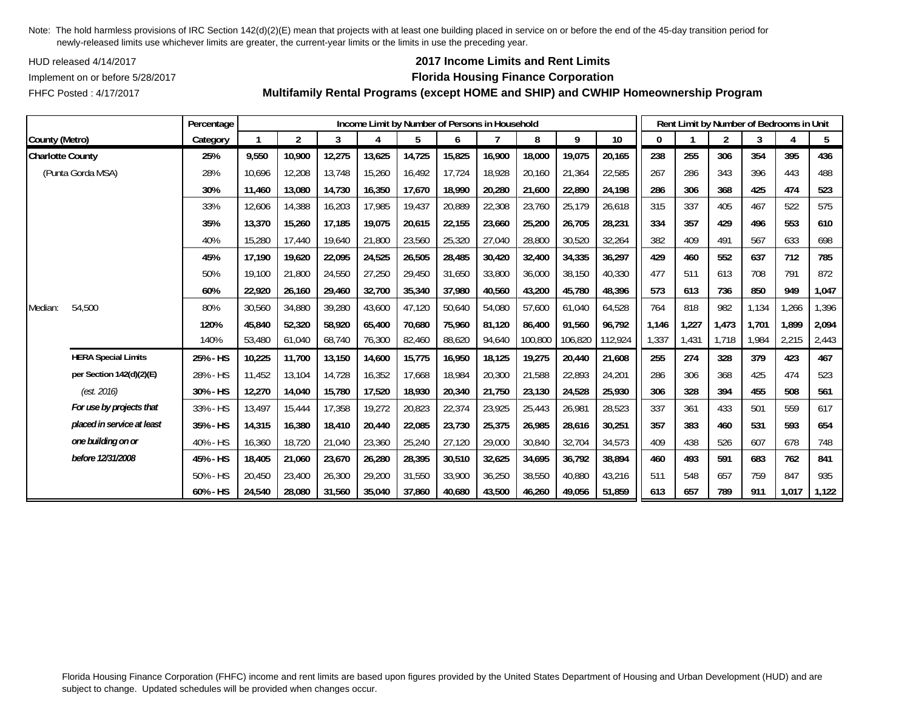Note: The hold harmless provisions of IRC Section 142(d)(2)(E) mean that projects with at least one building placed in service on or before the end of the 45-day transition period for newly-released limits use whichever limits are greater, the current-year limits or the limits in use the preceding year.

HUD released 4/14/2017

Implement on or before 5/28/2017

FHFC Posted : 4/17/2017

## 2017 Income Limits and Rent Limits
## Florida Housing Finance Corporation
## Multifamily Rental Programs (except HOME and SHIP) and CWHIP Homeownership Program

| County (Metro) | | Percentage Category | Income Limit by Number of Persons in Household | | | | | | | | | | Rent Limit by Number of Bedrooms in Unit | | | | | |
|---|---|---|---|---|---|---|---|---|---|---|---|---|---|---|---|---|---|---|
| | | | 1 | 2 | 3 | 4 | 5 | 6 | 7 | 8 | 9 | 10 | 0 | 1 | 2 | 3 | 4 | 5 |
| **Charlotte County** | | **25%** | **9,550** | **10,900** | **12,275** | **13,625** | **14,725** | **15,825** | **16,900** | **18,000** | **19,075** | **20,165** | **238** | **255** | **306** | **354** | **395** | **436** |
| (Punta Gorda MSA) | | 28% | 10,696 | 12,208 | 13,748 | 15,260 | 16,492 | 17,724 | 18,928 | 20,160 | 21,364 | 22,585 | 267 | 286 | 343 | 396 | 443 | 488 |
| | | **30%** | **11,460** | **13,080** | **14,730** | **16,350** | **17,670** | **18,990** | **20,280** | **21,600** | **22,890** | **24,198** | **286** | **306** | **368** | **425** | **474** | **523** |
| | | 33% | 12,606 | 14,388 | 16,203 | 17,985 | 19,437 | 20,889 | 22,308 | 23,760 | 25,179 | 26,618 | 315 | 337 | 405 | 467 | 522 | 575 |
| | | **35%** | **13,370** | **15,260** | **17,185** | **19,075** | **20,615** | **22,155** | **23,660** | **25,200** | **26,705** | **28,231** | **334** | **357** | **429** | **496** | **553** | **610** |
| | | 40% | 15,280 | 17,440 | 19,640 | 21,800 | 23,560 | 25,320 | 27,040 | 28,800 | 30,520 | 32,264 | 382 | 409 | 491 | 567 | 633 | 698 |
| | | **45%** | **17,190** | **19,620** | **22,095** | **24,525** | **26,505** | **28,485** | **30,420** | **32,400** | **34,335** | **36,297** | **429** | **460** | **552** | **637** | **712** | **785** |
| | | 50% | 19,100 | 21,800 | 24,550 | 27,250 | 29,450 | 31,650 | 33,800 | 36,000 | 38,150 | 40,330 | 477 | 511 | 613 | 708 | 791 | 872 |
| | | **60%** | **22,920** | **26,160** | **29,460** | **32,700** | **35,340** | **37,980** | **40,560** | **43,200** | **45,780** | **48,396** | **573** | **613** | **736** | **850** | **949** | **1,047** |
| Median: | 54,500 | 80% | 30,560 | 34,880 | 39,280 | 43,600 | 47,120 | 50,640 | 54,080 | 57,600 | 61,040 | 64,528 | 764 | 818 | 982 | 1,134 | 1,266 | 1,396 |
| | | **120%** | **45,840** | **52,320** | **58,920** | **65,400** | **70,680** | **75,960** | **81,120** | **86,400** | **91,560** | **96,792** | **1,146** | **1,227** | **1,473** | **1,701** | **1,899** | **2,094** |
| | | 140% | 53,480 | 61,040 | 68,740 | 76,300 | 82,460 | 88,620 | 94,640 | 100,800 | 106,820 | 112,924 | 1,337 | 1,431 | 1,718 | 1,984 | 2,215 | 2,443 |
| | **HERA Special Limits** | **25% - HS** | **10,225** | **11,700** | **13,150** | **14,600** | **15,775** | **16,950** | **18,125** | **19,275** | **20,440** | **21,608** | **255** | **274** | **328** | **379** | **423** | **467** |
| | **per Section 142(d)(2)(E)** | 28% - HS | 11,452 | 13,104 | 14,728 | 16,352 | 17,668 | 18,984 | 20,300 | 21,588 | 22,893 | 24,201 | 286 | 306 | 368 | 425 | 474 | 523 |
| | *(est. 2016)* | **30% - HS** | **12,270** | **14,040** | **15,780** | **17,520** | **18,930** | **20,340** | **21,750** | **23,130** | **24,528** | **25,930** | **306** | **328** | **394** | **455** | **508** | **561** |
| | ***For use by projects that*** | 33% - HS | 13,497 | 15,444 | 17,358 | 19,272 | 20,823 | 22,374 | 23,925 | 25,443 | 26,981 | 28,523 | 337 | 361 | 433 | 501 | 559 | 617 |
| | ***placed in service at least*** | **35% - HS** | **14,315** | **16,380** | **18,410** | **20,440** | **22,085** | **23,730** | **25,375** | **26,985** | **28,616** | **30,251** | **357** | **383** | **460** | **531** | **593** | **654** |
| | ***one building on or*** | 40% - HS | 16,360 | 18,720 | 21,040 | 23,360 | 25,240 | 27,120 | 29,000 | 30,840 | 32,704 | 34,573 | 409 | 438 | 526 | 607 | 678 | 748 |
| | ***before 12/31/2008*** | **45% - HS** | **18,405** | **21,060** | **23,670** | **26,280** | **28,395** | **30,510** | **32,625** | **34,695** | **36,792** | **38,894** | **460** | **493** | **591** | **683** | **762** | **841** |
| | | 50% - HS | 20,450 | 23,400 | 26,300 | 29,200 | 31,550 | 33,900 | 36,250 | 38,550 | 40,880 | 43,216 | 511 | 548 | 657 | 759 | 847 | 935 |
| | | **60% - HS** | **24,540** | **28,080** | **31,560** | **35,040** | **37,860** | **40,680** | **43,500** | **46,260** | **49,056** | **51,859** | **613** | **657** | **789** | **911** | **1,017** | **1,122** |

Florida Housing Finance Corporation (FHFC) income and rent limits are based upon figures provided by the United States Department of Housing and Urban Development (HUD) and are subject to change. Updated schedules will be provided when changes occur.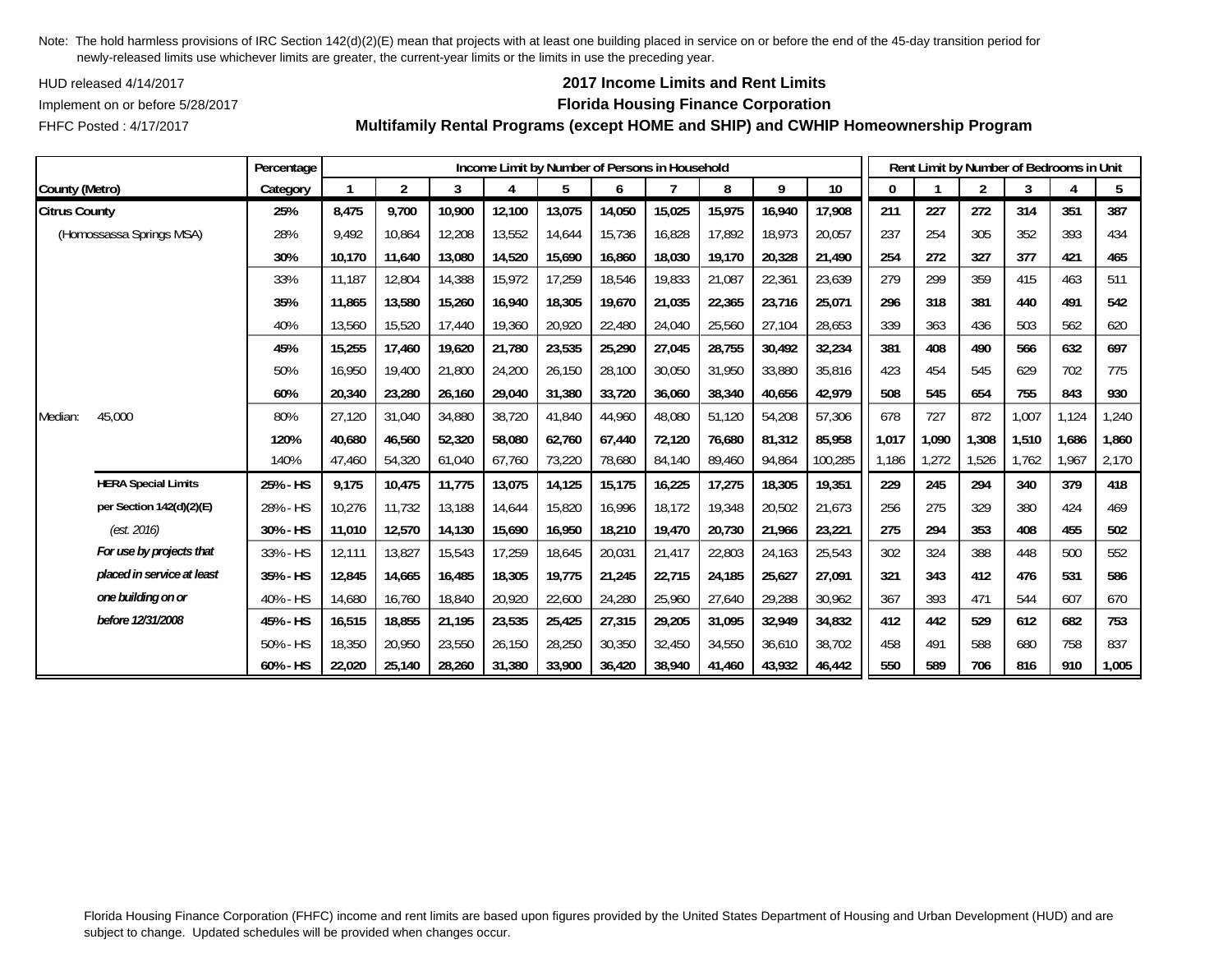Note: The hold harmless provisions of IRC Section 142(d)(2)(E) mean that projects with at least one building placed in service on or before the end of the 45-day transition period for newly-released limits use whichever limits are greater, the current-year limits or the limits in use the preceding year.

HUD released 4/14/2017

Implement on or before 5/28/2017

FHFC Posted : 4/17/2017

## 2017 Income Limits and Rent Limits
## Florida Housing Finance Corporation
## Multifamily Rental Programs (except HOME and SHIP) and CWHIP Homeownership Program

| County (Metro) | | Percentage Category | Income Limit by Number of Persons in Household | | | | | | | | | | Rent Limit by Number of Bedrooms in Unit | | | | | |
|---|---|---|---|---|---|---|---|---|---|---|---|---|---|---|---|---|---|---|
| | | | 1 | 2 | 3 | 4 | 5 | 6 | 7 | 8 | 9 | 10 | 0 | 1 | 2 | 3 | 4 | 5 |
| **Citrus County** | | **25%** | **8,475** | **9,700** | **10,900** | **12,100** | **13,075** | **14,050** | **15,025** | **15,975** | **16,940** | **17,908** | **211** | **227** | **272** | **314** | **351** | **387** |
| (Homossassa Springs MSA) | | 28% | 9,492 | 10,864 | 12,208 | 13,552 | 14,644 | 15,736 | 16,828 | 17,892 | 18,973 | 20,057 | 237 | 254 | 305 | 352 | 393 | 434 |
| | | **30%** | **10,170** | **11,640** | **13,080** | **14,520** | **15,690** | **16,860** | **18,030** | **19,170** | **20,328** | **21,490** | **254** | **272** | **327** | **377** | **421** | **465** |
| | | 33% | 11,187 | 12,804 | 14,388 | 15,972 | 17,259 | 18,546 | 19,833 | 21,087 | 22,361 | 23,639 | 279 | 299 | 359 | 415 | 463 | 511 |
| | | **35%** | **11,865** | **13,580** | **15,260** | **16,940** | **18,305** | **19,670** | **21,035** | **22,365** | **23,716** | **25,071** | **296** | **318** | **381** | **440** | **491** | **542** |
| | | 40% | 13,560 | 15,520 | 17,440 | 19,360 | 20,920 | 22,480 | 24,040 | 25,560 | 27,104 | 28,653 | 339 | 363 | 436 | 503 | 562 | 620 |
| | | **45%** | **15,255** | **17,460** | **19,620** | **21,780** | **23,535** | **25,290** | **27,045** | **28,755** | **30,492** | **32,234** | **381** | **408** | **490** | **566** | **632** | **697** |
| | | 50% | 16,950 | 19,400 | 21,800 | 24,200 | 26,150 | 28,100 | 30,050 | 31,950 | 33,880 | 35,816 | 423 | 454 | 545 | 629 | 702 | 775 |
| | | **60%** | **20,340** | **23,280** | **26,160** | **29,040** | **31,380** | **33,720** | **36,060** | **38,340** | **40,656** | **42,979** | **508** | **545** | **654** | **755** | **843** | **930** |
| Median: | 45,000 | 80% | 27,120 | 31,040 | 34,880 | 38,720 | 41,840 | 44,960 | 48,080 | 51,120 | 54,208 | 57,306 | 678 | 727 | 872 | 1,007 | 1,124 | 1,240 |
| | | **120%** | **40,680** | **46,560** | **52,320** | **58,080** | **62,760** | **67,440** | **72,120** | **76,680** | **81,312** | **85,958** | **1,017** | **1,090** | **1,308** | **1,510** | **1,686** | **1,860** |
| | | 140% | 47,460 | 54,320 | 61,040 | 67,760 | 73,220 | 78,680 | 84,140 | 89,460 | 94,864 | 100,285 | 1,186 | 1,272 | 1,526 | 1,762 | 1,967 | 2,170 |
| | **HERA Special Limits** | **25% - HS** | **9,175** | **10,475** | **11,775** | **13,075** | **14,125** | **15,175** | **16,225** | **17,275** | **18,305** | **19,351** | **229** | **245** | **294** | **340** | **379** | **418** |
| | **per Section 142(d)(2)(E)** | 28% - HS | 10,276 | 11,732 | 13,188 | 14,644 | 15,820 | 16,996 | 18,172 | 19,348 | 20,502 | 21,673 | 256 | 275 | 329 | 380 | 424 | 469 |
| | *(est. 2016)* | **30% - HS** | **11,010** | **12,570** | **14,130** | **15,690** | **16,950** | **18,210** | **19,470** | **20,730** | **21,966** | **23,221** | **275** | **294** | **353** | **408** | **455** | **502** |
| | ***For use by projects that*** | 33% - HS | 12,111 | 13,827 | 15,543 | 17,259 | 18,645 | 20,031 | 21,417 | 22,803 | 24,163 | 25,543 | 302 | 324 | 388 | 448 | 500 | 552 |
| | ***placed in service at least*** | **35% - HS** | **12,845** | **14,665** | **16,485** | **18,305** | **19,775** | **21,245** | **22,715** | **24,185** | **25,627** | **27,091** | **321** | **343** | **412** | **476** | **531** | **586** |
| | ***one building on or*** | 40% - HS | 14,680 | 16,760 | 18,840 | 20,920 | 22,600 | 24,280 | 25,960 | 27,640 | 29,288 | 30,962 | 367 | 393 | 471 | 544 | 607 | 670 |
| | ***before 12/31/2008*** | **45% - HS** | **16,515** | **18,855** | **21,195** | **23,535** | **25,425** | **27,315** | **29,205** | **31,095** | **32,949** | **34,832** | **412** | **442** | **529** | **612** | **682** | **753** |
| | | 50% - HS | 18,350 | 20,950 | 23,550 | 26,150 | 28,250 | 30,350 | 32,450 | 34,550 | 36,610 | 38,702 | 458 | 491 | 588 | 680 | 758 | 837 |
| | | **60% - HS** | **22,020** | **25,140** | **28,260** | **31,380** | **33,900** | **36,420** | **38,940** | **41,460** | **43,932** | **46,442** | **550** | **589** | **706** | **816** | **910** | **1,005** |

Florida Housing Finance Corporation (FHFC) income and rent limits are based upon figures provided by the United States Department of Housing and Urban Development (HUD) and are subject to change. Updated schedules will be provided when changes occur.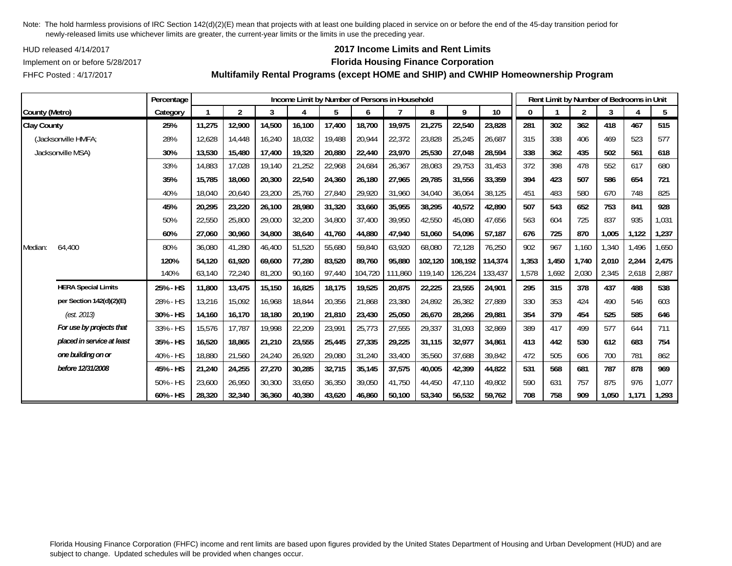Note: The hold harmless provisions of IRC Section 142(d)(2)(E) mean that projects with at least one building placed in service on or before the end of the 45-day transition period for newly-released limits use whichever limits are greater, the current-year limits or the limits in use the preceding year.

HUD released 4/14/2017

Implement on or before 5/28/2017

FHFC Posted : 4/17/2017

## 2017 Income Limits and Rent Limits

## Florida Housing Finance Corporation

## Multifamily Rental Programs (except HOME and SHIP) and CWHIP Homeownership Program

| County (Metro) | | Percentage Category | Income Limit by Number of Persons in Household: 1 | 2 | 3 | 4 | 5 | 6 | 7 | 8 | 9 | 10 | Rent Limit by Number of Bedrooms in Unit: 0 | 1 | 2 | 3 | 4 | 5 |
|---|---|---|---|---|---|---|---|---|---|---|---|---|---|---|---|---|---|---|
| **Clay County** | | **25%** | **11,275** | **12,900** | **14,500** | **16,100** | **17,400** | **18,700** | **19,975** | **21,275** | **22,540** | **23,828** | **281** | **302** | **362** | **418** | **467** | **515** |
| (Jacksonville HMFA; | | 28% | 12,628 | 14,448 | 16,240 | 18,032 | 19,488 | 20,944 | 22,372 | 23,828 | 25,245 | 26,687 | 315 | 338 | 406 | 469 | 523 | 577 |
| Jacksonville MSA) | | **30%** | **13,530** | **15,480** | **17,400** | **19,320** | **20,880** | **22,440** | **23,970** | **25,530** | **27,048** | **28,594** | **338** | **362** | **435** | **502** | **561** | **618** |
| | | 33% | 14,883 | 17,028 | 19,140 | 21,252 | 22,968 | 24,684 | 26,367 | 28,083 | 29,753 | 31,453 | 372 | 398 | 478 | 552 | 617 | 680 |
| | | **35%** | **15,785** | **18,060** | **20,300** | **22,540** | **24,360** | **26,180** | **27,965** | **29,785** | **31,556** | **33,359** | **394** | **423** | **507** | **586** | **654** | **721** |
| | | 40% | 18,040 | 20,640 | 23,200 | 25,760 | 27,840 | 29,920 | 31,960 | 34,040 | 36,064 | 38,125 | 451 | 483 | 580 | 670 | 748 | 825 |
| | | **45%** | **20,295** | **23,220** | **26,100** | **28,980** | **31,320** | **33,660** | **35,955** | **38,295** | **40,572** | **42,890** | **507** | **543** | **652** | **753** | **841** | **928** |
| | | 50% | 22,550 | 25,800 | 29,000 | 32,200 | 34,800 | 37,400 | 39,950 | 42,550 | 45,080 | 47,656 | 563 | 604 | 725 | 837 | 935 | 1,031 |
| | | **60%** | **27,060** | **30,960** | **34,800** | **38,640** | **41,760** | **44,880** | **47,940** | **51,060** | **54,096** | **57,187** | **676** | **725** | **870** | **1,005** | **1,122** | **1,237** |
| Median: | 64,400 | 80% | 36,080 | 41,280 | 46,400 | 51,520 | 55,680 | 59,840 | 63,920 | 68,080 | 72,128 | 76,250 | 902 | 967 | 1,160 | 1,340 | 1,496 | 1,650 |
| | | **120%** | **54,120** | **61,920** | **69,600** | **77,280** | **83,520** | **89,760** | **95,880** | **102,120** | **108,192** | **114,374** | **1,353** | **1,450** | **1,740** | **2,010** | **2,244** | **2,475** |
| | | 140% | 63,140 | 72,240 | 81,200 | 90,160 | 97,440 | 104,720 | 111,860 | 119,140 | 126,224 | 133,437 | 1,578 | 1,692 | 2,030 | 2,345 | 2,618 | 2,887 |
| | **HERA Special Limits** | **25% - HS** | **11,800** | **13,475** | **15,150** | **16,825** | **18,175** | **19,525** | **20,875** | **22,225** | **23,555** | **24,901** | **295** | **315** | **378** | **437** | **488** | **538** |
| | **per Section 142(d)(2)(E)** | 28% - HS | 13,216 | 15,092 | 16,968 | 18,844 | 20,356 | 21,868 | 23,380 | 24,892 | 26,382 | 27,889 | 330 | 353 | 424 | 490 | 546 | 603 |
| | *(est. 2013)* | **30% - HS** | **14,160** | **16,170** | **18,180** | **20,190** | **21,810** | **23,430** | **25,050** | **26,670** | **28,266** | **29,881** | **354** | **379** | **454** | **525** | **585** | **646** |
| | ***For use by projects that*** | 33% - HS | 15,576 | 17,787 | 19,998 | 22,209 | 23,991 | 25,773 | 27,555 | 29,337 | 31,093 | 32,869 | 389 | 417 | 499 | 577 | 644 | 711 |
| | ***placed in service at least*** | **35% - HS** | **16,520** | **18,865** | **21,210** | **23,555** | **25,445** | **27,335** | **29,225** | **31,115** | **32,977** | **34,861** | **413** | **442** | **530** | **612** | **683** | **754** |
| | ***one building on or*** | 40% - HS | 18,880 | 21,560 | 24,240 | 26,920 | 29,080 | 31,240 | 33,400 | 35,560 | 37,688 | 39,842 | 472 | 505 | 606 | 700 | 781 | 862 |
| | ***before 12/31/2008*** | **45% - HS** | **21,240** | **24,255** | **27,270** | **30,285** | **32,715** | **35,145** | **37,575** | **40,005** | **42,399** | **44,822** | **531** | **568** | **681** | **787** | **878** | **969** |
| | | 50% - HS | 23,600 | 26,950 | 30,300 | 33,650 | 36,350 | 39,050 | 41,750 | 44,450 | 47,110 | 49,802 | 590 | 631 | 757 | 875 | 976 | 1,077 |
| | | **60% - HS** | **28,320** | **32,340** | **36,360** | **40,380** | **43,620** | **46,860** | **50,100** | **53,340** | **56,532** | **59,762** | **708** | **758** | **909** | **1,050** | **1,171** | **1,293** |

Florida Housing Finance Corporation (FHFC) income and rent limits are based upon figures provided by the United States Department of Housing and Urban Development (HUD) and are subject to change. Updated schedules will be provided when changes occur.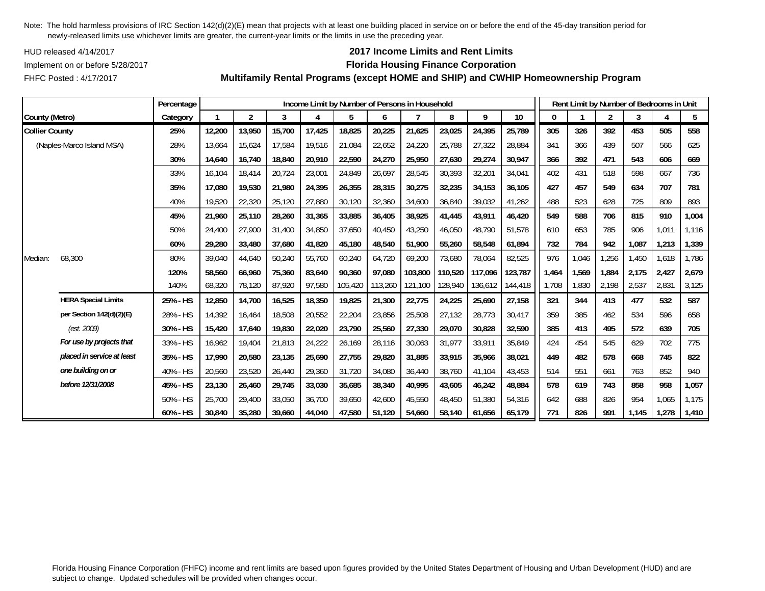Note: The hold harmless provisions of IRC Section 142(d)(2)(E) mean that projects with at least one building placed in service on or before the end of the 45-day transition period for newly-released limits use whichever limits are greater, the current-year limits or the limits in use the preceding year.

HUD released 4/14/2017

Implement on or before 5/28/2017

FHFC Posted : 4/17/2017

**2017 Income Limits and Rent Limits**

**Florida Housing Finance Corporation**

**Multifamily Rental Programs (except HOME and SHIP) and CWHIP Homeownership Program**

| | Percentage | Income Limit by Number of Persons in Household | | | | | | | | | | Rent Limit by Number of Bedrooms in Unit | | | | | |
|---|---|---|---|---|---|---|---|---|---|---|---|---|---|---|---|---|---|
| County (Metro) | Category | 1 | 2 | 3 | 4 | 5 | 6 | 7 | 8 | 9 | 10 | 0 | 1 | 2 | 3 | 4 | 5 |
| **Collier County** | **25%** | **12,200** | **13,950** | **15,700** | **17,425** | **18,825** | **20,225** | **21,625** | **23,025** | **24,395** | **25,789** | **305** | **326** | **392** | **453** | **505** | **558** |
| (Naples-Marco Island MSA) | 28% | 13,664 | 15,624 | 17,584 | 19,516 | 21,084 | 22,652 | 24,220 | 25,788 | 27,322 | 28,884 | 341 | 366 | 439 | 507 | 566 | 625 |
| | **30%** | **14,640** | **16,740** | **18,840** | **20,910** | **22,590** | **24,270** | **25,950** | **27,630** | **29,274** | **30,947** | **366** | **392** | **471** | **543** | **606** | **669** |
| | 33% | 16,104 | 18,414 | 20,724 | 23,001 | 24,849 | 26,697 | 28,545 | 30,393 | 32,201 | 34,041 | 402 | 431 | 518 | 598 | 667 | 736 |
| | **35%** | **17,080** | **19,530** | **21,980** | **24,395** | **26,355** | **28,315** | **30,275** | **32,235** | **34,153** | **36,105** | **427** | **457** | **549** | **634** | **707** | **781** |
| | 40% | 19,520 | 22,320 | 25,120 | 27,880 | 30,120 | 32,360 | 34,600 | 36,840 | 39,032 | 41,262 | 488 | 523 | 628 | 725 | 809 | 893 |
| | **45%** | **21,960** | **25,110** | **28,260** | **31,365** | **33,885** | **36,405** | **38,925** | **41,445** | **43,911** | **46,420** | **549** | **588** | **706** | **815** | **910** | **1,004** |
| | 50% | 24,400 | 27,900 | 31,400 | 34,850 | 37,650 | 40,450 | 43,250 | 46,050 | 48,790 | 51,578 | 610 | 653 | 785 | 906 | 1,011 | 1,116 |
| | **60%** | **29,280** | **33,480** | **37,680** | **41,820** | **45,180** | **48,540** | **51,900** | **55,260** | **58,548** | **61,894** | **732** | **784** | **942** | **1,087** | **1,213** | **1,339** |
| Median: 68,300 | 80% | 39,040 | 44,640 | 50,240 | 55,760 | 60,240 | 64,720 | 69,200 | 73,680 | 78,064 | 82,525 | 976 | 1,046 | 1,256 | 1,450 | 1,618 | 1,786 |
| | **120%** | **58,560** | **66,960** | **75,360** | **83,640** | **90,360** | **97,080** | **103,800** | **110,520** | **117,096** | **123,787** | **1,464** | **1,569** | **1,884** | **2,175** | **2,427** | **2,679** |
| | 140% | 68,320 | 78,120 | 87,920 | 97,580 | 105,420 | 113,260 | 121,100 | 128,940 | 136,612 | 144,418 | 1,708 | 1,830 | 2,198 | 2,537 | 2,831 | 3,125 |
| **HERA Special Limits** | **25% - HS** | **12,850** | **14,700** | **16,525** | **18,350** | **19,825** | **21,300** | **22,775** | **24,225** | **25,690** | **27,158** | **321** | **344** | **413** | **477** | **532** | **587** |
| **per Section 142(d)(2)(E)** | 28% - HS | 14,392 | 16,464 | 18,508 | 20,552 | 22,204 | 23,856 | 25,508 | 27,132 | 28,773 | 30,417 | 359 | 385 | 462 | 534 | 596 | 658 |
| *(est. 2009)* | **30% - HS** | **15,420** | **17,640** | **19,830** | **22,020** | **23,790** | **25,560** | **27,330** | **29,070** | **30,828** | **32,590** | **385** | **413** | **495** | **572** | **639** | **705** |
| ***For use by projects that*** | 33% - HS | 16,962 | 19,404 | 21,813 | 24,222 | 26,169 | 28,116 | 30,063 | 31,977 | 33,911 | 35,849 | 424 | 454 | 545 | 629 | 702 | 775 |
| ***placed in service at least*** | **35% - HS** | **17,990** | **20,580** | **23,135** | **25,690** | **27,755** | **29,820** | **31,885** | **33,915** | **35,966** | **38,021** | **449** | **482** | **578** | **668** | **745** | **822** |
| ***one building on or*** | 40% - HS | 20,560 | 23,520 | 26,440 | 29,360 | 31,720 | 34,080 | 36,440 | 38,760 | 41,104 | 43,453 | 514 | 551 | 661 | 763 | 852 | 940 |
| ***before 12/31/2008*** | **45% - HS** | **23,130** | **26,460** | **29,745** | **33,030** | **35,685** | **38,340** | **40,995** | **43,605** | **46,242** | **48,884** | **578** | **619** | **743** | **858** | **958** | **1,057** |
| | 50% - HS | 25,700 | 29,400 | 33,050 | 36,700 | 39,650 | 42,600 | 45,550 | 48,450 | 51,380 | 54,316 | 642 | 688 | 826 | 954 | 1,065 | 1,175 |
| | **60% - HS** | **30,840** | **35,280** | **39,660** | **44,040** | **47,580** | **51,120** | **54,660** | **58,140** | **61,656** | **65,179** | **771** | **826** | **991** | **1,145** | **1,278** | **1,410** |

Florida Housing Finance Corporation (FHFC) income and rent limits are based upon figures provided by the United States Department of Housing and Urban Development (HUD) and are subject to change. Updated schedules will be provided when changes occur.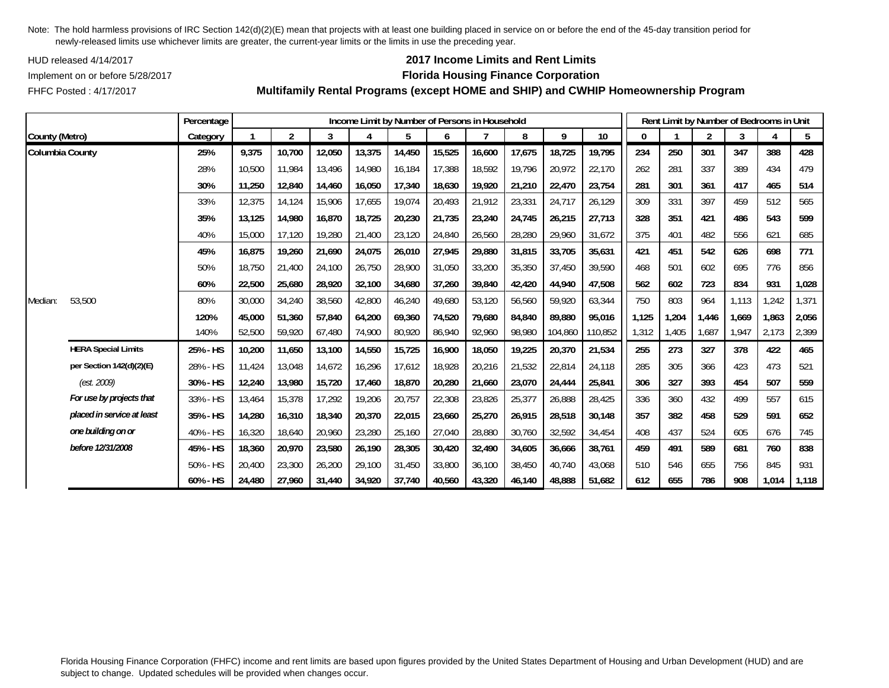Note: The hold harmless provisions of IRC Section 142(d)(2)(E) mean that projects with at least one building placed in service on or before the end of the 45-day transition period for newly-released limits use whichever limits are greater, the current-year limits or the limits in use the preceding year.

HUD released 4/14/2017

Implement on or before 5/28/2017

FHFC Posted : 4/17/2017

## 2017 Income Limits and Rent Limits
## Florida Housing Finance Corporation
## Multifamily Rental Programs (except HOME and SHIP) and CWHIP Homeownership Program

| County (Metro) | | Percentage Category | Income Limit by Number of Persons in Household: 1 | 2 | 3 | 4 | 5 | 6 | 7 | 8 | 9 | 10 | Rent Limit by Number of Bedrooms in Unit: 0 | 1 | 2 | 3 | 4 | 5 |
|---|---|---|---|---|---|---|---|---|---|---|---|---|---|---|---|---|---|---|
| **Columbia County** | | **25%** | **9,375** | **10,700** | **12,050** | **13,375** | **14,450** | **15,525** | **16,600** | **17,675** | **18,725** | **19,795** | **234** | **250** | **301** | **347** | **388** | **428** |
| | | 28% | 10,500 | 11,984 | 13,496 | 14,980 | 16,184 | 17,388 | 18,592 | 19,796 | 20,972 | 22,170 | 262 | 281 | 337 | 389 | 434 | 479 |
| | | **30%** | **11,250** | **12,840** | **14,460** | **16,050** | **17,340** | **18,630** | **19,920** | **21,210** | **22,470** | **23,754** | **281** | **301** | **361** | **417** | **465** | **514** |
| | | 33% | 12,375 | 14,124 | 15,906 | 17,655 | 19,074 | 20,493 | 21,912 | 23,331 | 24,717 | 26,129 | 309 | 331 | 397 | 459 | 512 | 565 |
| | | **35%** | **13,125** | **14,980** | **16,870** | **18,725** | **20,230** | **21,735** | **23,240** | **24,745** | **26,215** | **27,713** | **328** | **351** | **421** | **486** | **543** | **599** |
| | | 40% | 15,000 | 17,120 | 19,280 | 21,400 | 23,120 | 24,840 | 26,560 | 28,280 | 29,960 | 31,672 | 375 | 401 | 482 | 556 | 621 | 685 |
| | | **45%** | **16,875** | **19,260** | **21,690** | **24,075** | **26,010** | **27,945** | **29,880** | **31,815** | **33,705** | **35,631** | **421** | **451** | **542** | **626** | **698** | **771** |
| | | 50% | 18,750 | 21,400 | 24,100 | 26,750 | 28,900 | 31,050 | 33,200 | 35,350 | 37,450 | 39,590 | 468 | 501 | 602 | 695 | 776 | 856 |
| | | **60%** | **22,500** | **25,680** | **28,920** | **32,100** | **34,680** | **37,260** | **39,840** | **42,420** | **44,940** | **47,508** | **562** | **602** | **723** | **834** | **931** | **1,028** |
| Median: | 53,500 | 80% | 30,000 | 34,240 | 38,560 | 42,800 | 46,240 | 49,680 | 53,120 | 56,560 | 59,920 | 63,344 | 750 | 803 | 964 | 1,113 | 1,242 | 1,371 |
| | | **120%** | **45,000** | **51,360** | **57,840** | **64,200** | **69,360** | **74,520** | **79,680** | **84,840** | **89,880** | **95,016** | **1,125** | **1,204** | **1,446** | **1,669** | **1,863** | **2,056** |
| | | 140% | 52,500 | 59,920 | 67,480 | 74,900 | 80,920 | 86,940 | 92,960 | 98,980 | 104,860 | 110,852 | 1,312 | 1,405 | 1,687 | 1,947 | 2,173 | 2,399 |
| | **HERA Special Limits** | **25% - HS** | **10,200** | **11,650** | **13,100** | **14,550** | **15,725** | **16,900** | **18,050** | **19,225** | **20,370** | **21,534** | **255** | **273** | **327** | **378** | **422** | **465** |
| | **per Section 142(d)(2)(E)** | 28% - HS | 11,424 | 13,048 | 14,672 | 16,296 | 17,612 | 18,928 | 20,216 | 21,532 | 22,814 | 24,118 | 285 | 305 | 366 | 423 | 473 | 521 |
| | *(est. 2009)* | **30% - HS** | **12,240** | **13,980** | **15,720** | **17,460** | **18,870** | **20,280** | **21,660** | **23,070** | **24,444** | **25,841** | **306** | **327** | **393** | **454** | **507** | **559** |
| | ***For use by projects that*** | 33% - HS | 13,464 | 15,378 | 17,292 | 19,206 | 20,757 | 22,308 | 23,826 | 25,377 | 26,888 | 28,425 | 336 | 360 | 432 | 499 | 557 | 615 |
| | ***placed in service at least*** | **35% - HS** | **14,280** | **16,310** | **18,340** | **20,370** | **22,015** | **23,660** | **25,270** | **26,915** | **28,518** | **30,148** | **357** | **382** | **458** | **529** | **591** | **652** |
| | ***one building on or*** | 40% - HS | 16,320 | 18,640 | 20,960 | 23,280 | 25,160 | 27,040 | 28,880 | 30,760 | 32,592 | 34,454 | 408 | 437 | 524 | 605 | 676 | 745 |
| | ***before 12/31/2008*** | **45% - HS** | **18,360** | **20,970** | **23,580** | **26,190** | **28,305** | **30,420** | **32,490** | **34,605** | **36,666** | **38,761** | **459** | **491** | **589** | **681** | **760** | **838** |
| | | 50% - HS | 20,400 | 23,300 | 26,200 | 29,100 | 31,450 | 33,800 | 36,100 | 38,450 | 40,740 | 43,068 | 510 | 546 | 655 | 756 | 845 | 931 |
| | | **60% - HS** | **24,480** | **27,960** | **31,440** | **34,920** | **37,740** | **40,560** | **43,320** | **46,140** | **48,888** | **51,682** | **612** | **655** | **786** | **908** | **1,014** | **1,118** |

Florida Housing Finance Corporation (FHFC) income and rent limits are based upon figures provided by the United States Department of Housing and Urban Development (HUD) and are subject to change. Updated schedules will be provided when changes occur.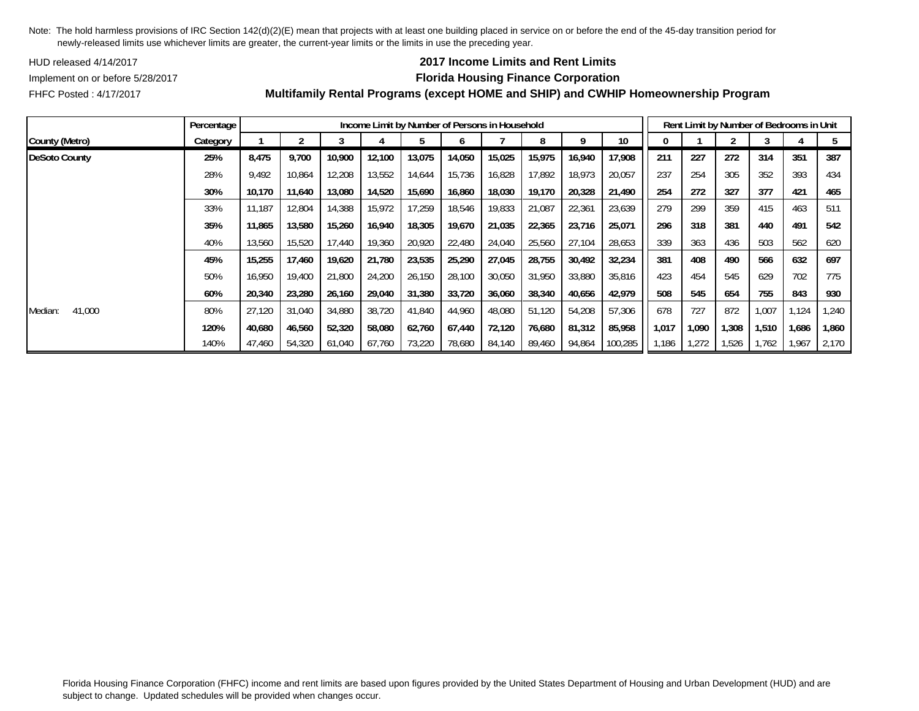Note: The hold harmless provisions of IRC Section 142(d)(2)(E) mean that projects with at least one building placed in service on or before the end of the 45-day transition period for newly-released limits use whichever limits are greater, the current-year limits or the limits in use the preceding year.

HUD released 4/14/2017

Implement on or before 5/28/2017

FHFC Posted : 4/17/2017

## 2017 Income Limits and Rent Limits
## Florida Housing Finance Corporation
## Multifamily Rental Programs (except HOME and SHIP) and CWHIP Homeownership Program

| | Percentage | Income Limit by Number of Persons in Household | | | | | | | | | | Rent Limit by Number of Bedrooms in Unit | | | | | |
|---|---|---|---|---|---|---|---|---|---|---|---|---|---|---|---|---|---|
| County (Metro) | Category | 1 | 2 | 3 | 4 | 5 | 6 | 7 | 8 | 9 | 10 | 0 | 1 | 2 | 3 | 4 | 5 |
| **DeSoto County** | **25%** | **8,475** | **9,700** | **10,900** | **12,100** | **13,075** | **14,050** | **15,025** | **15,975** | **16,940** | **17,908** | **211** | **227** | **272** | **314** | **351** | **387** |
| | 28% | 9,492 | 10,864 | 12,208 | 13,552 | 14,644 | 15,736 | 16,828 | 17,892 | 18,973 | 20,057 | 237 | 254 | 305 | 352 | 393 | 434 |
| | **30%** | **10,170** | **11,640** | **13,080** | **14,520** | **15,690** | **16,860** | **18,030** | **19,170** | **20,328** | **21,490** | **254** | **272** | **327** | **377** | **421** | **465** |
| | 33% | 11,187 | 12,804 | 14,388 | 15,972 | 17,259 | 18,546 | 19,833 | 21,087 | 22,361 | 23,639 | 279 | 299 | 359 | 415 | 463 | 511 |
| | **35%** | **11,865** | **13,580** | **15,260** | **16,940** | **18,305** | **19,670** | **21,035** | **22,365** | **23,716** | **25,071** | **296** | **318** | **381** | **440** | **491** | **542** |
| | 40% | 13,560 | 15,520 | 17,440 | 19,360 | 20,920 | 22,480 | 24,040 | 25,560 | 27,104 | 28,653 | 339 | 363 | 436 | 503 | 562 | 620 |
| | **45%** | **15,255** | **17,460** | **19,620** | **21,780** | **23,535** | **25,290** | **27,045** | **28,755** | **30,492** | **32,234** | **381** | **408** | **490** | **566** | **632** | **697** |
| | 50% | 16,950 | 19,400 | 21,800 | 24,200 | 26,150 | 28,100 | 30,050 | 31,950 | 33,880 | 35,816 | 423 | 454 | 545 | 629 | 702 | 775 |
| | **60%** | **20,340** | **23,280** | **26,160** | **29,040** | **31,380** | **33,720** | **36,060** | **38,340** | **40,656** | **42,979** | **508** | **545** | **654** | **755** | **843** | **930** |
| Median: 41,000 | 80% | 27,120 | 31,040 | 34,880 | 38,720 | 41,840 | 44,960 | 48,080 | 51,120 | 54,208 | 57,306 | 678 | 727 | 872 | 1,007 | 1,124 | 1,240 |
| | **120%** | **40,680** | **46,560** | **52,320** | **58,080** | **62,760** | **67,440** | **72,120** | **76,680** | **81,312** | **85,958** | **1,017** | **1,090** | **1,308** | **1,510** | **1,686** | **1,860** |
| | 140% | 47,460 | 54,320 | 61,040 | 67,760 | 73,220 | 78,680 | 84,140 | 89,460 | 94,864 | 100,285 | 1,186 | 1,272 | 1,526 | 1,762 | 1,967 | 2,170 |

Florida Housing Finance Corporation (FHFC) income and rent limits are based upon figures provided by the United States Department of Housing and Urban Development (HUD) and are subject to change. Updated schedules will be provided when changes occur.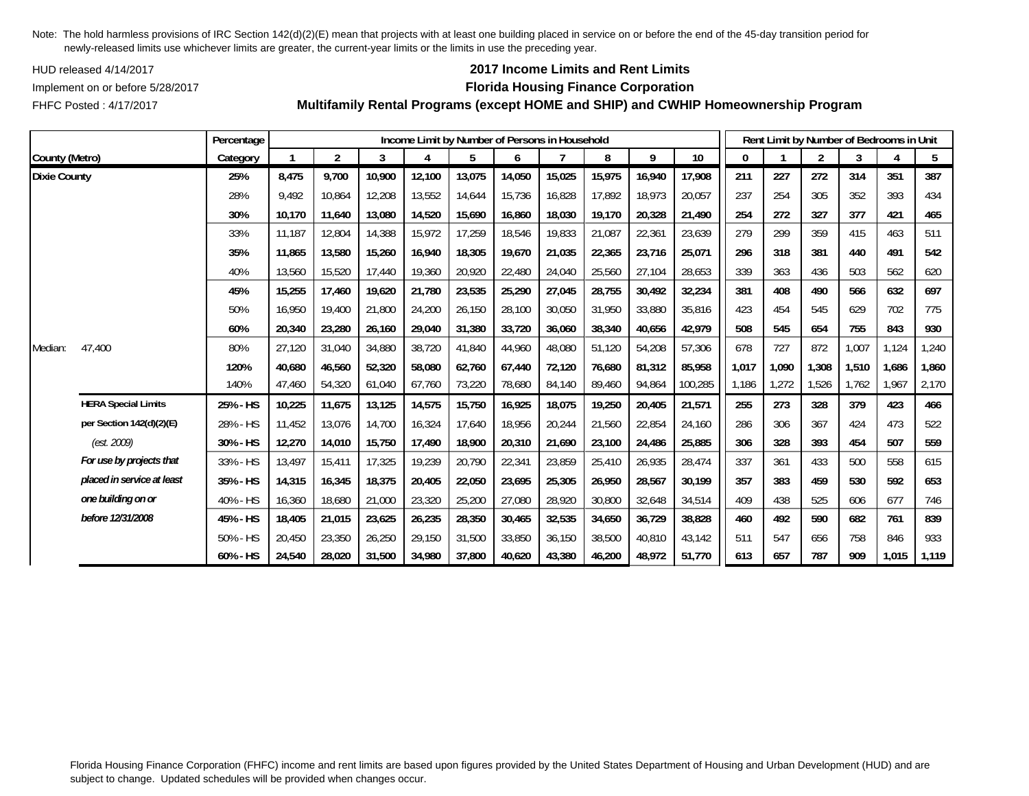Note: The hold harmless provisions of IRC Section 142(d)(2)(E) mean that projects with at least one building placed in service on or before the end of the 45-day transition period for newly-released limits use whichever limits are greater, the current-year limits or the limits in use the preceding year.

HUD released 4/14/2017

Implement on or before 5/28/2017

FHFC Posted : 4/17/2017

## 2017 Income Limits and Rent Limits

## Florida Housing Finance Corporation

## Multifamily Rental Programs (except HOME and SHIP) and CWHIP Homeownership Program

| County (Metro) | | Percentage Category | Income Limit by Number of Persons in Household | | | | | | | | | | Rent Limit by Number of Bedrooms in Unit | | | | | |
|---|---|---|---|---|---|---|---|---|---|---|---|---|---|---|---|---|---|---|
| | | | 1 | 2 | 3 | 4 | 5 | 6 | 7 | 8 | 9 | 10 | 0 | 1 | 2 | 3 | 4 | 5 |
| **Dixie County** | | **25%** | **8,475** | **9,700** | **10,900** | **12,100** | **13,075** | **14,050** | **15,025** | **15,975** | **16,940** | **17,908** | **211** | **227** | **272** | **314** | **351** | **387** |
| | | 28% | 9,492 | 10,864 | 12,208 | 13,552 | 14,644 | 15,736 | 16,828 | 17,892 | 18,973 | 20,057 | 237 | 254 | 305 | 352 | 393 | 434 |
| | | **30%** | **10,170** | **11,640** | **13,080** | **14,520** | **15,690** | **16,860** | **18,030** | **19,170** | **20,328** | **21,490** | **254** | **272** | **327** | **377** | **421** | **465** |
| | | 33% | 11,187 | 12,804 | 14,388 | 15,972 | 17,259 | 18,546 | 19,833 | 21,087 | 22,361 | 23,639 | 279 | 299 | 359 | 415 | 463 | 511 |
| | | **35%** | **11,865** | **13,580** | **15,260** | **16,940** | **18,305** | **19,670** | **21,035** | **22,365** | **23,716** | **25,071** | **296** | **318** | **381** | **440** | **491** | **542** |
| | | 40% | 13,560 | 15,520 | 17,440 | 19,360 | 20,920 | 22,480 | 24,040 | 25,560 | 27,104 | 28,653 | 339 | 363 | 436 | 503 | 562 | 620 |
| | | **45%** | **15,255** | **17,460** | **19,620** | **21,780** | **23,535** | **25,290** | **27,045** | **28,755** | **30,492** | **32,234** | **381** | **408** | **490** | **566** | **632** | **697** |
| | | 50% | 16,950 | 19,400 | 21,800 | 24,200 | 26,150 | 28,100 | 30,050 | 31,950 | 33,880 | 35,816 | 423 | 454 | 545 | 629 | 702 | 775 |
| | | **60%** | **20,340** | **23,280** | **26,160** | **29,040** | **31,380** | **33,720** | **36,060** | **38,340** | **40,656** | **42,979** | **508** | **545** | **654** | **755** | **843** | **930** |
| Median: | 47,400 | 80% | 27,120 | 31,040 | 34,880 | 38,720 | 41,840 | 44,960 | 48,080 | 51,120 | 54,208 | 57,306 | 678 | 727 | 872 | 1,007 | 1,124 | 1,240 |
| | | **120%** | **40,680** | **46,560** | **52,320** | **58,080** | **62,760** | **67,440** | **72,120** | **76,680** | **81,312** | **85,958** | **1,017** | **1,090** | **1,308** | **1,510** | **1,686** | **1,860** |
| | | 140% | 47,460 | 54,320 | 61,040 | 67,760 | 73,220 | 78,680 | 84,140 | 89,460 | 94,864 | 100,285 | 1,186 | 1,272 | 1,526 | 1,762 | 1,967 | 2,170 |
| | **HERA Special Limits** | **25% - HS** | **10,225** | **11,675** | **13,125** | **14,575** | **15,750** | **16,925** | **18,075** | **19,250** | **20,405** | **21,571** | **255** | **273** | **328** | **379** | **423** | **466** |
| | **per Section 142(d)(2)(E)** | 28% - HS | 11,452 | 13,076 | 14,700 | 16,324 | 17,640 | 18,956 | 20,244 | 21,560 | 22,854 | 24,160 | 286 | 306 | 367 | 424 | 473 | 522 |
| | *(est. 2009)* | **30% - HS** | **12,270** | **14,010** | **15,750** | **17,490** | **18,900** | **20,310** | **21,690** | **23,100** | **24,486** | **25,885** | **306** | **328** | **393** | **454** | **507** | **559** |
| | ***For use by projects that*** | 33% - HS | 13,497 | 15,411 | 17,325 | 19,239 | 20,790 | 22,341 | 23,859 | 25,410 | 26,935 | 28,474 | 337 | 361 | 433 | 500 | 558 | 615 |
| | ***placed in service at least*** | **35% - HS** | **14,315** | **16,345** | **18,375** | **20,405** | **22,050** | **23,695** | **25,305** | **26,950** | **28,567** | **30,199** | **357** | **383** | **459** | **530** | **592** | **653** |
| | ***one building on or*** | 40% - HS | 16,360 | 18,680 | 21,000 | 23,320 | 25,200 | 27,080 | 28,920 | 30,800 | 32,648 | 34,514 | 409 | 438 | 525 | 606 | 677 | 746 |
| | ***before 12/31/2008*** | **45% - HS** | **18,405** | **21,015** | **23,625** | **26,235** | **28,350** | **30,465** | **32,535** | **34,650** | **36,729** | **38,828** | **460** | **492** | **590** | **682** | **761** | **839** |
| | | 50% - HS | 20,450 | 23,350 | 26,250 | 29,150 | 31,500 | 33,850 | 36,150 | 38,500 | 40,810 | 43,142 | 511 | 547 | 656 | 758 | 846 | 933 |
| | | **60% - HS** | **24,540** | **28,020** | **31,500** | **34,980** | **37,800** | **40,620** | **43,380** | **46,200** | **48,972** | **51,770** | **613** | **657** | **787** | **909** | **1,015** | **1,119** |

Florida Housing Finance Corporation (FHFC) income and rent limits are based upon figures provided by the United States Department of Housing and Urban Development (HUD) and are subject to change. Updated schedules will be provided when changes occur.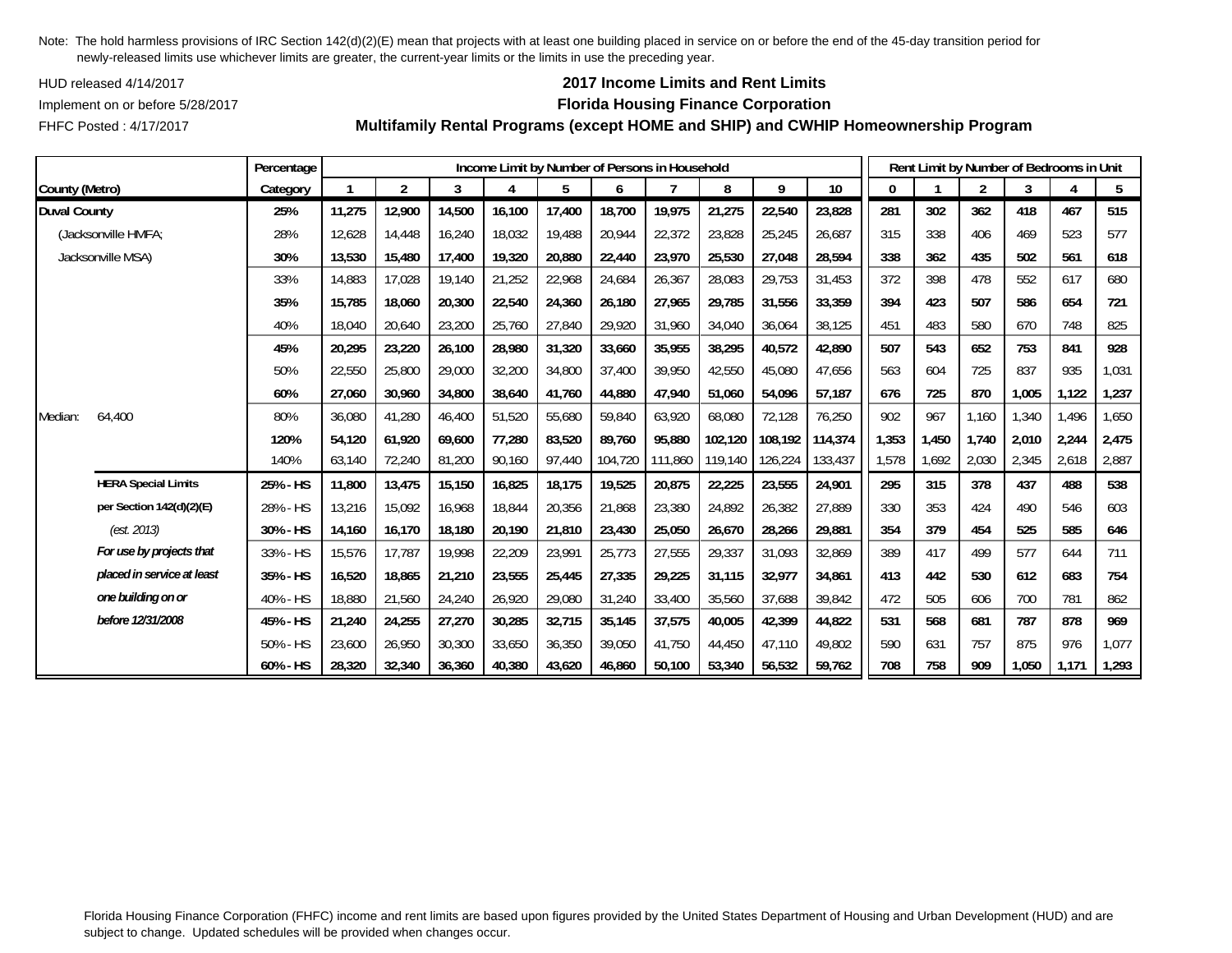Note: The hold harmless provisions of IRC Section 142(d)(2)(E) mean that projects with at least one building placed in service on or before the end of the 45-day transition period for newly-released limits use whichever limits are greater, the current-year limits or the limits in use the preceding year.

HUD released 4/14/2017

Implement on or before 5/28/2017

FHFC Posted : 4/17/2017

## 2017 Income Limits and Rent Limits
## Florida Housing Finance Corporation
## Multifamily Rental Programs (except HOME and SHIP) and CWHIP Homeownership Program

| | | Percentage | Income Limit by Number of Persons in Household | | | | | | | | | | Rent Limit by Number of Bedrooms in Unit | | | | | |
|---|---|---|---|---|---|---|---|---|---|---|---|---|---|---|---|---|---|---|
| County (Metro) | | Category | 1 | 2 | 3 | 4 | 5 | 6 | 7 | 8 | 9 | 10 | 0 | 1 | 2 | 3 | 4 | 5 |
| **Duval County** | | **25%** | **11,275** | **12,900** | **14,500** | **16,100** | **17,400** | **18,700** | **19,975** | **21,275** | **22,540** | **23,828** | **281** | **302** | **362** | **418** | **467** | **515** |
| (Jacksonville HMFA; | | 28% | 12,628 | 14,448 | 16,240 | 18,032 | 19,488 | 20,944 | 22,372 | 23,828 | 25,245 | 26,687 | 315 | 338 | 406 | 469 | 523 | 577 |
| Jacksonville MSA) | | **30%** | **13,530** | **15,480** | **17,400** | **19,320** | **20,880** | **22,440** | **23,970** | **25,530** | **27,048** | **28,594** | **338** | **362** | **435** | **502** | **561** | **618** |
| | | 33% | 14,883 | 17,028 | 19,140 | 21,252 | 22,968 | 24,684 | 26,367 | 28,083 | 29,753 | 31,453 | 372 | 398 | 478 | 552 | 617 | 680 |
| | | **35%** | **15,785** | **18,060** | **20,300** | **22,540** | **24,360** | **26,180** | **27,965** | **29,785** | **31,556** | **33,359** | **394** | **423** | **507** | **586** | **654** | **721** |
| | | 40% | 18,040 | 20,640 | 23,200 | 25,760 | 27,840 | 29,920 | 31,960 | 34,040 | 36,064 | 38,125 | 451 | 483 | 580 | 670 | 748 | 825 |
| | | **45%** | **20,295** | **23,220** | **26,100** | **28,980** | **31,320** | **33,660** | **35,955** | **38,295** | **40,572** | **42,890** | **507** | **543** | **652** | **753** | **841** | **928** |
| | | 50% | 22,550 | 25,800 | 29,000 | 32,200 | 34,800 | 37,400 | 39,950 | 42,550 | 45,080 | 47,656 | 563 | 604 | 725 | 837 | 935 | 1,031 |
| | | **60%** | **27,060** | **30,960** | **34,800** | **38,640** | **41,760** | **44,880** | **47,940** | **51,060** | **54,096** | **57,187** | **676** | **725** | **870** | **1,005** | **1,122** | **1,237** |
| Median: | 64,400 | 80% | 36,080 | 41,280 | 46,400 | 51,520 | 55,680 | 59,840 | 63,920 | 68,080 | 72,128 | 76,250 | 902 | 967 | 1,160 | 1,340 | 1,496 | 1,650 |
| | | **120%** | **54,120** | **61,920** | **69,600** | **77,280** | **83,520** | **89,760** | **95,880** | **102,120** | **108,192** | **114,374** | **1,353** | **1,450** | **1,740** | **2,010** | **2,244** | **2,475** |
| | | 140% | 63,140 | 72,240 | 81,200 | 90,160 | 97,440 | 104,720 | 111,860 | 119,140 | 126,224 | 133,437 | 1,578 | 1,692 | 2,030 | 2,345 | 2,618 | 2,887 |
| | **HERA Special Limits** | **25% - HS** | **11,800** | **13,475** | **15,150** | **16,825** | **18,175** | **19,525** | **20,875** | **22,225** | **23,555** | **24,901** | **295** | **315** | **378** | **437** | **488** | **538** |
| | **per Section 142(d)(2)(E)** | 28% - HS | 13,216 | 15,092 | 16,968 | 18,844 | 20,356 | 21,868 | 23,380 | 24,892 | 26,382 | 27,889 | 330 | 353 | 424 | 490 | 546 | 603 |
| | *(est. 2013)* | **30% - HS** | **14,160** | **16,170** | **18,180** | **20,190** | **21,810** | **23,430** | **25,050** | **26,670** | **28,266** | **29,881** | **354** | **379** | **454** | **525** | **585** | **646** |
| | ***For use by projects that*** | 33% - HS | 15,576 | 17,787 | 19,998 | 22,209 | 23,991 | 25,773 | 27,555 | 29,337 | 31,093 | 32,869 | 389 | 417 | 499 | 577 | 644 | 711 |
| | ***placed in service at least*** | **35% - HS** | **16,520** | **18,865** | **21,210** | **23,555** | **25,445** | **27,335** | **29,225** | **31,115** | **32,977** | **34,861** | **413** | **442** | **530** | **612** | **683** | **754** |
| | ***one building on or*** | 40% - HS | 18,880 | 21,560 | 24,240 | 26,920 | 29,080 | 31,240 | 33,400 | 35,560 | 37,688 | 39,842 | 472 | 505 | 606 | 700 | 781 | 862 |
| | ***before 12/31/2008*** | **45% - HS** | **21,240** | **24,255** | **27,270** | **30,285** | **32,715** | **35,145** | **37,575** | **40,005** | **42,399** | **44,822** | **531** | **568** | **681** | **787** | **878** | **969** |
| | | 50% - HS | 23,600 | 26,950 | 30,300 | 33,650 | 36,350 | 39,050 | 41,750 | 44,450 | 47,110 | 49,802 | 590 | 631 | 757 | 875 | 976 | 1,077 |
| | | **60% - HS** | **28,320** | **32,340** | **36,360** | **40,380** | **43,620** | **46,860** | **50,100** | **53,340** | **56,532** | **59,762** | **708** | **758** | **909** | **1,050** | **1,171** | **1,293** |

Florida Housing Finance Corporation (FHFC) income and rent limits are based upon figures provided by the United States Department of Housing and Urban Development (HUD) and are subject to change. Updated schedules will be provided when changes occur.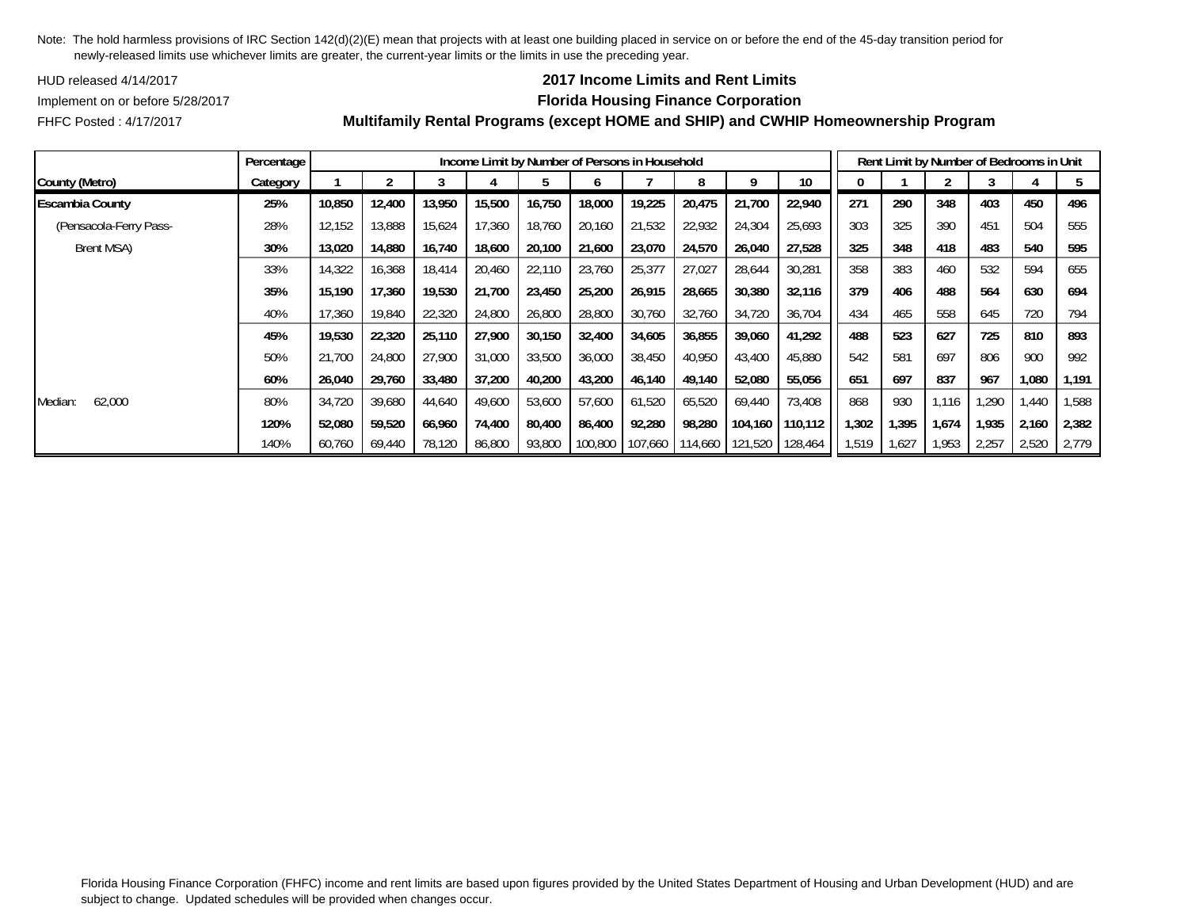Note: The hold harmless provisions of IRC Section 142(d)(2)(E) mean that projects with at least one building placed in service on or before the end of the 45-day transition period for newly-released limits use whichever limits are greater, the current-year limits or the limits in use the preceding year.

HUD released 4/14/2017

Implement on or before 5/28/2017

FHFC Posted : 4/17/2017

**2017 Income Limits and Rent Limits**

**Florida Housing Finance Corporation**

**Multifamily Rental Programs (except HOME and SHIP) and CWHIP Homeownership Program**

| | Percentage | Income Limit by Number of Persons in Household | | | | | | | | | | Rent Limit by Number of Bedrooms in Unit | | | | | |
|---|---|---|---|---|---|---|---|---|---|---|---|---|---|---|---|---|---|
| County (Metro) | Category | 1 | 2 | 3 | 4 | 5 | 6 | 7 | 8 | 9 | 10 | 0 | 1 | 2 | 3 | 4 | 5 |
| **Escambia County** | **25%** | **10,850** | **12,400** | **13,950** | **15,500** | **16,750** | **18,000** | **19,225** | **20,475** | **21,700** | **22,940** | **271** | **290** | **348** | **403** | **450** | **496** |
| (Pensacola-Ferry Pass- | 28% | 12,152 | 13,888 | 15,624 | 17,360 | 18,760 | 20,160 | 21,532 | 22,932 | 24,304 | 25,693 | 303 | 325 | 390 | 451 | 504 | 555 |
| Brent MSA) | **30%** | **13,020** | **14,880** | **16,740** | **18,600** | **20,100** | **21,600** | **23,070** | **24,570** | **26,040** | **27,528** | **325** | **348** | **418** | **483** | **540** | **595** |
| | 33% | 14,322 | 16,368 | 18,414 | 20,460 | 22,110 | 23,760 | 25,377 | 27,027 | 28,644 | 30,281 | 358 | 383 | 460 | 532 | 594 | 655 |
| | **35%** | **15,190** | **17,360** | **19,530** | **21,700** | **23,450** | **25,200** | **26,915** | **28,665** | **30,380** | **32,116** | **379** | **406** | **488** | **564** | **630** | **694** |
| | 40% | 17,360 | 19,840 | 22,320 | 24,800 | 26,800 | 28,800 | 30,760 | 32,760 | 34,720 | 36,704 | 434 | 465 | 558 | 645 | 720 | 794 |
| | **45%** | **19,530** | **22,320** | **25,110** | **27,900** | **30,150** | **32,400** | **34,605** | **36,855** | **39,060** | **41,292** | **488** | **523** | **627** | **725** | **810** | **893** |
| | 50% | 21,700 | 24,800 | 27,900 | 31,000 | 33,500 | 36,000 | 38,450 | 40,950 | 43,400 | 45,880 | 542 | 581 | 697 | 806 | 900 | 992 |
| | **60%** | **26,040** | **29,760** | **33,480** | **37,200** | **40,200** | **43,200** | **46,140** | **49,140** | **52,080** | **55,056** | **651** | **697** | **837** | **967** | **1,080** | **1,191** |
| Median: 62,000 | 80% | 34,720 | 39,680 | 44,640 | 49,600 | 53,600 | 57,600 | 61,520 | 65,520 | 69,440 | 73,408 | 868 | 930 | 1,116 | 1,290 | 1,440 | 1,588 |
| | **120%** | **52,080** | **59,520** | **66,960** | **74,400** | **80,400** | **86,400** | **92,280** | **98,280** | **104,160** | **110,112** | **1,302** | **1,395** | **1,674** | **1,935** | **2,160** | **2,382** |
| | 140% | 60,760 | 69,440 | 78,120 | 86,800 | 93,800 | 100,800 | 107,660 | 114,660 | 121,520 | 128,464 | 1,519 | 1,627 | 1,953 | 2,257 | 2,520 | 2,779 |

Florida Housing Finance Corporation (FHFC) income and rent limits are based upon figures provided by the United States Department of Housing and Urban Development (HUD) and are subject to change. Updated schedules will be provided when changes occur.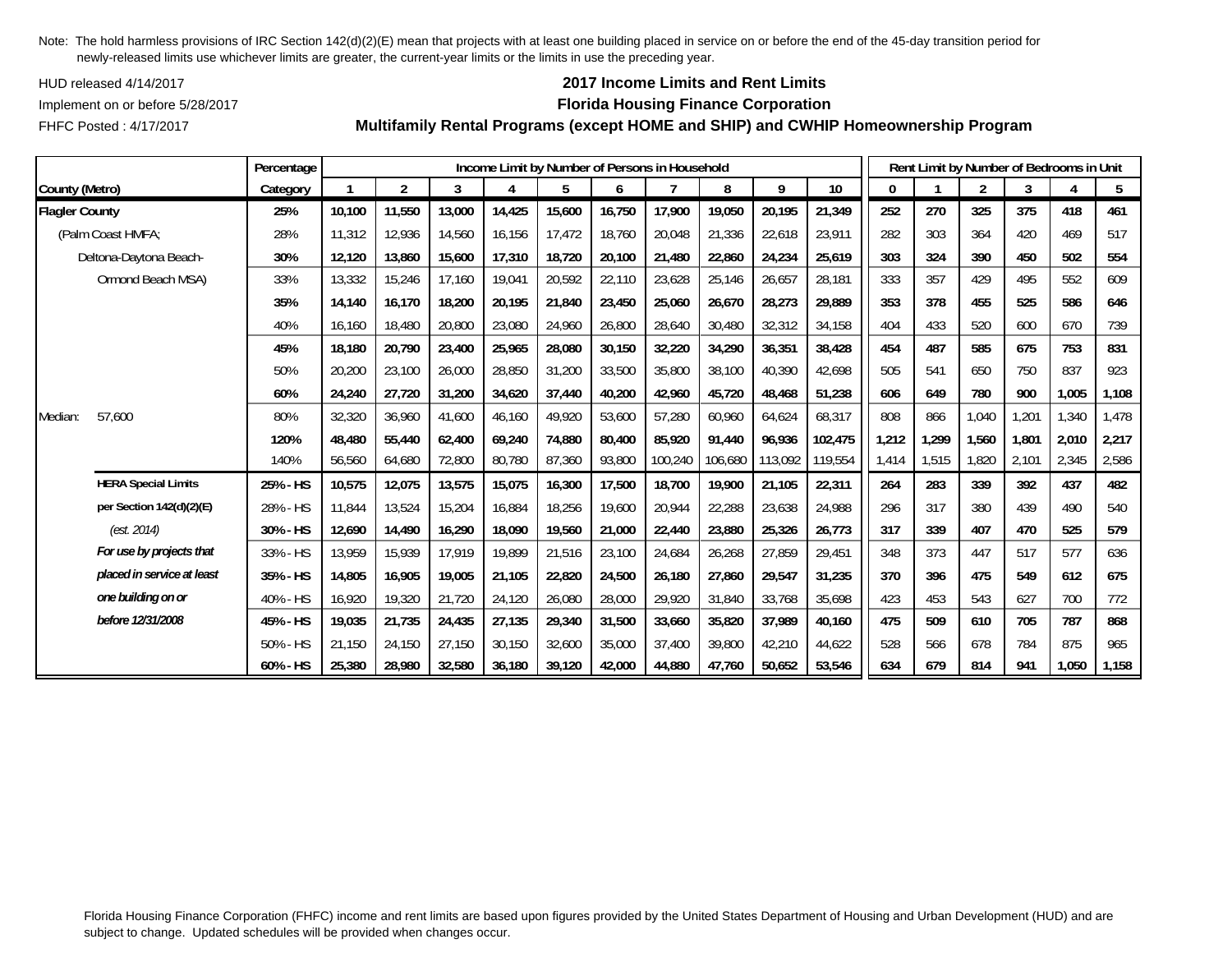Note: The hold harmless provisions of IRC Section 142(d)(2)(E) mean that projects with at least one building placed in service on or before the end of the 45-day transition period for newly-released limits use whichever limits are greater, the current-year limits or the limits in use the preceding year.

HUD released 4/14/2017

Implement on or before 5/28/2017

FHFC Posted : 4/17/2017

## 2017 Income Limits and Rent Limits

## Florida Housing Finance Corporation

## Multifamily Rental Programs (except HOME and SHIP) and CWHIP Homeownership Program

| | Percentage | Income Limit by Number of Persons in Household | | | | | | | | | | Rent Limit by Number of Bedrooms in Unit | | | | | |
|---|---|---|---|---|---|---|---|---|---|---|---|---|---|---|---|---|---|
| County (Metro) | Category | 1 | 2 | 3 | 4 | 5 | 6 | 7 | 8 | 9 | 10 | 0 | 1 | 2 | 3 | 4 | 5 |
| **Flagler County** | **25%** | **10,100** | **11,550** | **13,000** | **14,425** | **15,600** | **16,750** | **17,900** | **19,050** | **20,195** | **21,349** | **252** | **270** | **325** | **375** | **418** | **461** |
| (Palm Coast HMFA; | 28% | 11,312 | 12,936 | 14,560 | 16,156 | 17,472 | 18,760 | 20,048 | 21,336 | 22,618 | 23,911 | 282 | 303 | 364 | 420 | 469 | 517 |
| Deltona-Daytona Beach- | **30%** | **12,120** | **13,860** | **15,600** | **17,310** | **18,720** | **20,100** | **21,480** | **22,860** | **24,234** | **25,619** | **303** | **324** | **390** | **450** | **502** | **554** |
| Ormond Beach MSA) | 33% | 13,332 | 15,246 | 17,160 | 19,041 | 20,592 | 22,110 | 23,628 | 25,146 | 26,657 | 28,181 | 333 | 357 | 429 | 495 | 552 | 609 |
| | **35%** | **14,140** | **16,170** | **18,200** | **20,195** | **21,840** | **23,450** | **25,060** | **26,670** | **28,273** | **29,889** | **353** | **378** | **455** | **525** | **586** | **646** |
| | 40% | 16,160 | 18,480 | 20,800 | 23,080 | 24,960 | 26,800 | 28,640 | 30,480 | 32,312 | 34,158 | 404 | 433 | 520 | 600 | 670 | 739 |
| | **45%** | **18,180** | **20,790** | **23,400** | **25,965** | **28,080** | **30,150** | **32,220** | **34,290** | **36,351** | **38,428** | **454** | **487** | **585** | **675** | **753** | **831** |
| | 50% | 20,200 | 23,100 | 26,000 | 28,850 | 31,200 | 33,500 | 35,800 | 38,100 | 40,390 | 42,698 | 505 | 541 | 650 | 750 | 837 | 923 |
| | **60%** | **24,240** | **27,720** | **31,200** | **34,620** | **37,440** | **40,200** | **42,960** | **45,720** | **48,468** | **51,238** | **606** | **649** | **780** | **900** | **1,005** | **1,108** |
| Median: 57,600 | 80% | 32,320 | 36,960 | 41,600 | 46,160 | 49,920 | 53,600 | 57,280 | 60,960 | 64,624 | 68,317 | 808 | 866 | 1,040 | 1,201 | 1,340 | 1,478 |
| | **120%** | **48,480** | **55,440** | **62,400** | **69,240** | **74,880** | **80,400** | **85,920** | **91,440** | **96,936** | **102,475** | **1,212** | **1,299** | **1,560** | **1,801** | **2,010** | **2,217** |
| | 140% | 56,560 | 64,680 | 72,800 | 80,780 | 87,360 | 93,800 | 100,240 | 106,680 | 113,092 | 119,554 | 1,414 | 1,515 | 1,820 | 2,101 | 2,345 | 2,586 |
| **HERA Special Limits** | **25% - HS** | **10,575** | **12,075** | **13,575** | **15,075** | **16,300** | **17,500** | **18,700** | **19,900** | **21,105** | **22,311** | **264** | **283** | **339** | **392** | **437** | **482** |
| **per Section 142(d)(2)(E)** | 28% - HS | 11,844 | 13,524 | 15,204 | 16,884 | 18,256 | 19,600 | 20,944 | 22,288 | 23,638 | 24,988 | 296 | 317 | 380 | 439 | 490 | 540 |
| *(est. 2014)* | **30% - HS** | **12,690** | **14,490** | **16,290** | **18,090** | **19,560** | **21,000** | **22,440** | **23,880** | **25,326** | **26,773** | **317** | **339** | **407** | **470** | **525** | **579** |
| ***For use by projects that*** | 33% - HS | 13,959 | 15,939 | 17,919 | 19,899 | 21,516 | 23,100 | 24,684 | 26,268 | 27,859 | 29,451 | 348 | 373 | 447 | 517 | 577 | 636 |
| ***placed in service at least*** | **35% - HS** | **14,805** | **16,905** | **19,005** | **21,105** | **22,820** | **24,500** | **26,180** | **27,860** | **29,547** | **31,235** | **370** | **396** | **475** | **549** | **612** | **675** |
| ***one building on or*** | 40% - HS | 16,920 | 19,320 | 21,720 | 24,120 | 26,080 | 28,000 | 29,920 | 31,840 | 33,768 | 35,698 | 423 | 453 | 543 | 627 | 700 | 772 |
| ***before 12/31/2008*** | **45% - HS** | **19,035** | **21,735** | **24,435** | **27,135** | **29,340** | **31,500** | **33,660** | **35,820** | **37,989** | **40,160** | **475** | **509** | **610** | **705** | **787** | **868** |
| | 50% - HS | 21,150 | 24,150 | 27,150 | 30,150 | 32,600 | 35,000 | 37,400 | 39,800 | 42,210 | 44,622 | 528 | 566 | 678 | 784 | 875 | 965 |
| | **60% - HS** | **25,380** | **28,980** | **32,580** | **36,180** | **39,120** | **42,000** | **44,880** | **47,760** | **50,652** | **53,546** | **634** | **679** | **814** | **941** | **1,050** | **1,158** |

Florida Housing Finance Corporation (FHFC) income and rent limits are based upon figures provided by the United States Department of Housing and Urban Development (HUD) and are subject to change. Updated schedules will be provided when changes occur.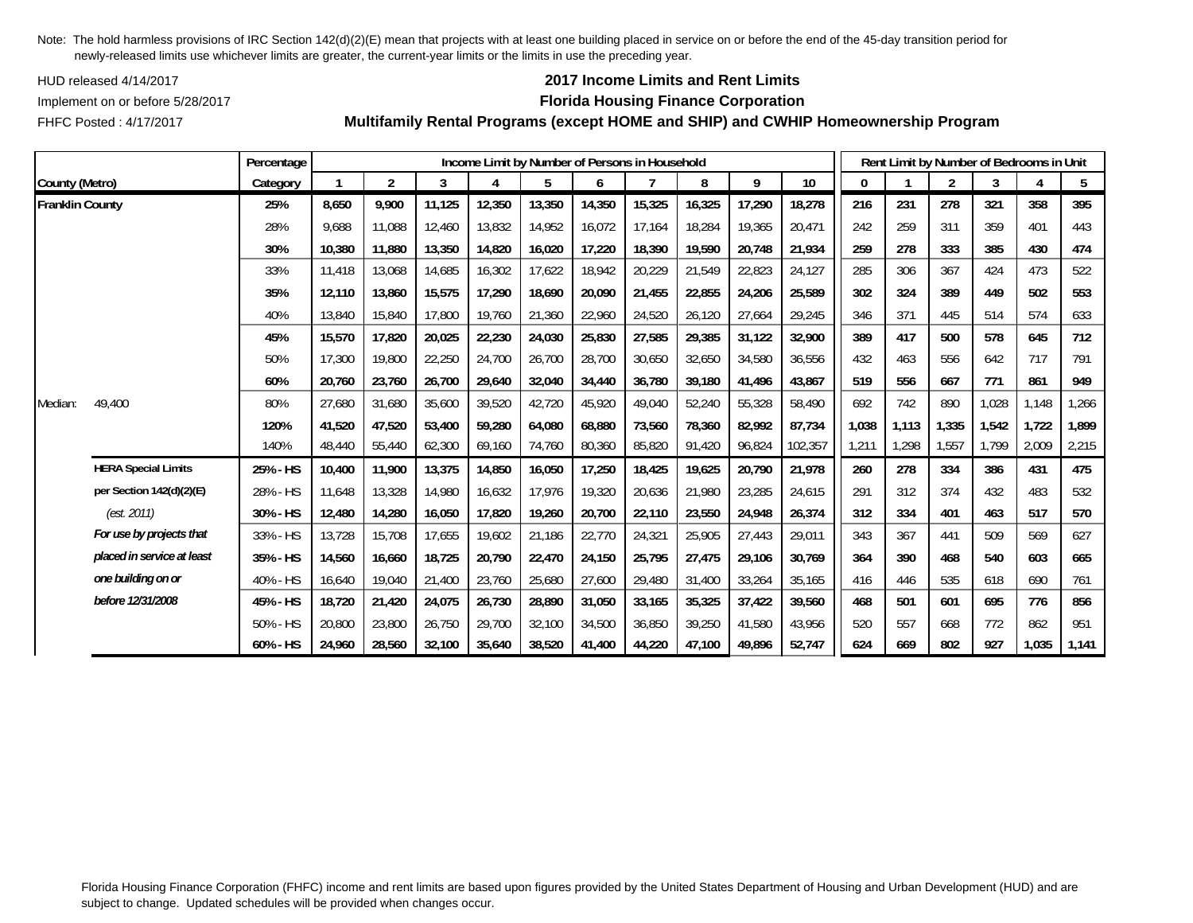Note: The hold harmless provisions of IRC Section 142(d)(2)(E) mean that projects with at least one building placed in service on or before the end of the 45-day transition period for newly-released limits use whichever limits are greater, the current-year limits or the limits in use the preceding year.

HUD released 4/14/2017

Implement on or before 5/28/2017

FHFC Posted : 4/17/2017

## 2017 Income Limits and Rent Limits
## Florida Housing Finance Corporation
## Multifamily Rental Programs (except HOME and SHIP) and CWHIP Homeownership Program

| County (Metro) | | Percentage Category | Income Limit by Number of Persons in Household | | | | | | | | | | Rent Limit by Number of Bedrooms in Unit | | | | | |
|---|---|---|---|---|---|---|---|---|---|---|---|---|---|---|---|---|---|---|
| | | | 1 | 2 | 3 | 4 | 5 | 6 | 7 | 8 | 9 | 10 | 0 | 1 | 2 | 3 | 4 | 5 |
| **Franklin County** | | **25%** | **8,650** | **9,900** | **11,125** | **12,350** | **13,350** | **14,350** | **15,325** | **16,325** | **17,290** | **18,278** | **216** | **231** | **278** | **321** | **358** | **395** |
| | | 28% | 9,688 | 11,088 | 12,460 | 13,832 | 14,952 | 16,072 | 17,164 | 18,284 | 19,365 | 20,471 | 242 | 259 | 311 | 359 | 401 | 443 |
| | | **30%** | **10,380** | **11,880** | **13,350** | **14,820** | **16,020** | **17,220** | **18,390** | **19,590** | **20,748** | **21,934** | **259** | **278** | **333** | **385** | **430** | **474** |
| | | 33% | 11,418 | 13,068 | 14,685 | 16,302 | 17,622 | 18,942 | 20,229 | 21,549 | 22,823 | 24,127 | 285 | 306 | 367 | 424 | 473 | 522 |
| | | **35%** | **12,110** | **13,860** | **15,575** | **17,290** | **18,690** | **20,090** | **21,455** | **22,855** | **24,206** | **25,589** | **302** | **324** | **389** | **449** | **502** | **553** |
| | | 40% | 13,840 | 15,840 | 17,800 | 19,760 | 21,360 | 22,960 | 24,520 | 26,120 | 27,664 | 29,245 | 346 | 371 | 445 | 514 | 574 | 633 |
| | | **45%** | **15,570** | **17,820** | **20,025** | **22,230** | **24,030** | **25,830** | **27,585** | **29,385** | **31,122** | **32,900** | **389** | **417** | **500** | **578** | **645** | **712** |
| | | 50% | 17,300 | 19,800 | 22,250 | 24,700 | 26,700 | 28,700 | 30,650 | 32,650 | 34,580 | 36,556 | 432 | 463 | 556 | 642 | 717 | 791 |
| | | **60%** | **20,760** | **23,760** | **26,700** | **29,640** | **32,040** | **34,440** | **36,780** | **39,180** | **41,496** | **43,867** | **519** | **556** | **667** | **771** | **861** | **949** |
| Median: | 49,400 | 80% | 27,680 | 31,680 | 35,600 | 39,520 | 42,720 | 45,920 | 49,040 | 52,240 | 55,328 | 58,490 | 692 | 742 | 890 | 1,028 | 1,148 | 1,266 |
| | | **120%** | **41,520** | **47,520** | **53,400** | **59,280** | **64,080** | **68,880** | **73,560** | **78,360** | **82,992** | **87,734** | **1,038** | **1,113** | **1,335** | **1,542** | **1,722** | **1,899** |
| | | 140% | 48,440 | 55,440 | 62,300 | 69,160 | 74,760 | 80,360 | 85,820 | 91,420 | 96,824 | 102,357 | 1,211 | 1,298 | 1,557 | 1,799 | 2,009 | 2,215 |
| | **HERA Special Limits** | **25% - HS** | **10,400** | **11,900** | **13,375** | **14,850** | **16,050** | **17,250** | **18,425** | **19,625** | **20,790** | **21,978** | **260** | **278** | **334** | **386** | **431** | **475** |
| | **per Section 142(d)(2)(E)** | 28% - HS | 11,648 | 13,328 | 14,980 | 16,632 | 17,976 | 19,320 | 20,636 | 21,980 | 23,285 | 24,615 | 291 | 312 | 374 | 432 | 483 | 532 |
| | *(est. 2011)* | **30% - HS** | **12,480** | **14,280** | **16,050** | **17,820** | **19,260** | **20,700** | **22,110** | **23,550** | **24,948** | **26,374** | **312** | **334** | **401** | **463** | **517** | **570** |
| | ***For use by projects that*** | 33% - HS | 13,728 | 15,708 | 17,655 | 19,602 | 21,186 | 22,770 | 24,321 | 25,905 | 27,443 | 29,011 | 343 | 367 | 441 | 509 | 569 | 627 |
| | ***placed in service at least*** | **35% - HS** | **14,560** | **16,660** | **18,725** | **20,790** | **22,470** | **24,150** | **25,795** | **27,475** | **29,106** | **30,769** | **364** | **390** | **468** | **540** | **603** | **665** |
| | ***one building on or*** | 40% - HS | 16,640 | 19,040 | 21,400 | 23,760 | 25,680 | 27,600 | 29,480 | 31,400 | 33,264 | 35,165 | 416 | 446 | 535 | 618 | 690 | 761 |
| | ***before 12/31/2008*** | **45% - HS** | **18,720** | **21,420** | **24,075** | **26,730** | **28,890** | **31,050** | **33,165** | **35,325** | **37,422** | **39,560** | **468** | **501** | **601** | **695** | **776** | **856** |
| | | 50% - HS | 20,800 | 23,800 | 26,750 | 29,700 | 32,100 | 34,500 | 36,850 | 39,250 | 41,580 | 43,956 | 520 | 557 | 668 | 772 | 862 | 951 |
| | | **60% - HS** | **24,960** | **28,560** | **32,100** | **35,640** | **38,520** | **41,400** | **44,220** | **47,100** | **49,896** | **52,747** | **624** | **669** | **802** | **927** | **1,035** | **1,141** |

Florida Housing Finance Corporation (FHFC) income and rent limits are based upon figures provided by the United States Department of Housing and Urban Development (HUD) and are subject to change. Updated schedules will be provided when changes occur.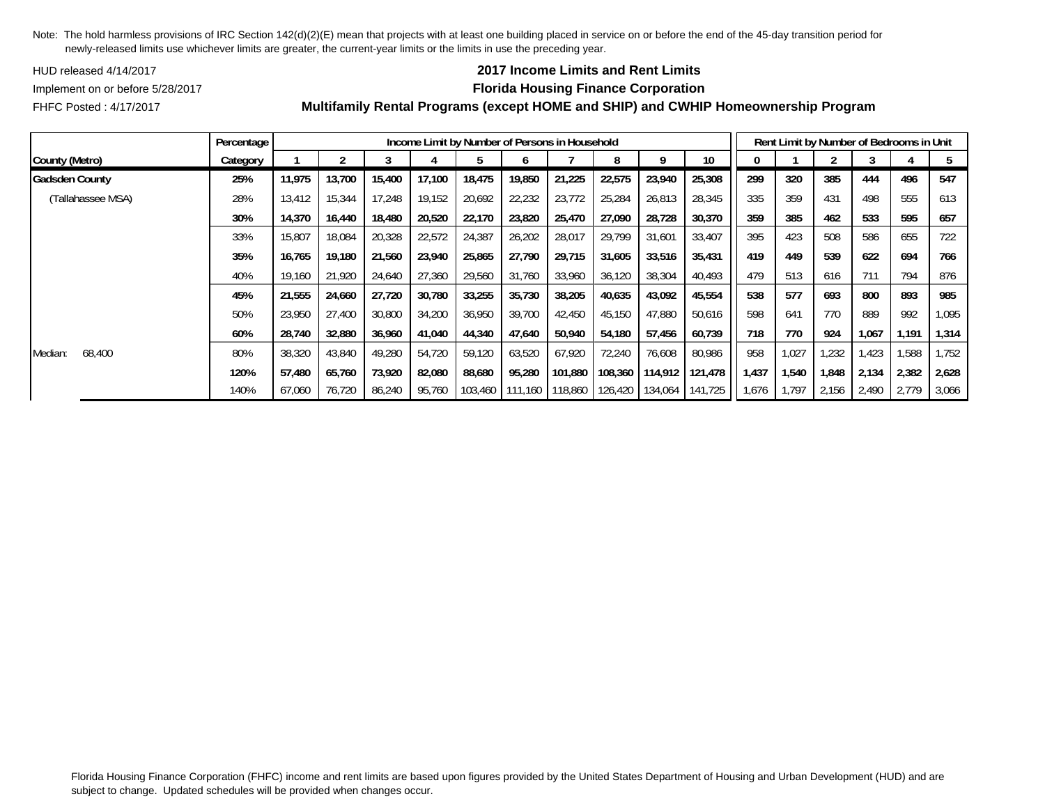Note: The hold harmless provisions of IRC Section 142(d)(2)(E) mean that projects with at least one building placed in service on or before the end of the 45-day transition period for newly-released limits use whichever limits are greater, the current-year limits or the limits in use the preceding year.

HUD released 4/14/2017

Implement on or before 5/28/2017

FHFC Posted : 4/17/2017

**2017 Income Limits and Rent Limits**

**Florida Housing Finance Corporation**

**Multifamily Rental Programs (except HOME and SHIP) and CWHIP Homeownership Program**

| | Percentage | Income Limit by Number of Persons in Household | | | | | | | | | | Rent Limit by Number of Bedrooms in Unit | | | | | |
|---|---|---|---|---|---|---|---|---|---|---|---|---|---|---|---|---|---|
| County (Metro) | Category | 1 | 2 | 3 | 4 | 5 | 6 | 7 | 8 | 9 | 10 | 0 | 1 | 2 | 3 | 4 | 5 |
| **Gadsden County** | **25%** | **11,975** | **13,700** | **15,400** | **17,100** | **18,475** | **19,850** | **21,225** | **22,575** | **23,940** | **25,308** | **299** | **320** | **385** | **444** | **496** | **547** |
| (Tallahassee MSA) | 28% | 13,412 | 15,344 | 17,248 | 19,152 | 20,692 | 22,232 | 23,772 | 25,284 | 26,813 | 28,345 | 335 | 359 | 431 | 498 | 555 | 613 |
| | **30%** | **14,370** | **16,440** | **18,480** | **20,520** | **22,170** | **23,820** | **25,470** | **27,090** | **28,728** | **30,370** | **359** | **385** | **462** | **533** | **595** | **657** |
| | 33% | 15,807 | 18,084 | 20,328 | 22,572 | 24,387 | 26,202 | 28,017 | 29,799 | 31,601 | 33,407 | 395 | 423 | 508 | 586 | 655 | 722 |
| | **35%** | **16,765** | **19,180** | **21,560** | **23,940** | **25,865** | **27,790** | **29,715** | **31,605** | **33,516** | **35,431** | **419** | **449** | **539** | **622** | **694** | **766** |
| | 40% | 19,160 | 21,920 | 24,640 | 27,360 | 29,560 | 31,760 | 33,960 | 36,120 | 38,304 | 40,493 | 479 | 513 | 616 | 711 | 794 | 876 |
| | **45%** | **21,555** | **24,660** | **27,720** | **30,780** | **33,255** | **35,730** | **38,205** | **40,635** | **43,092** | **45,554** | **538** | **577** | **693** | **800** | **893** | **985** |
| | 50% | 23,950 | 27,400 | 30,800 | 34,200 | 36,950 | 39,700 | 42,450 | 45,150 | 47,880 | 50,616 | 598 | 641 | 770 | 889 | 992 | 1,095 |
| | **60%** | **28,740** | **32,880** | **36,960** | **41,040** | **44,340** | **47,640** | **50,940** | **54,180** | **57,456** | **60,739** | **718** | **770** | **924** | **1,067** | **1,191** | **1,314** |
| Median: 68,400 | 80% | 38,320 | 43,840 | 49,280 | 54,720 | 59,120 | 63,520 | 67,920 | 72,240 | 76,608 | 80,986 | 958 | 1,027 | 1,232 | 1,423 | 1,588 | 1,752 |
| | **120%** | **57,480** | **65,760** | **73,920** | **82,080** | **88,680** | **95,280** | **101,880** | **108,360** | **114,912** | **121,478** | **1,437** | **1,540** | **1,848** | **2,134** | **2,382** | **2,628** |
| | 140% | 67,060 | 76,720 | 86,240 | 95,760 | 103,460 | 111,160 | 118,860 | 126,420 | 134,064 | 141,725 | 1,676 | 1,797 | 2,156 | 2,490 | 2,779 | 3,066 |

Florida Housing Finance Corporation (FHFC) income and rent limits are based upon figures provided by the United States Department of Housing and Urban Development (HUD) and are subject to change. Updated schedules will be provided when changes occur.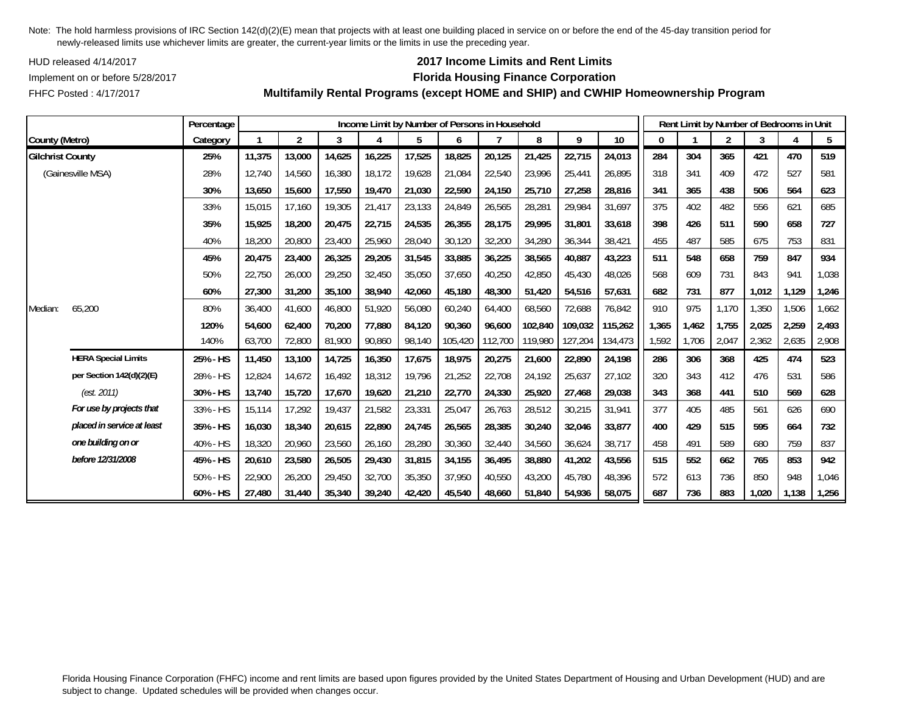Note: The hold harmless provisions of IRC Section 142(d)(2)(E) mean that projects with at least one building placed in service on or before the end of the 45-day transition period for newly-released limits use whichever limits are greater, the current-year limits or the limits in use the preceding year.

HUD released 4/14/2017

Implement on or before 5/28/2017

FHFC Posted : 4/17/2017

## 2017 Income Limits and Rent Limits
## Florida Housing Finance Corporation
## Multifamily Rental Programs (except HOME and SHIP) and CWHIP Homeownership Program

| | | Percentage | Income Limit by Number of Persons in Household | | | | | | | | | | Rent Limit by Number of Bedrooms in Unit | | | | | |
|---|---|---|---|---|---|---|---|---|---|---|---|---|---|---|---|---|---|---|
| County (Metro) | | Category | 1 | 2 | 3 | 4 | 5 | 6 | 7 | 8 | 9 | 10 | 0 | 1 | 2 | 3 | 4 | 5 |
| **Gilchrist County** | | **25%** | **11,375** | **13,000** | **14,625** | **16,225** | **17,525** | **18,825** | **20,125** | **21,425** | **22,715** | **24,013** | **284** | **304** | **365** | **421** | **470** | **519** |
| (Gainesville MSA) | | 28% | 12,740 | 14,560 | 16,380 | 18,172 | 19,628 | 21,084 | 22,540 | 23,996 | 25,441 | 26,895 | 318 | 341 | 409 | 472 | 527 | 581 |
| | | **30%** | **13,650** | **15,600** | **17,550** | **19,470** | **21,030** | **22,590** | **24,150** | **25,710** | **27,258** | **28,816** | **341** | **365** | **438** | **506** | **564** | **623** |
| | | 33% | 15,015 | 17,160 | 19,305 | 21,417 | 23,133 | 24,849 | 26,565 | 28,281 | 29,984 | 31,697 | 375 | 402 | 482 | 556 | 621 | 685 |
| | | **35%** | **15,925** | **18,200** | **20,475** | **22,715** | **24,535** | **26,355** | **28,175** | **29,995** | **31,801** | **33,618** | **398** | **426** | **511** | **590** | **658** | **727** |
| | | 40% | 18,200 | 20,800 | 23,400 | 25,960 | 28,040 | 30,120 | 32,200 | 34,280 | 36,344 | 38,421 | 455 | 487 | 585 | 675 | 753 | 831 |
| | | **45%** | **20,475** | **23,400** | **26,325** | **29,205** | **31,545** | **33,885** | **36,225** | **38,565** | **40,887** | **43,223** | **511** | **548** | **658** | **759** | **847** | **934** |
| | | 50% | 22,750 | 26,000 | 29,250 | 32,450 | 35,050 | 37,650 | 40,250 | 42,850 | 45,430 | 48,026 | 568 | 609 | 731 | 843 | 941 | 1,038 |
| | | **60%** | **27,300** | **31,200** | **35,100** | **38,940** | **42,060** | **45,180** | **48,300** | **51,420** | **54,516** | **57,631** | **682** | **731** | **877** | **1,012** | **1,129** | **1,246** |
| Median: | 65,200 | 80% | 36,400 | 41,600 | 46,800 | 51,920 | 56,080 | 60,240 | 64,400 | 68,560 | 72,688 | 76,842 | 910 | 975 | 1,170 | 1,350 | 1,506 | 1,662 |
| | | **120%** | **54,600** | **62,400** | **70,200** | **77,880** | **84,120** | **90,360** | **96,600** | **102,840** | **109,032** | **115,262** | **1,365** | **1,462** | **1,755** | **2,025** | **2,259** | **2,493** |
| | | 140% | 63,700 | 72,800 | 81,900 | 90,860 | 98,140 | 105,420 | 112,700 | 119,980 | 127,204 | 134,473 | 1,592 | 1,706 | 2,047 | 2,362 | 2,635 | 2,908 |
| | **HERA Special Limits** | **25% - HS** | **11,450** | **13,100** | **14,725** | **16,350** | **17,675** | **18,975** | **20,275** | **21,600** | **22,890** | **24,198** | **286** | **306** | **368** | **425** | **474** | **523** |
| | **per Section 142(d)(2)(E)** | 28% - HS | 12,824 | 14,672 | 16,492 | 18,312 | 19,796 | 21,252 | 22,708 | 24,192 | 25,637 | 27,102 | 320 | 343 | 412 | 476 | 531 | 586 |
| | *(est. 2011)* | **30% - HS** | **13,740** | **15,720** | **17,670** | **19,620** | **21,210** | **22,770** | **24,330** | **25,920** | **27,468** | **29,038** | **343** | **368** | **441** | **510** | **569** | **628** |
| | ***For use by projects that*** | 33% - HS | 15,114 | 17,292 | 19,437 | 21,582 | 23,331 | 25,047 | 26,763 | 28,512 | 30,215 | 31,941 | 377 | 405 | 485 | 561 | 626 | 690 |
| | ***placed in service at least*** | **35% - HS** | **16,030** | **18,340** | **20,615** | **22,890** | **24,745** | **26,565** | **28,385** | **30,240** | **32,046** | **33,877** | **400** | **429** | **515** | **595** | **664** | **732** |
| | ***one building on or*** | 40% - HS | 18,320 | 20,960 | 23,560 | 26,160 | 28,280 | 30,360 | 32,440 | 34,560 | 36,624 | 38,717 | 458 | 491 | 589 | 680 | 759 | 837 |
| | ***before 12/31/2008*** | **45% - HS** | **20,610** | **23,580** | **26,505** | **29,430** | **31,815** | **34,155** | **36,495** | **38,880** | **41,202** | **43,556** | **515** | **552** | **662** | **765** | **853** | **942** |
| | | 50% - HS | 22,900 | 26,200 | 29,450 | 32,700 | 35,350 | 37,950 | 40,550 | 43,200 | 45,780 | 48,396 | 572 | 613 | 736 | 850 | 948 | 1,046 |
| | | **60% - HS** | **27,480** | **31,440** | **35,340** | **39,240** | **42,420** | **45,540** | **48,660** | **51,840** | **54,936** | **58,075** | **687** | **736** | **883** | **1,020** | **1,138** | **1,256** |

Florida Housing Finance Corporation (FHFC) income and rent limits are based upon figures provided by the United States Department of Housing and Urban Development (HUD) and are subject to change. Updated schedules will be provided when changes occur.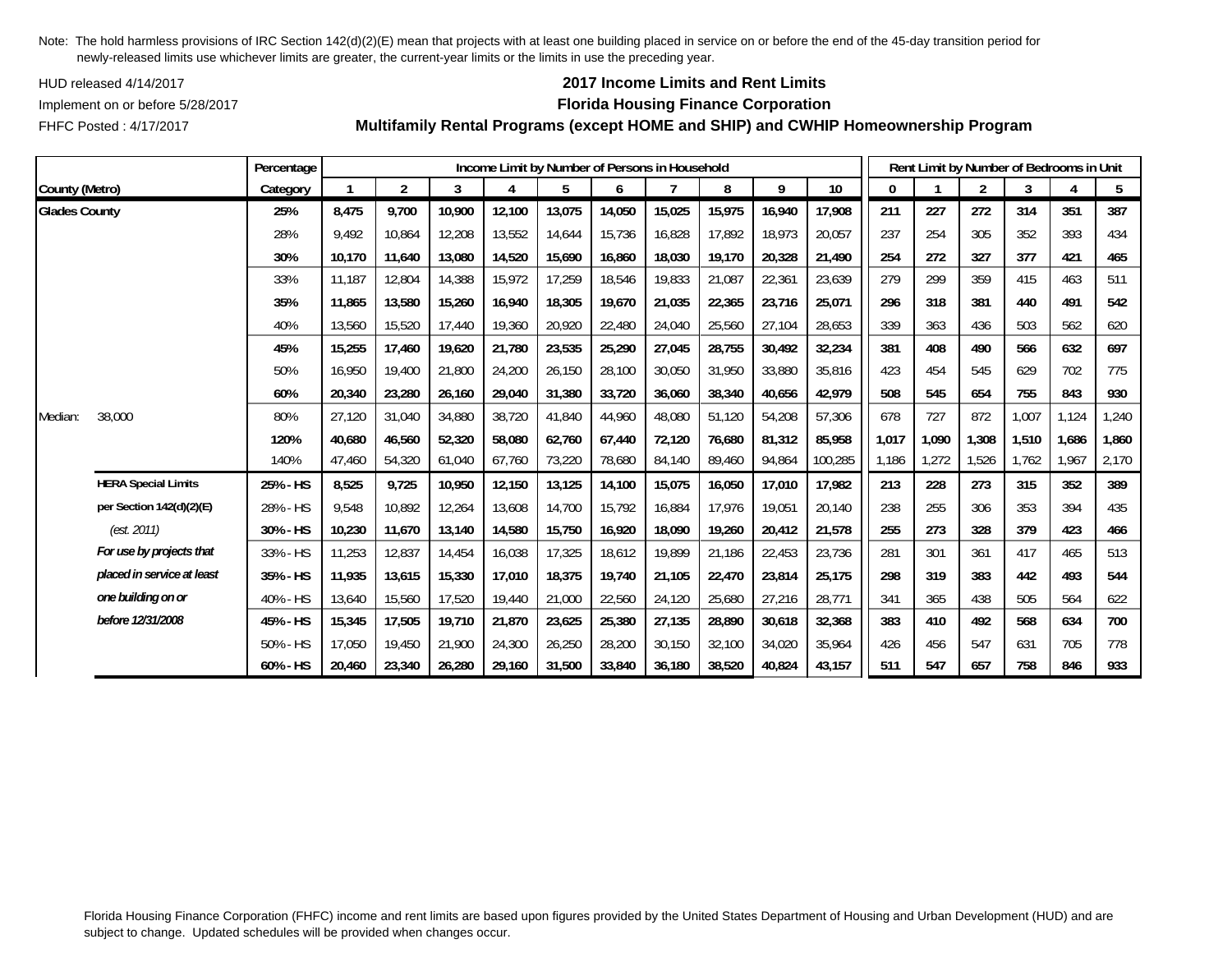Note: The hold harmless provisions of IRC Section 142(d)(2)(E) mean that projects with at least one building placed in service on or before the end of the 45-day transition period for newly-released limits use whichever limits are greater, the current-year limits or the limits in use the preceding year.

HUD released 4/14/2017

Implement on or before 5/28/2017

FHFC Posted : 4/17/2017

## 2017 Income Limits and Rent Limits

## Florida Housing Finance Corporation

## Multifamily Rental Programs (except HOME and SHIP) and CWHIP Homeownership Program

| County (Metro) | | Percentage Category | Income Limit by Number of Persons in Household 1 | 2 | 3 | 4 | 5 | 6 | 7 | 8 | 9 | 10 | Rent Limit by Number of Bedrooms in Unit 0 | 1 | 2 | 3 | 4 | 5 |
|---|---|---|---|---|---|---|---|---|---|---|---|---|---|---|---|---|---|---|
| **Glades County** | | **25%** | **8,475** | **9,700** | **10,900** | **12,100** | **13,075** | **14,050** | **15,025** | **15,975** | **16,940** | **17,908** | **211** | **227** | **272** | **314** | **351** | **387** |
| | | 28% | 9,492 | 10,864 | 12,208 | 13,552 | 14,644 | 15,736 | 16,828 | 17,892 | 18,973 | 20,057 | 237 | 254 | 305 | 352 | 393 | 434 |
| | | **30%** | **10,170** | **11,640** | **13,080** | **14,520** | **15,690** | **16,860** | **18,030** | **19,170** | **20,328** | **21,490** | **254** | **272** | **327** | **377** | **421** | **465** |
| | | 33% | 11,187 | 12,804 | 14,388 | 15,972 | 17,259 | 18,546 | 19,833 | 21,087 | 22,361 | 23,639 | 279 | 299 | 359 | 415 | 463 | 511 |
| | | **35%** | **11,865** | **13,580** | **15,260** | **16,940** | **18,305** | **19,670** | **21,035** | **22,365** | **23,716** | **25,071** | **296** | **318** | **381** | **440** | **491** | **542** |
| | | 40% | 13,560 | 15,520 | 17,440 | 19,360 | 20,920 | 22,480 | 24,040 | 25,560 | 27,104 | 28,653 | 339 | 363 | 436 | 503 | 562 | 620 |
| | | **45%** | **15,255** | **17,460** | **19,620** | **21,780** | **23,535** | **25,290** | **27,045** | **28,755** | **30,492** | **32,234** | **381** | **408** | **490** | **566** | **632** | **697** |
| | | 50% | 16,950 | 19,400 | 21,800 | 24,200 | 26,150 | 28,100 | 30,050 | 31,950 | 33,880 | 35,816 | 423 | 454 | 545 | 629 | 702 | 775 |
| | | **60%** | **20,340** | **23,280** | **26,160** | **29,040** | **31,380** | **33,720** | **36,060** | **38,340** | **40,656** | **42,979** | **508** | **545** | **654** | **755** | **843** | **930** |
| Median: | 38,000 | 80% | 27,120 | 31,040 | 34,880 | 38,720 | 41,840 | 44,960 | 48,080 | 51,120 | 54,208 | 57,306 | 678 | 727 | 872 | 1,007 | 1,124 | 1,240 |
| | | **120%** | **40,680** | **46,560** | **52,320** | **58,080** | **62,760** | **67,440** | **72,120** | **76,680** | **81,312** | **85,958** | **1,017** | **1,090** | **1,308** | **1,510** | **1,686** | **1,860** |
| | | 140% | 47,460 | 54,320 | 61,040 | 67,760 | 73,220 | 78,680 | 84,140 | 89,460 | 94,864 | 100,285 | 1,186 | 1,272 | 1,526 | 1,762 | 1,967 | 2,170 |
| | **HERA Special Limits** | **25% - HS** | **8,525** | **9,725** | **10,950** | **12,150** | **13,125** | **14,100** | **15,075** | **16,050** | **17,010** | **17,982** | **213** | **228** | **273** | **315** | **352** | **389** |
| | **per Section 142(d)(2)(E)** | 28% - HS | 9,548 | 10,892 | 12,264 | 13,608 | 14,700 | 15,792 | 16,884 | 17,976 | 19,051 | 20,140 | 238 | 255 | 306 | 353 | 394 | 435 |
| | *(est. 2011)* | **30% - HS** | **10,230** | **11,670** | **13,140** | **14,580** | **15,750** | **16,920** | **18,090** | **19,260** | **20,412** | **21,578** | **255** | **273** | **328** | **379** | **423** | **466** |
| | ***For use by projects that*** | 33% - HS | 11,253 | 12,837 | 14,454 | 16,038 | 17,325 | 18,612 | 19,899 | 21,186 | 22,453 | 23,736 | 281 | 301 | 361 | 417 | 465 | 513 |
| | ***placed in service at least*** | **35% - HS** | **11,935** | **13,615** | **15,330** | **17,010** | **18,375** | **19,740** | **21,105** | **22,470** | **23,814** | **25,175** | **298** | **319** | **383** | **442** | **493** | **544** |
| | ***one building on or*** | 40% - HS | 13,640 | 15,560 | 17,520 | 19,440 | 21,000 | 22,560 | 24,120 | 25,680 | 27,216 | 28,771 | 341 | 365 | 438 | 505 | 564 | 622 |
| | ***before 12/31/2008*** | **45% - HS** | **15,345** | **17,505** | **19,710** | **21,870** | **23,625** | **25,380** | **27,135** | **28,890** | **30,618** | **32,368** | **383** | **410** | **492** | **568** | **634** | **700** |
| | | 50% - HS | 17,050 | 19,450 | 21,900 | 24,300 | 26,250 | 28,200 | 30,150 | 32,100 | 34,020 | 35,964 | 426 | 456 | 547 | 631 | 705 | 778 |
| | | **60% - HS** | **20,460** | **23,340** | **26,280** | **29,160** | **31,500** | **33,840** | **36,180** | **38,520** | **40,824** | **43,157** | **511** | **547** | **657** | **758** | **846** | **933** |

Florida Housing Finance Corporation (FHFC) income and rent limits are based upon figures provided by the United States Department of Housing and Urban Development (HUD) and are subject to change. Updated schedules will be provided when changes occur.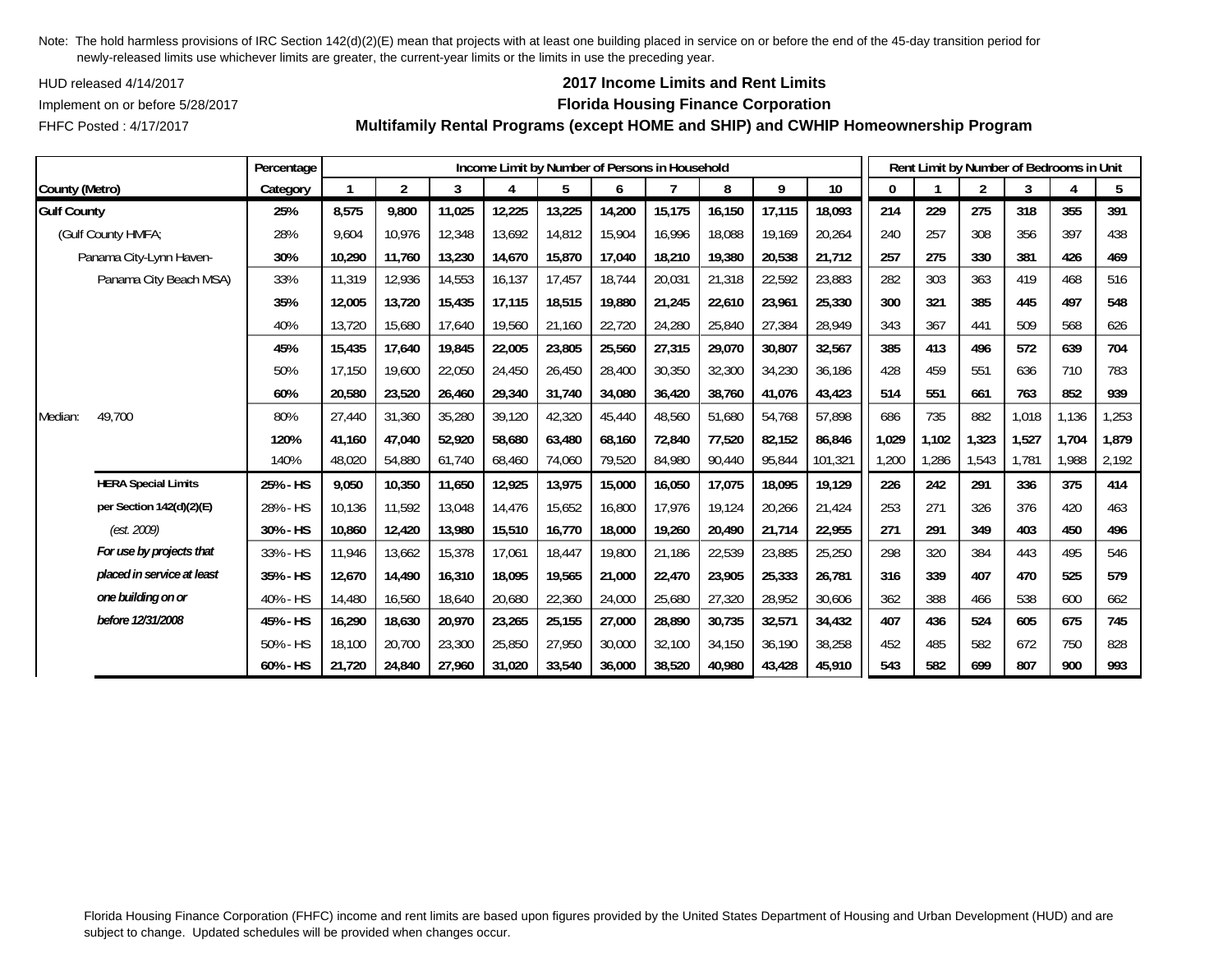Note: The hold harmless provisions of IRC Section 142(d)(2)(E) mean that projects with at least one building placed in service on or before the end of the 45-day transition period for newly-released limits use whichever limits are greater, the current-year limits or the limits in use the preceding year.

HUD released 4/14/2017

Implement on or before 5/28/2017

FHFC Posted : 4/17/2017

# 2017 Income Limits and Rent Limits

## Florida Housing Finance Corporation

## Multifamily Rental Programs (except HOME and SHIP) and CWHIP Homeownership Program

| County (Metro) | Percentage Category | Income Limit by Number of Persons in Household: 1 | 2 | 3 | 4 | 5 | 6 | 7 | 8 | 9 | 10 | Rent Limit by Number of Bedrooms in Unit: 0 | 1 | 2 | 3 | 4 | 5 |
|---|---|---|---|---|---|---|---|---|---|---|---|---|---|---|---|---|---|
| **Gulf County** | **25%** | **8,575** | **9,800** | **11,025** | **12,225** | **13,225** | **14,200** | **15,175** | **16,150** | **17,115** | **18,093** | **214** | **229** | **275** | **318** | **355** | **391** |
| (Gulf County HMFA; | 28% | 9,604 | 10,976 | 12,348 | 13,692 | 14,812 | 15,904 | 16,996 | 18,088 | 19,169 | 20,264 | 240 | 257 | 308 | 356 | 397 | 438 |
| Panama City-Lynn Haven- | **30%** | **10,290** | **11,760** | **13,230** | **14,670** | **15,870** | **17,040** | **18,210** | **19,380** | **20,538** | **21,712** | **257** | **275** | **330** | **381** | **426** | **469** |
| Panama City Beach MSA) | 33% | 11,319 | 12,936 | 14,553 | 16,137 | 17,457 | 18,744 | 20,031 | 21,318 | 22,592 | 23,883 | 282 | 303 | 363 | 419 | 468 | 516 |
| | **35%** | **12,005** | **13,720** | **15,435** | **17,115** | **18,515** | **19,880** | **21,245** | **22,610** | **23,961** | **25,330** | **300** | **321** | **385** | **445** | **497** | **548** |
| | 40% | 13,720 | 15,680 | 17,640 | 19,560 | 21,160 | 22,720 | 24,280 | 25,840 | 27,384 | 28,949 | 343 | 367 | 441 | 509 | 568 | 626 |
| | **45%** | **15,435** | **17,640** | **19,845** | **22,005** | **23,805** | **25,560** | **27,315** | **29,070** | **30,807** | **32,567** | **385** | **413** | **496** | **572** | **639** | **704** |
| | 50% | 17,150 | 19,600 | 22,050 | 24,450 | 26,450 | 28,400 | 30,350 | 32,300 | 34,230 | 36,186 | 428 | 459 | 551 | 636 | 710 | 783 |
| | **60%** | **20,580** | **23,520** | **26,460** | **29,340** | **31,740** | **34,080** | **36,420** | **38,760** | **41,076** | **43,423** | **514** | **551** | **661** | **763** | **852** | **939** |
| Median: 49,700 | 80% | 27,440 | 31,360 | 35,280 | 39,120 | 42,320 | 45,440 | 48,560 | 51,680 | 54,768 | 57,898 | 686 | 735 | 882 | 1,018 | 1,136 | 1,253 |
| | **120%** | **41,160** | **47,040** | **52,920** | **58,680** | **63,480** | **68,160** | **72,840** | **77,520** | **82,152** | **86,846** | **1,029** | **1,102** | **1,323** | **1,527** | **1,704** | **1,879** |
| | 140% | 48,020 | 54,880 | 61,740 | 68,460 | 74,060 | 79,520 | 84,980 | 90,440 | 95,844 | 101,321 | 1,200 | 1,286 | 1,543 | 1,781 | 1,988 | 2,192 |
| **HERA Special Limits** | **25% - HS** | **9,050** | **10,350** | **11,650** | **12,925** | **13,975** | **15,000** | **16,050** | **17,075** | **18,095** | **19,129** | **226** | **242** | **291** | **336** | **375** | **414** |
| **per Section 142(d)(2)(E)** | 28% - HS | 10,136 | 11,592 | 13,048 | 14,476 | 15,652 | 16,800 | 17,976 | 19,124 | 20,266 | 21,424 | 253 | 271 | 326 | 376 | 420 | 463 |
| *(est. 2009)* | **30% - HS** | **10,860** | **12,420** | **13,980** | **15,510** | **16,770** | **18,000** | **19,260** | **20,490** | **21,714** | **22,955** | **271** | **291** | **349** | **403** | **450** | **496** |
| ***For use by projects that*** | 33% - HS | 11,946 | 13,662 | 15,378 | 17,061 | 18,447 | 19,800 | 21,186 | 22,539 | 23,885 | 25,250 | 298 | 320 | 384 | 443 | 495 | 546 |
| ***placed in service at least*** | **35% - HS** | **12,670** | **14,490** | **16,310** | **18,095** | **19,565** | **21,000** | **22,470** | **23,905** | **25,333** | **26,781** | **316** | **339** | **407** | **470** | **525** | **579** |
| ***one building on or*** | 40% - HS | 14,480 | 16,560 | 18,640 | 20,680 | 22,360 | 24,000 | 25,680 | 27,320 | 28,952 | 30,606 | 362 | 388 | 466 | 538 | 600 | 662 |
| ***before 12/31/2008*** | **45% - HS** | **16,290** | **18,630** | **20,970** | **23,265** | **25,155** | **27,000** | **28,890** | **30,735** | **32,571** | **34,432** | **407** | **436** | **524** | **605** | **675** | **745** |
| | 50% - HS | 18,100 | 20,700 | 23,300 | 25,850 | 27,950 | 30,000 | 32,100 | 34,150 | 36,190 | 38,258 | 452 | 485 | 582 | 672 | 750 | 828 |
| | **60% - HS** | **21,720** | **24,840** | **27,960** | **31,020** | **33,540** | **36,000** | **38,520** | **40,980** | **43,428** | **45,910** | **543** | **582** | **699** | **807** | **900** | **993** |

Florida Housing Finance Corporation (FHFC) income and rent limits are based upon figures provided by the United States Department of Housing and Urban Development (HUD) and are subject to change. Updated schedules will be provided when changes occur.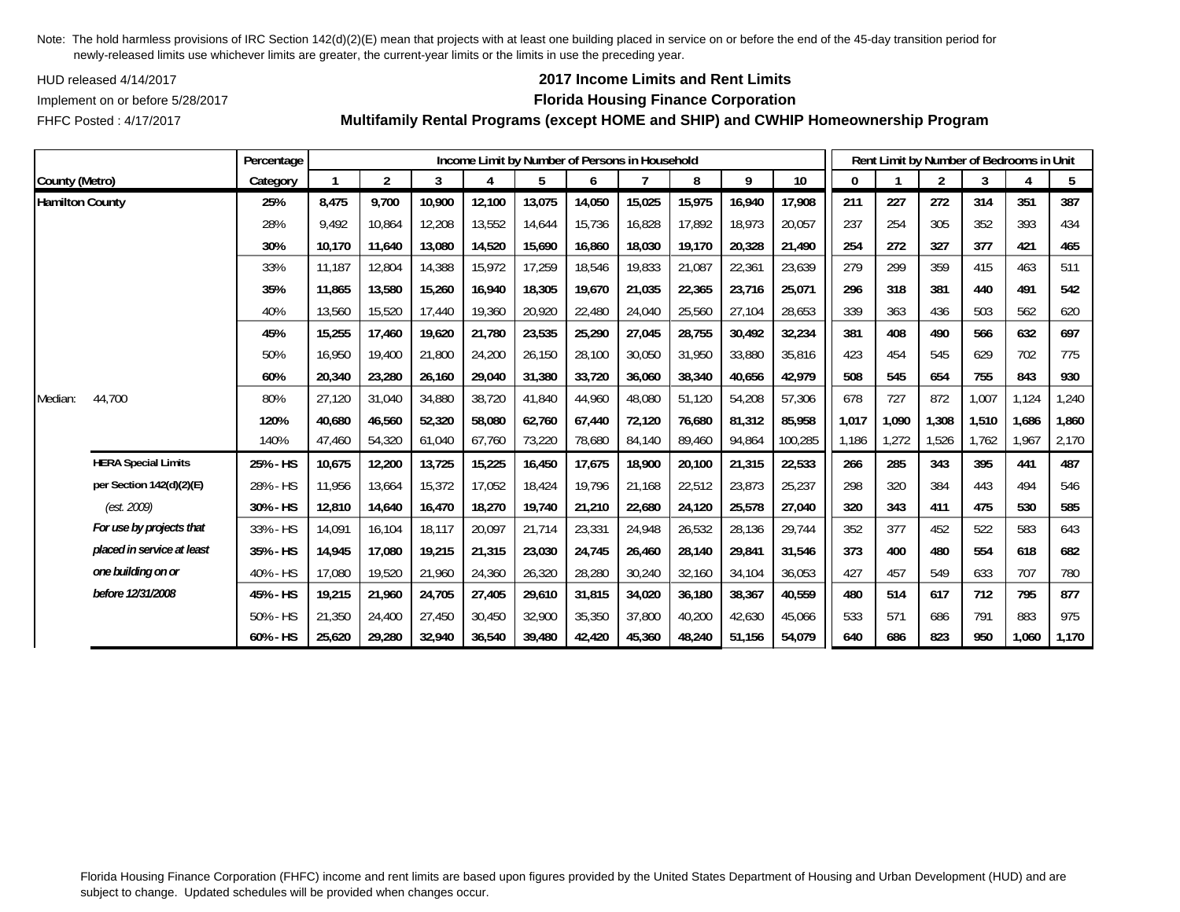Note: The hold harmless provisions of IRC Section 142(d)(2)(E) mean that projects with at least one building placed in service on or before the end of the 45-day transition period for newly-released limits use whichever limits are greater, the current-year limits or the limits in use the preceding year.

HUD released 4/14/2017

Implement on or before 5/28/2017

FHFC Posted : 4/17/2017

## 2017 Income Limits and Rent Limits
## Florida Housing Finance Corporation
## Multifamily Rental Programs (except HOME and SHIP) and CWHIP Homeownership Program

| | | Percentage | Income Limit by Number of Persons in Household | | | | | | | | | | Rent Limit by Number of Bedrooms in Unit | | | | | |
|---|---|---|---|---|---|---|---|---|---|---|---|---|---|---|---|---|---|---|
| County (Metro) | | Category | 1 | 2 | 3 | 4 | 5 | 6 | 7 | 8 | 9 | 10 | 0 | 1 | 2 | 3 | 4 | 5 |
| **Hamilton County** | | **25%** | **8,475** | **9,700** | **10,900** | **12,100** | **13,075** | **14,050** | **15,025** | **15,975** | **16,940** | **17,908** | **211** | **227** | **272** | **314** | **351** | **387** |
| | | 28% | 9,492 | 10,864 | 12,208 | 13,552 | 14,644 | 15,736 | 16,828 | 17,892 | 18,973 | 20,057 | 237 | 254 | 305 | 352 | 393 | 434 |
| | | **30%** | **10,170** | **11,640** | **13,080** | **14,520** | **15,690** | **16,860** | **18,030** | **19,170** | **20,328** | **21,490** | **254** | **272** | **327** | **377** | **421** | **465** |
| | | 33% | 11,187 | 12,804 | 14,388 | 15,972 | 17,259 | 18,546 | 19,833 | 21,087 | 22,361 | 23,639 | 279 | 299 | 359 | 415 | 463 | 511 |
| | | **35%** | **11,865** | **13,580** | **15,260** | **16,940** | **18,305** | **19,670** | **21,035** | **22,365** | **23,716** | **25,071** | **296** | **318** | **381** | **440** | **491** | **542** |
| | | 40% | 13,560 | 15,520 | 17,440 | 19,360 | 20,920 | 22,480 | 24,040 | 25,560 | 27,104 | 28,653 | 339 | 363 | 436 | 503 | 562 | 620 |
| | | **45%** | **15,255** | **17,460** | **19,620** | **21,780** | **23,535** | **25,290** | **27,045** | **28,755** | **30,492** | **32,234** | **381** | **408** | **490** | **566** | **632** | **697** |
| | | 50% | 16,950 | 19,400 | 21,800 | 24,200 | 26,150 | 28,100 | 30,050 | 31,950 | 33,880 | 35,816 | 423 | 454 | 545 | 629 | 702 | 775 |
| | | **60%** | **20,340** | **23,280** | **26,160** | **29,040** | **31,380** | **33,720** | **36,060** | **38,340** | **40,656** | **42,979** | **508** | **545** | **654** | **755** | **843** | **930** |
| Median: | 44,700 | 80% | 27,120 | 31,040 | 34,880 | 38,720 | 41,840 | 44,960 | 48,080 | 51,120 | 54,208 | 57,306 | 678 | 727 | 872 | 1,007 | 1,124 | 1,240 |
| | | **120%** | **40,680** | **46,560** | **52,320** | **58,080** | **62,760** | **67,440** | **72,120** | **76,680** | **81,312** | **85,958** | **1,017** | **1,090** | **1,308** | **1,510** | **1,686** | **1,860** |
| | | 140% | 47,460 | 54,320 | 61,040 | 67,760 | 73,220 | 78,680 | 84,140 | 89,460 | 94,864 | 100,285 | 1,186 | 1,272 | 1,526 | 1,762 | 1,967 | 2,170 |
| | **HERA Special Limits** | **25% - HS** | **10,675** | **12,200** | **13,725** | **15,225** | **16,450** | **17,675** | **18,900** | **20,100** | **21,315** | **22,533** | **266** | **285** | **343** | **395** | **441** | **487** |
| | **per Section 142(d)(2)(E)** | 28% - HS | 11,956 | 13,664 | 15,372 | 17,052 | 18,424 | 19,796 | 21,168 | 22,512 | 23,873 | 25,237 | 298 | 320 | 384 | 443 | 494 | 546 |
| | *(est. 2009)* | **30% - HS** | **12,810** | **14,640** | **16,470** | **18,270** | **19,740** | **21,210** | **22,680** | **24,120** | **25,578** | **27,040** | **320** | **343** | **411** | **475** | **530** | **585** |
| | ***For use by projects that*** | 33% - HS | 14,091 | 16,104 | 18,117 | 20,097 | 21,714 | 23,331 | 24,948 | 26,532 | 28,136 | 29,744 | 352 | 377 | 452 | 522 | 583 | 643 |
| | ***placed in service at least*** | **35% - HS** | **14,945** | **17,080** | **19,215** | **21,315** | **23,030** | **24,745** | **26,460** | **28,140** | **29,841** | **31,546** | **373** | **400** | **480** | **554** | **618** | **682** |
| | ***one building on or*** | 40% - HS | 17,080 | 19,520 | 21,960 | 24,360 | 26,320 | 28,280 | 30,240 | 32,160 | 34,104 | 36,053 | 427 | 457 | 549 | 633 | 707 | 780 |
| | ***before 12/31/2008*** | **45% - HS** | **19,215** | **21,960** | **24,705** | **27,405** | **29,610** | **31,815** | **34,020** | **36,180** | **38,367** | **40,559** | **480** | **514** | **617** | **712** | **795** | **877** |
| | | 50% - HS | 21,350 | 24,400 | 27,450 | 30,450 | 32,900 | 35,350 | 37,800 | 40,200 | 42,630 | 45,066 | 533 | 571 | 686 | 791 | 883 | 975 |
| | | **60% - HS** | **25,620** | **29,280** | **32,940** | **36,540** | **39,480** | **42,420** | **45,360** | **48,240** | **51,156** | **54,079** | **640** | **686** | **823** | **950** | **1,060** | **1,170** |

Florida Housing Finance Corporation (FHFC) income and rent limits are based upon figures provided by the United States Department of Housing and Urban Development (HUD) and are subject to change. Updated schedules will be provided when changes occur.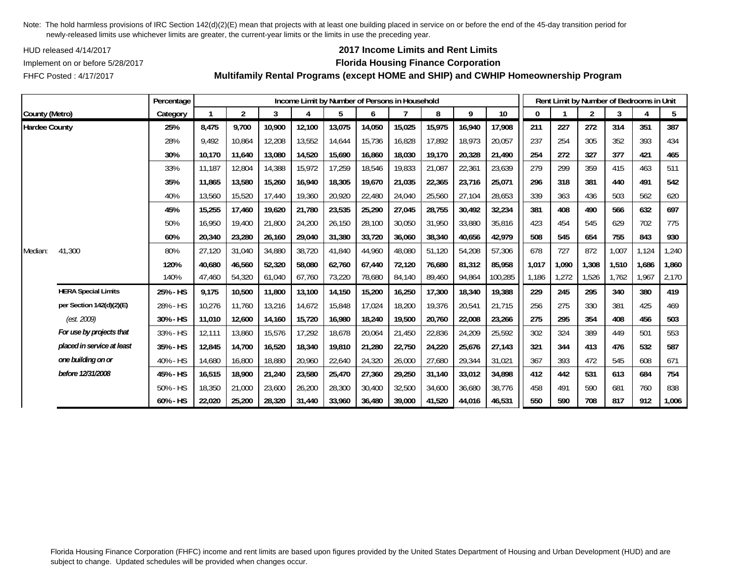Note: The hold harmless provisions of IRC Section 142(d)(2)(E) mean that projects with at least one building placed in service on or before the end of the 45-day transition period for newly-released limits use whichever limits are greater, the current-year limits or the limits in use the preceding year.

HUD released 4/14/2017
Implement on or before 5/28/2017
FHFC Posted : 4/17/2017

## 2017 Income Limits and Rent Limits
## Florida Housing Finance Corporation
## Multifamily Rental Programs (except HOME and SHIP) and CWHIP Homeownership Program

| County (Metro) | | Percentage Category | Income Limit by Number of Persons in Household | | | | | | | | | | Rent Limit by Number of Bedrooms in Unit | | | | | |
|---|---|---|---|---|---|---|---|---|---|---|---|---|---|---|---|---|---|---|
| | | | 1 | 2 | 3 | 4 | 5 | 6 | 7 | 8 | 9 | 10 | 0 | 1 | 2 | 3 | 4 | 5 |
| **Hardee County** | | **25%** | **8,475** | **9,700** | **10,900** | **12,100** | **13,075** | **14,050** | **15,025** | **15,975** | **16,940** | **17,908** | **211** | **227** | **272** | **314** | **351** | **387** |
| | | 28% | 9,492 | 10,864 | 12,208 | 13,552 | 14,644 | 15,736 | 16,828 | 17,892 | 18,973 | 20,057 | 237 | 254 | 305 | 352 | 393 | 434 |
| | | **30%** | **10,170** | **11,640** | **13,080** | **14,520** | **15,690** | **16,860** | **18,030** | **19,170** | **20,328** | **21,490** | **254** | **272** | **327** | **377** | **421** | **465** |
| | | 33% | 11,187 | 12,804 | 14,388 | 15,972 | 17,259 | 18,546 | 19,833 | 21,087 | 22,361 | 23,639 | 279 | 299 | 359 | 415 | 463 | 511 |
| | | **35%** | **11,865** | **13,580** | **15,260** | **16,940** | **18,305** | **19,670** | **21,035** | **22,365** | **23,716** | **25,071** | **296** | **318** | **381** | **440** | **491** | **542** |
| | | 40% | 13,560 | 15,520 | 17,440 | 19,360 | 20,920 | 22,480 | 24,040 | 25,560 | 27,104 | 28,653 | 339 | 363 | 436 | 503 | 562 | 620 |
| | | **45%** | **15,255** | **17,460** | **19,620** | **21,780** | **23,535** | **25,290** | **27,045** | **28,755** | **30,492** | **32,234** | **381** | **408** | **490** | **566** | **632** | **697** |
| | | 50% | 16,950 | 19,400 | 21,800 | 24,200 | 26,150 | 28,100 | 30,050 | 31,950 | 33,880 | 35,816 | 423 | 454 | 545 | 629 | 702 | 775 |
| | | **60%** | **20,340** | **23,280** | **26,160** | **29,040** | **31,380** | **33,720** | **36,060** | **38,340** | **40,656** | **42,979** | **508** | **545** | **654** | **755** | **843** | **930** |
| Median: | 41,300 | 80% | 27,120 | 31,040 | 34,880 | 38,720 | 41,840 | 44,960 | 48,080 | 51,120 | 54,208 | 57,306 | 678 | 727 | 872 | 1,007 | 1,124 | 1,240 |
| | | **120%** | **40,680** | **46,560** | **52,320** | **58,080** | **62,760** | **67,440** | **72,120** | **76,680** | **81,312** | **85,958** | **1,017** | **1,090** | **1,308** | **1,510** | **1,686** | **1,860** |
| | | 140% | 47,460 | 54,320 | 61,040 | 67,760 | 73,220 | 78,680 | 84,140 | 89,460 | 94,864 | 100,285 | 1,186 | 1,272 | 1,526 | 1,762 | 1,967 | 2,170 |
| | **HERA Special Limits** | **25% - HS** | **9,175** | **10,500** | **11,800** | **13,100** | **14,150** | **15,200** | **16,250** | **17,300** | **18,340** | **19,388** | **229** | **245** | **295** | **340** | **380** | **419** |
| | **per Section 142(d)(2)(E)** | 28% - HS | 10,276 | 11,760 | 13,216 | 14,672 | 15,848 | 17,024 | 18,200 | 19,376 | 20,541 | 21,715 | 256 | 275 | 330 | 381 | 425 | 469 |
| | *(est. 2009)* | **30% - HS** | **11,010** | **12,600** | **14,160** | **15,720** | **16,980** | **18,240** | **19,500** | **20,760** | **22,008** | **23,266** | **275** | **295** | **354** | **408** | **456** | **503** |
| | ***For use by projects that*** | 33% - HS | 12,111 | 13,860 | 15,576 | 17,292 | 18,678 | 20,064 | 21,450 | 22,836 | 24,209 | 25,592 | 302 | 324 | 389 | 449 | 501 | 553 |
| | ***placed in service at least*** | **35% - HS** | **12,845** | **14,700** | **16,520** | **18,340** | **19,810** | **21,280** | **22,750** | **24,220** | **25,676** | **27,143** | **321** | **344** | **413** | **476** | **532** | **587** |
| | ***one building on or*** | 40% - HS | 14,680 | 16,800 | 18,880 | 20,960 | 22,640 | 24,320 | 26,000 | 27,680 | 29,344 | 31,021 | 367 | 393 | 472 | 545 | 608 | 671 |
| | ***before 12/31/2008*** | **45% - HS** | **16,515** | **18,900** | **21,240** | **23,580** | **25,470** | **27,360** | **29,250** | **31,140** | **33,012** | **34,898** | **412** | **442** | **531** | **613** | **684** | **754** |
| | | 50% - HS | 18,350 | 21,000 | 23,600 | 26,200 | 28,300 | 30,400 | 32,500 | 34,600 | 36,680 | 38,776 | 458 | 491 | 590 | 681 | 760 | 838 |
| | | **60% - HS** | **22,020** | **25,200** | **28,320** | **31,440** | **33,960** | **36,480** | **39,000** | **41,520** | **44,016** | **46,531** | **550** | **590** | **708** | **817** | **912** | **1,006** |

Florida Housing Finance Corporation (FHFC) income and rent limits are based upon figures provided by the United States Department of Housing and Urban Development (HUD) and are subject to change. Updated schedules will be provided when changes occur.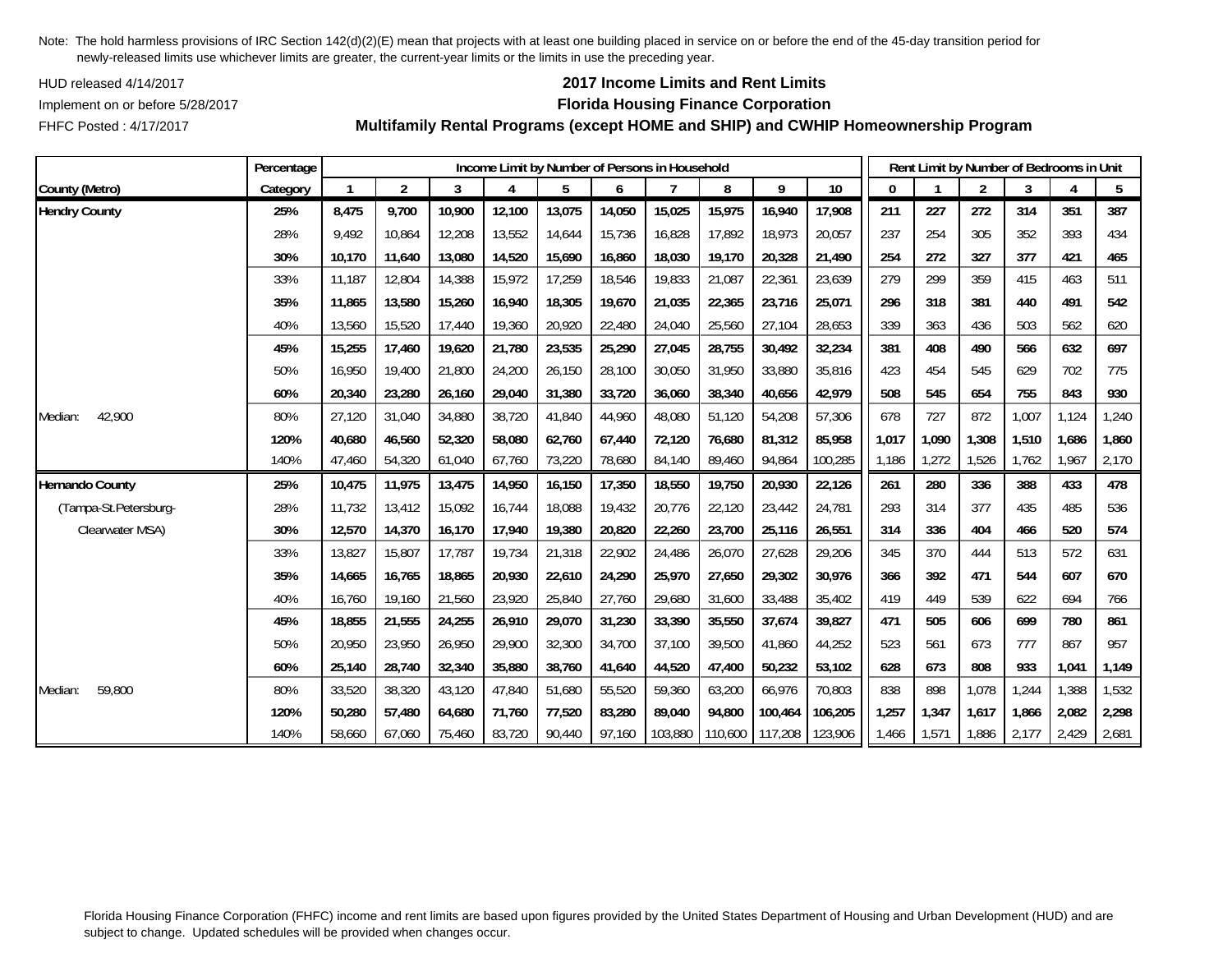Note: The hold harmless provisions of IRC Section 142(d)(2)(E) mean that projects with at least one building placed in service on or before the end of the 45-day transition period for newly-released limits use whichever limits are greater, the current-year limits or the limits in use the preceding year.

HUD released 4/14/2017

Implement on or before 5/28/2017

FHFC Posted : 4/17/2017

## 2017 Income Limits and Rent Limits
## Florida Housing Finance Corporation
## Multifamily Rental Programs (except HOME and SHIP) and CWHIP Homeownership Program

| | Percentage | Income Limit by Number of Persons in Household | | | | | | | | | | Rent Limit by Number of Bedrooms in Unit | | | | | |
|---|---|---|---|---|---|---|---|---|---|---|---|---|---|---|---|---|---|
| County (Metro) | Category | 1 | 2 | 3 | 4 | 5 | 6 | 7 | 8 | 9 | 10 | 0 | 1 | 2 | 3 | 4 | 5 |
| **Hendry County** | **25%** | **8,475** | **9,700** | **10,900** | **12,100** | **13,075** | **14,050** | **15,025** | **15,975** | **16,940** | **17,908** | **211** | **227** | **272** | **314** | **351** | **387** |
| | 28% | 9,492 | 10,864 | 12,208 | 13,552 | 14,644 | 15,736 | 16,828 | 17,892 | 18,973 | 20,057 | 237 | 254 | 305 | 352 | 393 | 434 |
| | **30%** | **10,170** | **11,640** | **13,080** | **14,520** | **15,690** | **16,860** | **18,030** | **19,170** | **20,328** | **21,490** | **254** | **272** | **327** | **377** | **421** | **465** |
| | 33% | 11,187 | 12,804 | 14,388 | 15,972 | 17,259 | 18,546 | 19,833 | 21,087 | 22,361 | 23,639 | 279 | 299 | 359 | 415 | 463 | 511 |
| | **35%** | **11,865** | **13,580** | **15,260** | **16,940** | **18,305** | **19,670** | **21,035** | **22,365** | **23,716** | **25,071** | **296** | **318** | **381** | **440** | **491** | **542** |
| | 40% | 13,560 | 15,520 | 17,440 | 19,360 | 20,920 | 22,480 | 24,040 | 25,560 | 27,104 | 28,653 | 339 | 363 | 436 | 503 | 562 | 620 |
| | **45%** | **15,255** | **17,460** | **19,620** | **21,780** | **23,535** | **25,290** | **27,045** | **28,755** | **30,492** | **32,234** | **381** | **408** | **490** | **566** | **632** | **697** |
| | 50% | 16,950 | 19,400 | 21,800 | 24,200 | 26,150 | 28,100 | 30,050 | 31,950 | 33,880 | 35,816 | 423 | 454 | 545 | 629 | 702 | 775 |
| | **60%** | **20,340** | **23,280** | **26,160** | **29,040** | **31,380** | **33,720** | **36,060** | **38,340** | **40,656** | **42,979** | **508** | **545** | **654** | **755** | **843** | **930** |
| Median: 42,900 | 80% | 27,120 | 31,040 | 34,880 | 38,720 | 41,840 | 44,960 | 48,080 | 51,120 | 54,208 | 57,306 | 678 | 727 | 872 | 1,007 | 1,124 | 1,240 |
| | **120%** | **40,680** | **46,560** | **52,320** | **58,080** | **62,760** | **67,440** | **72,120** | **76,680** | **81,312** | **85,958** | **1,017** | **1,090** | **1,308** | **1,510** | **1,686** | **1,860** |
| | 140% | 47,460 | 54,320 | 61,040 | 67,760 | 73,220 | 78,680 | 84,140 | 89,460 | 94,864 | 100,285 | 1,186 | 1,272 | 1,526 | 1,762 | 1,967 | 2,170 |
| **Hernando County** | **25%** | **10,475** | **11,975** | **13,475** | **14,950** | **16,150** | **17,350** | **18,550** | **19,750** | **20,930** | **22,126** | **261** | **280** | **336** | **388** | **433** | **478** |
| (Tampa-St.Petersburg- | 28% | 11,732 | 13,412 | 15,092 | 16,744 | 18,088 | 19,432 | 20,776 | 22,120 | 23,442 | 24,781 | 293 | 314 | 377 | 435 | 485 | 536 |
| Clearwater MSA) | **30%** | **12,570** | **14,370** | **16,170** | **17,940** | **19,380** | **20,820** | **22,260** | **23,700** | **25,116** | **26,551** | **314** | **336** | **404** | **466** | **520** | **574** |
| | 33% | 13,827 | 15,807 | 17,787 | 19,734 | 21,318 | 22,902 | 24,486 | 26,070 | 27,628 | 29,206 | 345 | 370 | 444 | 513 | 572 | 631 |
| | **35%** | **14,665** | **16,765** | **18,865** | **20,930** | **22,610** | **24,290** | **25,970** | **27,650** | **29,302** | **30,976** | **366** | **392** | **471** | **544** | **607** | **670** |
| | 40% | 16,760 | 19,160 | 21,560 | 23,920 | 25,840 | 27,760 | 29,680 | 31,600 | 33,488 | 35,402 | 419 | 449 | 539 | 622 | 694 | 766 |
| | **45%** | **18,855** | **21,555** | **24,255** | **26,910** | **29,070** | **31,230** | **33,390** | **35,550** | **37,674** | **39,827** | **471** | **505** | **606** | **699** | **780** | **861** |
| | 50% | 20,950 | 23,950 | 26,950 | 29,900 | 32,300 | 34,700 | 37,100 | 39,500 | 41,860 | 44,252 | 523 | 561 | 673 | 777 | 867 | 957 |
| | **60%** | **25,140** | **28,740** | **32,340** | **35,880** | **38,760** | **41,640** | **44,520** | **47,400** | **50,232** | **53,102** | **628** | **673** | **808** | **933** | **1,041** | **1,149** |
| Median: 59,800 | 80% | 33,520 | 38,320 | 43,120 | 47,840 | 51,680 | 55,520 | 59,360 | 63,200 | 66,976 | 70,803 | 838 | 898 | 1,078 | 1,244 | 1,388 | 1,532 |
| | **120%** | **50,280** | **57,480** | **64,680** | **71,760** | **77,520** | **83,280** | **89,040** | **94,800** | **100,464** | **106,205** | **1,257** | **1,347** | **1,617** | **1,866** | **2,082** | **2,298** |
| | 140% | 58,660 | 67,060 | 75,460 | 83,720 | 90,440 | 97,160 | 103,880 | 110,600 | 117,208 | 123,906 | 1,466 | 1,571 | 1,886 | 2,177 | 2,429 | 2,681 |

Florida Housing Finance Corporation (FHFC) income and rent limits are based upon figures provided by the United States Department of Housing and Urban Development (HUD) and are subject to change. Updated schedules will be provided when changes occur.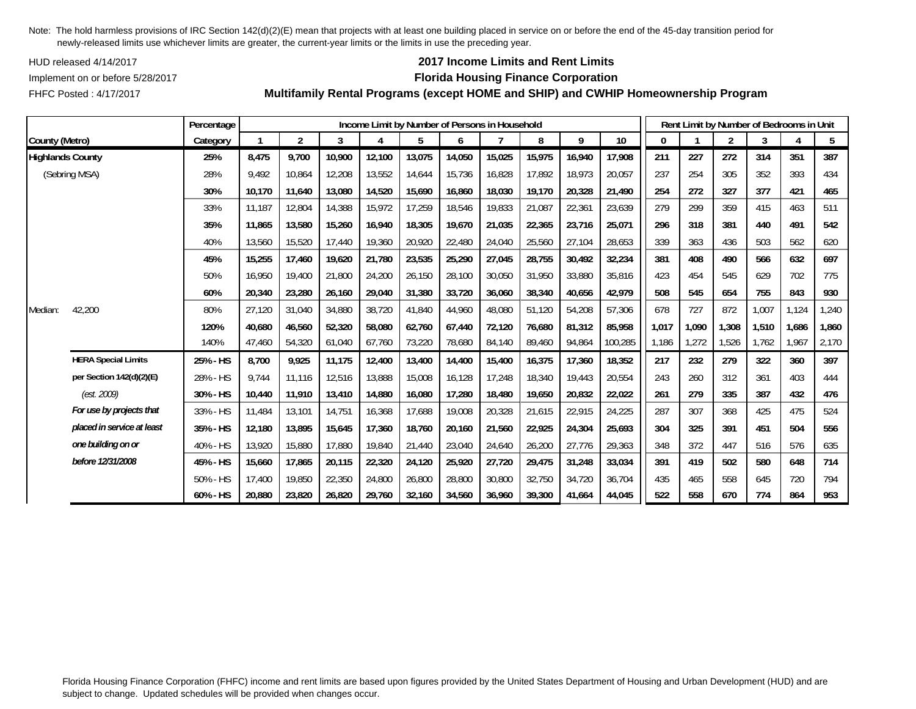Note: The hold harmless provisions of IRC Section 142(d)(2)(E) mean that projects with at least one building placed in service on or before the end of the 45-day transition period for newly-released limits use whichever limits are greater, the current-year limits or the limits in use the preceding year.

HUD released 4/14/2017

Implement on or before 5/28/2017

FHFC Posted : 4/17/2017

**2017 Income Limits and Rent Limits**

**Florida Housing Finance Corporation**

**Multifamily Rental Programs (except HOME and SHIP) and CWHIP Homeownership Program**

| County (Metro) | | Percentage Category | Income Limit by Number of Persons in Household 1 | 2 | 3 | 4 | 5 | 6 | 7 | 8 | 9 | 10 | Rent Limit by Number of Bedrooms in Unit 0 | 1 | 2 | 3 | 4 | 5 |
|---|---|---|---|---|---|---|---|---|---|---|---|---|---|---|---|---|---|---|
| **Highlands County** | | **25%** | **8,475** | **9,700** | **10,900** | **12,100** | **13,075** | **14,050** | **15,025** | **15,975** | **16,940** | **17,908** | **211** | **227** | **272** | **314** | **351** | **387** |
| (Sebring MSA) | | 28% | 9,492 | 10,864 | 12,208 | 13,552 | 14,644 | 15,736 | 16,828 | 17,892 | 18,973 | 20,057 | 237 | 254 | 305 | 352 | 393 | 434 |
| | | **30%** | **10,170** | **11,640** | **13,080** | **14,520** | **15,690** | **16,860** | **18,030** | **19,170** | **20,328** | **21,490** | **254** | **272** | **327** | **377** | **421** | **465** |
| | | 33% | 11,187 | 12,804 | 14,388 | 15,972 | 17,259 | 18,546 | 19,833 | 21,087 | 22,361 | 23,639 | 279 | 299 | 359 | 415 | 463 | 511 |
| | | **35%** | **11,865** | **13,580** | **15,260** | **16,940** | **18,305** | **19,670** | **21,035** | **22,365** | **23,716** | **25,071** | **296** | **318** | **381** | **440** | **491** | **542** |
| | | 40% | 13,560 | 15,520 | 17,440 | 19,360 | 20,920 | 22,480 | 24,040 | 25,560 | 27,104 | 28,653 | 339 | 363 | 436 | 503 | 562 | 620 |
| | | **45%** | **15,255** | **17,460** | **19,620** | **21,780** | **23,535** | **25,290** | **27,045** | **28,755** | **30,492** | **32,234** | **381** | **408** | **490** | **566** | **632** | **697** |
| | | 50% | 16,950 | 19,400 | 21,800 | 24,200 | 26,150 | 28,100 | 30,050 | 31,950 | 33,880 | 35,816 | 423 | 454 | 545 | 629 | 702 | 775 |
| | | **60%** | **20,340** | **23,280** | **26,160** | **29,040** | **31,380** | **33,720** | **36,060** | **38,340** | **40,656** | **42,979** | **508** | **545** | **654** | **755** | **843** | **930** |
| Median: | 42,200 | 80% | 27,120 | 31,040 | 34,880 | 38,720 | 41,840 | 44,960 | 48,080 | 51,120 | 54,208 | 57,306 | 678 | 727 | 872 | 1,007 | 1,124 | 1,240 |
| | | **120%** | **40,680** | **46,560** | **52,320** | **58,080** | **62,760** | **67,440** | **72,120** | **76,680** | **81,312** | **85,958** | **1,017** | **1,090** | **1,308** | **1,510** | **1,686** | **1,860** |
| | | 140% | 47,460 | 54,320 | 61,040 | 67,760 | 73,220 | 78,680 | 84,140 | 89,460 | 94,864 | 100,285 | 1,186 | 1,272 | 1,526 | 1,762 | 1,967 | 2,170 |
| | **HERA Special Limits** | **25% - HS** | **8,700** | **9,925** | **11,175** | **12,400** | **13,400** | **14,400** | **15,400** | **16,375** | **17,360** | **18,352** | **217** | **232** | **279** | **322** | **360** | **397** |
| | **per Section 142(d)(2)(E)** | 28% - HS | 9,744 | 11,116 | 12,516 | 13,888 | 15,008 | 16,128 | 17,248 | 18,340 | 19,443 | 20,554 | 243 | 260 | 312 | 361 | 403 | 444 |
| | *(est. 2009)* | **30% - HS** | **10,440** | **11,910** | **13,410** | **14,880** | **16,080** | **17,280** | **18,480** | **19,650** | **20,832** | **22,022** | **261** | **279** | **335** | **387** | **432** | **476** |
| | ***For use by projects that*** | 33% - HS | 11,484 | 13,101 | 14,751 | 16,368 | 17,688 | 19,008 | 20,328 | 21,615 | 22,915 | 24,225 | 287 | 307 | 368 | 425 | 475 | 524 |
| | ***placed in service at least*** | **35% - HS** | **12,180** | **13,895** | **15,645** | **17,360** | **18,760** | **20,160** | **21,560** | **22,925** | **24,304** | **25,693** | **304** | **325** | **391** | **451** | **504** | **556** |
| | ***one building on or*** | 40% - HS | 13,920 | 15,880 | 17,880 | 19,840 | 21,440 | 23,040 | 24,640 | 26,200 | 27,776 | 29,363 | 348 | 372 | 447 | 516 | 576 | 635 |
| | ***before 12/31/2008*** | **45% - HS** | **15,660** | **17,865** | **20,115** | **22,320** | **24,120** | **25,920** | **27,720** | **29,475** | **31,248** | **33,034** | **391** | **419** | **502** | **580** | **648** | **714** |
| | | 50% - HS | 17,400 | 19,850 | 22,350 | 24,800 | 26,800 | 28,800 | 30,800 | 32,750 | 34,720 | 36,704 | 435 | 465 | 558 | 645 | 720 | 794 |
| | | **60% - HS** | **20,880** | **23,820** | **26,820** | **29,760** | **32,160** | **34,560** | **36,960** | **39,300** | **41,664** | **44,045** | **522** | **558** | **670** | **774** | **864** | **953** |

Florida Housing Finance Corporation (FHFC) income and rent limits are based upon figures provided by the United States Department of Housing and Urban Development (HUD) and are subject to change. Updated schedules will be provided when changes occur.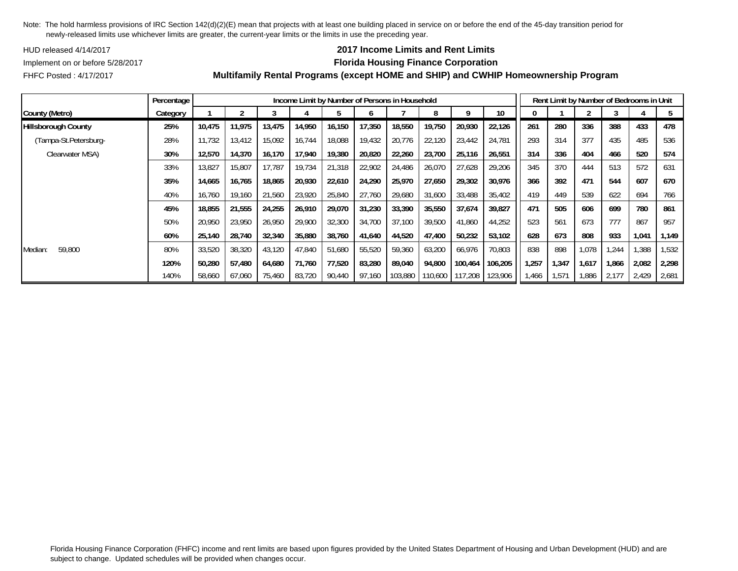Note: The hold harmless provisions of IRC Section 142(d)(2)(E) mean that projects with at least one building placed in service on or before the end of the 45-day transition period for newly-released limits use whichever limits are greater, the current-year limits or the limits in use the preceding year.

HUD released 4/14/2017

Implement on or before 5/28/2017

FHFC Posted : 4/17/2017

## 2017 Income Limits and Rent Limits

## Florida Housing Finance Corporation

## Multifamily Rental Programs (except HOME and SHIP) and CWHIP Homeownership Program

| | Percentage | Income Limit by Number of Persons in Household | | | | | | | | | | Rent Limit by Number of Bedrooms in Unit | | | | | |
|---|---|---|---|---|---|---|---|---|---|---|---|---|---|---|---|---|---|
| County (Metro) | Category | 1 | 2 | 3 | 4 | 5 | 6 | 7 | 8 | 9 | 10 | 0 | 1 | 2 | 3 | 4 | 5 |
| **Hillsborough County** | **25%** | **10,475** | **11,975** | **13,475** | **14,950** | **16,150** | **17,350** | **18,550** | **19,750** | **20,930** | **22,126** | **261** | **280** | **336** | **388** | **433** | **478** |
| (Tampa-St.Petersburg- | 28% | 11,732 | 13,412 | 15,092 | 16,744 | 18,088 | 19,432 | 20,776 | 22,120 | 23,442 | 24,781 | 293 | 314 | 377 | 435 | 485 | 536 |
| Clearwater MSA) | **30%** | **12,570** | **14,370** | **16,170** | **17,940** | **19,380** | **20,820** | **22,260** | **23,700** | **25,116** | **26,551** | **314** | **336** | **404** | **466** | **520** | **574** |
| | 33% | 13,827 | 15,807 | 17,787 | 19,734 | 21,318 | 22,902 | 24,486 | 26,070 | 27,628 | 29,206 | 345 | 370 | 444 | 513 | 572 | 631 |
| | **35%** | **14,665** | **16,765** | **18,865** | **20,930** | **22,610** | **24,290** | **25,970** | **27,650** | **29,302** | **30,976** | **366** | **392** | **471** | **544** | **607** | **670** |
| | 40% | 16,760 | 19,160 | 21,560 | 23,920 | 25,840 | 27,760 | 29,680 | 31,600 | 33,488 | 35,402 | 419 | 449 | 539 | 622 | 694 | 766 |
| | **45%** | **18,855** | **21,555** | **24,255** | **26,910** | **29,070** | **31,230** | **33,390** | **35,550** | **37,674** | **39,827** | **471** | **505** | **606** | **699** | **780** | **861** |
| | 50% | 20,950 | 23,950 | 26,950 | 29,900 | 32,300 | 34,700 | 37,100 | 39,500 | 41,860 | 44,252 | 523 | 561 | 673 | 777 | 867 | 957 |
| | **60%** | **25,140** | **28,740** | **32,340** | **35,880** | **38,760** | **41,640** | **44,520** | **47,400** | **50,232** | **53,102** | **628** | **673** | **808** | **933** | **1,041** | **1,149** |
| Median: 59,800 | 80% | 33,520 | 38,320 | 43,120 | 47,840 | 51,680 | 55,520 | 59,360 | 63,200 | 66,976 | 70,803 | 838 | 898 | 1,078 | 1,244 | 1,388 | 1,532 |
| | **120%** | **50,280** | **57,480** | **64,680** | **71,760** | **77,520** | **83,280** | **89,040** | **94,800** | **100,464** | **106,205** | **1,257** | **1,347** | **1,617** | **1,866** | **2,082** | **2,298** |
| | 140% | 58,660 | 67,060 | 75,460 | 83,720 | 90,440 | 97,160 | 103,880 | 110,600 | 117,208 | 123,906 | 1,466 | 1,571 | 1,886 | 2,177 | 2,429 | 2,681 |

Florida Housing Finance Corporation (FHFC) income and rent limits are based upon figures provided by the United States Department of Housing and Urban Development (HUD) and are subject to change. Updated schedules will be provided when changes occur.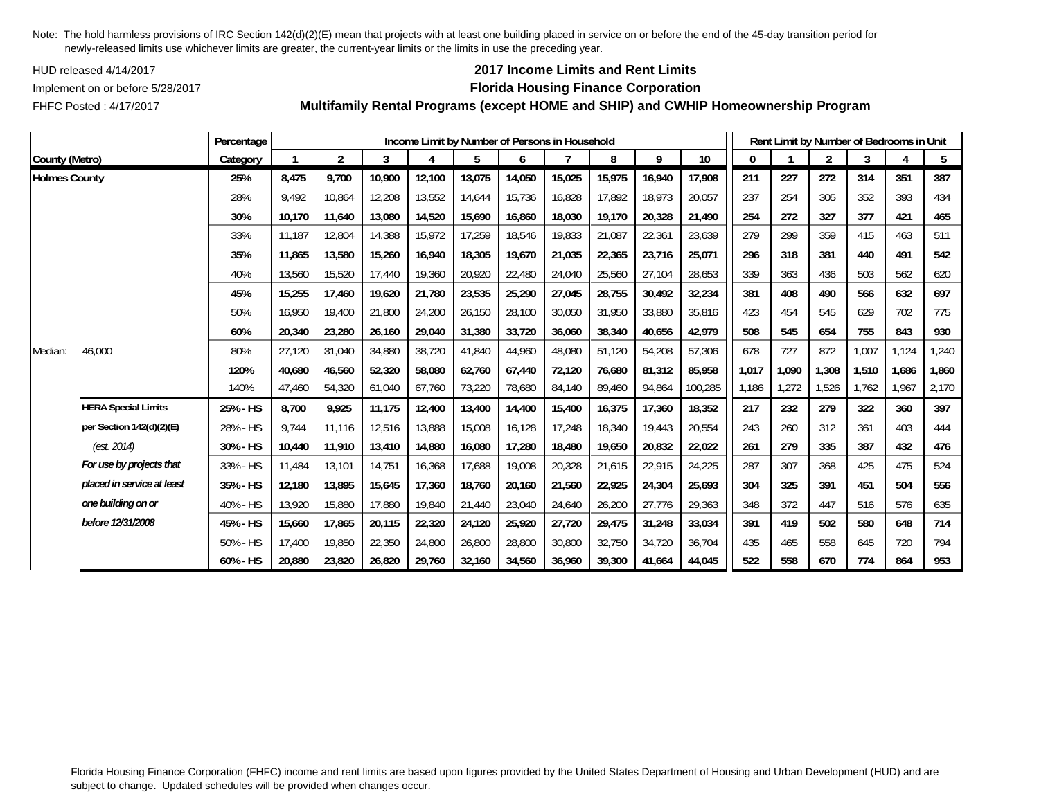Note: The hold harmless provisions of IRC Section 142(d)(2)(E) mean that projects with at least one building placed in service on or before the end of the 45-day transition period for newly-released limits use whichever limits are greater, the current-year limits or the limits in use the preceding year.

HUD released 4/14/2017

Implement on or before 5/28/2017

FHFC Posted : 4/17/2017

## 2017 Income Limits and Rent Limits
## Florida Housing Finance Corporation
## Multifamily Rental Programs (except HOME and SHIP) and CWHIP Homeownership Program

| County (Metro) | | Percentage Category | Income Limit by Number of Persons in Household | | | | | | | | | | Rent Limit by Number of Bedrooms in Unit | | | | | |
|---|---|---|---|---|---|---|---|---|---|---|---|---|---|---|---|---|---|---|
| | | | 1 | 2 | 3 | 4 | 5 | 6 | 7 | 8 | 9 | 10 | 0 | 1 | 2 | 3 | 4 | 5 |
| **Holmes County** | | **25%** | **8,475** | **9,700** | **10,900** | **12,100** | **13,075** | **14,050** | **15,025** | **15,975** | **16,940** | **17,908** | **211** | **227** | **272** | **314** | **351** | **387** |
| | | 28% | 9,492 | 10,864 | 12,208 | 13,552 | 14,644 | 15,736 | 16,828 | 17,892 | 18,973 | 20,057 | 237 | 254 | 305 | 352 | 393 | 434 |
| | | **30%** | **10,170** | **11,640** | **13,080** | **14,520** | **15,690** | **16,860** | **18,030** | **19,170** | **20,328** | **21,490** | **254** | **272** | **327** | **377** | **421** | **465** |
| | | 33% | 11,187 | 12,804 | 14,388 | 15,972 | 17,259 | 18,546 | 19,833 | 21,087 | 22,361 | 23,639 | 279 | 299 | 359 | 415 | 463 | 511 |
| | | **35%** | **11,865** | **13,580** | **15,260** | **16,940** | **18,305** | **19,670** | **21,035** | **22,365** | **23,716** | **25,071** | **296** | **318** | **381** | **440** | **491** | **542** |
| | | 40% | 13,560 | 15,520 | 17,440 | 19,360 | 20,920 | 22,480 | 24,040 | 25,560 | 27,104 | 28,653 | 339 | 363 | 436 | 503 | 562 | 620 |
| | | **45%** | **15,255** | **17,460** | **19,620** | **21,780** | **23,535** | **25,290** | **27,045** | **28,755** | **30,492** | **32,234** | **381** | **408** | **490** | **566** | **632** | **697** |
| | | 50% | 16,950 | 19,400 | 21,800 | 24,200 | 26,150 | 28,100 | 30,050 | 31,950 | 33,880 | 35,816 | 423 | 454 | 545 | 629 | 702 | 775 |
| | | **60%** | **20,340** | **23,280** | **26,160** | **29,040** | **31,380** | **33,720** | **36,060** | **38,340** | **40,656** | **42,979** | **508** | **545** | **654** | **755** | **843** | **930** |
| Median: | 46,000 | 80% | 27,120 | 31,040 | 34,880 | 38,720 | 41,840 | 44,960 | 48,080 | 51,120 | 54,208 | 57,306 | 678 | 727 | 872 | 1,007 | 1,124 | 1,240 |
| | | **120%** | **40,680** | **46,560** | **52,320** | **58,080** | **62,760** | **67,440** | **72,120** | **76,680** | **81,312** | **85,958** | **1,017** | **1,090** | **1,308** | **1,510** | **1,686** | **1,860** |
| | | 140% | 47,460 | 54,320 | 61,040 | 67,760 | 73,220 | 78,680 | 84,140 | 89,460 | 94,864 | 100,285 | 1,186 | 1,272 | 1,526 | 1,762 | 1,967 | 2,170 |
| | **HERA Special Limits** | **25% - HS** | **8,700** | **9,925** | **11,175** | **12,400** | **13,400** | **14,400** | **15,400** | **16,375** | **17,360** | **18,352** | **217** | **232** | **279** | **322** | **360** | **397** |
| | **per Section 142(d)(2)(E)** | 28% - HS | 9,744 | 11,116 | 12,516 | 13,888 | 15,008 | 16,128 | 17,248 | 18,340 | 19,443 | 20,554 | 243 | 260 | 312 | 361 | 403 | 444 |
| | *(est. 2014)* | **30% - HS** | **10,440** | **11,910** | **13,410** | **14,880** | **16,080** | **17,280** | **18,480** | **19,650** | **20,832** | **22,022** | **261** | **279** | **335** | **387** | **432** | **476** |
| | ***For use by projects that*** | 33% - HS | 11,484 | 13,101 | 14,751 | 16,368 | 17,688 | 19,008 | 20,328 | 21,615 | 22,915 | 24,225 | 287 | 307 | 368 | 425 | 475 | 524 |
| | ***placed in service at least*** | **35% - HS** | **12,180** | **13,895** | **15,645** | **17,360** | **18,760** | **20,160** | **21,560** | **22,925** | **24,304** | **25,693** | **304** | **325** | **391** | **451** | **504** | **556** |
| | ***one building on or*** | 40% - HS | 13,920 | 15,880 | 17,880 | 19,840 | 21,440 | 23,040 | 24,640 | 26,200 | 27,776 | 29,363 | 348 | 372 | 447 | 516 | 576 | 635 |
| | ***before 12/31/2008*** | **45% - HS** | **15,660** | **17,865** | **20,115** | **22,320** | **24,120** | **25,920** | **27,720** | **29,475** | **31,248** | **33,034** | **391** | **419** | **502** | **580** | **648** | **714** |
| | | 50% - HS | 17,400 | 19,850 | 22,350 | 24,800 | 26,800 | 28,800 | 30,800 | 32,750 | 34,720 | 36,704 | 435 | 465 | 558 | 645 | 720 | 794 |
| | | **60% - HS** | **20,880** | **23,820** | **26,820** | **29,760** | **32,160** | **34,560** | **36,960** | **39,300** | **41,664** | **44,045** | **522** | **558** | **670** | **774** | **864** | **953** |

Florida Housing Finance Corporation (FHFC) income and rent limits are based upon figures provided by the United States Department of Housing and Urban Development (HUD) and are subject to change. Updated schedules will be provided when changes occur.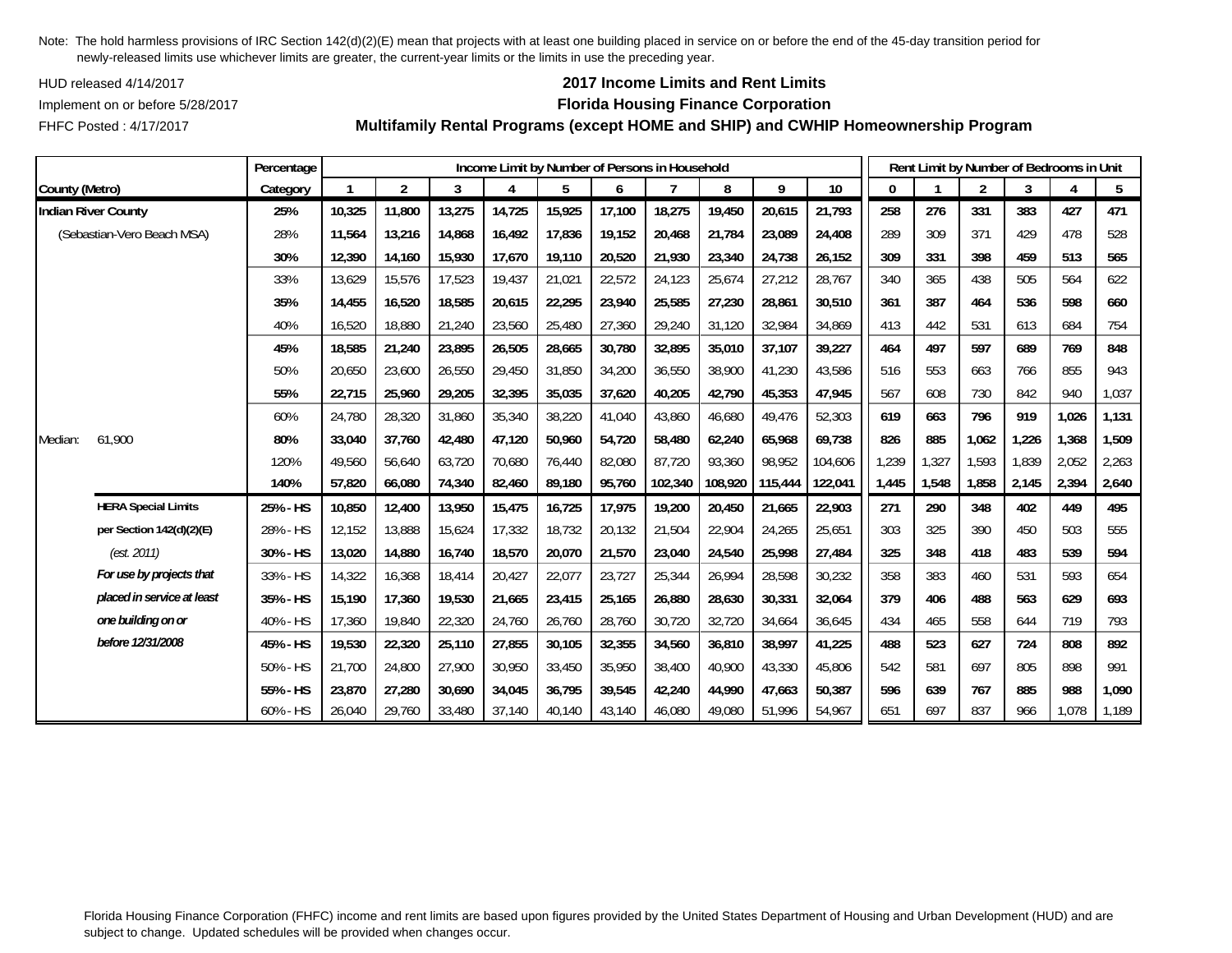Note: The hold harmless provisions of IRC Section 142(d)(2)(E) mean that projects with at least one building placed in service on or before the end of the 45-day transition period for newly-released limits use whichever limits are greater, the current-year limits or the limits in use the preceding year.

HUD released 4/14/2017

Implement on or before 5/28/2017

FHFC Posted : 4/17/2017

## 2017 Income Limits and Rent Limits
## Florida Housing Finance Corporation
## Multifamily Rental Programs (except HOME and SHIP) and CWHIP Homeownership Program

| County (Metro) | Percentage Category | Income Limit by Number of Persons in Household: 1 | 2 | 3 | 4 | 5 | 6 | 7 | 8 | 9 | 10 | Rent Limit by Number of Bedrooms in Unit: 0 | 1 | 2 | 3 | 4 | 5 |
|---|---|---|---|---|---|---|---|---|---|---|---|---|---|---|---|---|---|
| **Indian River County** | **25%** | **10,325** | **11,800** | **13,275** | **14,725** | **15,925** | **17,100** | **18,275** | **19,450** | **20,615** | **21,793** | **258** | **276** | **331** | **383** | **427** | **471** |
| (Sebastian-Vero Beach MSA) | 28% | 11,564 | 13,216 | 14,868 | 16,492 | 17,836 | 19,152 | 20,468 | 21,784 | 23,089 | 24,408 | 289 | 309 | 371 | 429 | 478 | 528 |
| | **30%** | **12,390** | **14,160** | **15,930** | **17,670** | **19,110** | **20,520** | **21,930** | **23,340** | **24,738** | **26,152** | **309** | **331** | **398** | **459** | **513** | **565** |
| | 33% | 13,629 | 15,576 | 17,523 | 19,437 | 21,021 | 22,572 | 24,123 | 25,674 | 27,212 | 28,767 | 340 | 365 | 438 | 505 | 564 | 622 |
| | **35%** | **14,455** | **16,520** | **18,585** | **20,615** | **22,295** | **23,940** | **25,585** | **27,230** | **28,861** | **30,510** | **361** | **387** | **464** | **536** | **598** | **660** |
| | 40% | 16,520 | 18,880 | 21,240 | 23,560 | 25,480 | 27,360 | 29,240 | 31,120 | 32,984 | 34,869 | 413 | 442 | 531 | 613 | 684 | 754 |
| | **45%** | **18,585** | **21,240** | **23,895** | **26,505** | **28,665** | **30,780** | **32,895** | **35,010** | **37,107** | **39,227** | **464** | **497** | **597** | **689** | **769** | **848** |
| | 50% | 20,650 | 23,600 | 26,550 | 29,450 | 31,850 | 34,200 | 36,550 | 38,900 | 41,230 | 43,586 | 516 | 553 | 663 | 766 | 855 | 943 |
| | **55%** | **22,715** | **25,960** | **29,205** | **32,395** | **35,035** | **37,620** | **40,205** | **42,790** | **45,353** | **47,945** | **567** | **608** | **730** | **842** | **940** | **1,037** |
| | 60% | 24,780 | 28,320 | 31,860 | 35,340 | 38,220 | 41,040 | 43,860 | 46,680 | 49,476 | 52,303 | **619** | **663** | **796** | **919** | **1,026** | **1,131** |
| Median: 61,900 | **80%** | **33,040** | **37,760** | **42,480** | **47,120** | **50,960** | **54,720** | **58,480** | **62,240** | **65,968** | **69,738** | **826** | **885** | **1,062** | **1,226** | **1,368** | **1,509** |
| | 120% | 49,560 | 56,640 | 63,720 | 70,680 | 76,440 | 82,080 | 87,720 | 93,360 | 98,952 | 104,606 | 1,239 | 1,327 | 1,593 | 1,839 | 2,052 | 2,263 |
| | **140%** | **57,820** | **66,080** | **74,340** | **82,460** | **89,180** | **95,760** | **102,340** | **108,920** | **115,444** | **122,041** | **1,445** | **1,548** | **1,858** | **2,145** | **2,394** | **2,640** |
| **HERA Special Limits** | **25% - HS** | **10,850** | **12,400** | **13,950** | **15,475** | **16,725** | **17,975** | **19,200** | **20,450** | **21,665** | **22,903** | **271** | **290** | **348** | **402** | **449** | **495** |
| **per Section 142(d)(2)(E)** | 28% - HS | 12,152 | 13,888 | 15,624 | 17,332 | 18,732 | 20,132 | 21,504 | 22,904 | 24,265 | 25,651 | 303 | 325 | 390 | 450 | 503 | 555 |
| *(est. 2011)* | **30% - HS** | **13,020** | **14,880** | **16,740** | **18,570** | **20,070** | **21,570** | **23,040** | **24,540** | **25,998** | **27,484** | **325** | **348** | **418** | **483** | **539** | **594** |
| ***For use by projects that*** | 33% - HS | 14,322 | 16,368 | 18,414 | 20,427 | 22,077 | 23,727 | 25,344 | 26,994 | 28,598 | 30,232 | 358 | 383 | 460 | 531 | 593 | 654 |
| ***placed in service at least*** | **35% - HS** | **15,190** | **17,360** | **19,530** | **21,665** | **23,415** | **25,165** | **26,880** | **28,630** | **30,331** | **32,064** | **379** | **406** | **488** | **563** | **629** | **693** |
| ***one building on or*** | 40% - HS | 17,360 | 19,840 | 22,320 | 24,760 | 26,760 | 28,760 | 30,720 | 32,720 | 34,664 | 36,645 | 434 | 465 | 558 | 644 | 719 | 793 |
| ***before 12/31/2008*** | **45% - HS** | **19,530** | **22,320** | **25,110** | **27,855** | **30,105** | **32,355** | **34,560** | **36,810** | **38,997** | **41,225** | **488** | **523** | **627** | **724** | **808** | **892** |
| | 50% - HS | 21,700 | 24,800 | 27,900 | 30,950 | 33,450 | 35,950 | 38,400 | 40,900 | 43,330 | 45,806 | 542 | 581 | 697 | 805 | 898 | 991 |
| | **55% - HS** | **23,870** | **27,280** | **30,690** | **34,045** | **36,795** | **39,545** | **42,240** | **44,990** | **47,663** | **50,387** | **596** | **639** | **767** | **885** | **988** | **1,090** |
| | 60% - HS | 26,040 | 29,760 | 33,480 | 37,140 | 40,140 | 43,140 | 46,080 | 49,080 | 51,996 | 54,967 | 651 | 697 | 837 | 966 | 1,078 | 1,189 |

Florida Housing Finance Corporation (FHFC) income and rent limits are based upon figures provided by the United States Department of Housing and Urban Development (HUD) and are subject to change. Updated schedules will be provided when changes occur.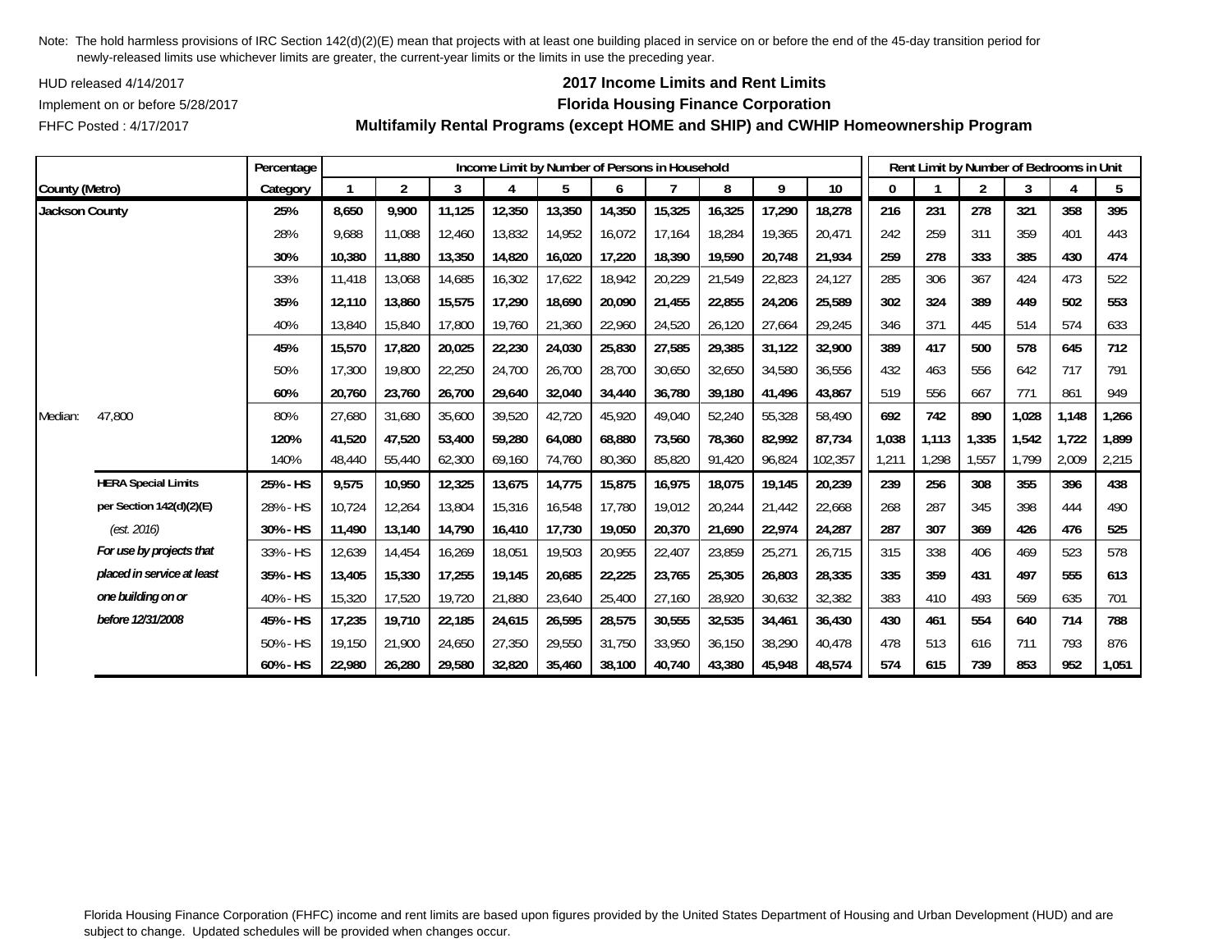Note: The hold harmless provisions of IRC Section 142(d)(2)(E) mean that projects with at least one building placed in service on or before the end of the 45-day transition period for newly-released limits use whichever limits are greater, the current-year limits or the limits in use the preceding year.

HUD released 4/14/2017

Implement on or before 5/28/2017

FHFC Posted : 4/17/2017

**2017 Income Limits and Rent Limits**

**Florida Housing Finance Corporation**

**Multifamily Rental Programs (except HOME and SHIP) and CWHIP Homeownership Program**

| County (Metro) | | Percentage Category | Income Limit by Number of Persons in Household: 1 | 2 | 3 | 4 | 5 | 6 | 7 | 8 | 9 | 10 | Rent Limit by Number of Bedrooms in Unit: 0 | 1 | 2 | 3 | 4 | 5 |
|---|---|---|---|---|---|---|---|---|---|---|---|---|---|---|---|---|---|---|
| **Jackson County** | | **25%** | **8,650** | **9,900** | **11,125** | **12,350** | **13,350** | **14,350** | **15,325** | **16,325** | **17,290** | **18,278** | **216** | **231** | **278** | **321** | **358** | **395** |
| | | 28% | 9,688 | 11,088 | 12,460 | 13,832 | 14,952 | 16,072 | 17,164 | 18,284 | 19,365 | 20,471 | 242 | 259 | 311 | 359 | 401 | 443 |
| | | **30%** | **10,380** | **11,880** | **13,350** | **14,820** | **16,020** | **17,220** | **18,390** | **19,590** | **20,748** | **21,934** | **259** | **278** | **333** | **385** | **430** | **474** |
| | | 33% | 11,418 | 13,068 | 14,685 | 16,302 | 17,622 | 18,942 | 20,229 | 21,549 | 22,823 | 24,127 | 285 | 306 | 367 | 424 | 473 | 522 |
| | | **35%** | **12,110** | **13,860** | **15,575** | **17,290** | **18,690** | **20,090** | **21,455** | **22,855** | **24,206** | **25,589** | **302** | **324** | **389** | **449** | **502** | **553** |
| | | 40% | 13,840 | 15,840 | 17,800 | 19,760 | 21,360 | 22,960 | 24,520 | 26,120 | 27,664 | 29,245 | 346 | 371 | 445 | 514 | 574 | 633 |
| | | **45%** | **15,570** | **17,820** | **20,025** | **22,230** | **24,030** | **25,830** | **27,585** | **29,385** | **31,122** | **32,900** | **389** | **417** | **500** | **578** | **645** | **712** |
| | | 50% | 17,300 | 19,800 | 22,250 | 24,700 | 26,700 | 28,700 | 30,650 | 32,650 | 34,580 | 36,556 | 432 | 463 | 556 | 642 | 717 | 791 |
| | | **60%** | **20,760** | **23,760** | **26,700** | **29,640** | **32,040** | **34,440** | **36,780** | **39,180** | **41,496** | **43,867** | **519** | **556** | **667** | **771** | **861** | **949** |
| Median: | 47,800 | 80% | 27,680 | 31,680 | 35,600 | 39,520 | 42,720 | 45,920 | 49,040 | 52,240 | 55,328 | 58,490 | 692 | 742 | 890 | 1,028 | 1,148 | 1,266 |
| | | **120%** | **41,520** | **47,520** | **53,400** | **59,280** | **64,080** | **68,880** | **73,560** | **78,360** | **82,992** | **87,734** | **1,038** | **1,113** | **1,335** | **1,542** | **1,722** | **1,899** |
| | | 140% | 48,440 | 55,440 | 62,300 | 69,160 | 74,760 | 80,360 | 85,820 | 91,420 | 96,824 | 102,357 | 1,211 | 1,298 | 1,557 | 1,799 | 2,009 | 2,215 |
| | **HERA Special Limits** | **25% - HS** | **9,575** | **10,950** | **12,325** | **13,675** | **14,775** | **15,875** | **16,975** | **18,075** | **19,145** | **20,239** | **239** | **256** | **308** | **355** | **396** | **438** |
| | **per Section 142(d)(2)(E)** | 28% - HS | 10,724 | 12,264 | 13,804 | 15,316 | 16,548 | 17,780 | 19,012 | 20,244 | 21,442 | 22,668 | 268 | 287 | 345 | 398 | 444 | 490 |
| | *(est. 2016)* | **30% - HS** | **11,490** | **13,140** | **14,790** | **16,410** | **17,730** | **19,050** | **20,370** | **21,690** | **22,974** | **24,287** | **287** | **307** | **369** | **426** | **476** | **525** |
| | ***For use by projects that*** | 33% - HS | 12,639 | 14,454 | 16,269 | 18,051 | 19,503 | 20,955 | 22,407 | 23,859 | 25,271 | 26,715 | 315 | 338 | 406 | 469 | 523 | 578 |
| | ***placed in service at least*** | **35% - HS** | **13,405** | **15,330** | **17,255** | **19,145** | **20,685** | **22,225** | **23,765** | **25,305** | **26,803** | **28,335** | **335** | **359** | **431** | **497** | **555** | **613** |
| | ***one building on or*** | 40% - HS | 15,320 | 17,520 | 19,720 | 21,880 | 23,640 | 25,400 | 27,160 | 28,920 | 30,632 | 32,382 | 383 | 410 | 493 | 569 | 635 | 701 |
| | ***before 12/31/2008*** | **45% - HS** | **17,235** | **19,710** | **22,185** | **24,615** | **26,595** | **28,575** | **30,555** | **32,535** | **34,461** | **36,430** | **430** | **461** | **554** | **640** | **714** | **788** |
| | | 50% - HS | 19,150 | 21,900 | 24,650 | 27,350 | 29,550 | 31,750 | 33,950 | 36,150 | 38,290 | 40,478 | 478 | 513 | 616 | 711 | 793 | 876 |
| | | **60% - HS** | **22,980** | **26,280** | **29,580** | **32,820** | **35,460** | **38,100** | **40,740** | **43,380** | **45,948** | **48,574** | **574** | **615** | **739** | **853** | **952** | **1,051** |

Florida Housing Finance Corporation (FHFC) income and rent limits are based upon figures provided by the United States Department of Housing and Urban Development (HUD) and are subject to change. Updated schedules will be provided when changes occur.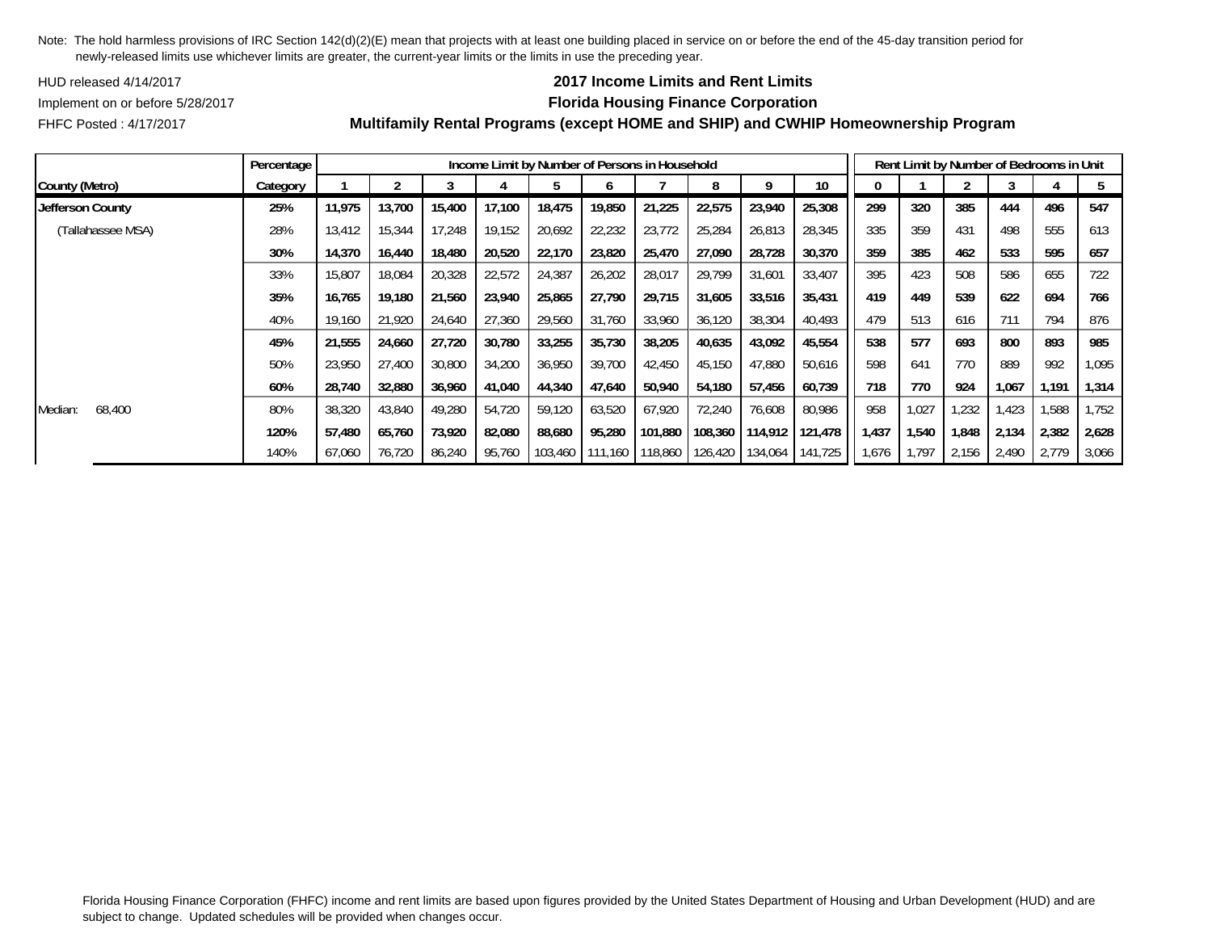Note: The hold harmless provisions of IRC Section 142(d)(2)(E) mean that projects with at least one building placed in service on or before the end of the 45-day transition period for newly-released limits use whichever limits are greater, the current-year limits or the limits in use the preceding year.

HUD released 4/14/2017

Implement on or before 5/28/2017

FHFC Posted : 4/17/2017

**2017 Income Limits and Rent Limits**

**Florida Housing Finance Corporation**

**Multifamily Rental Programs (except HOME and SHIP) and CWHIP Homeownership Program**

| | Percentage | Income Limit by Number of Persons in Household | | | | | | | | | | Rent Limit by Number of Bedrooms in Unit | | | | | |
|---|---|---|---|---|---|---|---|---|---|---|---|---|---|---|---|---|---|
| County (Metro) | Category | 1 | 2 | 3 | 4 | 5 | 6 | 7 | 8 | 9 | 10 | 0 | 1 | 2 | 3 | 4 | 5 |
| **Jefferson County** | **25%** | **11,975** | **13,700** | **15,400** | **17,100** | **18,475** | **19,850** | **21,225** | **22,575** | **23,940** | **25,308** | **299** | **320** | **385** | **444** | **496** | **547** |
| (Tallahassee MSA) | 28% | 13,412 | 15,344 | 17,248 | 19,152 | 20,692 | 22,232 | 23,772 | 25,284 | 26,813 | 28,345 | 335 | 359 | 431 | 498 | 555 | 613 |
| | **30%** | **14,370** | **16,440** | **18,480** | **20,520** | **22,170** | **23,820** | **25,470** | **27,090** | **28,728** | **30,370** | **359** | **385** | **462** | **533** | **595** | **657** |
| | 33% | 15,807 | 18,084 | 20,328 | 22,572 | 24,387 | 26,202 | 28,017 | 29,799 | 31,601 | 33,407 | 395 | 423 | 508 | 586 | 655 | 722 |
| | **35%** | **16,765** | **19,180** | **21,560** | **23,940** | **25,865** | **27,790** | **29,715** | **31,605** | **33,516** | **35,431** | **419** | **449** | **539** | **622** | **694** | **766** |
| | 40% | 19,160 | 21,920 | 24,640 | 27,360 | 29,560 | 31,760 | 33,960 | 36,120 | 38,304 | 40,493 | 479 | 513 | 616 | 711 | 794 | 876 |
| | **45%** | **21,555** | **24,660** | **27,720** | **30,780** | **33,255** | **35,730** | **38,205** | **40,635** | **43,092** | **45,554** | **538** | **577** | **693** | **800** | **893** | **985** |
| | 50% | 23,950 | 27,400 | 30,800 | 34,200 | 36,950 | 39,700 | 42,450 | 45,150 | 47,880 | 50,616 | 598 | 641 | 770 | 889 | 992 | 1,095 |
| | **60%** | **28,740** | **32,880** | **36,960** | **41,040** | **44,340** | **47,640** | **50,940** | **54,180** | **57,456** | **60,739** | **718** | **770** | **924** | **1,067** | **1,191** | **1,314** |
| Median: 68,400 | 80% | 38,320 | 43,840 | 49,280 | 54,720 | 59,120 | 63,520 | 67,920 | 72,240 | 76,608 | 80,986 | 958 | 1,027 | 1,232 | 1,423 | 1,588 | 1,752 |
| | **120%** | **57,480** | **65,760** | **73,920** | **82,080** | **88,680** | **95,280** | **101,880** | **108,360** | **114,912** | **121,478** | **1,437** | **1,540** | **1,848** | **2,134** | **2,382** | **2,628** |
| | 140% | 67,060 | 76,720 | 86,240 | 95,760 | 103,460 | 111,160 | 118,860 | 126,420 | 134,064 | 141,725 | 1,676 | 1,797 | 2,156 | 2,490 | 2,779 | 3,066 |

Florida Housing Finance Corporation (FHFC) income and rent limits are based upon figures provided by the United States Department of Housing and Urban Development (HUD) and are subject to change. Updated schedules will be provided when changes occur.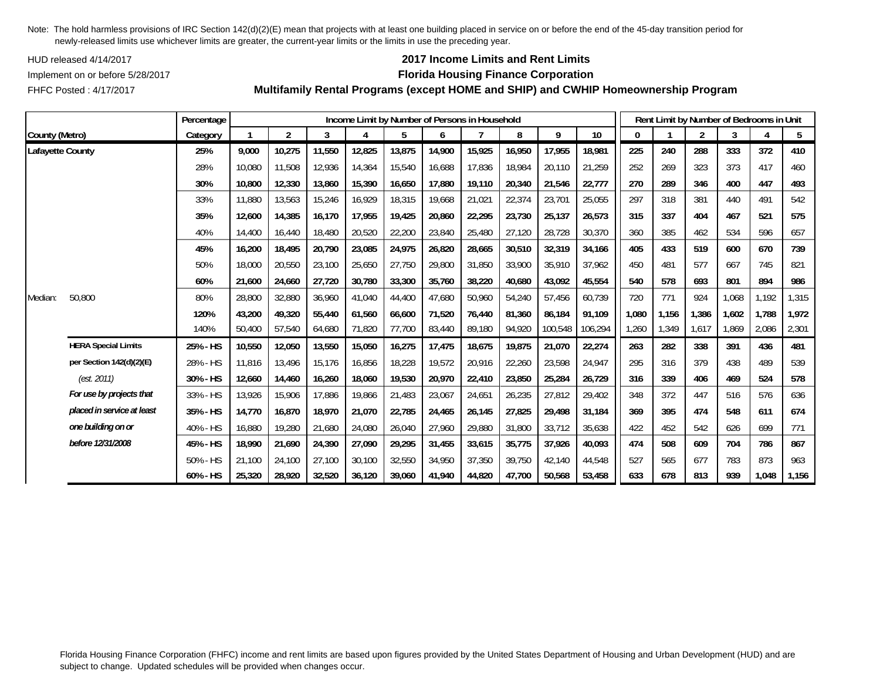Note: The hold harmless provisions of IRC Section 142(d)(2)(E) mean that projects with at least one building placed in service on or before the end of the 45-day transition period for newly-released limits use whichever limits are greater, the current-year limits or the limits in use the preceding year.

HUD released 4/14/2017

Implement on or before 5/28/2017

FHFC Posted : 4/17/2017

## 2017 Income Limits and Rent Limits

## Florida Housing Finance Corporation

## Multifamily Rental Programs (except HOME and SHIP) and CWHIP Homeownership Program

| County (Metro) | | Percentage Category | Income Limit by Number of Persons in Household: 1 | 2 | 3 | 4 | 5 | 6 | 7 | 8 | 9 | 10 | Rent Limit by Number of Bedrooms in Unit: 0 | 1 | 2 | 3 | 4 | 5 |
|---|---|---|---|---|---|---|---|---|---|---|---|---|---|---|---|---|---|---|
| **Lafayette County** | | **25%** | **9,000** | **10,275** | **11,550** | **12,825** | **13,875** | **14,900** | **15,925** | **16,950** | **17,955** | **18,981** | **225** | **240** | **288** | **333** | **372** | **410** |
| | | 28% | 10,080 | 11,508 | 12,936 | 14,364 | 15,540 | 16,688 | 17,836 | 18,984 | 20,110 | 21,259 | 252 | 269 | 323 | 373 | 417 | 460 |
| | | **30%** | **10,800** | **12,330** | **13,860** | **15,390** | **16,650** | **17,880** | **19,110** | **20,340** | **21,546** | **22,777** | **270** | **289** | **346** | **400** | **447** | **493** |
| | | 33% | 11,880 | 13,563 | 15,246 | 16,929 | 18,315 | 19,668 | 21,021 | 22,374 | 23,701 | 25,055 | 297 | 318 | 381 | 440 | 491 | 542 |
| | | **35%** | **12,600** | **14,385** | **16,170** | **17,955** | **19,425** | **20,860** | **22,295** | **23,730** | **25,137** | **26,573** | **315** | **337** | **404** | **467** | **521** | **575** |
| | | 40% | 14,400 | 16,440 | 18,480 | 20,520 | 22,200 | 23,840 | 25,480 | 27,120 | 28,728 | 30,370 | 360 | 385 | 462 | 534 | 596 | 657 |
| | | **45%** | **16,200** | **18,495** | **20,790** | **23,085** | **24,975** | **26,820** | **28,665** | **30,510** | **32,319** | **34,166** | **405** | **433** | **519** | **600** | **670** | **739** |
| | | 50% | 18,000 | 20,550 | 23,100 | 25,650 | 27,750 | 29,800 | 31,850 | 33,900 | 35,910 | 37,962 | 450 | 481 | 577 | 667 | 745 | 821 |
| | | **60%** | **21,600** | **24,660** | **27,720** | **30,780** | **33,300** | **35,760** | **38,220** | **40,680** | **43,092** | **45,554** | **540** | **578** | **693** | **801** | **894** | **986** |
| Median: | 50,800 | 80% | 28,800 | 32,880 | 36,960 | 41,040 | 44,400 | 47,680 | 50,960 | 54,240 | 57,456 | 60,739 | 720 | 771 | 924 | 1,068 | 1,192 | 1,315 |
| | | **120%** | **43,200** | **49,320** | **55,440** | **61,560** | **66,600** | **71,520** | **76,440** | **81,360** | **86,184** | **91,109** | **1,080** | **1,156** | **1,386** | **1,602** | **1,788** | **1,972** |
| | | 140% | 50,400 | 57,540 | 64,680 | 71,820 | 77,700 | 83,440 | 89,180 | 94,920 | 100,548 | 106,294 | 1,260 | 1,349 | 1,617 | 1,869 | 2,086 | 2,301 |
| | **HERA Special Limits** | **25% - HS** | **10,550** | **12,050** | **13,550** | **15,050** | **16,275** | **17,475** | **18,675** | **19,875** | **21,070** | **22,274** | **263** | **282** | **338** | **391** | **436** | **481** |
| | **per Section 142(d)(2)(E)** | 28% - HS | 11,816 | 13,496 | 15,176 | 16,856 | 18,228 | 19,572 | 20,916 | 22,260 | 23,598 | 24,947 | 295 | 316 | 379 | 438 | 489 | 539 |
| | *(est. 2011)* | **30% - HS** | **12,660** | **14,460** | **16,260** | **18,060** | **19,530** | **20,970** | **22,410** | **23,850** | **25,284** | **26,729** | **316** | **339** | **406** | **469** | **524** | **578** |
| | ***For use by projects that*** | 33% - HS | 13,926 | 15,906 | 17,886 | 19,866 | 21,483 | 23,067 | 24,651 | 26,235 | 27,812 | 29,402 | 348 | 372 | 447 | 516 | 576 | 636 |
| | ***placed in service at least*** | **35% - HS** | **14,770** | **16,870** | **18,970** | **21,070** | **22,785** | **24,465** | **26,145** | **27,825** | **29,498** | **31,184** | **369** | **395** | **474** | **548** | **611** | **674** |
| | ***one building on or*** | 40% - HS | 16,880 | 19,280 | 21,680 | 24,080 | 26,040 | 27,960 | 29,880 | 31,800 | 33,712 | 35,638 | 422 | 452 | 542 | 626 | 699 | 771 |
| | ***before 12/31/2008*** | **45% - HS** | **18,990** | **21,690** | **24,390** | **27,090** | **29,295** | **31,455** | **33,615** | **35,775** | **37,926** | **40,093** | **474** | **508** | **609** | **704** | **786** | **867** |
| | | 50% - HS | 21,100 | 24,100 | 27,100 | 30,100 | 32,550 | 34,950 | 37,350 | 39,750 | 42,140 | 44,548 | 527 | 565 | 677 | 783 | 873 | 963 |
| | | **60% - HS** | **25,320** | **28,920** | **32,520** | **36,120** | **39,060** | **41,940** | **44,820** | **47,700** | **50,568** | **53,458** | **633** | **678** | **813** | **939** | **1,048** | **1,156** |

Florida Housing Finance Corporation (FHFC) income and rent limits are based upon figures provided by the United States Department of Housing and Urban Development (HUD) and are subject to change. Updated schedules will be provided when changes occur.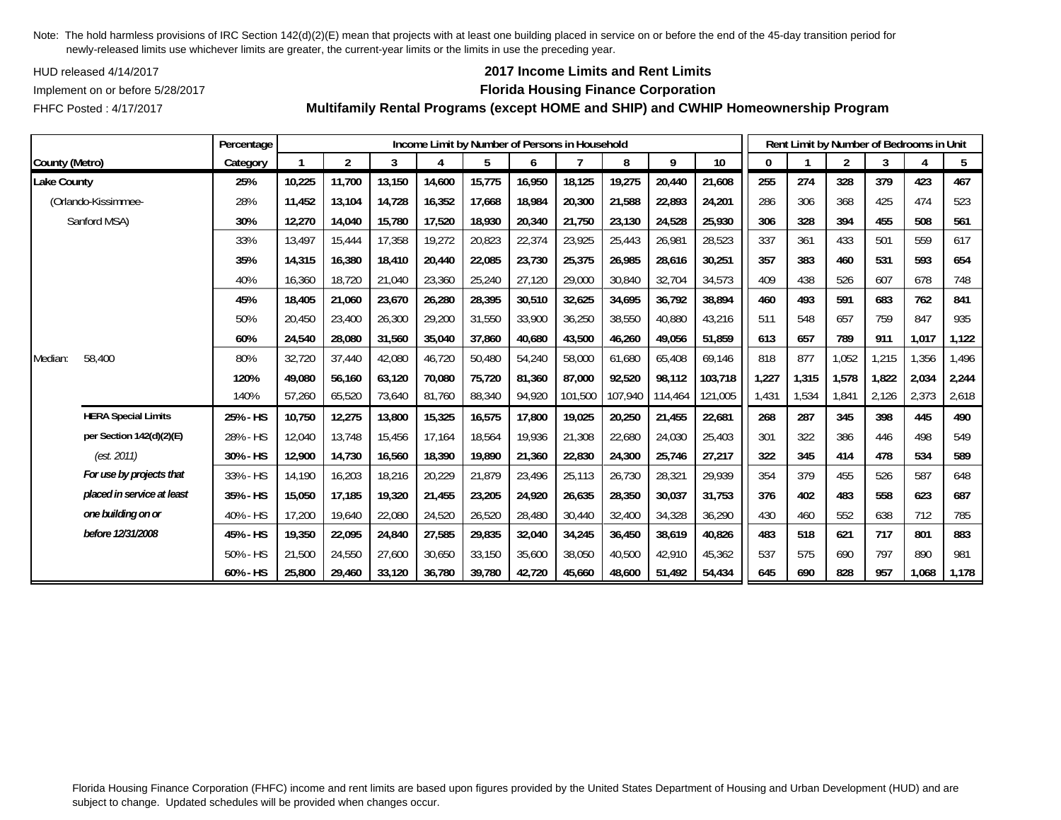Note: The hold harmless provisions of IRC Section 142(d)(2)(E) mean that projects with at least one building placed in service on or before the end of the 45-day transition period for newly-released limits use whichever limits are greater, the current-year limits or the limits in use the preceding year.

HUD released 4/14/2017

Implement on or before 5/28/2017

FHFC Posted : 4/17/2017

**2017 Income Limits and Rent Limits**

**Florida Housing Finance Corporation**

**Multifamily Rental Programs (except HOME and SHIP) and CWHIP Homeownership Program**

| | | Percentage | Income Limit by Number of Persons in Household | | | | | | | | | | Rent Limit by Number of Bedrooms in Unit | | | | | |
|---|---|---|---|---|---|---|---|---|---|---|---|---|---|---|---|---|---|---|
| County (Metro) | | Category | 1 | 2 | 3 | 4 | 5 | 6 | 7 | 8 | 9 | 10 | 0 | 1 | 2 | 3 | 4 | 5 |
| Lake County | | **25%** | **10,225** | **11,700** | **13,150** | **14,600** | **15,775** | **16,950** | **18,125** | **19,275** | **20,440** | **21,608** | **255** | **274** | **328** | **379** | **423** | **467** |
| (Orlando-Kissimmee- | | 28% | 11,452 | 13,104 | 14,728 | 16,352 | 17,668 | 18,984 | 20,300 | 21,588 | 22,893 | 24,201 | 286 | 306 | 368 | 425 | 474 | 523 |
| Sanford MSA) | | **30%** | **12,270** | **14,040** | **15,780** | **17,520** | **18,930** | **20,340** | **21,750** | **23,130** | **24,528** | **25,930** | **306** | **328** | **394** | **455** | **508** | **561** |
| | | 33% | 13,497 | 15,444 | 17,358 | 19,272 | 20,823 | 22,374 | 23,925 | 25,443 | 26,981 | 28,523 | 337 | 361 | 433 | 501 | 559 | 617 |
| | | **35%** | **14,315** | **16,380** | **18,410** | **20,440** | **22,085** | **23,730** | **25,375** | **26,985** | **28,616** | **30,251** | **357** | **383** | **460** | **531** | **593** | **654** |
| | | 40% | 16,360 | 18,720 | 21,040 | 23,360 | 25,240 | 27,120 | 29,000 | 30,840 | 32,704 | 34,573 | 409 | 438 | 526 | 607 | 678 | 748 |
| | | **45%** | **18,405** | **21,060** | **23,670** | **26,280** | **28,395** | **30,510** | **32,625** | **34,695** | **36,792** | **38,894** | **460** | **493** | **591** | **683** | **762** | **841** |
| | | 50% | 20,450 | 23,400 | 26,300 | 29,200 | 31,550 | 33,900 | 36,250 | 38,550 | 40,880 | 43,216 | 511 | 548 | 657 | 759 | 847 | 935 |
| | | **60%** | **24,540** | **28,080** | **31,560** | **35,040** | **37,860** | **40,680** | **43,500** | **46,260** | **49,056** | **51,859** | **613** | **657** | **789** | **911** | **1,017** | **1,122** |
| Median: | 58,400 | 80% | 32,720 | 37,440 | 42,080 | 46,720 | 50,480 | 54,240 | 58,000 | 61,680 | 65,408 | 69,146 | 818 | 877 | 1,052 | 1,215 | 1,356 | 1,496 |
| | | **120%** | **49,080** | **56,160** | **63,120** | **70,080** | **75,720** | **81,360** | **87,000** | **92,520** | **98,112** | **103,718** | **1,227** | **1,315** | **1,578** | **1,822** | **2,034** | **2,244** |
| | | 140% | 57,260 | 65,520 | 73,640 | 81,760 | 88,340 | 94,920 | 101,500 | 107,940 | 114,464 | 121,005 | 1,431 | 1,534 | 1,841 | 2,126 | 2,373 | 2,618 |
| | **HERA Special Limits** | **25% - HS** | **10,750** | **12,275** | **13,800** | **15,325** | **16,575** | **17,800** | **19,025** | **20,250** | **21,455** | **22,681** | **268** | **287** | **345** | **398** | **445** | **490** |
| | **per Section 142(d)(2)(E)** | 28% - HS | 12,040 | 13,748 | 15,456 | 17,164 | 18,564 | 19,936 | 21,308 | 22,680 | 24,030 | 25,403 | 301 | 322 | 386 | 446 | 498 | 549 |
| | *(est. 2011)* | **30% - HS** | **12,900** | **14,730** | **16,560** | **18,390** | **19,890** | **21,360** | **22,830** | **24,300** | **25,746** | **27,217** | **322** | **345** | **414** | **478** | **534** | **589** |
| | ***For use by projects that*** | 33% - HS | 14,190 | 16,203 | 18,216 | 20,229 | 21,879 | 23,496 | 25,113 | 26,730 | 28,321 | 29,939 | 354 | 379 | 455 | 526 | 587 | 648 |
| | ***placed in service at least*** | **35% - HS** | **15,050** | **17,185** | **19,320** | **21,455** | **23,205** | **24,920** | **26,635** | **28,350** | **30,037** | **31,753** | **376** | **402** | **483** | **558** | **623** | **687** |
| | ***one building on or*** | 40% - HS | 17,200 | 19,640 | 22,080 | 24,520 | 26,520 | 28,480 | 30,440 | 32,400 | 34,328 | 36,290 | 430 | 460 | 552 | 638 | 712 | 785 |
| | ***before 12/31/2008*** | **45% - HS** | **19,350** | **22,095** | **24,840** | **27,585** | **29,835** | **32,040** | **34,245** | **36,450** | **38,619** | **40,826** | **483** | **518** | **621** | **717** | **801** | **883** |
| | | 50% - HS | 21,500 | 24,550 | 27,600 | 30,650 | 33,150 | 35,600 | 38,050 | 40,500 | 42,910 | 45,362 | 537 | 575 | 690 | 797 | 890 | 981 |
| | | **60% - HS** | **25,800** | **29,460** | **33,120** | **36,780** | **39,780** | **42,720** | **45,660** | **48,600** | **51,492** | **54,434** | **645** | **690** | **828** | **957** | **1,068** | **1,178** |

Florida Housing Finance Corporation (FHFC) income and rent limits are based upon figures provided by the United States Department of Housing and Urban Development (HUD) and are subject to change. Updated schedules will be provided when changes occur.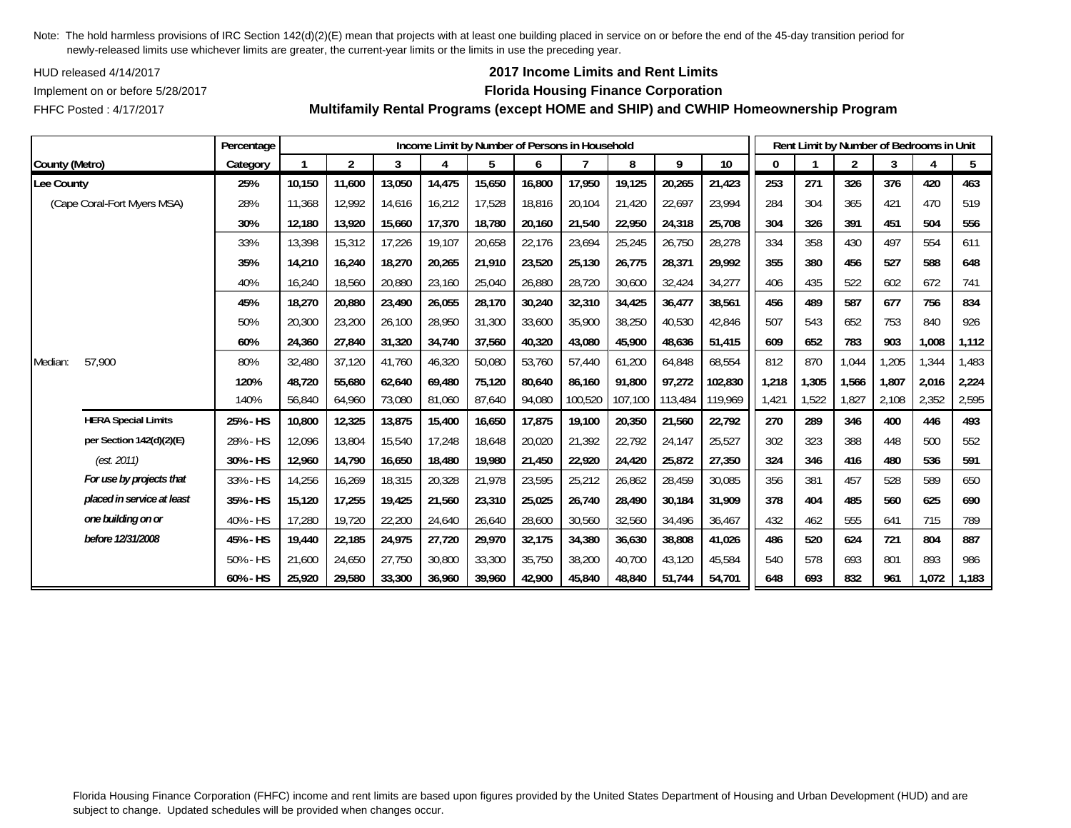Note: The hold harmless provisions of IRC Section 142(d)(2)(E) mean that projects with at least one building placed in service on or before the end of the 45-day transition period for newly-released limits use whichever limits are greater, the current-year limits or the limits in use the preceding year.

HUD released 4/14/2017

Implement on or before 5/28/2017

FHFC Posted : 4/17/2017

## 2017 Income Limits and Rent Limits
## Florida Housing Finance Corporation
## Multifamily Rental Programs (except HOME and SHIP) and CWHIP Homeownership Program

| | | Percentage | Income Limit by Number of Persons in Household | | | | | | | | | | Rent Limit by Number of Bedrooms in Unit | | | | | |
|---|---|---|---|---|---|---|---|---|---|---|---|---|---|---|---|---|---|---|
| County (Metro) | | Category | 1 | 2 | 3 | 4 | 5 | 6 | 7 | 8 | 9 | 10 | 0 | 1 | 2 | 3 | 4 | 5 |
| **Lee County** | | **25%** | **10,150** | **11,600** | **13,050** | **14,475** | **15,650** | **16,800** | **17,950** | **19,125** | **20,265** | **21,423** | **253** | **271** | **326** | **376** | **420** | **463** |
| (Cape Coral-Fort Myers MSA) | | 28% | 11,368 | 12,992 | 14,616 | 16,212 | 17,528 | 18,816 | 20,104 | 21,420 | 22,697 | 23,994 | 284 | 304 | 365 | 421 | 470 | 519 |
| | | **30%** | **12,180** | **13,920** | **15,660** | **17,370** | **18,780** | **20,160** | **21,540** | **22,950** | **24,318** | **25,708** | **304** | **326** | **391** | **451** | **504** | **556** |
| | | 33% | 13,398 | 15,312 | 17,226 | 19,107 | 20,658 | 22,176 | 23,694 | 25,245 | 26,750 | 28,278 | 334 | 358 | 430 | 497 | 554 | 611 |
| | | **35%** | **14,210** | **16,240** | **18,270** | **20,265** | **21,910** | **23,520** | **25,130** | **26,775** | **28,371** | **29,992** | **355** | **380** | **456** | **527** | **588** | **648** |
| | | 40% | 16,240 | 18,560 | 20,880 | 23,160 | 25,040 | 26,880 | 28,720 | 30,600 | 32,424 | 34,277 | 406 | 435 | 522 | 602 | 672 | 741 |
| | | **45%** | **18,270** | **20,880** | **23,490** | **26,055** | **28,170** | **30,240** | **32,310** | **34,425** | **36,477** | **38,561** | **456** | **489** | **587** | **677** | **756** | **834** |
| | | 50% | 20,300 | 23,200 | 26,100 | 28,950 | 31,300 | 33,600 | 35,900 | 38,250 | 40,530 | 42,846 | 507 | 543 | 652 | 753 | 840 | 926 |
| | | **60%** | **24,360** | **27,840** | **31,320** | **34,740** | **37,560** | **40,320** | **43,080** | **45,900** | **48,636** | **51,415** | **609** | **652** | **783** | **903** | **1,008** | **1,112** |
| Median: | 57,900 | 80% | 32,480 | 37,120 | 41,760 | 46,320 | 50,080 | 53,760 | 57,440 | 61,200 | 64,848 | 68,554 | 812 | 870 | 1,044 | 1,205 | 1,344 | 1,483 |
| | | **120%** | **48,720** | **55,680** | **62,640** | **69,480** | **75,120** | **80,640** | **86,160** | **91,800** | **97,272** | **102,830** | **1,218** | **1,305** | **1,566** | **1,807** | **2,016** | **2,224** |
| | | 140% | 56,840 | 64,960 | 73,080 | 81,060 | 87,640 | 94,080 | 100,520 | 107,100 | 113,484 | 119,969 | 1,421 | 1,522 | 1,827 | 2,108 | 2,352 | 2,595 |
| | **HERA Special Limits** | **25% - HS** | **10,800** | **12,325** | **13,875** | **15,400** | **16,650** | **17,875** | **19,100** | **20,350** | **21,560** | **22,792** | **270** | **289** | **346** | **400** | **446** | **493** |
| | **per Section 142(d)(2)(E)** | 28% - HS | 12,096 | 13,804 | 15,540 | 17,248 | 18,648 | 20,020 | 21,392 | 22,792 | 24,147 | 25,527 | 302 | 323 | 388 | 448 | 500 | 552 |
| | *(est. 2011)* | **30% - HS** | **12,960** | **14,790** | **16,650** | **18,480** | **19,980** | **21,450** | **22,920** | **24,420** | **25,872** | **27,350** | **324** | **346** | **416** | **480** | **536** | **591** |
| | ***For use by projects that*** | 33% - HS | 14,256 | 16,269 | 18,315 | 20,328 | 21,978 | 23,595 | 25,212 | 26,862 | 28,459 | 30,085 | 356 | 381 | 457 | 528 | 589 | 650 |
| | ***placed in service at least*** | **35% - HS** | **15,120** | **17,255** | **19,425** | **21,560** | **23,310** | **25,025** | **26,740** | **28,490** | **30,184** | **31,909** | **378** | **404** | **485** | **560** | **625** | **690** |
| | ***one building on or*** | 40% - HS | 17,280 | 19,720 | 22,200 | 24,640 | 26,640 | 28,600 | 30,560 | 32,560 | 34,496 | 36,467 | 432 | 462 | 555 | 641 | 715 | 789 |
| | ***before 12/31/2008*** | **45% - HS** | **19,440** | **22,185** | **24,975** | **27,720** | **29,970** | **32,175** | **34,380** | **36,630** | **38,808** | **41,026** | **486** | **520** | **624** | **721** | **804** | **887** |
| | | 50% - HS | 21,600 | 24,650 | 27,750 | 30,800 | 33,300 | 35,750 | 38,200 | 40,700 | 43,120 | 45,584 | 540 | 578 | 693 | 801 | 893 | 986 |
| | | **60% - HS** | **25,920** | **29,580** | **33,300** | **36,960** | **39,960** | **42,900** | **45,840** | **48,840** | **51,744** | **54,701** | **648** | **693** | **832** | **961** | **1,072** | **1,183** |

Florida Housing Finance Corporation (FHFC) income and rent limits are based upon figures provided by the United States Department of Housing and Urban Development (HUD) and are subject to change. Updated schedules will be provided when changes occur.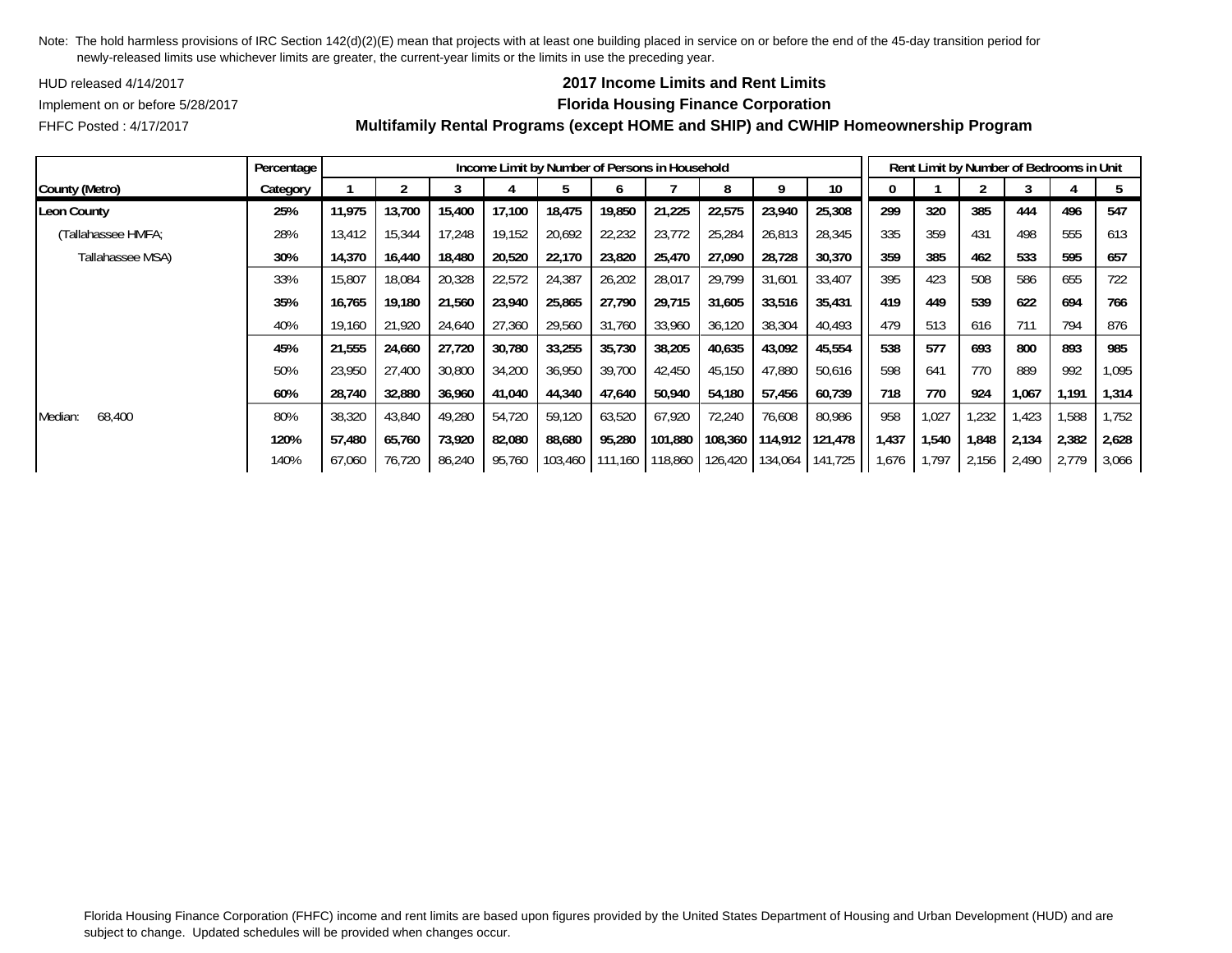Note: The hold harmless provisions of IRC Section 142(d)(2)(E) mean that projects with at least one building placed in service on or before the end of the 45-day transition period for newly-released limits use whichever limits are greater, the current-year limits or the limits in use the preceding year.

HUD released 4/14/2017

Implement on or before 5/28/2017

FHFC Posted : 4/17/2017

**2017 Income Limits and Rent Limits**

**Florida Housing Finance Corporation**

**Multifamily Rental Programs (except HOME and SHIP) and CWHIP Homeownership Program**

| | Percentage | Income Limit by Number of Persons in Household | | | | | | | | | | Rent Limit by Number of Bedrooms in Unit | | | | | |
|---|---|---|---|---|---|---|---|---|---|---|---|---|---|---|---|---|---|
| County (Metro) | Category | 1 | 2 | 3 | 4 | 5 | 6 | 7 | 8 | 9 | 10 | 0 | 1 | 2 | 3 | 4 | 5 |
| **Leon County** | **25%** | **11,975** | **13,700** | **15,400** | **17,100** | **18,475** | **19,850** | **21,225** | **22,575** | **23,940** | **25,308** | **299** | **320** | **385** | **444** | **496** | **547** |
| (Tallahassee HMFA; | 28% | 13,412 | 15,344 | 17,248 | 19,152 | 20,692 | 22,232 | 23,772 | 25,284 | 26,813 | 28,345 | 335 | 359 | 431 | 498 | 555 | 613 |
| Tallahassee MSA) | **30%** | **14,370** | **16,440** | **18,480** | **20,520** | **22,170** | **23,820** | **25,470** | **27,090** | **28,728** | **30,370** | **359** | **385** | **462** | **533** | **595** | **657** |
| | 33% | 15,807 | 18,084 | 20,328 | 22,572 | 24,387 | 26,202 | 28,017 | 29,799 | 31,601 | 33,407 | 395 | 423 | 508 | 586 | 655 | 722 |
| | **35%** | **16,765** | **19,180** | **21,560** | **23,940** | **25,865** | **27,790** | **29,715** | **31,605** | **33,516** | **35,431** | **419** | **449** | **539** | **622** | **694** | **766** |
| | 40% | 19,160 | 21,920 | 24,640 | 27,360 | 29,560 | 31,760 | 33,960 | 36,120 | 38,304 | 40,493 | 479 | 513 | 616 | 711 | 794 | 876 |
| | **45%** | **21,555** | **24,660** | **27,720** | **30,780** | **33,255** | **35,730** | **38,205** | **40,635** | **43,092** | **45,554** | **538** | **577** | **693** | **800** | **893** | **985** |
| | 50% | 23,950 | 27,400 | 30,800 | 34,200 | 36,950 | 39,700 | 42,450 | 45,150 | 47,880 | 50,616 | 598 | 641 | 770 | 889 | 992 | 1,095 |
| | **60%** | **28,740** | **32,880** | **36,960** | **41,040** | **44,340** | **47,640** | **50,940** | **54,180** | **57,456** | **60,739** | **718** | **770** | **924** | **1,067** | **1,191** | **1,314** |
| Median: 68,400 | 80% | 38,320 | 43,840 | 49,280 | 54,720 | 59,120 | 63,520 | 67,920 | 72,240 | 76,608 | 80,986 | 958 | 1,027 | 1,232 | 1,423 | 1,588 | 1,752 |
| | **120%** | **57,480** | **65,760** | **73,920** | **82,080** | **88,680** | **95,280** | **101,880** | **108,360** | **114,912** | **121,478** | **1,437** | **1,540** | **1,848** | **2,134** | **2,382** | **2,628** |
| | 140% | 67,060 | 76,720 | 86,240 | 95,760 | 103,460 | 111,160 | 118,860 | 126,420 | 134,064 | 141,725 | 1,676 | 1,797 | 2,156 | 2,490 | 2,779 | 3,066 |

Florida Housing Finance Corporation (FHFC) income and rent limits are based upon figures provided by the United States Department of Housing and Urban Development (HUD) and are subject to change. Updated schedules will be provided when changes occur.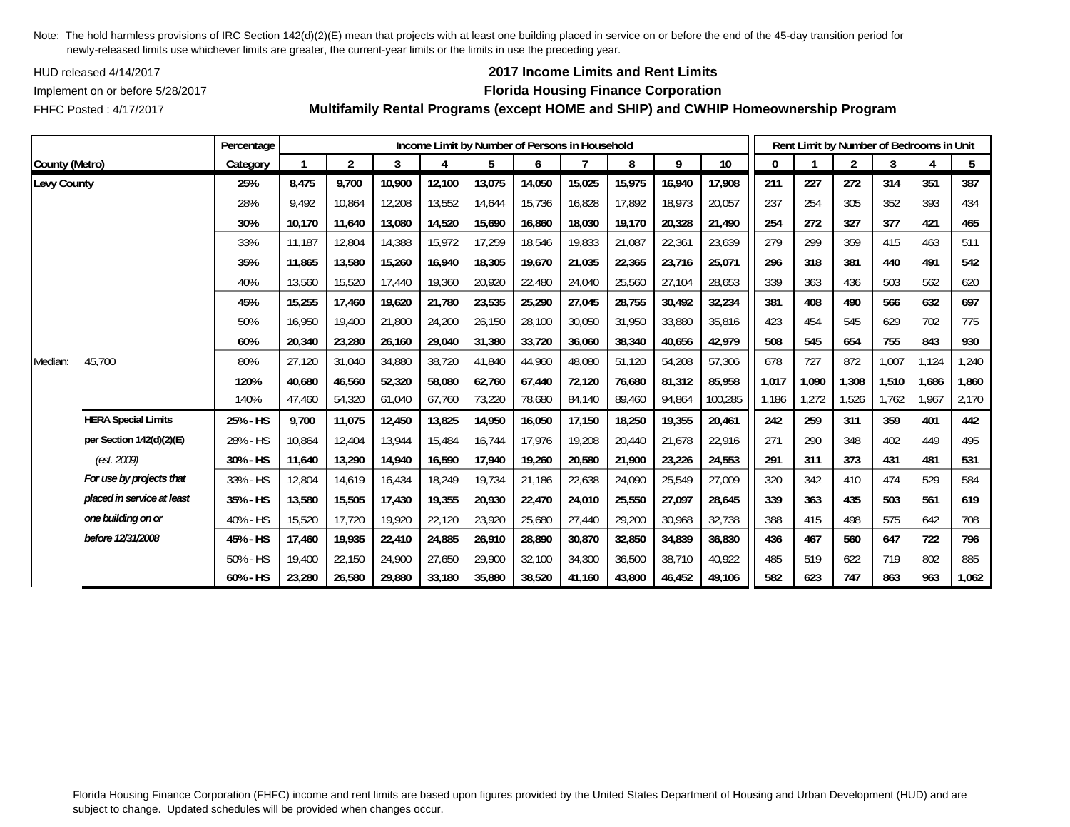Note: The hold harmless provisions of IRC Section 142(d)(2)(E) mean that projects with at least one building placed in service on or before the end of the 45-day transition period for newly-released limits use whichever limits are greater, the current-year limits or the limits in use the preceding year.

HUD released 4/14/2017

Implement on or before 5/28/2017

FHFC Posted : 4/17/2017

## 2017 Income Limits and Rent Limits

## Florida Housing Finance Corporation

## Multifamily Rental Programs (except HOME and SHIP) and CWHIP Homeownership Program

| County (Metro) | | Percentage Category | Income Limit by Number of Persons in Household | | | | | | | | | | Rent Limit by Number of Bedrooms in Unit | | | | | |
|---|---|---|---|---|---|---|---|---|---|---|---|---|---|---|---|---|---|---|
| | | | 1 | 2 | 3 | 4 | 5 | 6 | 7 | 8 | 9 | 10 | 0 | 1 | 2 | 3 | 4 | 5 |
| **Levy County** | | **25%** | **8,475** | **9,700** | **10,900** | **12,100** | **13,075** | **14,050** | **15,025** | **15,975** | **16,940** | **17,908** | **211** | **227** | **272** | **314** | **351** | **387** |
| | | 28% | 9,492 | 10,864 | 12,208 | 13,552 | 14,644 | 15,736 | 16,828 | 17,892 | 18,973 | 20,057 | 237 | 254 | 305 | 352 | 393 | 434 |
| | | **30%** | **10,170** | **11,640** | **13,080** | **14,520** | **15,690** | **16,860** | **18,030** | **19,170** | **20,328** | **21,490** | **254** | **272** | **327** | **377** | **421** | **465** |
| | | 33% | 11,187 | 12,804 | 14,388 | 15,972 | 17,259 | 18,546 | 19,833 | 21,087 | 22,361 | 23,639 | 279 | 299 | 359 | 415 | 463 | 511 |
| | | **35%** | **11,865** | **13,580** | **15,260** | **16,940** | **18,305** | **19,670** | **21,035** | **22,365** | **23,716** | **25,071** | **296** | **318** | **381** | **440** | **491** | **542** |
| | | 40% | 13,560 | 15,520 | 17,440 | 19,360 | 20,920 | 22,480 | 24,040 | 25,560 | 27,104 | 28,653 | 339 | 363 | 436 | 503 | 562 | 620 |
| | | **45%** | **15,255** | **17,460** | **19,620** | **21,780** | **23,535** | **25,290** | **27,045** | **28,755** | **30,492** | **32,234** | **381** | **408** | **490** | **566** | **632** | **697** |
| | | 50% | 16,950 | 19,400 | 21,800 | 24,200 | 26,150 | 28,100 | 30,050 | 31,950 | 33,880 | 35,816 | 423 | 454 | 545 | 629 | 702 | 775 |
| | | **60%** | **20,340** | **23,280** | **26,160** | **29,040** | **31,380** | **33,720** | **36,060** | **38,340** | **40,656** | **42,979** | **508** | **545** | **654** | **755** | **843** | **930** |
| Median: | 45,700 | 80% | 27,120 | 31,040 | 34,880 | 38,720 | 41,840 | 44,960 | 48,080 | 51,120 | 54,208 | 57,306 | 678 | 727 | 872 | 1,007 | 1,124 | 1,240 |
| | | **120%** | **40,680** | **46,560** | **52,320** | **58,080** | **62,760** | **67,440** | **72,120** | **76,680** | **81,312** | **85,958** | **1,017** | **1,090** | **1,308** | **1,510** | **1,686** | **1,860** |
| | | 140% | 47,460 | 54,320 | 61,040 | 67,760 | 73,220 | 78,680 | 84,140 | 89,460 | 94,864 | 100,285 | 1,186 | 1,272 | 1,526 | 1,762 | 1,967 | 2,170 |
| | **HERA Special Limits** | **25% - HS** | **9,700** | **11,075** | **12,450** | **13,825** | **14,950** | **16,050** | **17,150** | **18,250** | **19,355** | **20,461** | **242** | **259** | **311** | **359** | **401** | **442** |
| | **per Section 142(d)(2)(E)** | 28% - HS | 10,864 | 12,404 | 13,944 | 15,484 | 16,744 | 17,976 | 19,208 | 20,440 | 21,678 | 22,916 | 271 | 290 | 348 | 402 | 449 | 495 |
| | *(est. 2009)* | **30% - HS** | **11,640** | **13,290** | **14,940** | **16,590** | **17,940** | **19,260** | **20,580** | **21,900** | **23,226** | **24,553** | **291** | **311** | **373** | **431** | **481** | **531** |
| | ***For use by projects that*** | 33% - HS | 12,804 | 14,619 | 16,434 | 18,249 | 19,734 | 21,186 | 22,638 | 24,090 | 25,549 | 27,009 | 320 | 342 | 410 | 474 | 529 | 584 |
| | ***placed in service at least*** | **35% - HS** | **13,580** | **15,505** | **17,430** | **19,355** | **20,930** | **22,470** | **24,010** | **25,550** | **27,097** | **28,645** | **339** | **363** | **435** | **503** | **561** | **619** |
| | ***one building on or*** | 40% - HS | 15,520 | 17,720 | 19,920 | 22,120 | 23,920 | 25,680 | 27,440 | 29,200 | 30,968 | 32,738 | 388 | 415 | 498 | 575 | 642 | 708 |
| | ***before 12/31/2008*** | **45% - HS** | **17,460** | **19,935** | **22,410** | **24,885** | **26,910** | **28,890** | **30,870** | **32,850** | **34,839** | **36,830** | **436** | **467** | **560** | **647** | **722** | **796** |
| | | 50% - HS | 19,400 | 22,150 | 24,900 | 27,650 | 29,900 | 32,100 | 34,300 | 36,500 | 38,710 | 40,922 | 485 | 519 | 622 | 719 | 802 | 885 |
| | | **60% - HS** | **23,280** | **26,580** | **29,880** | **33,180** | **35,880** | **38,520** | **41,160** | **43,800** | **46,452** | **49,106** | **582** | **623** | **747** | **863** | **963** | **1,062** |

Florida Housing Finance Corporation (FHFC) income and rent limits are based upon figures provided by the United States Department of Housing and Urban Development (HUD) and are subject to change. Updated schedules will be provided when changes occur.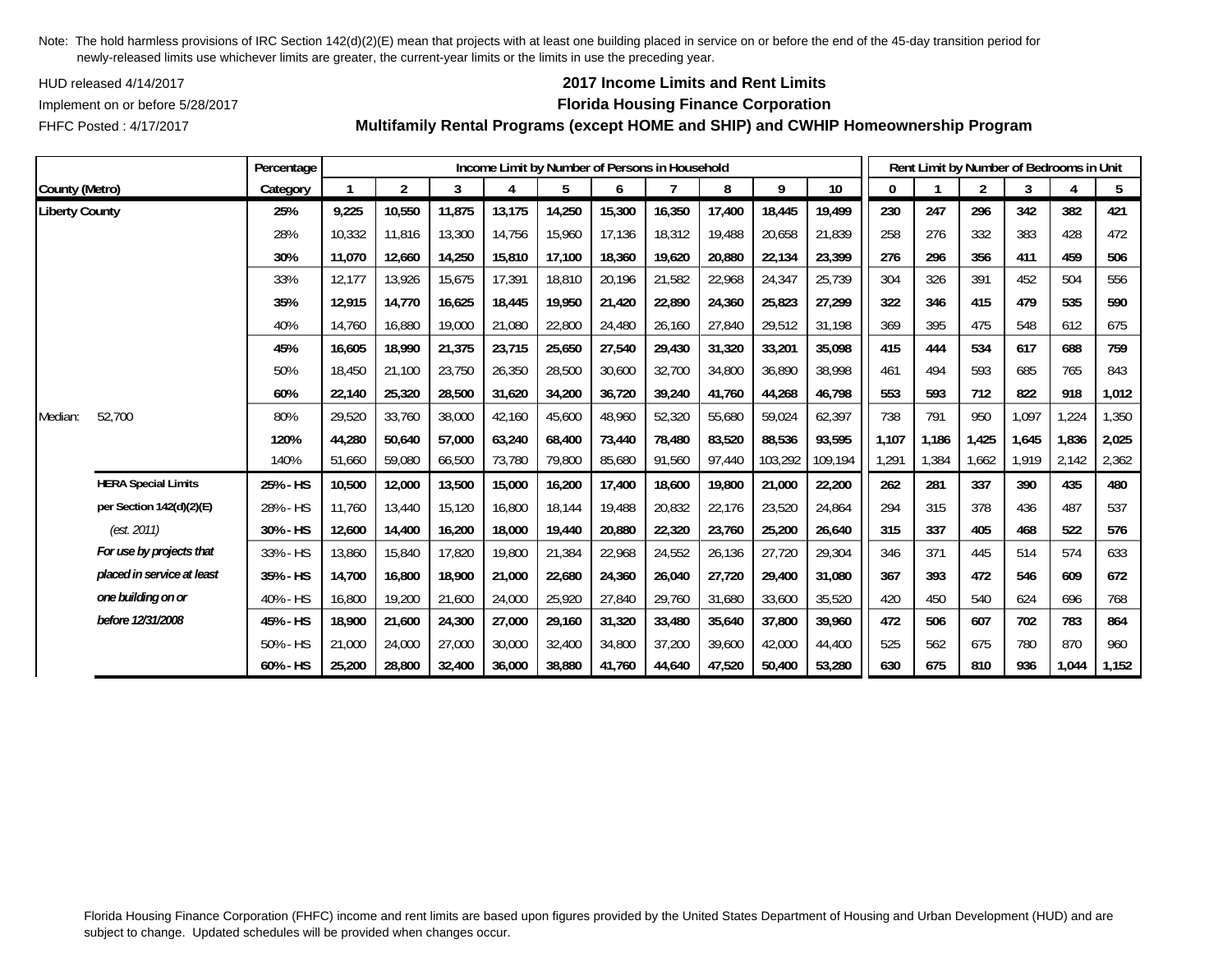Note: The hold harmless provisions of IRC Section 142(d)(2)(E) mean that projects with at least one building placed in service on or before the end of the 45-day transition period for newly-released limits use whichever limits are greater, the current-year limits or the limits in use the preceding year.

HUD released 4/14/2017

Implement on or before 5/28/2017

FHFC Posted : 4/17/2017

# 2017 Income Limits and Rent Limits

## Florida Housing Finance Corporation

## Multifamily Rental Programs (except HOME and SHIP) and CWHIP Homeownership Program

| County (Metro) | | Percentage Category | Income Limit by Number of Persons in Household 1 | 2 | 3 | 4 | 5 | 6 | 7 | 8 | 9 | 10 | Rent Limit by Number of Bedrooms in Unit 0 | 1 | 2 | 3 | 4 | 5 |
|---|---|---|---|---|---|---|---|---|---|---|---|---|---|---|---|---|---|---|
| **Liberty County** | | **25%** | **9,225** | **10,550** | **11,875** | **13,175** | **14,250** | **15,300** | **16,350** | **17,400** | **18,445** | **19,499** | **230** | **247** | **296** | **342** | **382** | **421** |
| | | 28% | 10,332 | 11,816 | 13,300 | 14,756 | 15,960 | 17,136 | 18,312 | 19,488 | 20,658 | 21,839 | 258 | 276 | 332 | 383 | 428 | 472 |
| | | **30%** | **11,070** | **12,660** | **14,250** | **15,810** | **17,100** | **18,360** | **19,620** | **20,880** | **22,134** | **23,399** | **276** | **296** | **356** | **411** | **459** | **506** |
| | | 33% | 12,177 | 13,926 | 15,675 | 17,391 | 18,810 | 20,196 | 21,582 | 22,968 | 24,347 | 25,739 | 304 | 326 | 391 | 452 | 504 | 556 |
| | | **35%** | **12,915** | **14,770** | **16,625** | **18,445** | **19,950** | **21,420** | **22,890** | **24,360** | **25,823** | **27,299** | **322** | **346** | **415** | **479** | **535** | **590** |
| | | 40% | 14,760 | 16,880 | 19,000 | 21,080 | 22,800 | 24,480 | 26,160 | 27,840 | 29,512 | 31,198 | 369 | 395 | 475 | 548 | 612 | 675 |
| | | **45%** | **16,605** | **18,990** | **21,375** | **23,715** | **25,650** | **27,540** | **29,430** | **31,320** | **33,201** | **35,098** | **415** | **444** | **534** | **617** | **688** | **759** |
| | | 50% | 18,450 | 21,100 | 23,750 | 26,350 | 28,500 | 30,600 | 32,700 | 34,800 | 36,890 | 38,998 | 461 | 494 | 593 | 685 | 765 | 843 |
| | | **60%** | **22,140** | **25,320** | **28,500** | **31,620** | **34,200** | **36,720** | **39,240** | **41,760** | **44,268** | **46,798** | **553** | **593** | **712** | **822** | **918** | **1,012** |
| Median: | 52,700 | 80% | 29,520 | 33,760 | 38,000 | 42,160 | 45,600 | 48,960 | 52,320 | 55,680 | 59,024 | 62,397 | 738 | 791 | 950 | 1,097 | 1,224 | 1,350 |
| | | **120%** | **44,280** | **50,640** | **57,000** | **63,240** | **68,400** | **73,440** | **78,480** | **83,520** | **88,536** | **93,595** | **1,107** | **1,186** | **1,425** | **1,645** | **1,836** | **2,025** |
| | | 140% | 51,660 | 59,080 | 66,500 | 73,780 | 79,800 | 85,680 | 91,560 | 97,440 | 103,292 | 109,194 | 1,291 | 1,384 | 1,662 | 1,919 | 2,142 | 2,362 |
| | **HERA Special Limits** | **25% - HS** | **10,500** | **12,000** | **13,500** | **15,000** | **16,200** | **17,400** | **18,600** | **19,800** | **21,000** | **22,200** | **262** | **281** | **337** | **390** | **435** | **480** |
| | **per Section 142(d)(2)(E)** | 28% - HS | 11,760 | 13,440 | 15,120 | 16,800 | 18,144 | 19,488 | 20,832 | 22,176 | 23,520 | 24,864 | 294 | 315 | 378 | 436 | 487 | 537 |
| | *(est. 2011)* | **30% - HS** | **12,600** | **14,400** | **16,200** | **18,000** | **19,440** | **20,880** | **22,320** | **23,760** | **25,200** | **26,640** | **315** | **337** | **405** | **468** | **522** | **576** |
| | ***For use by projects that*** | 33% - HS | 13,860 | 15,840 | 17,820 | 19,800 | 21,384 | 22,968 | 24,552 | 26,136 | 27,720 | 29,304 | 346 | 371 | 445 | 514 | 574 | 633 |
| | ***placed in service at least*** | **35% - HS** | **14,700** | **16,800** | **18,900** | **21,000** | **22,680** | **24,360** | **26,040** | **27,720** | **29,400** | **31,080** | **367** | **393** | **472** | **546** | **609** | **672** |
| | ***one building on or*** | 40% - HS | 16,800 | 19,200 | 21,600 | 24,000 | 25,920 | 27,840 | 29,760 | 31,680 | 33,600 | 35,520 | 420 | 450 | 540 | 624 | 696 | 768 |
| | ***before 12/31/2008*** | **45% - HS** | **18,900** | **21,600** | **24,300** | **27,000** | **29,160** | **31,320** | **33,480** | **35,640** | **37,800** | **39,960** | **472** | **506** | **607** | **702** | **783** | **864** |
| | | 50% - HS | 21,000 | 24,000 | 27,000 | 30,000 | 32,400 | 34,800 | 37,200 | 39,600 | 42,000 | 44,400 | 525 | 562 | 675 | 780 | 870 | 960 |
| | | **60% - HS** | **25,200** | **28,800** | **32,400** | **36,000** | **38,880** | **41,760** | **44,640** | **47,520** | **50,400** | **53,280** | **630** | **675** | **810** | **936** | **1,044** | **1,152** |

Florida Housing Finance Corporation (FHFC) income and rent limits are based upon figures provided by the United States Department of Housing and Urban Development (HUD) and are subject to change. Updated schedules will be provided when changes occur.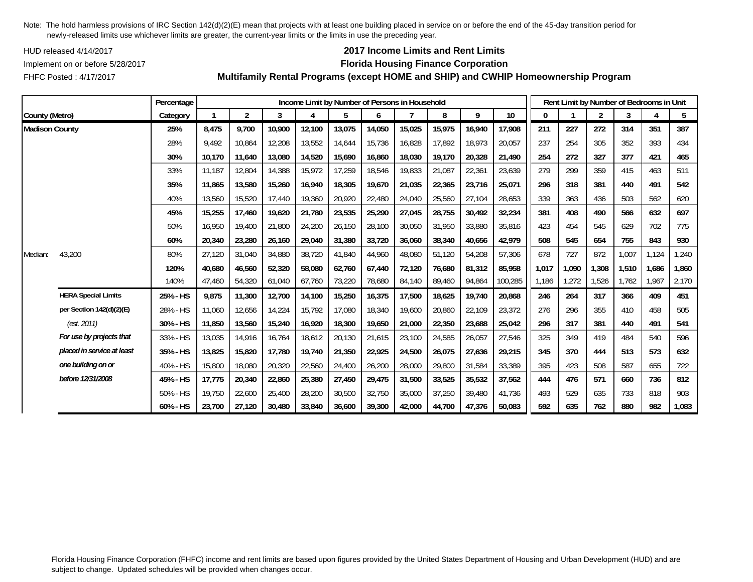Note: The hold harmless provisions of IRC Section 142(d)(2)(E) mean that projects with at least one building placed in service on or before the end of the 45-day transition period for newly-released limits use whichever limits are greater, the current-year limits or the limits in use the preceding year.

HUD released 4/14/2017

Implement on or before 5/28/2017

FHFC Posted : 4/17/2017

## 2017 Income Limits and Rent Limits
## Florida Housing Finance Corporation
## Multifamily Rental Programs (except HOME and SHIP) and CWHIP Homeownership Program

| County (Metro) | | Percentage Category | Income Limit by Number of Persons in Household | | | | | | | | | | Rent Limit by Number of Bedrooms in Unit | | | | | |
|---|---|---|---|---|---|---|---|---|---|---|---|---|---|---|---|---|---|---|
| | | | 1 | 2 | 3 | 4 | 5 | 6 | 7 | 8 | 9 | 10 | 0 | 1 | 2 | 3 | 4 | 5 |
| **Madison County** | | **25%** | **8,475** | **9,700** | **10,900** | **12,100** | **13,075** | **14,050** | **15,025** | **15,975** | **16,940** | **17,908** | **211** | **227** | **272** | **314** | **351** | **387** |
| | | 28% | 9,492 | 10,864 | 12,208 | 13,552 | 14,644 | 15,736 | 16,828 | 17,892 | 18,973 | 20,057 | 237 | 254 | 305 | 352 | 393 | 434 |
| | | **30%** | **10,170** | **11,640** | **13,080** | **14,520** | **15,690** | **16,860** | **18,030** | **19,170** | **20,328** | **21,490** | **254** | **272** | **327** | **377** | **421** | **465** |
| | | 33% | 11,187 | 12,804 | 14,388 | 15,972 | 17,259 | 18,546 | 19,833 | 21,087 | 22,361 | 23,639 | 279 | 299 | 359 | 415 | 463 | 511 |
| | | **35%** | **11,865** | **13,580** | **15,260** | **16,940** | **18,305** | **19,670** | **21,035** | **22,365** | **23,716** | **25,071** | **296** | **318** | **381** | **440** | **491** | **542** |
| | | 40% | 13,560 | 15,520 | 17,440 | 19,360 | 20,920 | 22,480 | 24,040 | 25,560 | 27,104 | 28,653 | 339 | 363 | 436 | 503 | 562 | 620 |
| | | **45%** | **15,255** | **17,460** | **19,620** | **21,780** | **23,535** | **25,290** | **27,045** | **28,755** | **30,492** | **32,234** | **381** | **408** | **490** | **566** | **632** | **697** |
| | | 50% | 16,950 | 19,400 | 21,800 | 24,200 | 26,150 | 28,100 | 30,050 | 31,950 | 33,880 | 35,816 | 423 | 454 | 545 | 629 | 702 | 775 |
| | | **60%** | **20,340** | **23,280** | **26,160** | **29,040** | **31,380** | **33,720** | **36,060** | **38,340** | **40,656** | **42,979** | **508** | **545** | **654** | **755** | **843** | **930** |
| Median: | 43,200 | 80% | 27,120 | 31,040 | 34,880 | 38,720 | 41,840 | 44,960 | 48,080 | 51,120 | 54,208 | 57,306 | 678 | 727 | 872 | 1,007 | 1,124 | 1,240 |
| | | **120%** | **40,680** | **46,560** | **52,320** | **58,080** | **62,760** | **67,440** | **72,120** | **76,680** | **81,312** | **85,958** | **1,017** | **1,090** | **1,308** | **1,510** | **1,686** | **1,860** |
| | | 140% | 47,460 | 54,320 | 61,040 | 67,760 | 73,220 | 78,680 | 84,140 | 89,460 | 94,864 | 100,285 | 1,186 | 1,272 | 1,526 | 1,762 | 1,967 | 2,170 |
| | **HERA Special Limits** | **25% - HS** | **9,875** | **11,300** | **12,700** | **14,100** | **15,250** | **16,375** | **17,500** | **18,625** | **19,740** | **20,868** | **246** | **264** | **317** | **366** | **409** | **451** |
| | **per Section 142(d)(2)(E)** | 28% - HS | 11,060 | 12,656 | 14,224 | 15,792 | 17,080 | 18,340 | 19,600 | 20,860 | 22,109 | 23,372 | 276 | 296 | 355 | 410 | 458 | 505 |
| | *(est. 2011)* | **30% - HS** | **11,850** | **13,560** | **15,240** | **16,920** | **18,300** | **19,650** | **21,000** | **22,350** | **23,688** | **25,042** | **296** | **317** | **381** | **440** | **491** | **541** |
| | ***For use by projects that*** | 33% - HS | 13,035 | 14,916 | 16,764 | 18,612 | 20,130 | 21,615 | 23,100 | 24,585 | 26,057 | 27,546 | 325 | 349 | 419 | 484 | 540 | 596 |
| | ***placed in service at least*** | **35% - HS** | **13,825** | **15,820** | **17,780** | **19,740** | **21,350** | **22,925** | **24,500** | **26,075** | **27,636** | **29,215** | **345** | **370** | **444** | **513** | **573** | **632** |
| | ***one building on or*** | 40% - HS | 15,800 | 18,080 | 20,320 | 22,560 | 24,400 | 26,200 | 28,000 | 29,800 | 31,584 | 33,389 | 395 | 423 | 508 | 587 | 655 | 722 |
| | ***before 12/31/2008*** | **45% - HS** | **17,775** | **20,340** | **22,860** | **25,380** | **27,450** | **29,475** | **31,500** | **33,525** | **35,532** | **37,562** | **444** | **476** | **571** | **660** | **736** | **812** |
| | | 50% - HS | 19,750 | 22,600 | 25,400 | 28,200 | 30,500 | 32,750 | 35,000 | 37,250 | 39,480 | 41,736 | 493 | 529 | 635 | 733 | 818 | 903 |
| | | **60% - HS** | **23,700** | **27,120** | **30,480** | **33,840** | **36,600** | **39,300** | **42,000** | **44,700** | **47,376** | **50,083** | **592** | **635** | **762** | **880** | **982** | **1,083** |

Florida Housing Finance Corporation (FHFC) income and rent limits are based upon figures provided by the United States Department of Housing and Urban Development (HUD) and are subject to change. Updated schedules will be provided when changes occur.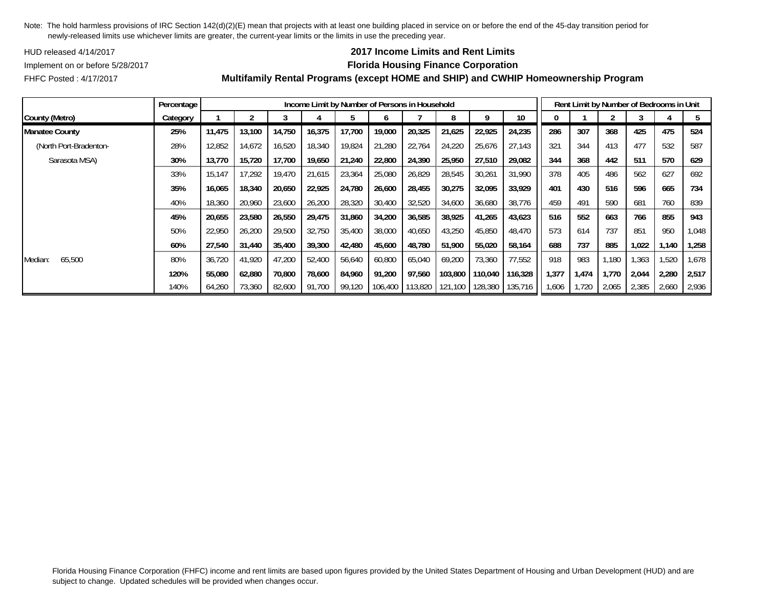Note: The hold harmless provisions of IRC Section 142(d)(2)(E) mean that projects with at least one building placed in service on or before the end of the 45-day transition period for newly-released limits use whichever limits are greater, the current-year limits or the limits in use the preceding year.

HUD released 4/14/2017

Implement on or before 5/28/2017

FHFC Posted : 4/17/2017

## 2017 Income Limits and Rent Limits
## Florida Housing Finance Corporation
## Multifamily Rental Programs (except HOME and SHIP) and CWHIP Homeownership Program

| | Percentage | Income Limit by Number of Persons in Household | | | | | | | | | | Rent Limit by Number of Bedrooms in Unit | | | | | |
|---|---|---|---|---|---|---|---|---|---|---|---|---|---|---|---|---|---|
| **County (Metro)** | **Category** | **1** | **2** | **3** | **4** | **5** | **6** | **7** | **8** | **9** | **10** | **0** | **1** | **2** | **3** | **4** | **5** |
| **Manatee County** | **25%** | **11,475** | **13,100** | **14,750** | **16,375** | **17,700** | **19,000** | **20,325** | **21,625** | **22,925** | **24,235** | **286** | **307** | **368** | **425** | **475** | **524** |
| (North Port-Bradenton- | 28% | 12,852 | 14,672 | 16,520 | 18,340 | 19,824 | 21,280 | 22,764 | 24,220 | 25,676 | 27,143 | 321 | 344 | 413 | 477 | 532 | 587 |
| Sarasota MSA) | **30%** | **13,770** | **15,720** | **17,700** | **19,650** | **21,240** | **22,800** | **24,390** | **25,950** | **27,510** | **29,082** | **344** | **368** | **442** | **511** | **570** | **629** |
| | 33% | 15,147 | 17,292 | 19,470 | 21,615 | 23,364 | 25,080 | 26,829 | 28,545 | 30,261 | 31,990 | 378 | 405 | 486 | 562 | 627 | 692 |
| | **35%** | **16,065** | **18,340** | **20,650** | **22,925** | **24,780** | **26,600** | **28,455** | **30,275** | **32,095** | **33,929** | **401** | **430** | **516** | **596** | **665** | **734** |
| | 40% | 18,360 | 20,960 | 23,600 | 26,200 | 28,320 | 30,400 | 32,520 | 34,600 | 36,680 | 38,776 | 459 | 491 | 590 | 681 | 760 | 839 |
| | **45%** | **20,655** | **23,580** | **26,550** | **29,475** | **31,860** | **34,200** | **36,585** | **38,925** | **41,265** | **43,623** | **516** | **552** | **663** | **766** | **855** | **943** |
| | 50% | 22,950 | 26,200 | 29,500 | 32,750 | 35,400 | 38,000 | 40,650 | 43,250 | 45,850 | 48,470 | 573 | 614 | 737 | 851 | 950 | 1,048 |
| | **60%** | **27,540** | **31,440** | **35,400** | **39,300** | **42,480** | **45,600** | **48,780** | **51,900** | **55,020** | **58,164** | **688** | **737** | **885** | **1,022** | **1,140** | **1,258** |
| Median: 65,500 | 80% | 36,720 | 41,920 | 47,200 | 52,400 | 56,640 | 60,800 | 65,040 | 69,200 | 73,360 | 77,552 | 918 | 983 | 1,180 | 1,363 | 1,520 | 1,678 |
| | **120%** | **55,080** | **62,880** | **70,800** | **78,600** | **84,960** | **91,200** | **97,560** | **103,800** | **110,040** | **116,328** | **1,377** | **1,474** | **1,770** | **2,044** | **2,280** | **2,517** |
| | 140% | 64,260 | 73,360 | 82,600 | 91,700 | 99,120 | 106,400 | 113,820 | 121,100 | 128,380 | 135,716 | 1,606 | 1,720 | 2,065 | 2,385 | 2,660 | 2,936 |

Florida Housing Finance Corporation (FHFC) income and rent limits are based upon figures provided by the United States Department of Housing and Urban Development (HUD) and are subject to change. Updated schedules will be provided when changes occur.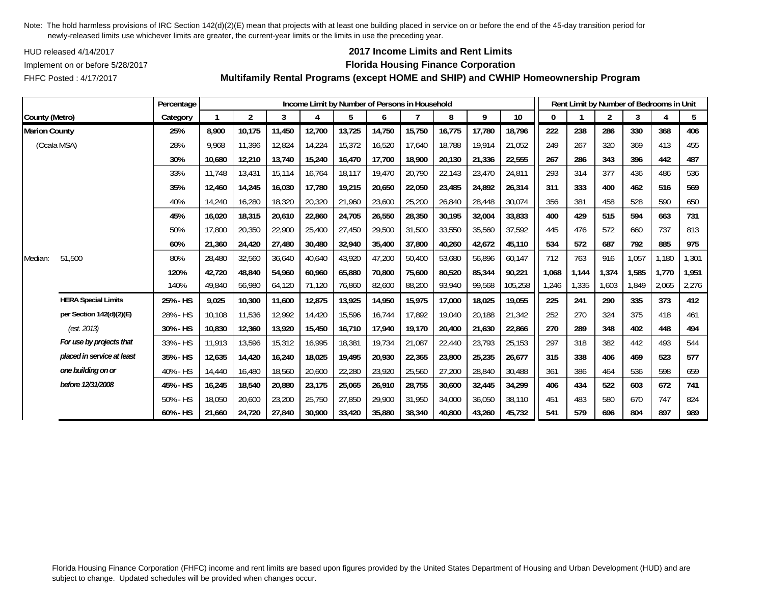Note: The hold harmless provisions of IRC Section 142(d)(2)(E) mean that projects with at least one building placed in service on or before the end of the 45-day transition period for newly-released limits use whichever limits are greater, the current-year limits or the limits in use the preceding year.

HUD released 4/14/2017
Implement on or before 5/28/2017
FHFC Posted : 4/17/2017

**2017 Income Limits and Rent Limits**
**Florida Housing Finance Corporation**
**Multifamily Rental Programs (except HOME and SHIP) and CWHIP Homeownership Program**

| County (Metro) | | Percentage Category | Income Limit by Number of Persons in Household | | | | | | | | | | Rent Limit by Number of Bedrooms in Unit | | | | | |
|---|---|---|---|---|---|---|---|---|---|---|---|---|---|---|---|---|---|---|
| | | | 1 | 2 | 3 | 4 | 5 | 6 | 7 | 8 | 9 | 10 | 0 | 1 | 2 | 3 | 4 | 5 |
| **Marion County** | | **25%** | **8,900** | **10,175** | **11,450** | **12,700** | **13,725** | **14,750** | **15,750** | **16,775** | **17,780** | **18,796** | **222** | **238** | **286** | **330** | **368** | **406** |
| (Ocala MSA) | | 28% | 9,968 | 11,396 | 12,824 | 14,224 | 15,372 | 16,520 | 17,640 | 18,788 | 19,914 | 21,052 | 249 | 267 | 320 | 369 | 413 | 455 |
| | | **30%** | **10,680** | **12,210** | **13,740** | **15,240** | **16,470** | **17,700** | **18,900** | **20,130** | **21,336** | **22,555** | **267** | **286** | **343** | **396** | **442** | **487** |
| | | 33% | 11,748 | 13,431 | 15,114 | 16,764 | 18,117 | 19,470 | 20,790 | 22,143 | 23,470 | 24,811 | 293 | 314 | 377 | 436 | 486 | 536 |
| | | **35%** | **12,460** | **14,245** | **16,030** | **17,780** | **19,215** | **20,650** | **22,050** | **23,485** | **24,892** | **26,314** | **311** | **333** | **400** | **462** | **516** | **569** |
| | | 40% | 14,240 | 16,280 | 18,320 | 20,320 | 21,960 | 23,600 | 25,200 | 26,840 | 28,448 | 30,074 | 356 | 381 | 458 | 528 | 590 | 650 |
| | | **45%** | **16,020** | **18,315** | **20,610** | **22,860** | **24,705** | **26,550** | **28,350** | **30,195** | **32,004** | **33,833** | **400** | **429** | **515** | **594** | **663** | **731** |
| | | 50% | 17,800 | 20,350 | 22,900 | 25,400 | 27,450 | 29,500 | 31,500 | 33,550 | 35,560 | 37,592 | 445 | 476 | 572 | 660 | 737 | 813 |
| | | **60%** | **21,360** | **24,420** | **27,480** | **30,480** | **32,940** | **35,400** | **37,800** | **40,260** | **42,672** | **45,110** | **534** | **572** | **687** | **792** | **885** | **975** |
| Median: | 51,500 | 80% | 28,480 | 32,560 | 36,640 | 40,640 | 43,920 | 47,200 | 50,400 | 53,680 | 56,896 | 60,147 | 712 | 763 | 916 | 1,057 | 1,180 | 1,301 |
| | | **120%** | **42,720** | **48,840** | **54,960** | **60,960** | **65,880** | **70,800** | **75,600** | **80,520** | **85,344** | **90,221** | **1,068** | **1,144** | **1,374** | **1,585** | **1,770** | **1,951** |
| | | 140% | 49,840 | 56,980 | 64,120 | 71,120 | 76,860 | 82,600 | 88,200 | 93,940 | 99,568 | 105,258 | 1,246 | 1,335 | 1,603 | 1,849 | 2,065 | 2,276 |
| | **HERA Special Limits** | **25% - HS** | **9,025** | **10,300** | **11,600** | **12,875** | **13,925** | **14,950** | **15,975** | **17,000** | **18,025** | **19,055** | **225** | **241** | **290** | **335** | **373** | **412** |
| | **per Section 142(d)(2)(E)** | 28% - HS | 10,108 | 11,536 | 12,992 | 14,420 | 15,596 | 16,744 | 17,892 | 19,040 | 20,188 | 21,342 | 252 | 270 | 324 | 375 | 418 | 461 |
| | *(est. 2013)* | **30% - HS** | **10,830** | **12,360** | **13,920** | **15,450** | **16,710** | **17,940** | **19,170** | **20,400** | **21,630** | **22,866** | **270** | **289** | **348** | **402** | **448** | **494** |
| | ***For use by projects that*** | 33% - HS | 11,913 | 13,596 | 15,312 | 16,995 | 18,381 | 19,734 | 21,087 | 22,440 | 23,793 | 25,153 | 297 | 318 | 382 | 442 | 493 | 544 |
| | ***placed in service at least*** | **35% - HS** | **12,635** | **14,420** | **16,240** | **18,025** | **19,495** | **20,930** | **22,365** | **23,800** | **25,235** | **26,677** | **315** | **338** | **406** | **469** | **523** | **577** |
| | ***one building on or*** | 40% - HS | 14,440 | 16,480 | 18,560 | 20,600 | 22,280 | 23,920 | 25,560 | 27,200 | 28,840 | 30,488 | 361 | 386 | 464 | 536 | 598 | 659 |
| | ***before 12/31/2008*** | **45% - HS** | **16,245** | **18,540** | **20,880** | **23,175** | **25,065** | **26,910** | **28,755** | **30,600** | **32,445** | **34,299** | **406** | **434** | **522** | **603** | **672** | **741** |
| | | 50% - HS | 18,050 | 20,600 | 23,200 | 25,750 | 27,850 | 29,900 | 31,950 | 34,000 | 36,050 | 38,110 | 451 | 483 | 580 | 670 | 747 | 824 |
| | | **60% - HS** | **21,660** | **24,720** | **27,840** | **30,900** | **33,420** | **35,880** | **38,340** | **40,800** | **43,260** | **45,732** | **541** | **579** | **696** | **804** | **897** | **989** |

Florida Housing Finance Corporation (FHFC) income and rent limits are based upon figures provided by the United States Department of Housing and Urban Development (HUD) and are subject to change. Updated schedules will be provided when changes occur.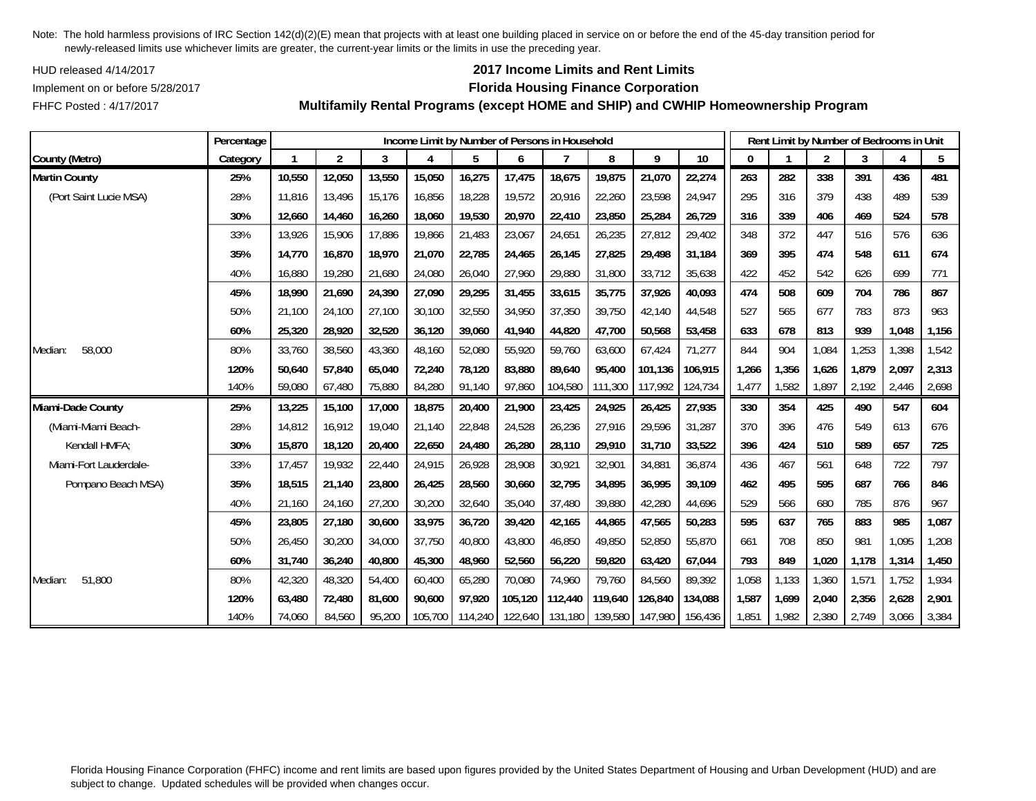Note: The hold harmless provisions of IRC Section 142(d)(2)(E) mean that projects with at least one building placed in service on or before the end of the 45-day transition period for newly-released limits use whichever limits are greater, the current-year limits or the limits in use the preceding year.

HUD released 4/14/2017

Implement on or before 5/28/2017

FHFC Posted : 4/17/2017

## 2017 Income Limits and Rent Limits
## Florida Housing Finance Corporation
## Multifamily Rental Programs (except HOME and SHIP) and CWHIP Homeownership Program

| | Percentage | Income Limit by Number of Persons in Household | | | | | | | | | | Rent Limit by Number of Bedrooms in Unit | | | | | |
|---|---|---|---|---|---|---|---|---|---|---|---|---|---|---|---|---|---|
| County (Metro) | Category | 1 | 2 | 3 | 4 | 5 | 6 | 7 | 8 | 9 | 10 | 0 | 1 | 2 | 3 | 4 | 5 |
| **Martin County** | **25%** | **10,550** | **12,050** | **13,550** | **15,050** | **16,275** | **17,475** | **18,675** | **19,875** | **21,070** | **22,274** | **263** | **282** | **338** | **391** | **436** | **481** |
| (Port Saint Lucie MSA) | 28% | 11,816 | 13,496 | 15,176 | 16,856 | 18,228 | 19,572 | 20,916 | 22,260 | 23,598 | 24,947 | 295 | 316 | 379 | 438 | 489 | 539 |
| | **30%** | **12,660** | **14,460** | **16,260** | **18,060** | **19,530** | **20,970** | **22,410** | **23,850** | **25,284** | **26,729** | **316** | **339** | **406** | **469** | **524** | **578** |
| | 33% | 13,926 | 15,906 | 17,886 | 19,866 | 21,483 | 23,067 | 24,651 | 26,235 | 27,812 | 29,402 | 348 | 372 | 447 | 516 | 576 | 636 |
| | **35%** | **14,770** | **16,870** | **18,970** | **21,070** | **22,785** | **24,465** | **26,145** | **27,825** | **29,498** | **31,184** | **369** | **395** | **474** | **548** | **611** | **674** |
| | 40% | 16,880 | 19,280 | 21,680 | 24,080 | 26,040 | 27,960 | 29,880 | 31,800 | 33,712 | 35,638 | 422 | 452 | 542 | 626 | 699 | 771 |
| | **45%** | **18,990** | **21,690** | **24,390** | **27,090** | **29,295** | **31,455** | **33,615** | **35,775** | **37,926** | **40,093** | **474** | **508** | **609** | **704** | **786** | **867** |
| | 50% | 21,100 | 24,100 | 27,100 | 30,100 | 32,550 | 34,950 | 37,350 | 39,750 | 42,140 | 44,548 | 527 | 565 | 677 | 783 | 873 | 963 |
| | **60%** | **25,320** | **28,920** | **32,520** | **36,120** | **39,060** | **41,940** | **44,820** | **47,700** | **50,568** | **53,458** | **633** | **678** | **813** | **939** | **1,048** | **1,156** |
| Median: 58,000 | 80% | 33,760 | 38,560 | 43,360 | 48,160 | 52,080 | 55,920 | 59,760 | 63,600 | 67,424 | 71,277 | 844 | 904 | 1,084 | 1,253 | 1,398 | 1,542 |
| | **120%** | **50,640** | **57,840** | **65,040** | **72,240** | **78,120** | **83,880** | **89,640** | **95,400** | **101,136** | **106,915** | **1,266** | **1,356** | **1,626** | **1,879** | **2,097** | **2,313** |
| | 140% | 59,080 | 67,480 | 75,880 | 84,280 | 91,140 | 97,860 | 104,580 | 111,300 | 117,992 | 124,734 | 1,477 | 1,582 | 1,897 | 2,192 | 2,446 | 2,698 |
| **Miami-Dade County** | **25%** | **13,225** | **15,100** | **17,000** | **18,875** | **20,400** | **21,900** | **23,425** | **24,925** | **26,425** | **27,935** | **330** | **354** | **425** | **490** | **547** | **604** |
| (Miami-Miami Beach- | 28% | 14,812 | 16,912 | 19,040 | 21,140 | 22,848 | 24,528 | 26,236 | 27,916 | 29,596 | 31,287 | 370 | 396 | 476 | 549 | 613 | 676 |
| Kendall HMFA; | **30%** | **15,870** | **18,120** | **20,400** | **22,650** | **24,480** | **26,280** | **28,110** | **29,910** | **31,710** | **33,522** | **396** | **424** | **510** | **589** | **657** | **725** |
| Miami-Fort Lauderdale- | 33% | 17,457 | 19,932 | 22,440 | 24,915 | 26,928 | 28,908 | 30,921 | 32,901 | 34,881 | 36,874 | 436 | 467 | 561 | 648 | 722 | 797 |
| Pompano Beach MSA) | **35%** | **18,515** | **21,140** | **23,800** | **26,425** | **28,560** | **30,660** | **32,795** | **34,895** | **36,995** | **39,109** | **462** | **495** | **595** | **687** | **766** | **846** |
| | 40% | 21,160 | 24,160 | 27,200 | 30,200 | 32,640 | 35,040 | 37,480 | 39,880 | 42,280 | 44,696 | 529 | 566 | 680 | 785 | 876 | 967 |
| | **45%** | **23,805** | **27,180** | **30,600** | **33,975** | **36,720** | **39,420** | **42,165** | **44,865** | **47,565** | **50,283** | **595** | **637** | **765** | **883** | **985** | **1,087** |
| | 50% | 26,450 | 30,200 | 34,000 | 37,750 | 40,800 | 43,800 | 46,850 | 49,850 | 52,850 | 55,870 | 661 | 708 | 850 | 981 | 1,095 | 1,208 |
| | **60%** | **31,740** | **36,240** | **40,800** | **45,300** | **48,960** | **52,560** | **56,220** | **59,820** | **63,420** | **67,044** | **793** | **849** | **1,020** | **1,178** | **1,314** | **1,450** |
| Median: 51,800 | 80% | 42,320 | 48,320 | 54,400 | 60,400 | 65,280 | 70,080 | 74,960 | 79,760 | 84,560 | 89,392 | 1,058 | 1,133 | 1,360 | 1,571 | 1,752 | 1,934 |
| | **120%** | **63,480** | **72,480** | **81,600** | **90,600** | **97,920** | **105,120** | **112,440** | **119,640** | **126,840** | **134,088** | **1,587** | **1,699** | **2,040** | **2,356** | **2,628** | **2,901** |
| | 140% | 74,060 | 84,560 | 95,200 | 105,700 | 114,240 | 122,640 | 131,180 | 139,580 | 147,980 | 156,436 | 1,851 | 1,982 | 2,380 | 2,749 | 3,066 | 3,384 |

Florida Housing Finance Corporation (FHFC) income and rent limits are based upon figures provided by the United States Department of Housing and Urban Development (HUD) and are subject to change. Updated schedules will be provided when changes occur.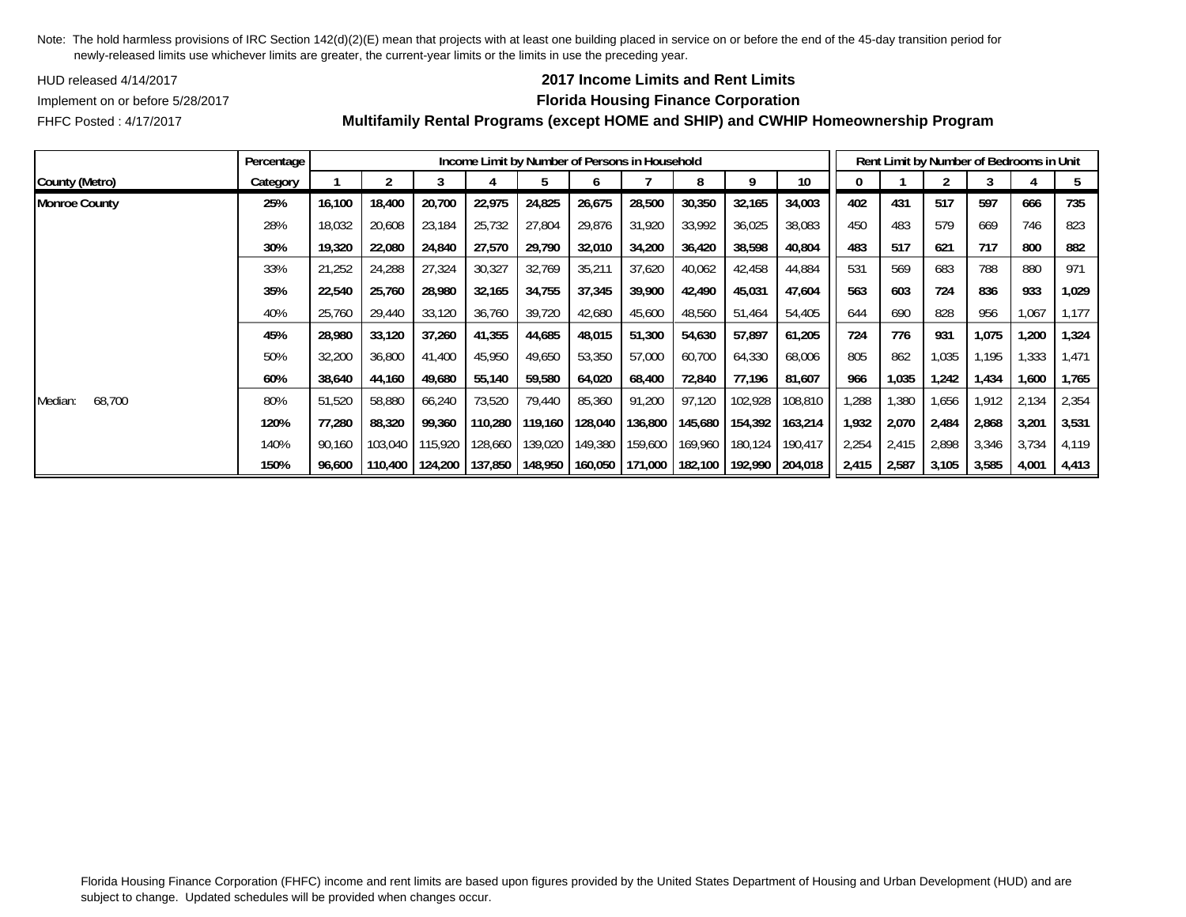Note: The hold harmless provisions of IRC Section 142(d)(2)(E) mean that projects with at least one building placed in service on or before the end of the 45-day transition period for newly-released limits use whichever limits are greater, the current-year limits or the limits in use the preceding year.

HUD released 4/14/2017

Implement on or before 5/28/2017

FHFC Posted : 4/17/2017

**2017 Income Limits and Rent Limits**

**Florida Housing Finance Corporation**

**Multifamily Rental Programs (except HOME and SHIP) and CWHIP Homeownership Program**

| | Percentage | Income Limit by Number of Persons in Household | | | | | | | | | | Rent Limit by Number of Bedrooms in Unit | | | | | |
|---|---|---|---|---|---|---|---|---|---|---|---|---|---|---|---|---|---|
| County (Metro) | Category | 1 | 2 | 3 | 4 | 5 | 6 | 7 | 8 | 9 | 10 | 0 | 1 | 2 | 3 | 4 | 5 |
| **Monroe County** | **25%** | **16,100** | **18,400** | **20,700** | **22,975** | **24,825** | **26,675** | **28,500** | **30,350** | **32,165** | **34,003** | **402** | **431** | **517** | **597** | **666** | **735** |
| | 28% | 18,032 | 20,608 | 23,184 | 25,732 | 27,804 | 29,876 | 31,920 | 33,992 | 36,025 | 38,083 | 450 | 483 | 579 | 669 | 746 | 823 |
| | **30%** | **19,320** | **22,080** | **24,840** | **27,570** | **29,790** | **32,010** | **34,200** | **36,420** | **38,598** | **40,804** | **483** | **517** | **621** | **717** | **800** | **882** |
| | 33% | 21,252 | 24,288 | 27,324 | 30,327 | 32,769 | 35,211 | 37,620 | 40,062 | 42,458 | 44,884 | 531 | 569 | 683 | 788 | 880 | 971 |
| | **35%** | **22,540** | **25,760** | **28,980** | **32,165** | **34,755** | **37,345** | **39,900** | **42,490** | **45,031** | **47,604** | **563** | **603** | **724** | **836** | **933** | **1,029** |
| | 40% | 25,760 | 29,440 | 33,120 | 36,760 | 39,720 | 42,680 | 45,600 | 48,560 | 51,464 | 54,405 | 644 | 690 | 828 | 956 | 1,067 | 1,177 |
| | **45%** | **28,980** | **33,120** | **37,260** | **41,355** | **44,685** | **48,015** | **51,300** | **54,630** | **57,897** | **61,205** | **724** | **776** | **931** | **1,075** | **1,200** | **1,324** |
| | 50% | 32,200 | 36,800 | 41,400 | 45,950 | 49,650 | 53,350 | 57,000 | 60,700 | 64,330 | 68,006 | 805 | 862 | 1,035 | 1,195 | 1,333 | 1,471 |
| | **60%** | **38,640** | **44,160** | **49,680** | **55,140** | **59,580** | **64,020** | **68,400** | **72,840** | **77,196** | **81,607** | **966** | **1,035** | **1,242** | **1,434** | **1,600** | **1,765** |
| Median: 68,700 | 80% | 51,520 | 58,880 | 66,240 | 73,520 | 79,440 | 85,360 | 91,200 | 97,120 | 102,928 | 108,810 | 1,288 | 1,380 | 1,656 | 1,912 | 2,134 | 2,354 |
| | **120%** | **77,280** | **88,320** | **99,360** | **110,280** | **119,160** | **128,040** | **136,800** | **145,680** | **154,392** | **163,214** | **1,932** | **2,070** | **2,484** | **2,868** | **3,201** | **3,531** |
| | 140% | 90,160 | 103,040 | 115,920 | 128,660 | 139,020 | 149,380 | 159,600 | 169,960 | 180,124 | 190,417 | 2,254 | 2,415 | 2,898 | 3,346 | 3,734 | 4,119 |
| | **150%** | **96,600** | **110,400** | **124,200** | **137,850** | **148,950** | **160,050** | **171,000** | **182,100** | **192,990** | **204,018** | **2,415** | **2,587** | **3,105** | **3,585** | **4,001** | **4,413** |

Florida Housing Finance Corporation (FHFC) income and rent limits are based upon figures provided by the United States Department of Housing and Urban Development (HUD) and are subject to change. Updated schedules will be provided when changes occur.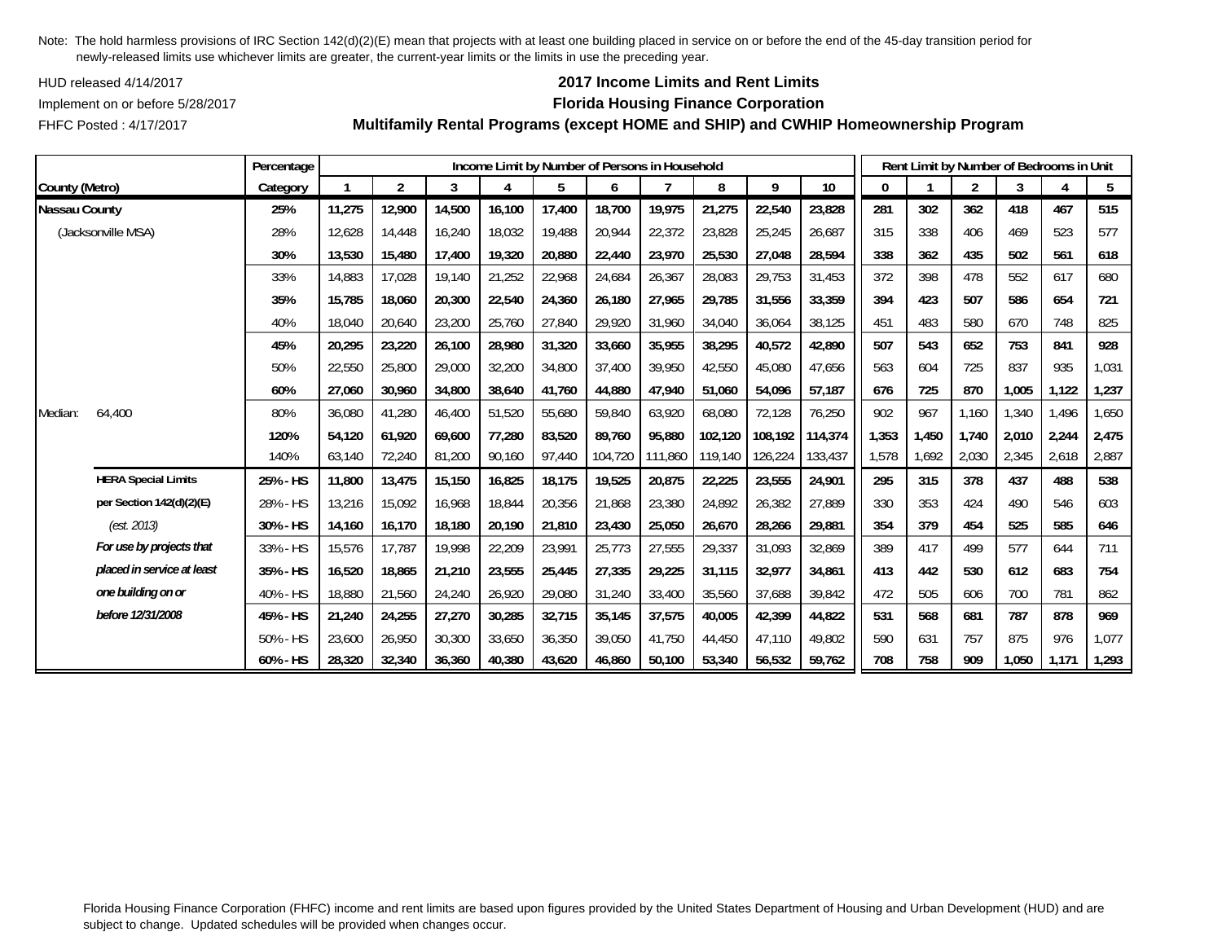Note: The hold harmless provisions of IRC Section 142(d)(2)(E) mean that projects with at least one building placed in service on or before the end of the 45-day transition period for newly-released limits use whichever limits are greater, the current-year limits or the limits in use the preceding year.

HUD released 4/14/2017

Implement on or before 5/28/2017

FHFC Posted : 4/17/2017

# 2017 Income Limits and Rent Limits

## Florida Housing Finance Corporation

### Multifamily Rental Programs (except HOME and SHIP) and CWHIP Homeownership Program

| County (Metro) | | Percentage Category | Income Limit by Number of Persons in Household: 1 | 2 | 3 | 4 | 5 | 6 | 7 | 8 | 9 | 10 | Rent Limit by Number of Bedrooms in Unit: 0 | 1 | 2 | 3 | 4 | 5 |
|---|---|---|---|---|---|---|---|---|---|---|---|---|---|---|---|---|---|---|
| **Nassau County** | | **25%** | **11,275** | **12,900** | **14,500** | **16,100** | **17,400** | **18,700** | **19,975** | **21,275** | **22,540** | **23,828** | **281** | **302** | **362** | **418** | **467** | **515** |
| (Jacksonville MSA) | | 28% | 12,628 | 14,448 | 16,240 | 18,032 | 19,488 | 20,944 | 22,372 | 23,828 | 25,245 | 26,687 | 315 | 338 | 406 | 469 | 523 | 577 |
| | | **30%** | **13,530** | **15,480** | **17,400** | **19,320** | **20,880** | **22,440** | **23,970** | **25,530** | **27,048** | **28,594** | **338** | **362** | **435** | **502** | **561** | **618** |
| | | 33% | 14,883 | 17,028 | 19,140 | 21,252 | 22,968 | 24,684 | 26,367 | 28,083 | 29,753 | 31,453 | 372 | 398 | 478 | 552 | 617 | 680 |
| | | **35%** | **15,785** | **18,060** | **20,300** | **22,540** | **24,360** | **26,180** | **27,965** | **29,785** | **31,556** | **33,359** | **394** | **423** | **507** | **586** | **654** | **721** |
| | | 40% | 18,040 | 20,640 | 23,200 | 25,760 | 27,840 | 29,920 | 31,960 | 34,040 | 36,064 | 38,125 | 451 | 483 | 580 | 670 | 748 | 825 |
| | | **45%** | **20,295** | **23,220** | **26,100** | **28,980** | **31,320** | **33,660** | **35,955** | **38,295** | **40,572** | **42,890** | **507** | **543** | **652** | **753** | **841** | **928** |
| | | 50% | 22,550 | 25,800 | 29,000 | 32,200 | 34,800 | 37,400 | 39,950 | 42,550 | 45,080 | 47,656 | 563 | 604 | 725 | 837 | 935 | 1,031 |
| | | **60%** | **27,060** | **30,960** | **34,800** | **38,640** | **41,760** | **44,880** | **47,940** | **51,060** | **54,096** | **57,187** | **676** | **725** | **870** | **1,005** | **1,122** | **1,237** |
| Median: | 64,400 | 80% | 36,080 | 41,280 | 46,400 | 51,520 | 55,680 | 59,840 | 63,920 | 68,080 | 72,128 | 76,250 | 902 | 967 | 1,160 | 1,340 | 1,496 | 1,650 |
| | | **120%** | **54,120** | **61,920** | **69,600** | **77,280** | **83,520** | **89,760** | **95,880** | **102,120** | **108,192** | **114,374** | **1,353** | **1,450** | **1,740** | **2,010** | **2,244** | **2,475** |
| | | 140% | 63,140 | 72,240 | 81,200 | 90,160 | 97,440 | 104,720 | 111,860 | 119,140 | 126,224 | 133,437 | 1,578 | 1,692 | 2,030 | 2,345 | 2,618 | 2,887 |
| | **HERA Special Limits** | **25% - HS** | **11,800** | **13,475** | **15,150** | **16,825** | **18,175** | **19,525** | **20,875** | **22,225** | **23,555** | **24,901** | **295** | **315** | **378** | **437** | **488** | **538** |
| | **per Section 142(d)(2)(E)** | 28% - HS | 13,216 | 15,092 | 16,968 | 18,844 | 20,356 | 21,868 | 23,380 | 24,892 | 26,382 | 27,889 | 330 | 353 | 424 | 490 | 546 | 603 |
| | *(est. 2013)* | **30% - HS** | **14,160** | **16,170** | **18,180** | **20,190** | **21,810** | **23,430** | **25,050** | **26,670** | **28,266** | **29,881** | **354** | **379** | **454** | **525** | **585** | **646** |
| | ***For use by projects that*** | 33% - HS | 15,576 | 17,787 | 19,998 | 22,209 | 23,991 | 25,773 | 27,555 | 29,337 | 31,093 | 32,869 | 389 | 417 | 499 | 577 | 644 | 711 |
| | ***placed in service at least*** | **35% - HS** | **16,520** | **18,865** | **21,210** | **23,555** | **25,445** | **27,335** | **29,225** | **31,115** | **32,977** | **34,861** | **413** | **442** | **530** | **612** | **683** | **754** |
| | ***one building on or*** | 40% - HS | 18,880 | 21,560 | 24,240 | 26,920 | 29,080 | 31,240 | 33,400 | 35,560 | 37,688 | 39,842 | 472 | 505 | 606 | 700 | 781 | 862 |
| | ***before 12/31/2008*** | **45% - HS** | **21,240** | **24,255** | **27,270** | **30,285** | **32,715** | **35,145** | **37,575** | **40,005** | **42,399** | **44,822** | **531** | **568** | **681** | **787** | **878** | **969** |
| | | 50% - HS | 23,600 | 26,950 | 30,300 | 33,650 | 36,350 | 39,050 | 41,750 | 44,450 | 47,110 | 49,802 | 590 | 631 | 757 | 875 | 976 | 1,077 |
| | | **60% - HS** | **28,320** | **32,340** | **36,360** | **40,380** | **43,620** | **46,860** | **50,100** | **53,340** | **56,532** | **59,762** | **708** | **758** | **909** | **1,050** | **1,171** | **1,293** |

Florida Housing Finance Corporation (FHFC) income and rent limits are based upon figures provided by the United States Department of Housing and Urban Development (HUD) and are subject to change. Updated schedules will be provided when changes occur.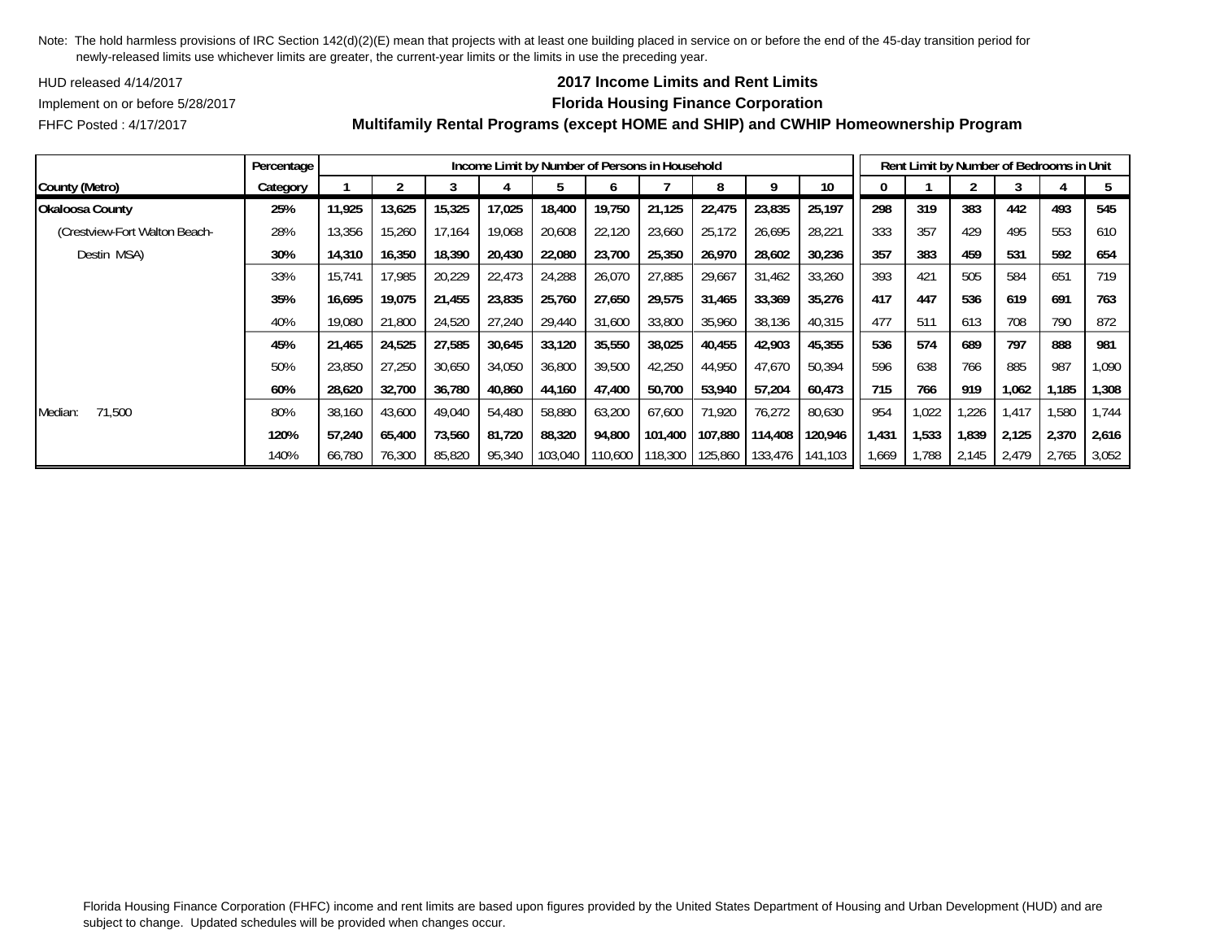Note: The hold harmless provisions of IRC Section 142(d)(2)(E) mean that projects with at least one building placed in service on or before the end of the 45-day transition period for newly-released limits use whichever limits are greater, the current-year limits or the limits in use the preceding year.

HUD released 4/14/2017

Implement on or before 5/28/2017

FHFC Posted : 4/17/2017

## 2017 Income Limits and Rent Limits

## Florida Housing Finance Corporation

## Multifamily Rental Programs (except HOME and SHIP) and CWHIP Homeownership Program

| | Percentage | Income Limit by Number of Persons in Household | | | | | | | | | | Rent Limit by Number of Bedrooms in Unit | | | | | |
|---|---|---|---|---|---|---|---|---|---|---|---|---|---|---|---|---|---|
| County (Metro) | Category | 1 | 2 | 3 | 4 | 5 | 6 | 7 | 8 | 9 | 10 | 0 | 1 | 2 | 3 | 4 | 5 |
| **Okaloosa County** | **25%** | **11,925** | **13,625** | **15,325** | **17,025** | **18,400** | **19,750** | **21,125** | **22,475** | **23,835** | **25,197** | **298** | **319** | **383** | **442** | **493** | **545** |
| (Crestview-Fort Walton Beach- | 28% | 13,356 | 15,260 | 17,164 | 19,068 | 20,608 | 22,120 | 23,660 | 25,172 | 26,695 | 28,221 | 333 | 357 | 429 | 495 | 553 | 610 |
| Destin MSA) | **30%** | **14,310** | **16,350** | **18,390** | **20,430** | **22,080** | **23,700** | **25,350** | **26,970** | **28,602** | **30,236** | **357** | **383** | **459** | **531** | **592** | **654** |
| | 33% | 15,741 | 17,985 | 20,229 | 22,473 | 24,288 | 26,070 | 27,885 | 29,667 | 31,462 | 33,260 | 393 | 421 | 505 | 584 | 651 | 719 |
| | **35%** | **16,695** | **19,075** | **21,455** | **23,835** | **25,760** | **27,650** | **29,575** | **31,465** | **33,369** | **35,276** | **417** | **447** | **536** | **619** | **691** | **763** |
| | 40% | 19,080 | 21,800 | 24,520 | 27,240 | 29,440 | 31,600 | 33,800 | 35,960 | 38,136 | 40,315 | 477 | 511 | 613 | 708 | 790 | 872 |
| | **45%** | **21,465** | **24,525** | **27,585** | **30,645** | **33,120** | **35,550** | **38,025** | **40,455** | **42,903** | **45,355** | **536** | **574** | **689** | **797** | **888** | **981** |
| | 50% | 23,850 | 27,250 | 30,650 | 34,050 | 36,800 | 39,500 | 42,250 | 44,950 | 47,670 | 50,394 | 596 | 638 | 766 | 885 | 987 | 1,090 |
| | **60%** | **28,620** | **32,700** | **36,780** | **40,860** | **44,160** | **47,400** | **50,700** | **53,940** | **57,204** | **60,473** | **715** | **766** | **919** | **1,062** | **1,185** | **1,308** |
| Median: 71,500 | 80% | 38,160 | 43,600 | 49,040 | 54,480 | 58,880 | 63,200 | 67,600 | 71,920 | 76,272 | 80,630 | 954 | 1,022 | 1,226 | 1,417 | 1,580 | 1,744 |
| | **120%** | **57,240** | **65,400** | **73,560** | **81,720** | **88,320** | **94,800** | **101,400** | **107,880** | **114,408** | **120,946** | **1,431** | **1,533** | **1,839** | **2,125** | **2,370** | **2,616** |
| | 140% | 66,780 | 76,300 | 85,820 | 95,340 | 103,040 | 110,600 | 118,300 | 125,860 | 133,476 | 141,103 | 1,669 | 1,788 | 2,145 | 2,479 | 2,765 | 3,052 |

Florida Housing Finance Corporation (FHFC) income and rent limits are based upon figures provided by the United States Department of Housing and Urban Development (HUD) and are subject to change. Updated schedules will be provided when changes occur.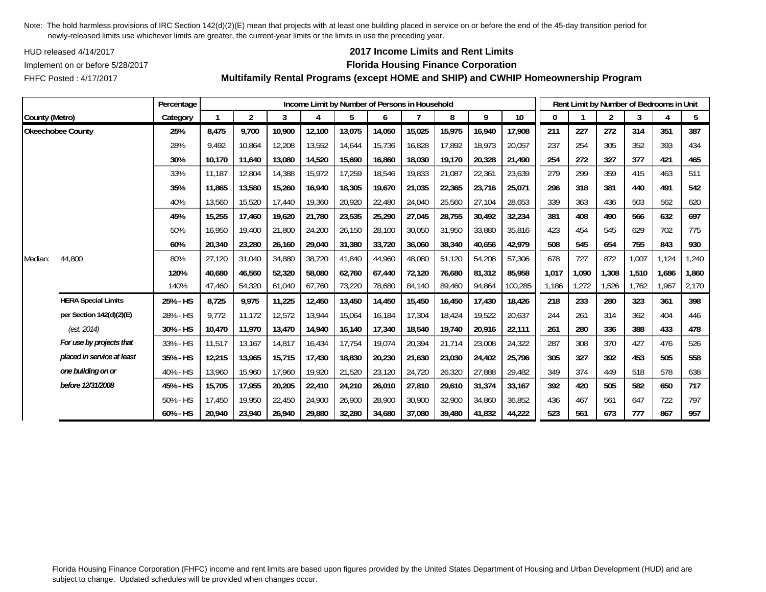Note: The hold harmless provisions of IRC Section 142(d)(2)(E) mean that projects with at least one building placed in service on or before the end of the 45-day transition period for newly-released limits use whichever limits are greater, the current-year limits or the limits in use the preceding year.

HUD released 4/14/2017

Implement on or before 5/28/2017

FHFC Posted : 4/17/2017

**2017 Income Limits and Rent Limits**

**Florida Housing Finance Corporation**

**Multifamily Rental Programs (except HOME and SHIP) and CWHIP Homeownership Program**

| | | Percentage | Income Limit by Number of Persons in Household | | | | | | | | | | Rent Limit by Number of Bedrooms in Unit | | | | | |
|---|---|---|---|---|---|---|---|---|---|---|---|---|---|---|---|---|---|---|
| County (Metro) | | Category | 1 | 2 | 3 | 4 | 5 | 6 | 7 | 8 | 9 | 10 | 0 | 1 | 2 | 3 | 4 | 5 |
| **Okeechobee County** | | **25%** | **8,475** | **9,700** | **10,900** | **12,100** | **13,075** | **14,050** | **15,025** | **15,975** | **16,940** | **17,908** | **211** | **227** | **272** | **314** | **351** | **387** |
| | | 28% | 9,492 | 10,864 | 12,208 | 13,552 | 14,644 | 15,736 | 16,828 | 17,892 | 18,973 | 20,057 | 237 | 254 | 305 | 352 | 393 | 434 |
| | | **30%** | **10,170** | **11,640** | **13,080** | **14,520** | **15,690** | **16,860** | **18,030** | **19,170** | **20,328** | **21,490** | **254** | **272** | **327** | **377** | **421** | **465** |
| | | 33% | 11,187 | 12,804 | 14,388 | 15,972 | 17,259 | 18,546 | 19,833 | 21,087 | 22,361 | 23,639 | 279 | 299 | 359 | 415 | 463 | 511 |
| | | **35%** | **11,865** | **13,580** | **15,260** | **16,940** | **18,305** | **19,670** | **21,035** | **22,365** | **23,716** | **25,071** | **296** | **318** | **381** | **440** | **491** | **542** |
| | | 40% | 13,560 | 15,520 | 17,440 | 19,360 | 20,920 | 22,480 | 24,040 | 25,560 | 27,104 | 28,653 | 339 | 363 | 436 | 503 | 562 | 620 |
| | | **45%** | **15,255** | **17,460** | **19,620** | **21,780** | **23,535** | **25,290** | **27,045** | **28,755** | **30,492** | **32,234** | **381** | **408** | **490** | **566** | **632** | **697** |
| | | 50% | 16,950 | 19,400 | 21,800 | 24,200 | 26,150 | 28,100 | 30,050 | 31,950 | 33,880 | 35,816 | 423 | 454 | 545 | 629 | 702 | 775 |
| | | **60%** | **20,340** | **23,280** | **26,160** | **29,040** | **31,380** | **33,720** | **36,060** | **38,340** | **40,656** | **42,979** | **508** | **545** | **654** | **755** | **843** | **930** |
| Median: | 44,800 | 80% | 27,120 | 31,040 | 34,880 | 38,720 | 41,840 | 44,960 | 48,080 | 51,120 | 54,208 | 57,306 | 678 | 727 | 872 | 1,007 | 1,124 | 1,240 |
| | | **120%** | **40,680** | **46,560** | **52,320** | **58,080** | **62,760** | **67,440** | **72,120** | **76,680** | **81,312** | **85,958** | **1,017** | **1,090** | **1,308** | **1,510** | **1,686** | **1,860** |
| | | 140% | 47,460 | 54,320 | 61,040 | 67,760 | 73,220 | 78,680 | 84,140 | 89,460 | 94,864 | 100,285 | 1,186 | 1,272 | 1,526 | 1,762 | 1,967 | 2,170 |
| | **HERA Special Limits** | **25% - HS** | **8,725** | **9,975** | **11,225** | **12,450** | **13,450** | **14,450** | **15,450** | **16,450** | **17,430** | **18,426** | **218** | **233** | **280** | **323** | **361** | **398** |
| | **per Section 142(d)(2)(E)** | 28% - HS | 9,772 | 11,172 | 12,572 | 13,944 | 15,064 | 16,184 | 17,304 | 18,424 | 19,522 | 20,637 | 244 | 261 | 314 | 362 | 404 | 446 |
| | *(est. 2014)* | **30% - HS** | **10,470** | **11,970** | **13,470** | **14,940** | **16,140** | **17,340** | **18,540** | **19,740** | **20,916** | **22,111** | **261** | **280** | **336** | **388** | **433** | **478** |
| | ***For use by projects that*** | 33% - HS | 11,517 | 13,167 | 14,817 | 16,434 | 17,754 | 19,074 | 20,394 | 21,714 | 23,008 | 24,322 | 287 | 308 | 370 | 427 | 476 | 526 |
| | ***placed in service at least*** | **35% - HS** | **12,215** | **13,965** | **15,715** | **17,430** | **18,830** | **20,230** | **21,630** | **23,030** | **24,402** | **25,796** | **305** | **327** | **392** | **453** | **505** | **558** |
| | ***one building on or*** | 40% - HS | 13,960 | 15,960 | 17,960 | 19,920 | 21,520 | 23,120 | 24,720 | 26,320 | 27,888 | 29,482 | 349 | 374 | 449 | 518 | 578 | 638 |
| | ***before 12/31/2008*** | **45% - HS** | **15,705** | **17,955** | **20,205** | **22,410** | **24,210** | **26,010** | **27,810** | **29,610** | **31,374** | **33,167** | **392** | **420** | **505** | **582** | **650** | **717** |
| | | 50% - HS | 17,450 | 19,950 | 22,450 | 24,900 | 26,900 | 28,900 | 30,900 | 32,900 | 34,860 | 36,852 | 436 | 467 | 561 | 647 | 722 | 797 |
| | | **60% - HS** | **20,940** | **23,940** | **26,940** | **29,880** | **32,280** | **34,680** | **37,080** | **39,480** | **41,832** | **44,222** | **523** | **561** | **673** | **777** | **867** | **957** |

Florida Housing Finance Corporation (FHFC) income and rent limits are based upon figures provided by the United States Department of Housing and Urban Development (HUD) and are subject to change. Updated schedules will be provided when changes occur.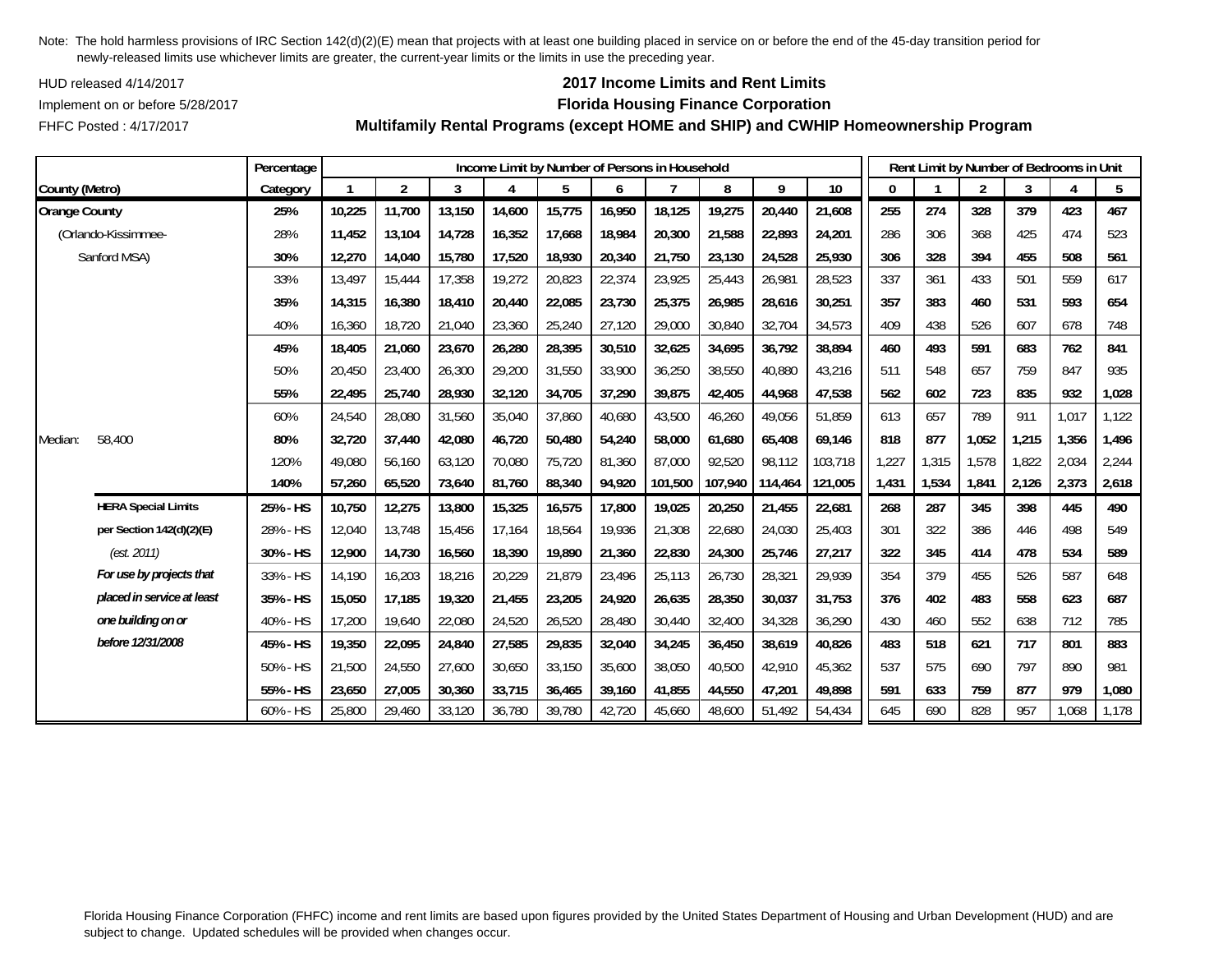Note: The hold harmless provisions of IRC Section 142(d)(2)(E) mean that projects with at least one building placed in service on or before the end of the 45-day transition period for newly-released limits use whichever limits are greater, the current-year limits or the limits in use the preceding year.

HUD released 4/14/2017

Implement on or before 5/28/2017

FHFC Posted : 4/17/2017

## 2017 Income Limits and Rent Limits

## Florida Housing Finance Corporation

## Multifamily Rental Programs (except HOME and SHIP) and CWHIP Homeownership Program

| County (Metro) | | Percentage Category | Income Limit by Number of Persons in Household: 1 | 2 | 3 | 4 | 5 | 6 | 7 | 8 | 9 | 10 | Rent Limit by Number of Bedrooms in Unit: 0 | 1 | 2 | 3 | 4 | 5 |
|---|---|---|---|---|---|---|---|---|---|---|---|---|---|---|---|---|---|---|
| **Orange County** | | **25%** | **10,225** | **11,700** | **13,150** | **14,600** | **15,775** | **16,950** | **18,125** | **19,275** | **20,440** | **21,608** | **255** | **274** | **328** | **379** | **423** | **467** |
| (Orlando-Kissimmee- | | 28% | 11,452 | 13,104 | 14,728 | 16,352 | 17,668 | 18,984 | 20,300 | 21,588 | 22,893 | 24,201 | 286 | 306 | 368 | 425 | 474 | 523 |
| Sanford MSA) | | **30%** | **12,270** | **14,040** | **15,780** | **17,520** | **18,930** | **20,340** | **21,750** | **23,130** | **24,528** | **25,930** | **306** | **328** | **394** | **455** | **508** | **561** |
| | | 33% | 13,497 | 15,444 | 17,358 | 19,272 | 20,823 | 22,374 | 23,925 | 25,443 | 26,981 | 28,523 | 337 | 361 | 433 | 501 | 559 | 617 |
| | | **35%** | **14,315** | **16,380** | **18,410** | **20,440** | **22,085** | **23,730** | **25,375** | **26,985** | **28,616** | **30,251** | **357** | **383** | **460** | **531** | **593** | **654** |
| | | 40% | 16,360 | 18,720 | 21,040 | 23,360 | 25,240 | 27,120 | 29,000 | 30,840 | 32,704 | 34,573 | 409 | 438 | 526 | 607 | 678 | 748 |
| | | **45%** | **18,405** | **21,060** | **23,670** | **26,280** | **28,395** | **30,510** | **32,625** | **34,695** | **36,792** | **38,894** | **460** | **493** | **591** | **683** | **762** | **841** |
| | | 50% | 20,450 | 23,400 | 26,300 | 29,200 | 31,550 | 33,900 | 36,250 | 38,550 | 40,880 | 43,216 | 511 | 548 | 657 | 759 | 847 | 935 |
| | | **55%** | **22,495** | **25,740** | **28,930** | **32,120** | **34,705** | **37,290** | **39,875** | **42,405** | **44,968** | **47,538** | **562** | **602** | **723** | **835** | **932** | **1,028** |
| | | 60% | 24,540 | 28,080 | 31,560 | 35,040 | 37,860 | 40,680 | 43,500 | 46,260 | 49,056 | 51,859 | 613 | 657 | 789 | 911 | 1,017 | 1,122 |
| Median: | 58,400 | **80%** | **32,720** | **37,440** | **42,080** | **46,720** | **50,480** | **54,240** | **58,000** | **61,680** | **65,408** | **69,146** | **818** | **877** | **1,052** | **1,215** | **1,356** | **1,496** |
| | | 120% | 49,080 | 56,160 | 63,120 | 70,080 | 75,720 | 81,360 | 87,000 | 92,520 | 98,112 | 103,718 | 1,227 | 1,315 | 1,578 | 1,822 | 2,034 | 2,244 |
| | | **140%** | **57,260** | **65,520** | **73,640** | **81,760** | **88,340** | **94,920** | **101,500** | **107,940** | **114,464** | **121,005** | **1,431** | **1,534** | **1,841** | **2,126** | **2,373** | **2,618** |
| | **HERA Special Limits** | **25% - HS** | **10,750** | **12,275** | **13,800** | **15,325** | **16,575** | **17,800** | **19,025** | **20,250** | **21,455** | **22,681** | **268** | **287** | **345** | **398** | **445** | **490** |
| | **per Section 142(d)(2)(E)** | 28% - HS | 12,040 | 13,748 | 15,456 | 17,164 | 18,564 | 19,936 | 21,308 | 22,680 | 24,030 | 25,403 | 301 | 322 | 386 | 446 | 498 | 549 |
| | *(est. 2011)* | **30% - HS** | **12,900** | **14,730** | **16,560** | **18,390** | **19,890** | **21,360** | **22,830** | **24,300** | **25,746** | **27,217** | **322** | **345** | **414** | **478** | **534** | **589** |
| | ***For use by projects that*** | 33% - HS | 14,190 | 16,203 | 18,216 | 20,229 | 21,879 | 23,496 | 25,113 | 26,730 | 28,321 | 29,939 | 354 | 379 | 455 | 526 | 587 | 648 |
| | ***placed in service at least*** | **35% - HS** | **15,050** | **17,185** | **19,320** | **21,455** | **23,205** | **24,920** | **26,635** | **28,350** | **30,037** | **31,753** | **376** | **402** | **483** | **558** | **623** | **687** |
| | ***one building on or*** | 40% - HS | 17,200 | 19,640 | 22,080 | 24,520 | 26,520 | 28,480 | 30,440 | 32,400 | 34,328 | 36,290 | 430 | 460 | 552 | 638 | 712 | 785 |
| | ***before 12/31/2008*** | **45% - HS** | **19,350** | **22,095** | **24,840** | **27,585** | **29,835** | **32,040** | **34,245** | **36,450** | **38,619** | **40,826** | **483** | **518** | **621** | **717** | **801** | **883** |
| | | 50% - HS | 21,500 | 24,550 | 27,600 | 30,650 | 33,150 | 35,600 | 38,050 | 40,500 | 42,910 | 45,362 | 537 | 575 | 690 | 797 | 890 | 981 |
| | | **55% - HS** | **23,650** | **27,005** | **30,360** | **33,715** | **36,465** | **39,160** | **41,855** | **44,550** | **47,201** | **49,898** | **591** | **633** | **759** | **877** | **979** | **1,080** |
| | | 60% - HS | 25,800 | 29,460 | 33,120 | 36,780 | 39,780 | 42,720 | 45,660 | 48,600 | 51,492 | 54,434 | 645 | 690 | 828 | 957 | 1,068 | 1,178 |

Florida Housing Finance Corporation (FHFC) income and rent limits are based upon figures provided by the United States Department of Housing and Urban Development (HUD) and are subject to change. Updated schedules will be provided when changes occur.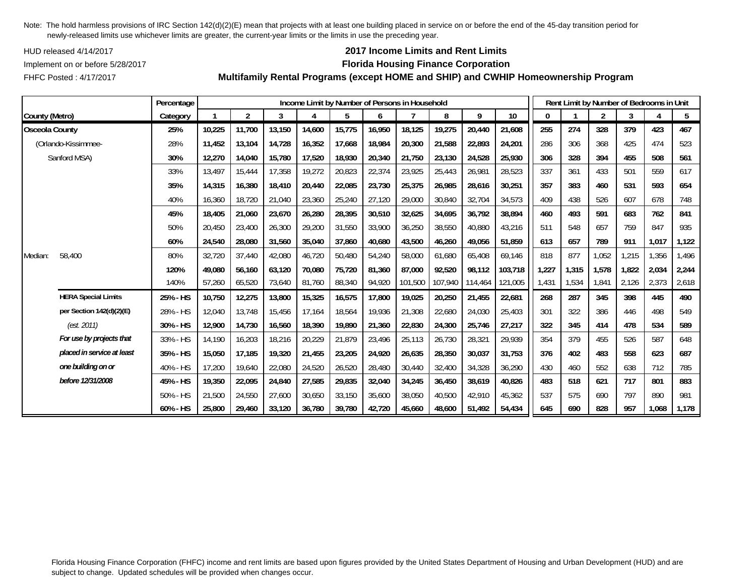Note: The hold harmless provisions of IRC Section 142(d)(2)(E) mean that projects with at least one building placed in service on or before the end of the 45-day transition period for newly-released limits use whichever limits are greater, the current-year limits or the limits in use the preceding year.

HUD released 4/14/2017

Implement on or before 5/28/2017

FHFC Posted : 4/17/2017

## 2017 Income Limits and Rent Limits
## Florida Housing Finance Corporation
## Multifamily Rental Programs (except HOME and SHIP) and CWHIP Homeownership Program

| County (Metro) | | Percentage Category | Income Limit by Number of Persons in Household | | | | | | | | | | Rent Limit by Number of Bedrooms in Unit | | | | | |
|---|---|---|---|---|---|---|---|---|---|---|---|---|---|---|---|---|---|---|
| | | | 1 | 2 | 3 | 4 | 5 | 6 | 7 | 8 | 9 | 10 | 0 | 1 | 2 | 3 | 4 | 5 |
| **Osceola County** | | **25%** | **10,225** | **11,700** | **13,150** | **14,600** | **15,775** | **16,950** | **18,125** | **19,275** | **20,440** | **21,608** | **255** | **274** | **328** | **379** | **423** | **467** |
| (Orlando-Kissimmee- | | 28% | 11,452 | 13,104 | 14,728 | 16,352 | 17,668 | 18,984 | 20,300 | 21,588 | 22,893 | 24,201 | 286 | 306 | 368 | 425 | 474 | 523 |
| Sanford MSA) | | **30%** | **12,270** | **14,040** | **15,780** | **17,520** | **18,930** | **20,340** | **21,750** | **23,130** | **24,528** | **25,930** | **306** | **328** | **394** | **455** | **508** | **561** |
| | | 33% | 13,497 | 15,444 | 17,358 | 19,272 | 20,823 | 22,374 | 23,925 | 25,443 | 26,981 | 28,523 | 337 | 361 | 433 | 501 | 559 | 617 |
| | | **35%** | **14,315** | **16,380** | **18,410** | **20,440** | **22,085** | **23,730** | **25,375** | **26,985** | **28,616** | **30,251** | **357** | **383** | **460** | **531** | **593** | **654** |
| | | 40% | 16,360 | 18,720 | 21,040 | 23,360 | 25,240 | 27,120 | 29,000 | 30,840 | 32,704 | 34,573 | 409 | 438 | 526 | 607 | 678 | 748 |
| | | **45%** | **18,405** | **21,060** | **23,670** | **26,280** | **28,395** | **30,510** | **32,625** | **34,695** | **36,792** | **38,894** | **460** | **493** | **591** | **683** | **762** | **841** |
| | | 50% | 20,450 | 23,400 | 26,300 | 29,200 | 31,550 | 33,900 | 36,250 | 38,550 | 40,880 | 43,216 | 511 | 548 | 657 | 759 | 847 | 935 |
| | | **60%** | **24,540** | **28,080** | **31,560** | **35,040** | **37,860** | **40,680** | **43,500** | **46,260** | **49,056** | **51,859** | **613** | **657** | **789** | **911** | **1,017** | **1,122** |
| Median: | 58,400 | 80% | 32,720 | 37,440 | 42,080 | 46,720 | 50,480 | 54,240 | 58,000 | 61,680 | 65,408 | 69,146 | 818 | 877 | 1,052 | 1,215 | 1,356 | 1,496 |
| | | **120%** | **49,080** | **56,160** | **63,120** | **70,080** | **75,720** | **81,360** | **87,000** | **92,520** | **98,112** | **103,718** | **1,227** | **1,315** | **1,578** | **1,822** | **2,034** | **2,244** |
| | | 140% | 57,260 | 65,520 | 73,640 | 81,760 | 88,340 | 94,920 | 101,500 | 107,940 | 114,464 | 121,005 | 1,431 | 1,534 | 1,841 | 2,126 | 2,373 | 2,618 |
| | **HERA Special Limits** | **25% - HS** | **10,750** | **12,275** | **13,800** | **15,325** | **16,575** | **17,800** | **19,025** | **20,250** | **21,455** | **22,681** | **268** | **287** | **345** | **398** | **445** | **490** |
| | **per Section 142(d)(2)(E)** | 28% - HS | 12,040 | 13,748 | 15,456 | 17,164 | 18,564 | 19,936 | 21,308 | 22,680 | 24,030 | 25,403 | 301 | 322 | 386 | 446 | 498 | 549 |
| | *(est. 2011)* | **30% - HS** | **12,900** | **14,730** | **16,560** | **18,390** | **19,890** | **21,360** | **22,830** | **24,300** | **25,746** | **27,217** | **322** | **345** | **414** | **478** | **534** | **589** |
| | ***For use by projects that*** | 33% - HS | 14,190 | 16,203 | 18,216 | 20,229 | 21,879 | 23,496 | 25,113 | 26,730 | 28,321 | 29,939 | 354 | 379 | 455 | 526 | 587 | 648 |
| | ***placed in service at least*** | **35% - HS** | **15,050** | **17,185** | **19,320** | **21,455** | **23,205** | **24,920** | **26,635** | **28,350** | **30,037** | **31,753** | **376** | **402** | **483** | **558** | **623** | **687** |
| | ***one building on or*** | 40% - HS | 17,200 | 19,640 | 22,080 | 24,520 | 26,520 | 28,480 | 30,440 | 32,400 | 34,328 | 36,290 | 430 | 460 | 552 | 638 | 712 | 785 |
| | ***before 12/31/2008*** | **45% - HS** | **19,350** | **22,095** | **24,840** | **27,585** | **29,835** | **32,040** | **34,245** | **36,450** | **38,619** | **40,826** | **483** | **518** | **621** | **717** | **801** | **883** |
| | | 50% - HS | 21,500 | 24,550 | 27,600 | 30,650 | 33,150 | 35,600 | 38,050 | 40,500 | 42,910 | 45,362 | 537 | 575 | 690 | 797 | 890 | 981 |
| | | **60% - HS** | **25,800** | **29,460** | **33,120** | **36,780** | **39,780** | **42,720** | **45,660** | **48,600** | **51,492** | **54,434** | **645** | **690** | **828** | **957** | **1,068** | **1,178** |

Florida Housing Finance Corporation (FHFC) income and rent limits are based upon figures provided by the United States Department of Housing and Urban Development (HUD) and are subject to change. Updated schedules will be provided when changes occur.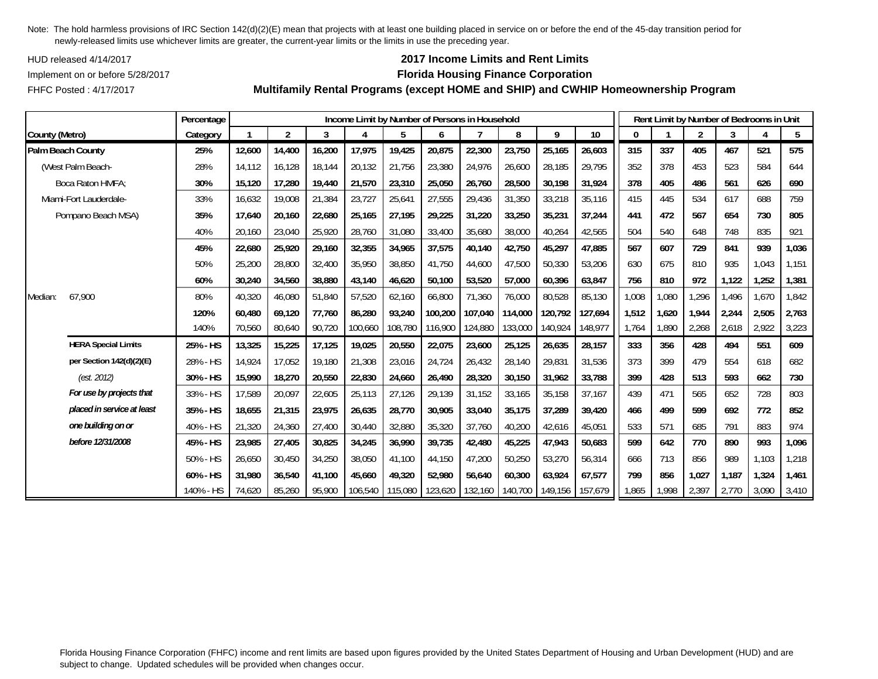Note: The hold harmless provisions of IRC Section 142(d)(2)(E) mean that projects with at least one building placed in service on or before the end of the 45-day transition period for newly-released limits use whichever limits are greater, the current-year limits or the limits in use the preceding year.

HUD released 4/14/2017

Implement on or before 5/28/2017

FHFC Posted : 4/17/2017

## 2017 Income Limits and Rent Limits

## Florida Housing Finance Corporation

## Multifamily Rental Programs (except HOME and SHIP) and CWHIP Homeownership Program

| | Percentage | Income Limit by Number of Persons in Household | | | | | | | | | | Rent Limit by Number of Bedrooms in Unit | | | | | |
|---|---|---|---|---|---|---|---|---|---|---|---|---|---|---|---|---|---|
| County (Metro) | Category | 1 | 2 | 3 | 4 | 5 | 6 | 7 | 8 | 9 | 10 | 0 | 1 | 2 | 3 | 4 | 5 |
| **Palm Beach County** | **25%** | **12,600** | **14,400** | **16,200** | **17,975** | **19,425** | **20,875** | **22,300** | **23,750** | **25,165** | **26,603** | **315** | **337** | **405** | **467** | **521** | **575** |
| (West Palm Beach- | 28% | 14,112 | 16,128 | 18,144 | 20,132 | 21,756 | 23,380 | 24,976 | 26,600 | 28,185 | 29,795 | 352 | 378 | 453 | 523 | 584 | 644 |
| Boca Raton HMFA; | **30%** | **15,120** | **17,280** | **19,440** | **21,570** | **23,310** | **25,050** | **26,760** | **28,500** | **30,198** | **31,924** | **378** | **405** | **486** | **561** | **626** | **690** |
| Miami-Fort Lauderdale- | 33% | 16,632 | 19,008 | 21,384 | 23,727 | 25,641 | 27,555 | 29,436 | 31,350 | 33,218 | 35,116 | 415 | 445 | 534 | 617 | 688 | 759 |
| Pompano Beach MSA) | **35%** | **17,640** | **20,160** | **22,680** | **25,165** | **27,195** | **29,225** | **31,220** | **33,250** | **35,231** | **37,244** | **441** | **472** | **567** | **654** | **730** | **805** |
| | 40% | 20,160 | 23,040 | 25,920 | 28,760 | 31,080 | 33,400 | 35,680 | 38,000 | 40,264 | 42,565 | 504 | 540 | 648 | 748 | 835 | 921 |
| | **45%** | **22,680** | **25,920** | **29,160** | **32,355** | **34,965** | **37,575** | **40,140** | **42,750** | **45,297** | **47,885** | **567** | **607** | **729** | **841** | **939** | **1,036** |
| | 50% | 25,200 | 28,800 | 32,400 | 35,950 | 38,850 | 41,750 | 44,600 | 47,500 | 50,330 | 53,206 | 630 | 675 | 810 | 935 | 1,043 | 1,151 |
| | **60%** | **30,240** | **34,560** | **38,880** | **43,140** | **46,620** | **50,100** | **53,520** | **57,000** | **60,396** | **63,847** | **756** | **810** | **972** | **1,122** | **1,252** | **1,381** |
| Median: 67,900 | 80% | 40,320 | 46,080 | 51,840 | 57,520 | 62,160 | 66,800 | 71,360 | 76,000 | 80,528 | 85,130 | 1,008 | 1,080 | 1,296 | 1,496 | 1,670 | 1,842 |
| | **120%** | **60,480** | **69,120** | **77,760** | **86,280** | **93,240** | **100,200** | **107,040** | **114,000** | **120,792** | **127,694** | **1,512** | **1,620** | **1,944** | **2,244** | **2,505** | **2,763** |
| | 140% | 70,560 | 80,640 | 90,720 | 100,660 | 108,780 | 116,900 | 124,880 | 133,000 | 140,924 | 148,977 | 1,764 | 1,890 | 2,268 | 2,618 | 2,922 | 3,223 |
| **HERA Special Limits** | **25% - HS** | **13,325** | **15,225** | **17,125** | **19,025** | **20,550** | **22,075** | **23,600** | **25,125** | **26,635** | **28,157** | **333** | **356** | **428** | **494** | **551** | **609** |
| **per Section 142(d)(2)(E)** | 28% - HS | 14,924 | 17,052 | 19,180 | 21,308 | 23,016 | 24,724 | 26,432 | 28,140 | 29,831 | 31,536 | 373 | 399 | 479 | 554 | 618 | 682 |
| *(est. 2012)* | **30% - HS** | **15,990** | **18,270** | **20,550** | **22,830** | **24,660** | **26,490** | **28,320** | **30,150** | **31,962** | **33,788** | **399** | **428** | **513** | **593** | **662** | **730** |
| ***For use by projects that*** | 33% - HS | 17,589 | 20,097 | 22,605 | 25,113 | 27,126 | 29,139 | 31,152 | 33,165 | 35,158 | 37,167 | 439 | 471 | 565 | 652 | 728 | 803 |
| ***placed in service at least*** | **35% - HS** | **18,655** | **21,315** | **23,975** | **26,635** | **28,770** | **30,905** | **33,040** | **35,175** | **37,289** | **39,420** | **466** | **499** | **599** | **692** | **772** | **852** |
| ***one building on or*** | 40% - HS | 21,320 | 24,360 | 27,400 | 30,440 | 32,880 | 35,320 | 37,760 | 40,200 | 42,616 | 45,051 | 533 | 571 | 685 | 791 | 883 | 974 |
| ***before 12/31/2008*** | **45% - HS** | **23,985** | **27,405** | **30,825** | **34,245** | **36,990** | **39,735** | **42,480** | **45,225** | **47,943** | **50,683** | **599** | **642** | **770** | **890** | **993** | **1,096** |
| | 50% - HS | 26,650 | 30,450 | 34,250 | 38,050 | 41,100 | 44,150 | 47,200 | 50,250 | 53,270 | 56,314 | 666 | 713 | 856 | 989 | 1,103 | 1,218 |
| | **60% - HS** | **31,980** | **36,540** | **41,100** | **45,660** | **49,320** | **52,980** | **56,640** | **60,300** | **63,924** | **67,577** | **799** | **856** | **1,027** | **1,187** | **1,324** | **1,461** |
| | 140% - HS | 74,620 | 85,260 | 95,900 | 106,540 | 115,080 | 123,620 | 132,160 | 140,700 | 149,156 | 157,679 | 1,865 | 1,998 | 2,397 | 2,770 | 3,090 | 3,410 |

Florida Housing Finance Corporation (FHFC) income and rent limits are based upon figures provided by the United States Department of Housing and Urban Development (HUD) and are subject to change. Updated schedules will be provided when changes occur.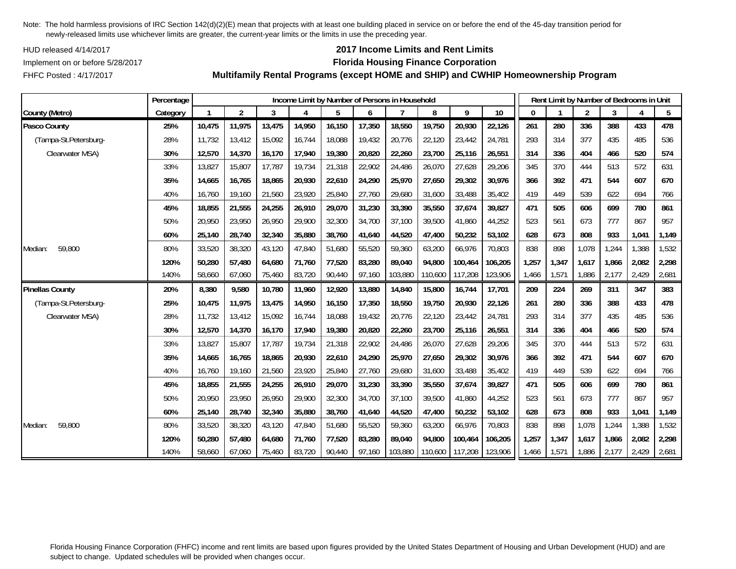Note: The hold harmless provisions of IRC Section 142(d)(2)(E) mean that projects with at least one building placed in service on or before the end of the 45-day transition period for newly-released limits use whichever limits are greater, the current-year limits or the limits in use the preceding year.

HUD released 4/14/2017

Implement on or before 5/28/2017

FHFC Posted : 4/17/2017

## 2017 Income Limits and Rent Limits

## Florida Housing Finance Corporation

## Multifamily Rental Programs (except HOME and SHIP) and CWHIP Homeownership Program

| | Percentage | Income Limit by Number of Persons in Household | | | | | | | | | | Rent Limit by Number of Bedrooms in Unit | | | | | |
|---|---|---|---|---|---|---|---|---|---|---|---|---|---|---|---|---|---|
| **County (Metro)** | **Category** | **1** | **2** | **3** | **4** | **5** | **6** | **7** | **8** | **9** | **10** | **0** | **1** | **2** | **3** | **4** | **5** |
| **Pasco County** | **25%** | **10,475** | **11,975** | **13,475** | **14,950** | **16,150** | **17,350** | **18,550** | **19,750** | **20,930** | **22,126** | **261** | **280** | **336** | **388** | **433** | **478** |
| (Tampa-St.Petersburg- | 28% | 11,732 | 13,412 | 15,092 | 16,744 | 18,088 | 19,432 | 20,776 | 22,120 | 23,442 | 24,781 | 293 | 314 | 377 | 435 | 485 | 536 |
| Clearwater MSA) | **30%** | **12,570** | **14,370** | **16,170** | **17,940** | **19,380** | **20,820** | **22,260** | **23,700** | **25,116** | **26,551** | **314** | **336** | **404** | **466** | **520** | **574** |
| | 33% | 13,827 | 15,807 | 17,787 | 19,734 | 21,318 | 22,902 | 24,486 | 26,070 | 27,628 | 29,206 | 345 | 370 | 444 | 513 | 572 | 631 |
| | **35%** | **14,665** | **16,765** | **18,865** | **20,930** | **22,610** | **24,290** | **25,970** | **27,650** | **29,302** | **30,976** | **366** | **392** | **471** | **544** | **607** | **670** |
| | 40% | 16,760 | 19,160 | 21,560 | 23,920 | 25,840 | 27,760 | 29,680 | 31,600 | 33,488 | 35,402 | 419 | 449 | 539 | 622 | 694 | 766 |
| | **45%** | **18,855** | **21,555** | **24,255** | **26,910** | **29,070** | **31,230** | **33,390** | **35,550** | **37,674** | **39,827** | **471** | **505** | **606** | **699** | **780** | **861** |
| | 50% | 20,950 | 23,950 | 26,950 | 29,900 | 32,300 | 34,700 | 37,100 | 39,500 | 41,860 | 44,252 | 523 | 561 | 673 | 777 | 867 | 957 |
| | **60%** | **25,140** | **28,740** | **32,340** | **35,880** | **38,760** | **41,640** | **44,520** | **47,400** | **50,232** | **53,102** | **628** | **673** | **808** | **933** | **1,041** | **1,149** |
| Median: 59,800 | 80% | 33,520 | 38,320 | 43,120 | 47,840 | 51,680 | 55,520 | 59,360 | 63,200 | 66,976 | 70,803 | 838 | 898 | 1,078 | 1,244 | 1,388 | 1,532 |
| | **120%** | **50,280** | **57,480** | **64,680** | **71,760** | **77,520** | **83,280** | **89,040** | **94,800** | **100,464** | **106,205** | **1,257** | **1,347** | **1,617** | **1,866** | **2,082** | **2,298** |
| | 140% | 58,660 | 67,060 | 75,460 | 83,720 | 90,440 | 97,160 | 103,880 | 110,600 | 117,208 | 123,906 | 1,466 | 1,571 | 1,886 | 2,177 | 2,429 | 2,681 |
| **Pinellas County** | **20%** | **8,380** | **9,580** | **10,780** | **11,960** | **12,920** | **13,880** | **14,840** | **15,800** | **16,744** | **17,701** | **209** | **224** | **269** | **311** | **347** | **383** |
| (Tampa-St.Petersburg- | **25%** | **10,475** | **11,975** | **13,475** | **14,950** | **16,150** | **17,350** | **18,550** | **19,750** | **20,930** | **22,126** | **261** | **280** | **336** | **388** | **433** | **478** |
| Clearwater MSA) | 28% | 11,732 | 13,412 | 15,092 | 16,744 | 18,088 | 19,432 | 20,776 | 22,120 | 23,442 | 24,781 | 293 | 314 | 377 | 435 | 485 | 536 |
| | **30%** | **12,570** | **14,370** | **16,170** | **17,940** | **19,380** | **20,820** | **22,260** | **23,700** | **25,116** | **26,551** | **314** | **336** | **404** | **466** | **520** | **574** |
| | 33% | 13,827 | 15,807 | 17,787 | 19,734 | 21,318 | 22,902 | 24,486 | 26,070 | 27,628 | 29,206 | 345 | 370 | 444 | 513 | 572 | 631 |
| | **35%** | **14,665** | **16,765** | **18,865** | **20,930** | **22,610** | **24,290** | **25,970** | **27,650** | **29,302** | **30,976** | **366** | **392** | **471** | **544** | **607** | **670** |
| | 40% | 16,760 | 19,160 | 21,560 | 23,920 | 25,840 | 27,760 | 29,680 | 31,600 | 33,488 | 35,402 | 419 | 449 | 539 | 622 | 694 | 766 |
| | **45%** | **18,855** | **21,555** | **24,255** | **26,910** | **29,070** | **31,230** | **33,390** | **35,550** | **37,674** | **39,827** | **471** | **505** | **606** | **699** | **780** | **861** |
| | 50% | 20,950 | 23,950 | 26,950 | 29,900 | 32,300 | 34,700 | 37,100 | 39,500 | 41,860 | 44,252 | 523 | 561 | 673 | 777 | 867 | 957 |
| | **60%** | **25,140** | **28,740** | **32,340** | **35,880** | **38,760** | **41,640** | **44,520** | **47,400** | **50,232** | **53,102** | **628** | **673** | **808** | **933** | **1,041** | **1,149** |
| Median: 59,800 | 80% | 33,520 | 38,320 | 43,120 | 47,840 | 51,680 | 55,520 | 59,360 | 63,200 | 66,976 | 70,803 | 838 | 898 | 1,078 | 1,244 | 1,388 | 1,532 |
| | **120%** | **50,280** | **57,480** | **64,680** | **71,760** | **77,520** | **83,280** | **89,040** | **94,800** | **100,464** | **106,205** | **1,257** | **1,347** | **1,617** | **1,866** | **2,082** | **2,298** |
| | 140% | 58,660 | 67,060 | 75,460 | 83,720 | 90,440 | 97,160 | 103,880 | 110,600 | 117,208 | 123,906 | 1,466 | 1,571 | 1,886 | 2,177 | 2,429 | 2,681 |

Florida Housing Finance Corporation (FHFC) income and rent limits are based upon figures provided by the United States Department of Housing and Urban Development (HUD) and are subject to change. Updated schedules will be provided when changes occur.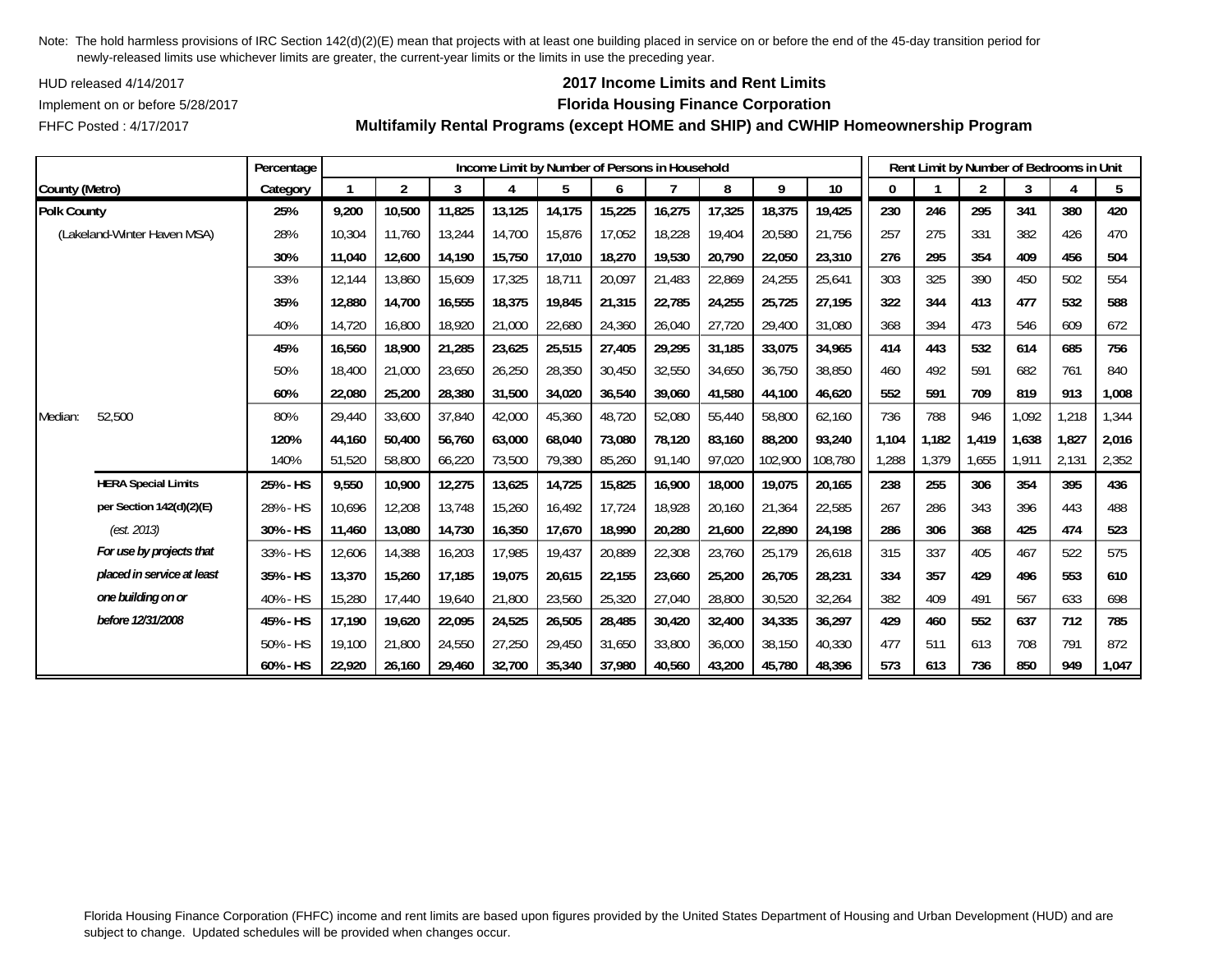Note: The hold harmless provisions of IRC Section 142(d)(2)(E) mean that projects with at least one building placed in service on or before the end of the 45-day transition period for newly-released limits use whichever limits are greater, the current-year limits or the limits in use the preceding year.

HUD released 4/14/2017

Implement on or before 5/28/2017

FHFC Posted : 4/17/2017

## 2017 Income Limits and Rent Limits
## Florida Housing Finance Corporation
## Multifamily Rental Programs (except HOME and SHIP) and CWHIP Homeownership Program

| County (Metro) | | Percentage Category | Income Limit by Number of Persons in Household | | | | | | | | | | Rent Limit by Number of Bedrooms in Unit | | | | | |
|---|---|---|---|---|---|---|---|---|---|---|---|---|---|---|---|---|---|---|
| | | | 1 | 2 | 3 | 4 | 5 | 6 | 7 | 8 | 9 | 10 | 0 | 1 | 2 | 3 | 4 | 5 |
| **Polk County** | | **25%** | **9,200** | **10,500** | **11,825** | **13,125** | **14,175** | **15,225** | **16,275** | **17,325** | **18,375** | **19,425** | **230** | **246** | **295** | **341** | **380** | **420** |
| (Lakeland-Winter Haven MSA) | | 28% | 10,304 | 11,760 | 13,244 | 14,700 | 15,876 | 17,052 | 18,228 | 19,404 | 20,580 | 21,756 | 257 | 275 | 331 | 382 | 426 | 470 |
| | | **30%** | **11,040** | **12,600** | **14,190** | **15,750** | **17,010** | **18,270** | **19,530** | **20,790** | **22,050** | **23,310** | **276** | **295** | **354** | **409** | **456** | **504** |
| | | 33% | 12,144 | 13,860 | 15,609 | 17,325 | 18,711 | 20,097 | 21,483 | 22,869 | 24,255 | 25,641 | 303 | 325 | 390 | 450 | 502 | 554 |
| | | **35%** | **12,880** | **14,700** | **16,555** | **18,375** | **19,845** | **21,315** | **22,785** | **24,255** | **25,725** | **27,195** | **322** | **344** | **413** | **477** | **532** | **588** |
| | | 40% | 14,720 | 16,800 | 18,920 | 21,000 | 22,680 | 24,360 | 26,040 | 27,720 | 29,400 | 31,080 | 368 | 394 | 473 | 546 | 609 | 672 |
| | | **45%** | **16,560** | **18,900** | **21,285** | **23,625** | **25,515** | **27,405** | **29,295** | **31,185** | **33,075** | **34,965** | **414** | **443** | **532** | **614** | **685** | **756** |
| | | 50% | 18,400 | 21,000 | 23,650 | 26,250 | 28,350 | 30,450 | 32,550 | 34,650 | 36,750 | 38,850 | 460 | 492 | 591 | 682 | 761 | 840 |
| | | **60%** | **22,080** | **25,200** | **28,380** | **31,500** | **34,020** | **36,540** | **39,060** | **41,580** | **44,100** | **46,620** | **552** | **591** | **709** | **819** | **913** | **1,008** |
| Median: | 52,500 | 80% | 29,440 | 33,600 | 37,840 | 42,000 | 45,360 | 48,720 | 52,080 | 55,440 | 58,800 | 62,160 | 736 | 788 | 946 | 1,092 | 1,218 | 1,344 |
| | | **120%** | **44,160** | **50,400** | **56,760** | **63,000** | **68,040** | **73,080** | **78,120** | **83,160** | **88,200** | **93,240** | **1,104** | **1,182** | **1,419** | **1,638** | **1,827** | **2,016** |
| | | 140% | 51,520 | 58,800 | 66,220 | 73,500 | 79,380 | 85,260 | 91,140 | 97,020 | 102,900 | 108,780 | 1,288 | 1,379 | 1,655 | 1,911 | 2,131 | 2,352 |
| | **HERA Special Limits** | **25% - HS** | **9,550** | **10,900** | **12,275** | **13,625** | **14,725** | **15,825** | **16,900** | **18,000** | **19,075** | **20,165** | **238** | **255** | **306** | **354** | **395** | **436** |
| | **per Section 142(d)(2)(E)** | 28% - HS | 10,696 | 12,208 | 13,748 | 15,260 | 16,492 | 17,724 | 18,928 | 20,160 | 21,364 | 22,585 | 267 | 286 | 343 | 396 | 443 | 488 |
| | *(est. 2013)* | **30% - HS** | **11,460** | **13,080** | **14,730** | **16,350** | **17,670** | **18,990** | **20,280** | **21,600** | **22,890** | **24,198** | **286** | **306** | **368** | **425** | **474** | **523** |
| | ***For use by projects that*** | 33% - HS | 12,606 | 14,388 | 16,203 | 17,985 | 19,437 | 20,889 | 22,308 | 23,760 | 25,179 | 26,618 | 315 | 337 | 405 | 467 | 522 | 575 |
| | ***placed in service at least*** | **35% - HS** | **13,370** | **15,260** | **17,185** | **19,075** | **20,615** | **22,155** | **23,660** | **25,200** | **26,705** | **28,231** | **334** | **357** | **429** | **496** | **553** | **610** |
| | ***one building on or*** | 40% - HS | 15,280 | 17,440 | 19,640 | 21,800 | 23,560 | 25,320 | 27,040 | 28,800 | 30,520 | 32,264 | 382 | 409 | 491 | 567 | 633 | 698 |
| | ***before 12/31/2008*** | **45% - HS** | **17,190** | **19,620** | **22,095** | **24,525** | **26,505** | **28,485** | **30,420** | **32,400** | **34,335** | **36,297** | **429** | **460** | **552** | **637** | **712** | **785** |
| | | 50% - HS | 19,100 | 21,800 | 24,550 | 27,250 | 29,450 | 31,650 | 33,800 | 36,000 | 38,150 | 40,330 | 477 | 511 | 613 | 708 | 791 | 872 |
| | | **60% - HS** | **22,920** | **26,160** | **29,460** | **32,700** | **35,340** | **37,980** | **40,560** | **43,200** | **45,780** | **48,396** | **573** | **613** | **736** | **850** | **949** | **1,047** |

Florida Housing Finance Corporation (FHFC) income and rent limits are based upon figures provided by the United States Department of Housing and Urban Development (HUD) and are subject to change. Updated schedules will be provided when changes occur.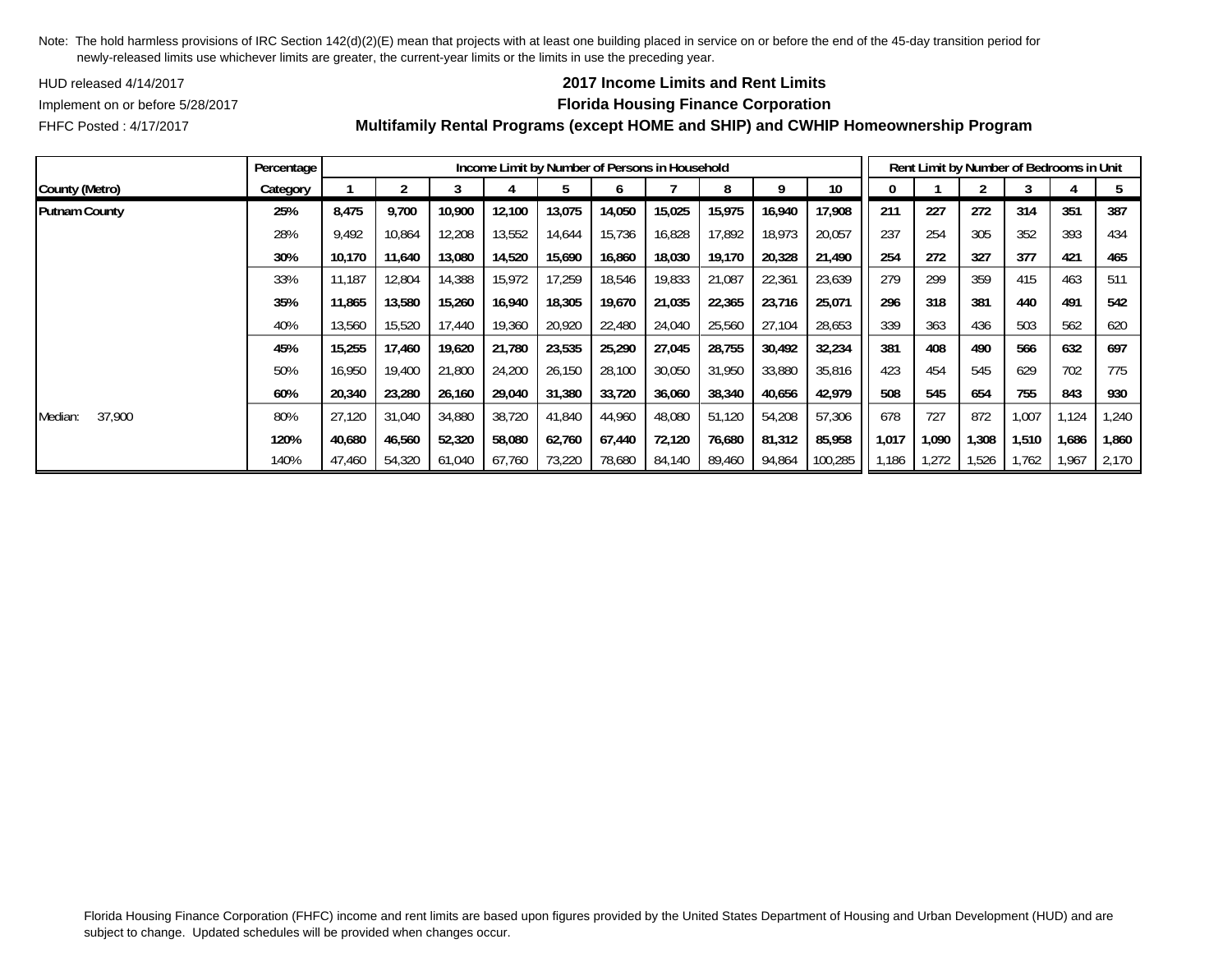Note: The hold harmless provisions of IRC Section 142(d)(2)(E) mean that projects with at least one building placed in service on or before the end of the 45-day transition period for newly-released limits use whichever limits are greater, the current-year limits or the limits in use the preceding year.

HUD released 4/14/2017

Implement on or before 5/28/2017

FHFC Posted : 4/17/2017

## 2017 Income Limits and Rent Limits
## Florida Housing Finance Corporation
## Multifamily Rental Programs (except HOME and SHIP) and CWHIP Homeownership Program

| | Percentage | Income Limit by Number of Persons in Household | | | | | | | | | | Rent Limit by Number of Bedrooms in Unit | | | | | |
|---|---|---|---|---|---|---|---|---|---|---|---|---|---|---|---|---|---|
| County (Metro) | Category | 1 | 2 | 3 | 4 | 5 | 6 | 7 | 8 | 9 | 10 | 0 | 1 | 2 | 3 | 4 | 5 |
| **Putnam County** | **25%** | **8,475** | **9,700** | **10,900** | **12,100** | **13,075** | **14,050** | **15,025** | **15,975** | **16,940** | **17,908** | **211** | **227** | **272** | **314** | **351** | **387** |
| | 28% | 9,492 | 10,864 | 12,208 | 13,552 | 14,644 | 15,736 | 16,828 | 17,892 | 18,973 | 20,057 | 237 | 254 | 305 | 352 | 393 | 434 |
| | **30%** | **10,170** | **11,640** | **13,080** | **14,520** | **15,690** | **16,860** | **18,030** | **19,170** | **20,328** | **21,490** | **254** | **272** | **327** | **377** | **421** | **465** |
| | 33% | 11,187 | 12,804 | 14,388 | 15,972 | 17,259 | 18,546 | 19,833 | 21,087 | 22,361 | 23,639 | 279 | 299 | 359 | 415 | 463 | 511 |
| | **35%** | **11,865** | **13,580** | **15,260** | **16,940** | **18,305** | **19,670** | **21,035** | **22,365** | **23,716** | **25,071** | **296** | **318** | **381** | **440** | **491** | **542** |
| | 40% | 13,560 | 15,520 | 17,440 | 19,360 | 20,920 | 22,480 | 24,040 | 25,560 | 27,104 | 28,653 | 339 | 363 | 436 | 503 | 562 | 620 |
| | **45%** | **15,255** | **17,460** | **19,620** | **21,780** | **23,535** | **25,290** | **27,045** | **28,755** | **30,492** | **32,234** | **381** | **408** | **490** | **566** | **632** | **697** |
| | 50% | 16,950 | 19,400 | 21,800 | 24,200 | 26,150 | 28,100 | 30,050 | 31,950 | 33,880 | 35,816 | 423 | 454 | 545 | 629 | 702 | 775 |
| | **60%** | **20,340** | **23,280** | **26,160** | **29,040** | **31,380** | **33,720** | **36,060** | **38,340** | **40,656** | **42,979** | **508** | **545** | **654** | **755** | **843** | **930** |
| Median: 37,900 | 80% | 27,120 | 31,040 | 34,880 | 38,720 | 41,840 | 44,960 | 48,080 | 51,120 | 54,208 | 57,306 | 678 | 727 | 872 | 1,007 | 1,124 | 1,240 |
| | **120%** | **40,680** | **46,560** | **52,320** | **58,080** | **62,760** | **67,440** | **72,120** | **76,680** | **81,312** | **85,958** | **1,017** | **1,090** | **1,308** | **1,510** | **1,686** | **1,860** |
| | 140% | 47,460 | 54,320 | 61,040 | 67,760 | 73,220 | 78,680 | 84,140 | 89,460 | 94,864 | 100,285 | 1,186 | 1,272 | 1,526 | 1,762 | 1,967 | 2,170 |

Florida Housing Finance Corporation (FHFC) income and rent limits are based upon figures provided by the United States Department of Housing and Urban Development (HUD) and are subject to change. Updated schedules will be provided when changes occur.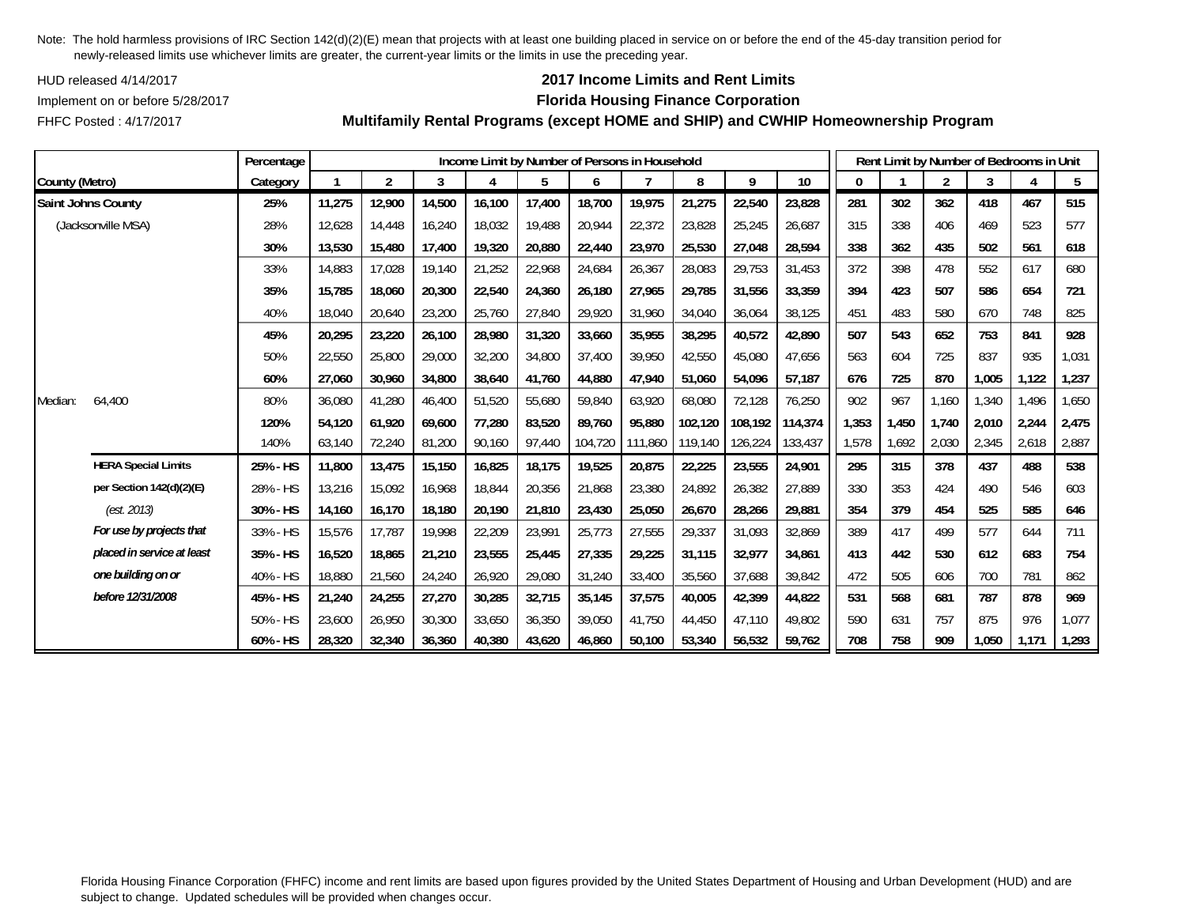Note: The hold harmless provisions of IRC Section 142(d)(2)(E) mean that projects with at least one building placed in service on or before the end of the 45-day transition period for newly-released limits use whichever limits are greater, the current-year limits or the limits in use the preceding year.

HUD released 4/14/2017

Implement on or before 5/28/2017

FHFC Posted : 4/17/2017

## 2017 Income Limits and Rent Limits

## Florida Housing Finance Corporation

## Multifamily Rental Programs (except HOME and SHIP) and CWHIP Homeownership Program

| County (Metro) | | Percentage Category | Income Limit by Number of Persons in Household | | | | | | | | | | Rent Limit by Number of Bedrooms in Unit | | | | | |
|---|---|---|---|---|---|---|---|---|---|---|---|---|---|---|---|---|---|---|
| | | | 1 | 2 | 3 | 4 | 5 | 6 | 7 | 8 | 9 | 10 | 0 | 1 | 2 | 3 | 4 | 5 |
| **Saint Johns County** | | **25%** | **11,275** | **12,900** | **14,500** | **16,100** | **17,400** | **18,700** | **19,975** | **21,275** | **22,540** | **23,828** | **281** | **302** | **362** | **418** | **467** | **515** |
| (Jacksonville MSA) | | 28% | 12,628 | 14,448 | 16,240 | 18,032 | 19,488 | 20,944 | 22,372 | 23,828 | 25,245 | 26,687 | 315 | 338 | 406 | 469 | 523 | 577 |
| | | **30%** | **13,530** | **15,480** | **17,400** | **19,320** | **20,880** | **22,440** | **23,970** | **25,530** | **27,048** | **28,594** | **338** | **362** | **435** | **502** | **561** | **618** |
| | | 33% | 14,883 | 17,028 | 19,140 | 21,252 | 22,968 | 24,684 | 26,367 | 28,083 | 29,753 | 31,453 | 372 | 398 | 478 | 552 | 617 | 680 |
| | | **35%** | **15,785** | **18,060** | **20,300** | **22,540** | **24,360** | **26,180** | **27,965** | **29,785** | **31,556** | **33,359** | **394** | **423** | **507** | **586** | **654** | **721** |
| | | 40% | 18,040 | 20,640 | 23,200 | 25,760 | 27,840 | 29,920 | 31,960 | 34,040 | 36,064 | 38,125 | 451 | 483 | 580 | 670 | 748 | 825 |
| | | **45%** | **20,295** | **23,220** | **26,100** | **28,980** | **31,320** | **33,660** | **35,955** | **38,295** | **40,572** | **42,890** | **507** | **543** | **652** | **753** | **841** | **928** |
| | | 50% | 22,550 | 25,800 | 29,000 | 32,200 | 34,800 | 37,400 | 39,950 | 42,550 | 45,080 | 47,656 | 563 | 604 | 725 | 837 | 935 | 1,031 |
| | | **60%** | **27,060** | **30,960** | **34,800** | **38,640** | **41,760** | **44,880** | **47,940** | **51,060** | **54,096** | **57,187** | **676** | **725** | **870** | **1,005** | **1,122** | **1,237** |
| Median: | 64,400 | 80% | 36,080 | 41,280 | 46,400 | 51,520 | 55,680 | 59,840 | 63,920 | 68,080 | 72,128 | 76,250 | 902 | 967 | 1,160 | 1,340 | 1,496 | 1,650 |
| | | **120%** | **54,120** | **61,920** | **69,600** | **77,280** | **83,520** | **89,760** | **95,880** | **102,120** | **108,192** | **114,374** | **1,353** | **1,450** | **1,740** | **2,010** | **2,244** | **2,475** |
| | | 140% | 63,140 | 72,240 | 81,200 | 90,160 | 97,440 | 104,720 | 111,860 | 119,140 | 126,224 | 133,437 | 1,578 | 1,692 | 2,030 | 2,345 | 2,618 | 2,887 |
| | **HERA Special Limits** | **25% - HS** | **11,800** | **13,475** | **15,150** | **16,825** | **18,175** | **19,525** | **20,875** | **22,225** | **23,555** | **24,901** | **295** | **315** | **378** | **437** | **488** | **538** |
| | **per Section 142(d)(2)(E)** | 28% - HS | 13,216 | 15,092 | 16,968 | 18,844 | 20,356 | 21,868 | 23,380 | 24,892 | 26,382 | 27,889 | 330 | 353 | 424 | 490 | 546 | 603 |
| | *(est. 2013)* | **30% - HS** | **14,160** | **16,170** | **18,180** | **20,190** | **21,810** | **23,430** | **25,050** | **26,670** | **28,266** | **29,881** | **354** | **379** | **454** | **525** | **585** | **646** |
| | ***For use by projects that*** | 33% - HS | 15,576 | 17,787 | 19,998 | 22,209 | 23,991 | 25,773 | 27,555 | 29,337 | 31,093 | 32,869 | 389 | 417 | 499 | 577 | 644 | 711 |
| | ***placed in service at least*** | **35% - HS** | **16,520** | **18,865** | **21,210** | **23,555** | **25,445** | **27,335** | **29,225** | **31,115** | **32,977** | **34,861** | **413** | **442** | **530** | **612** | **683** | **754** |
| | ***one building on or*** | 40% - HS | 18,880 | 21,560 | 24,240 | 26,920 | 29,080 | 31,240 | 33,400 | 35,560 | 37,688 | 39,842 | 472 | 505 | 606 | 700 | 781 | 862 |
| | ***before 12/31/2008*** | **45% - HS** | **21,240** | **24,255** | **27,270** | **30,285** | **32,715** | **35,145** | **37,575** | **40,005** | **42,399** | **44,822** | **531** | **568** | **681** | **787** | **878** | **969** |
| | | 50% - HS | 23,600 | 26,950 | 30,300 | 33,650 | 36,350 | 39,050 | 41,750 | 44,450 | 47,110 | 49,802 | 590 | 631 | 757 | 875 | 976 | 1,077 |
| | | **60% - HS** | **28,320** | **32,340** | **36,360** | **40,380** | **43,620** | **46,860** | **50,100** | **53,340** | **56,532** | **59,762** | **708** | **758** | **909** | **1,050** | **1,171** | **1,293** |

Florida Housing Finance Corporation (FHFC) income and rent limits are based upon figures provided by the United States Department of Housing and Urban Development (HUD) and are subject to change. Updated schedules will be provided when changes occur.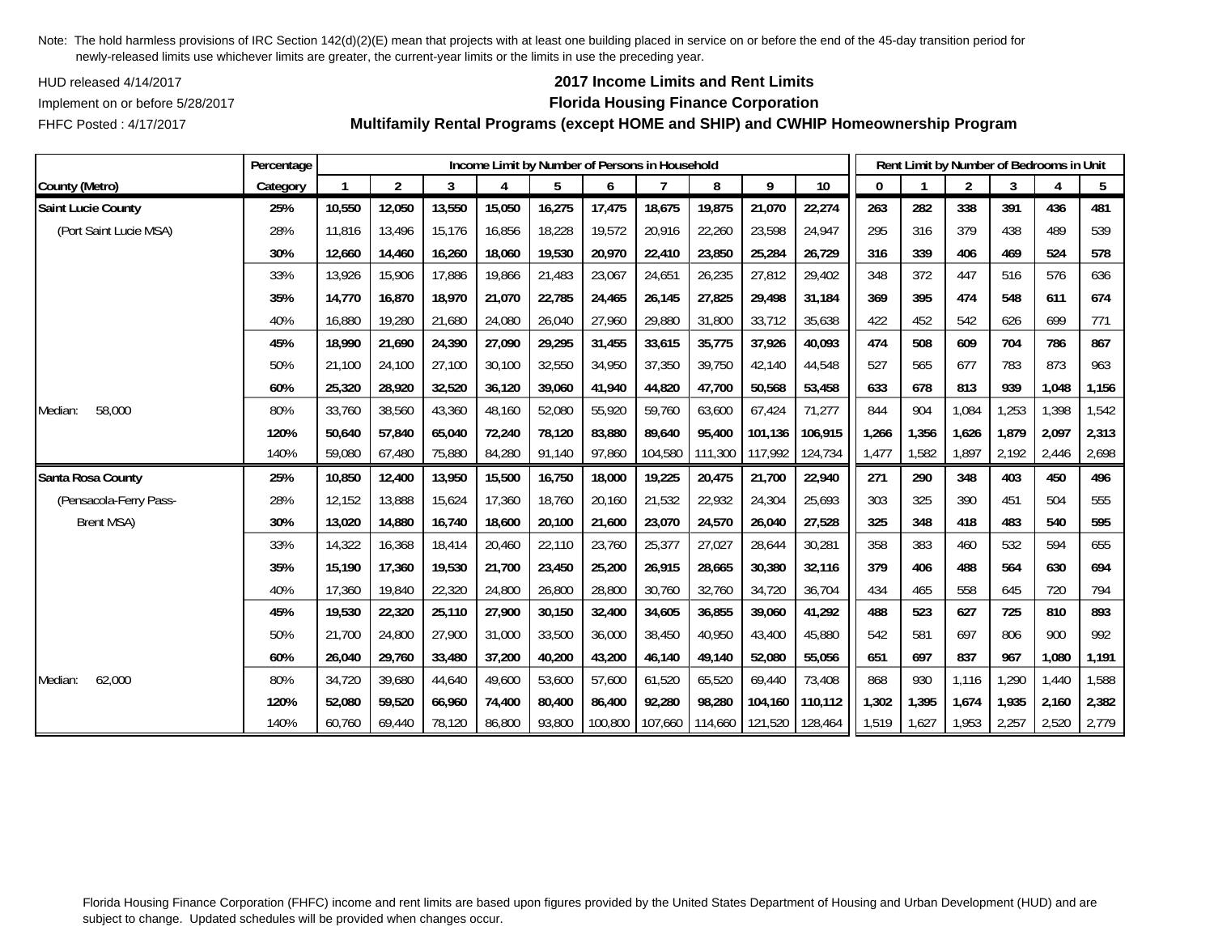Note: The hold harmless provisions of IRC Section 142(d)(2)(E) mean that projects with at least one building placed in service on or before the end of the 45-day transition period for newly-released limits use whichever limits are greater, the current-year limits or the limits in use the preceding year.

HUD released 4/14/2017

Implement on or before 5/28/2017

FHFC Posted : 4/17/2017

## 2017 Income Limits and Rent Limits
## Florida Housing Finance Corporation
## Multifamily Rental Programs (except HOME and SHIP) and CWHIP Homeownership Program

| | Percentage | Income Limit by Number of Persons in Household | | | | | | | | | | Rent Limit by Number of Bedrooms in Unit | | | | | |
|---|---|---|---|---|---|---|---|---|---|---|---|---|---|---|---|---|---|
| **County (Metro)** | **Category** | **1** | **2** | **3** | **4** | **5** | **6** | **7** | **8** | **9** | **10** | **0** | **1** | **2** | **3** | **4** | **5** |
| **Saint Lucie County** | **25%** | **10,550** | **12,050** | **13,550** | **15,050** | **16,275** | **17,475** | **18,675** | **19,875** | **21,070** | **22,274** | **263** | **282** | **338** | **391** | **436** | **481** |
| (Port Saint Lucie MSA) | 28% | 11,816 | 13,496 | 15,176 | 16,856 | 18,228 | 19,572 | 20,916 | 22,260 | 23,598 | 24,947 | 295 | 316 | 379 | 438 | 489 | 539 |
| | **30%** | **12,660** | **14,460** | **16,260** | **18,060** | **19,530** | **20,970** | **22,410** | **23,850** | **25,284** | **26,729** | **316** | **339** | **406** | **469** | **524** | **578** |
| | 33% | 13,926 | 15,906 | 17,886 | 19,866 | 21,483 | 23,067 | 24,651 | 26,235 | 27,812 | 29,402 | 348 | 372 | 447 | 516 | 576 | 636 |
| | **35%** | **14,770** | **16,870** | **18,970** | **21,070** | **22,785** | **24,465** | **26,145** | **27,825** | **29,498** | **31,184** | **369** | **395** | **474** | **548** | **611** | **674** |
| | 40% | 16,880 | 19,280 | 21,680 | 24,080 | 26,040 | 27,960 | 29,880 | 31,800 | 33,712 | 35,638 | 422 | 452 | 542 | 626 | 699 | 771 |
| | **45%** | **18,990** | **21,690** | **24,390** | **27,090** | **29,295** | **31,455** | **33,615** | **35,775** | **37,926** | **40,093** | **474** | **508** | **609** | **704** | **786** | **867** |
| | 50% | 21,100 | 24,100 | 27,100 | 30,100 | 32,550 | 34,950 | 37,350 | 39,750 | 42,140 | 44,548 | 527 | 565 | 677 | 783 | 873 | 963 |
| | **60%** | **25,320** | **28,920** | **32,520** | **36,120** | **39,060** | **41,940** | **44,820** | **47,700** | **50,568** | **53,458** | **633** | **678** | **813** | **939** | **1,048** | **1,156** |
| Median: 58,000 | 80% | 33,760 | 38,560 | 43,360 | 48,160 | 52,080 | 55,920 | 59,760 | 63,600 | 67,424 | 71,277 | 844 | 904 | 1,084 | 1,253 | 1,398 | 1,542 |
| | **120%** | **50,640** | **57,840** | **65,040** | **72,240** | **78,120** | **83,880** | **89,640** | **95,400** | **101,136** | **106,915** | **1,266** | **1,356** | **1,626** | **1,879** | **2,097** | **2,313** |
| | 140% | 59,080 | 67,480 | 75,880 | 84,280 | 91,140 | 97,860 | 104,580 | 111,300 | 117,992 | 124,734 | 1,477 | 1,582 | 1,897 | 2,192 | 2,446 | 2,698 |
| **Santa Rosa County** | **25%** | **10,850** | **12,400** | **13,950** | **15,500** | **16,750** | **18,000** | **19,225** | **20,475** | **21,700** | **22,940** | **271** | **290** | **348** | **403** | **450** | **496** |
| (Pensacola-Ferry Pass- | 28% | 12,152 | 13,888 | 15,624 | 17,360 | 18,760 | 20,160 | 21,532 | 22,932 | 24,304 | 25,693 | 303 | 325 | 390 | 451 | 504 | 555 |
| Brent MSA) | **30%** | **13,020** | **14,880** | **16,740** | **18,600** | **20,100** | **21,600** | **23,070** | **24,570** | **26,040** | **27,528** | **325** | **348** | **418** | **483** | **540** | **595** |
| | 33% | 14,322 | 16,368 | 18,414 | 20,460 | 22,110 | 23,760 | 25,377 | 27,027 | 28,644 | 30,281 | 358 | 383 | 460 | 532 | 594 | 655 |
| | **35%** | **15,190** | **17,360** | **19,530** | **21,700** | **23,450** | **25,200** | **26,915** | **28,665** | **30,380** | **32,116** | **379** | **406** | **488** | **564** | **630** | **694** |
| | 40% | 17,360 | 19,840 | 22,320 | 24,800 | 26,800 | 28,800 | 30,760 | 32,760 | 34,720 | 36,704 | 434 | 465 | 558 | 645 | 720 | 794 |
| | **45%** | **19,530** | **22,320** | **25,110** | **27,900** | **30,150** | **32,400** | **34,605** | **36,855** | **39,060** | **41,292** | **488** | **523** | **627** | **725** | **810** | **893** |
| | 50% | 21,700 | 24,800 | 27,900 | 31,000 | 33,500 | 36,000 | 38,450 | 40,950 | 43,400 | 45,880 | 542 | 581 | 697 | 806 | 900 | 992 |
| | **60%** | **26,040** | **29,760** | **33,480** | **37,200** | **40,200** | **43,200** | **46,140** | **49,140** | **52,080** | **55,056** | **651** | **697** | **837** | **967** | **1,080** | **1,191** |
| Median: 62,000 | 80% | 34,720 | 39,680 | 44,640 | 49,600 | 53,600 | 57,600 | 61,520 | 65,520 | 69,440 | 73,408 | 868 | 930 | 1,116 | 1,290 | 1,440 | 1,588 |
| | **120%** | **52,080** | **59,520** | **66,960** | **74,400** | **80,400** | **86,400** | **92,280** | **98,280** | **104,160** | **110,112** | **1,302** | **1,395** | **1,674** | **1,935** | **2,160** | **2,382** |
| | 140% | 60,760 | 69,440 | 78,120 | 86,800 | 93,800 | 100,800 | 107,660 | 114,660 | 121,520 | 128,464 | 1,519 | 1,627 | 1,953 | 2,257 | 2,520 | 2,779 |

Florida Housing Finance Corporation (FHFC) income and rent limits are based upon figures provided by the United States Department of Housing and Urban Development (HUD) and are subject to change. Updated schedules will be provided when changes occur.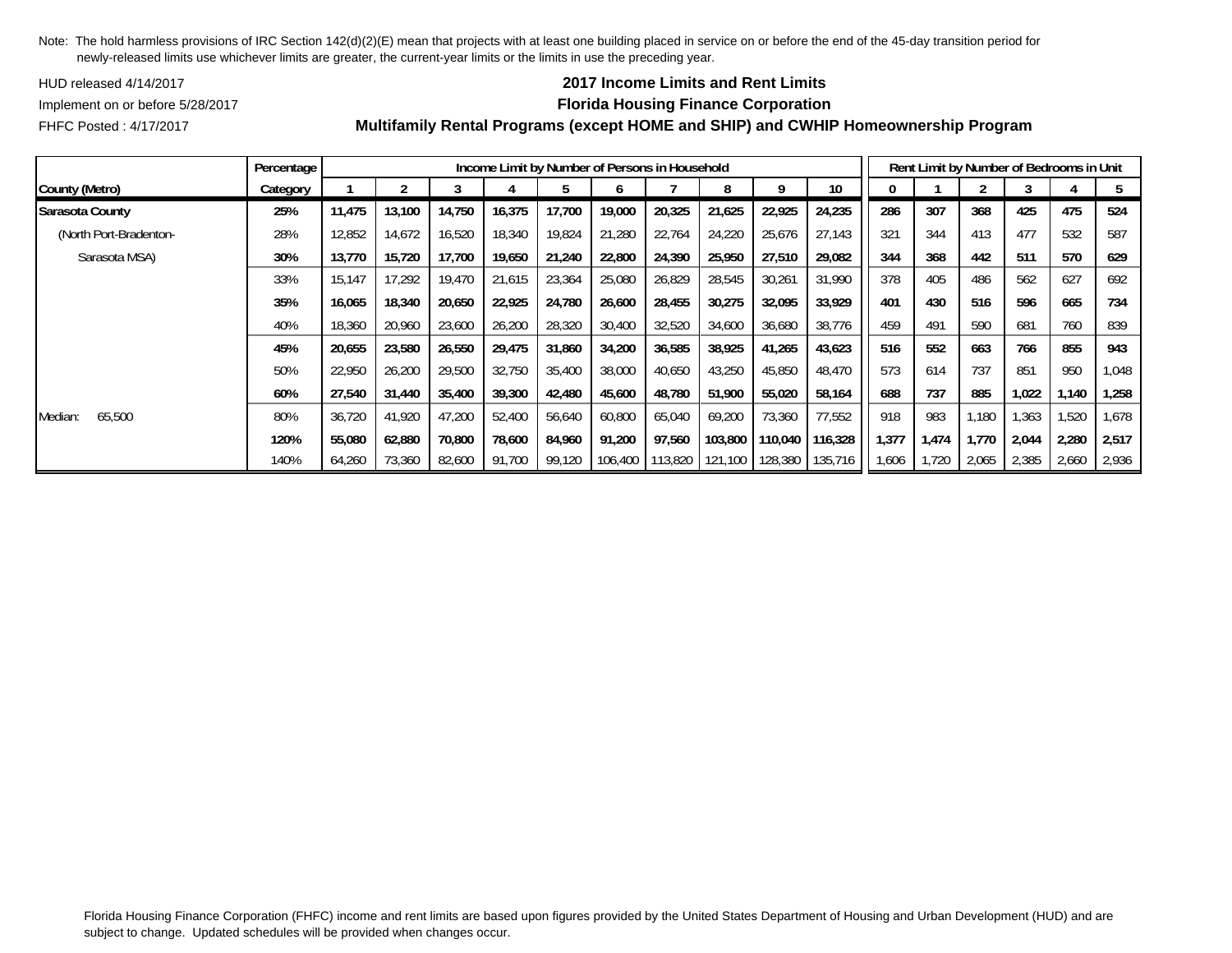Note: The hold harmless provisions of IRC Section 142(d)(2)(E) mean that projects with at least one building placed in service on or before the end of the 45-day transition period for newly-released limits use whichever limits are greater, the current-year limits or the limits in use the preceding year.

HUD released 4/14/2017

Implement on or before 5/28/2017

FHFC Posted : 4/17/2017

**2017 Income Limits and Rent Limits**

**Florida Housing Finance Corporation**

**Multifamily Rental Programs (except HOME and SHIP) and CWHIP Homeownership Program**

| | Percentage | Income Limit by Number of Persons in Household | | | | | | | | | | Rent Limit by Number of Bedrooms in Unit | | | | | |
|---|---|---|---|---|---|---|---|---|---|---|---|---|---|---|---|---|---|
| County (Metro) | Category | 1 | 2 | 3 | 4 | 5 | 6 | 7 | 8 | 9 | 10 | 0 | 1 | 2 | 3 | 4 | 5 |
| **Sarasota County** | **25%** | **11,475** | **13,100** | **14,750** | **16,375** | **17,700** | **19,000** | **20,325** | **21,625** | **22,925** | **24,235** | **286** | **307** | **368** | **425** | **475** | **524** |
| (North Port-Bradenton- | 28% | 12,852 | 14,672 | 16,520 | 18,340 | 19,824 | 21,280 | 22,764 | 24,220 | 25,676 | 27,143 | 321 | 344 | 413 | 477 | 532 | 587 |
| Sarasota MSA) | **30%** | **13,770** | **15,720** | **17,700** | **19,650** | **21,240** | **22,800** | **24,390** | **25,950** | **27,510** | **29,082** | **344** | **368** | **442** | **511** | **570** | **629** |
| | 33% | 15,147 | 17,292 | 19,470 | 21,615 | 23,364 | 25,080 | 26,829 | 28,545 | 30,261 | 31,990 | 378 | 405 | 486 | 562 | 627 | 692 |
| | **35%** | **16,065** | **18,340** | **20,650** | **22,925** | **24,780** | **26,600** | **28,455** | **30,275** | **32,095** | **33,929** | **401** | **430** | **516** | **596** | **665** | **734** |
| | 40% | 18,360 | 20,960 | 23,600 | 26,200 | 28,320 | 30,400 | 32,520 | 34,600 | 36,680 | 38,776 | 459 | 491 | 590 | 681 | 760 | 839 |
| | **45%** | **20,655** | **23,580** | **26,550** | **29,475** | **31,860** | **34,200** | **36,585** | **38,925** | **41,265** | **43,623** | **516** | **552** | **663** | **766** | **855** | **943** |
| | 50% | 22,950 | 26,200 | 29,500 | 32,750 | 35,400 | 38,000 | 40,650 | 43,250 | 45,850 | 48,470 | 573 | 614 | 737 | 851 | 950 | 1,048 |
| | **60%** | **27,540** | **31,440** | **35,400** | **39,300** | **42,480** | **45,600** | **48,780** | **51,900** | **55,020** | **58,164** | **688** | **737** | **885** | **1,022** | **1,140** | **1,258** |
| Median: 65,500 | 80% | 36,720 | 41,920 | 47,200 | 52,400 | 56,640 | 60,800 | 65,040 | 69,200 | 73,360 | 77,552 | 918 | 983 | 1,180 | 1,363 | 1,520 | 1,678 |
| | **120%** | **55,080** | **62,880** | **70,800** | **78,600** | **84,960** | **91,200** | **97,560** | **103,800** | **110,040** | **116,328** | **1,377** | **1,474** | **1,770** | **2,044** | **2,280** | **2,517** |
| | 140% | 64,260 | 73,360 | 82,600 | 91,700 | 99,120 | 106,400 | 113,820 | 121,100 | 128,380 | 135,716 | 1,606 | 1,720 | 2,065 | 2,385 | 2,660 | 2,936 |

Florida Housing Finance Corporation (FHFC) income and rent limits are based upon figures provided by the United States Department of Housing and Urban Development (HUD) and are subject to change. Updated schedules will be provided when changes occur.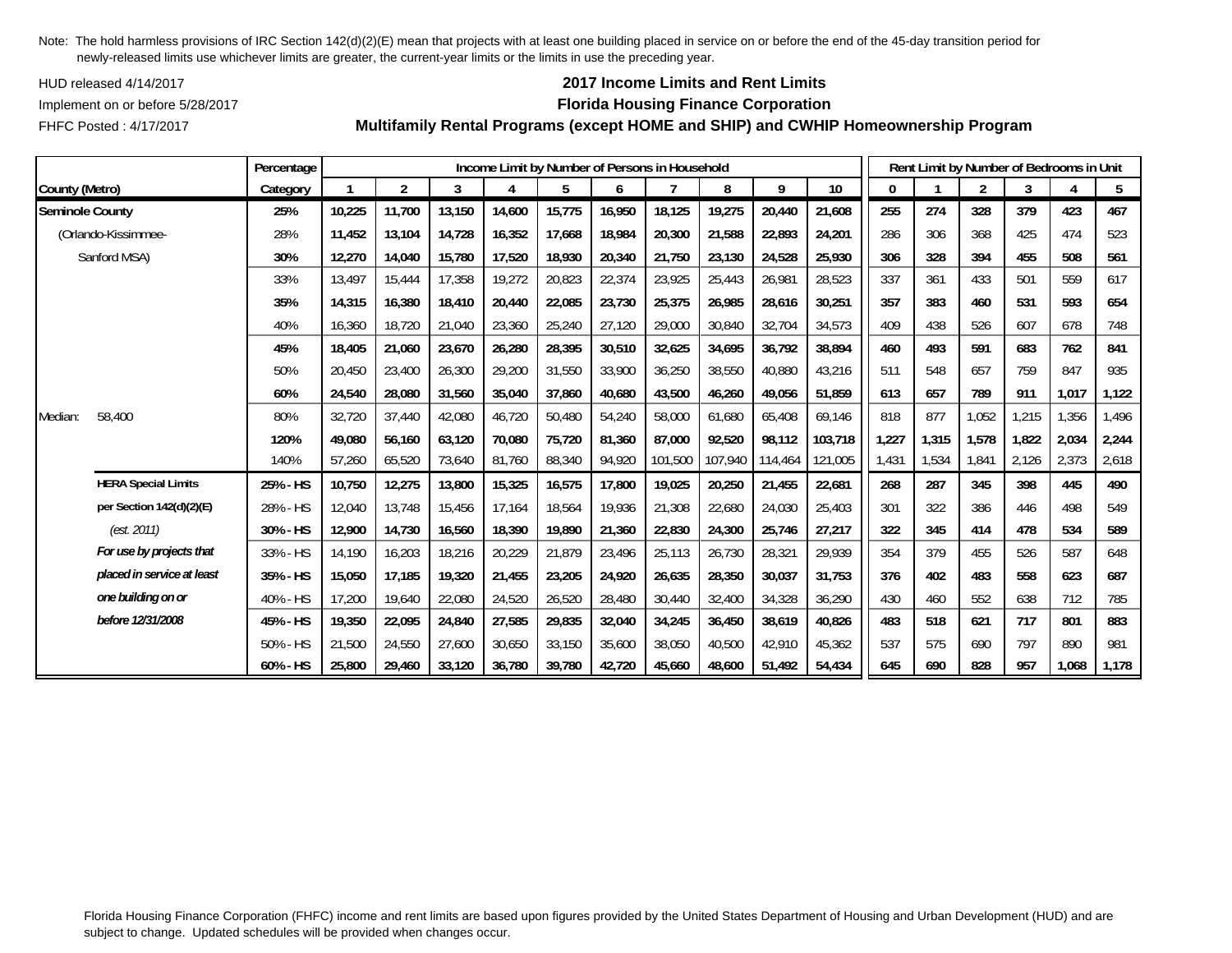Note: The hold harmless provisions of IRC Section 142(d)(2)(E) mean that projects with at least one building placed in service on or before the end of the 45-day transition period for newly-released limits use whichever limits are greater, the current-year limits or the limits in use the preceding year.

HUD released 4/14/2017

Implement on or before 5/28/2017

FHFC Posted : 4/17/2017

**2017 Income Limits and Rent Limits**

**Florida Housing Finance Corporation**

**Multifamily Rental Programs (except HOME and SHIP) and CWHIP Homeownership Program**

| | Percentage | Income Limit by Number of Persons in Household | | | | | | | | | | Rent Limit by Number of Bedrooms in Unit | | | | | |
|---|---|---|---|---|---|---|---|---|---|---|---|---|---|---|---|---|---|
| **County (Metro)** | **Category** | **1** | **2** | **3** | **4** | **5** | **6** | **7** | **8** | **9** | **10** | **0** | **1** | **2** | **3** | **4** | **5** |
| **Seminole County** | **25%** | **10,225** | **11,700** | **13,150** | **14,600** | **15,775** | **16,950** | **18,125** | **19,275** | **20,440** | **21,608** | **255** | **274** | **328** | **379** | **423** | **467** |
| (Orlando-Kissimmee- | 28% | 11,452 | 13,104 | 14,728 | 16,352 | 17,668 | 18,984 | 20,300 | 21,588 | 22,893 | 24,201 | 286 | 306 | 368 | 425 | 474 | 523 |
| Sanford MSA) | **30%** | **12,270** | **14,040** | **15,780** | **17,520** | **18,930** | **20,340** | **21,750** | **23,130** | **24,528** | **25,930** | **306** | **328** | **394** | **455** | **508** | **561** |
| | 33% | 13,497 | 15,444 | 17,358 | 19,272 | 20,823 | 22,374 | 23,925 | 25,443 | 26,981 | 28,523 | 337 | 361 | 433 | 501 | 559 | 617 |
| | **35%** | **14,315** | **16,380** | **18,410** | **20,440** | **22,085** | **23,730** | **25,375** | **26,985** | **28,616** | **30,251** | **357** | **383** | **460** | **531** | **593** | **654** |
| | 40% | 16,360 | 18,720 | 21,040 | 23,360 | 25,240 | 27,120 | 29,000 | 30,840 | 32,704 | 34,573 | 409 | 438 | 526 | 607 | 678 | 748 |
| | **45%** | **18,405** | **21,060** | **23,670** | **26,280** | **28,395** | **30,510** | **32,625** | **34,695** | **36,792** | **38,894** | **460** | **493** | **591** | **683** | **762** | **841** |
| | 50% | 20,450 | 23,400 | 26,300 | 29,200 | 31,550 | 33,900 | 36,250 | 38,550 | 40,880 | 43,216 | 511 | 548 | 657 | 759 | 847 | 935 |
| | **60%** | **24,540** | **28,080** | **31,560** | **35,040** | **37,860** | **40,680** | **43,500** | **46,260** | **49,056** | **51,859** | **613** | **657** | **789** | **911** | **1,017** | **1,122** |
| Median: 58,400 | 80% | 32,720 | 37,440 | 42,080 | 46,720 | 50,480 | 54,240 | 58,000 | 61,680 | 65,408 | 69,146 | 818 | 877 | 1,052 | 1,215 | 1,356 | 1,496 |
| | **120%** | **49,080** | **56,160** | **63,120** | **70,080** | **75,720** | **81,360** | **87,000** | **92,520** | **98,112** | **103,718** | **1,227** | **1,315** | **1,578** | **1,822** | **2,034** | **2,244** |
| | 140% | 57,260 | 65,520 | 73,640 | 81,760 | 88,340 | 94,920 | 101,500 | 107,940 | 114,464 | 121,005 | 1,431 | 1,534 | 1,841 | 2,126 | 2,373 | 2,618 |
| **HERA Special Limits** | **25% - HS** | **10,750** | **12,275** | **13,800** | **15,325** | **16,575** | **17,800** | **19,025** | **20,250** | **21,455** | **22,681** | **268** | **287** | **345** | **398** | **445** | **490** |
| **per Section 142(d)(2)(E)** | 28% - HS | 12,040 | 13,748 | 15,456 | 17,164 | 18,564 | 19,936 | 21,308 | 22,680 | 24,030 | 25,403 | 301 | 322 | 386 | 446 | 498 | 549 |
| *(est. 2011)* | **30% - HS** | **12,900** | **14,730** | **16,560** | **18,390** | **19,890** | **21,360** | **22,830** | **24,300** | **25,746** | **27,217** | **322** | **345** | **414** | **478** | **534** | **589** |
| ***For use by projects that*** | 33% - HS | 14,190 | 16,203 | 18,216 | 20,229 | 21,879 | 23,496 | 25,113 | 26,730 | 28,321 | 29,939 | 354 | 379 | 455 | 526 | 587 | 648 |
| ***placed in service at least*** | **35% - HS** | **15,050** | **17,185** | **19,320** | **21,455** | **23,205** | **24,920** | **26,635** | **28,350** | **30,037** | **31,753** | **376** | **402** | **483** | **558** | **623** | **687** |
| ***one building on or*** | 40% - HS | 17,200 | 19,640 | 22,080 | 24,520 | 26,520 | 28,480 | 30,440 | 32,400 | 34,328 | 36,290 | 430 | 460 | 552 | 638 | 712 | 785 |
| ***before 12/31/2008*** | **45% - HS** | **19,350** | **22,095** | **24,840** | **27,585** | **29,835** | **32,040** | **34,245** | **36,450** | **38,619** | **40,826** | **483** | **518** | **621** | **717** | **801** | **883** |
| | 50% - HS | 21,500 | 24,550 | 27,600 | 30,650 | 33,150 | 35,600 | 38,050 | 40,500 | 42,910 | 45,362 | 537 | 575 | 690 | 797 | 890 | 981 |
| | **60% - HS** | **25,800** | **29,460** | **33,120** | **36,780** | **39,780** | **42,720** | **45,660** | **48,600** | **51,492** | **54,434** | **645** | **690** | **828** | **957** | **1,068** | **1,178** |

Florida Housing Finance Corporation (FHFC) income and rent limits are based upon figures provided by the United States Department of Housing and Urban Development (HUD) and are subject to change. Updated schedules will be provided when changes occur.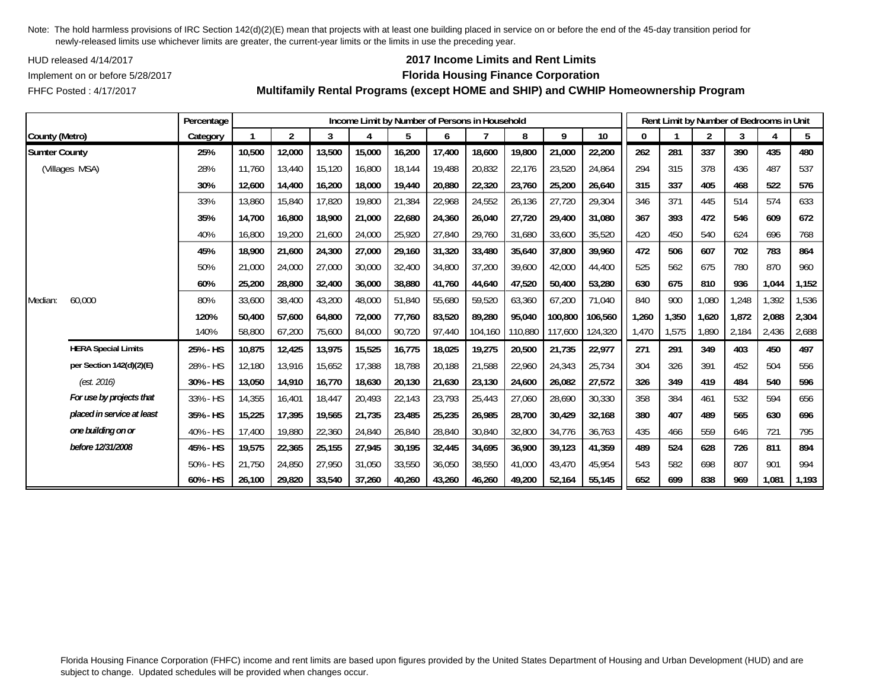Note: The hold harmless provisions of IRC Section 142(d)(2)(E) mean that projects with at least one building placed in service on or before the end of the 45-day transition period for newly-released limits use whichever limits are greater, the current-year limits or the limits in use the preceding year.

HUD released 4/14/2017

Implement on or before 5/28/2017

FHFC Posted : 4/17/2017

**2017 Income Limits and Rent Limits**

**Florida Housing Finance Corporation**

**Multifamily Rental Programs (except HOME and SHIP) and CWHIP Homeownership Program**

| County (Metro) | Percentage Category | Income Limit by Number of Persons in Household: 1 | 2 | 3 | 4 | 5 | 6 | 7 | 8 | 9 | 10 | Rent Limit by Number of Bedrooms in Unit: 0 | 1 | 2 | 3 | 4 | 5 |
|---|---|---|---|---|---|---|---|---|---|---|---|---|---|---|---|---|---|
| **Sumter County** | **25%** | **10,500** | **12,000** | **13,500** | **15,000** | **16,200** | **17,400** | **18,600** | **19,800** | **21,000** | **22,200** | **262** | **281** | **337** | **390** | **435** | **480** |
| (Villages MSA) | 28% | 11,760 | 13,440 | 15,120 | 16,800 | 18,144 | 19,488 | 20,832 | 22,176 | 23,520 | 24,864 | 294 | 315 | 378 | 436 | 487 | 537 |
| | **30%** | **12,600** | **14,400** | **16,200** | **18,000** | **19,440** | **20,880** | **22,320** | **23,760** | **25,200** | **26,640** | **315** | **337** | **405** | **468** | **522** | **576** |
| | 33% | 13,860 | 15,840 | 17,820 | 19,800 | 21,384 | 22,968 | 24,552 | 26,136 | 27,720 | 29,304 | 346 | 371 | 445 | 514 | 574 | 633 |
| | **35%** | **14,700** | **16,800** | **18,900** | **21,000** | **22,680** | **24,360** | **26,040** | **27,720** | **29,400** | **31,080** | **367** | **393** | **472** | **546** | **609** | **672** |
| | 40% | 16,800 | 19,200 | 21,600 | 24,000 | 25,920 | 27,840 | 29,760 | 31,680 | 33,600 | 35,520 | 420 | 450 | 540 | 624 | 696 | 768 |
| | **45%** | **18,900** | **21,600** | **24,300** | **27,000** | **29,160** | **31,320** | **33,480** | **35,640** | **37,800** | **39,960** | **472** | **506** | **607** | **702** | **783** | **864** |
| | 50% | 21,000 | 24,000 | 27,000 | 30,000 | 32,400 | 34,800 | 37,200 | 39,600 | 42,000 | 44,400 | 525 | 562 | 675 | 780 | 870 | 960 |
| | **60%** | **25,200** | **28,800** | **32,400** | **36,000** | **38,880** | **41,760** | **44,640** | **47,520** | **50,400** | **53,280** | **630** | **675** | **810** | **936** | **1,044** | **1,152** |
| Median: 60,000 | 80% | 33,600 | 38,400 | 43,200 | 48,000 | 51,840 | 55,680 | 59,520 | 63,360 | 67,200 | 71,040 | 840 | 900 | 1,080 | 1,248 | 1,392 | 1,536 |
| | **120%** | **50,400** | **57,600** | **64,800** | **72,000** | **77,760** | **83,520** | **89,280** | **95,040** | **100,800** | **106,560** | **1,260** | **1,350** | **1,620** | **1,872** | **2,088** | **2,304** |
| | 140% | 58,800 | 67,200 | 75,600 | 84,000 | 90,720 | 97,440 | 104,160 | 110,880 | 117,600 | 124,320 | 1,470 | 1,575 | 1,890 | 2,184 | 2,436 | 2,688 |
| **HERA Special Limits** | **25% - HS** | **10,875** | **12,425** | **13,975** | **15,525** | **16,775** | **18,025** | **19,275** | **20,500** | **21,735** | **22,977** | **271** | **291** | **349** | **403** | **450** | **497** |
| **per Section 142(d)(2)(E)** | 28% - HS | 12,180 | 13,916 | 15,652 | 17,388 | 18,788 | 20,188 | 21,588 | 22,960 | 24,343 | 25,734 | 304 | 326 | 391 | 452 | 504 | 556 |
| *(est. 2016)* | **30% - HS** | **13,050** | **14,910** | **16,770** | **18,630** | **20,130** | **21,630** | **23,130** | **24,600** | **26,082** | **27,572** | **326** | **349** | **419** | **484** | **540** | **596** |
| ***For use by projects that*** | 33% - HS | 14,355 | 16,401 | 18,447 | 20,493 | 22,143 | 23,793 | 25,443 | 27,060 | 28,690 | 30,330 | 358 | 384 | 461 | 532 | 594 | 656 |
| ***placed in service at least*** | **35% - HS** | **15,225** | **17,395** | **19,565** | **21,735** | **23,485** | **25,235** | **26,985** | **28,700** | **30,429** | **32,168** | **380** | **407** | **489** | **565** | **630** | **696** |
| ***one building on or*** | 40% - HS | 17,400 | 19,880 | 22,360 | 24,840 | 26,840 | 28,840 | 30,840 | 32,800 | 34,776 | 36,763 | 435 | 466 | 559 | 646 | 721 | 795 |
| ***before 12/31/2008*** | **45% - HS** | **19,575** | **22,365** | **25,155** | **27,945** | **30,195** | **32,445** | **34,695** | **36,900** | **39,123** | **41,359** | **489** | **524** | **628** | **726** | **811** | **894** |
| | 50% - HS | 21,750 | 24,850 | 27,950 | 31,050 | 33,550 | 36,050 | 38,550 | 41,000 | 43,470 | 45,954 | 543 | 582 | 698 | 807 | 901 | 994 |
| | **60% - HS** | **26,100** | **29,820** | **33,540** | **37,260** | **40,260** | **43,260** | **46,260** | **49,200** | **52,164** | **55,145** | **652** | **699** | **838** | **969** | **1,081** | **1,193** |

Florida Housing Finance Corporation (FHFC) income and rent limits are based upon figures provided by the United States Department of Housing and Urban Development (HUD) and are subject to change. Updated schedules will be provided when changes occur.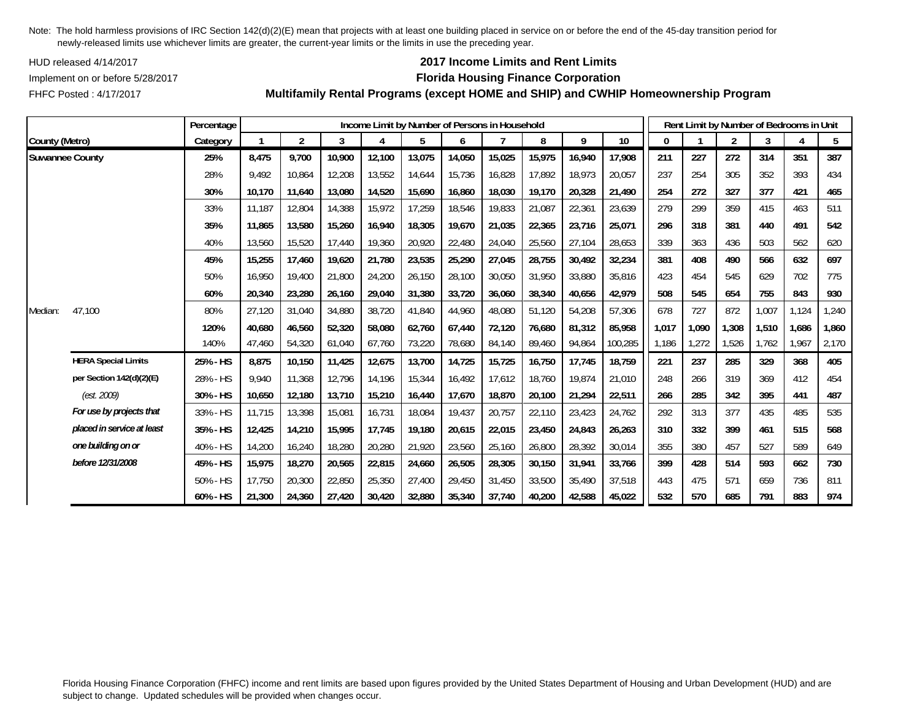Note: The hold harmless provisions of IRC Section 142(d)(2)(E) mean that projects with at least one building placed in service on or before the end of the 45-day transition period for newly-released limits use whichever limits are greater, the current-year limits or the limits in use the preceding year.

HUD released 4/14/2017

Implement on or before 5/28/2017

FHFC Posted : 4/17/2017

**2017 Income Limits and Rent Limits**

**Florida Housing Finance Corporation**

**Multifamily Rental Programs (except HOME and SHIP) and CWHIP Homeownership Program**

| | | Percentage | Income Limit by Number of Persons in Household | | | | | | | | | | Rent Limit by Number of Bedrooms in Unit | | | | | |
|---|---|---|---|---|---|---|---|---|---|---|---|---|---|---|---|---|---|---|
| County (Metro) | | Category | 1 | 2 | 3 | 4 | 5 | 6 | 7 | 8 | 9 | 10 | 0 | 1 | 2 | 3 | 4 | 5 |
| Suwannee County | | **25%** | **8,475** | **9,700** | **10,900** | **12,100** | **13,075** | **14,050** | **15,025** | **15,975** | **16,940** | **17,908** | **211** | **227** | **272** | **314** | **351** | **387** |
| | | 28% | 9,492 | 10,864 | 12,208 | 13,552 | 14,644 | 15,736 | 16,828 | 17,892 | 18,973 | 20,057 | 237 | 254 | 305 | 352 | 393 | 434 |
| | | **30%** | **10,170** | **11,640** | **13,080** | **14,520** | **15,690** | **16,860** | **18,030** | **19,170** | **20,328** | **21,490** | **254** | **272** | **327** | **377** | **421** | **465** |
| | | 33% | 11,187 | 12,804 | 14,388 | 15,972 | 17,259 | 18,546 | 19,833 | 21,087 | 22,361 | 23,639 | 279 | 299 | 359 | 415 | 463 | 511 |
| | | **35%** | **11,865** | **13,580** | **15,260** | **16,940** | **18,305** | **19,670** | **21,035** | **22,365** | **23,716** | **25,071** | **296** | **318** | **381** | **440** | **491** | **542** |
| | | 40% | 13,560 | 15,520 | 17,440 | 19,360 | 20,920 | 22,480 | 24,040 | 25,560 | 27,104 | 28,653 | 339 | 363 | 436 | 503 | 562 | 620 |
| | | **45%** | **15,255** | **17,460** | **19,620** | **21,780** | **23,535** | **25,290** | **27,045** | **28,755** | **30,492** | **32,234** | **381** | **408** | **490** | **566** | **632** | **697** |
| | | 50% | 16,950 | 19,400 | 21,800 | 24,200 | 26,150 | 28,100 | 30,050 | 31,950 | 33,880 | 35,816 | 423 | 454 | 545 | 629 | 702 | 775 |
| | | **60%** | **20,340** | **23,280** | **26,160** | **29,040** | **31,380** | **33,720** | **36,060** | **38,340** | **40,656** | **42,979** | **508** | **545** | **654** | **755** | **843** | **930** |
| Median: | 47,100 | 80% | 27,120 | 31,040 | 34,880 | 38,720 | 41,840 | 44,960 | 48,080 | 51,120 | 54,208 | 57,306 | 678 | 727 | 872 | 1,007 | 1,124 | 1,240 |
| | | **120%** | **40,680** | **46,560** | **52,320** | **58,080** | **62,760** | **67,440** | **72,120** | **76,680** | **81,312** | **85,958** | **1,017** | **1,090** | **1,308** | **1,510** | **1,686** | **1,860** |
| | | 140% | 47,460 | 54,320 | 61,040 | 67,760 | 73,220 | 78,680 | 84,140 | 89,460 | 94,864 | 100,285 | 1,186 | 1,272 | 1,526 | 1,762 | 1,967 | 2,170 |
| | **HERA Special Limits** | **25% - HS** | **8,875** | **10,150** | **11,425** | **12,675** | **13,700** | **14,725** | **15,725** | **16,750** | **17,745** | **18,759** | **221** | **237** | **285** | **329** | **368** | **405** |
| | **per Section 142(d)(2)(E)** | 28% - HS | 9,940 | 11,368 | 12,796 | 14,196 | 15,344 | 16,492 | 17,612 | 18,760 | 19,874 | 21,010 | 248 | 266 | 319 | 369 | 412 | 454 |
| | *(est. 2009)* | **30% - HS** | **10,650** | **12,180** | **13,710** | **15,210** | **16,440** | **17,670** | **18,870** | **20,100** | **21,294** | **22,511** | **266** | **285** | **342** | **395** | **441** | **487** |
| | ***For use by projects that*** | 33% - HS | 11,715 | 13,398 | 15,081 | 16,731 | 18,084 | 19,437 | 20,757 | 22,110 | 23,423 | 24,762 | 292 | 313 | 377 | 435 | 485 | 535 |
| | ***placed in service at least*** | **35% - HS** | **12,425** | **14,210** | **15,995** | **17,745** | **19,180** | **20,615** | **22,015** | **23,450** | **24,843** | **26,263** | **310** | **332** | **399** | **461** | **515** | **568** |
| | ***one building on or*** | 40% - HS | 14,200 | 16,240 | 18,280 | 20,280 | 21,920 | 23,560 | 25,160 | 26,800 | 28,392 | 30,014 | 355 | 380 | 457 | 527 | 589 | 649 |
| | ***before 12/31/2008*** | **45% - HS** | **15,975** | **18,270** | **20,565** | **22,815** | **24,660** | **26,505** | **28,305** | **30,150** | **31,941** | **33,766** | **399** | **428** | **514** | **593** | **662** | **730** |
| | | 50% - HS | 17,750 | 20,300 | 22,850 | 25,350 | 27,400 | 29,450 | 31,450 | 33,500 | 35,490 | 37,518 | 443 | 475 | 571 | 659 | 736 | 811 |
| | | **60% - HS** | **21,300** | **24,360** | **27,420** | **30,420** | **32,880** | **35,340** | **37,740** | **40,200** | **42,588** | **45,022** | **532** | **570** | **685** | **791** | **883** | **974** |

Florida Housing Finance Corporation (FHFC) income and rent limits are based upon figures provided by the United States Department of Housing and Urban Development (HUD) and are subject to change. Updated schedules will be provided when changes occur.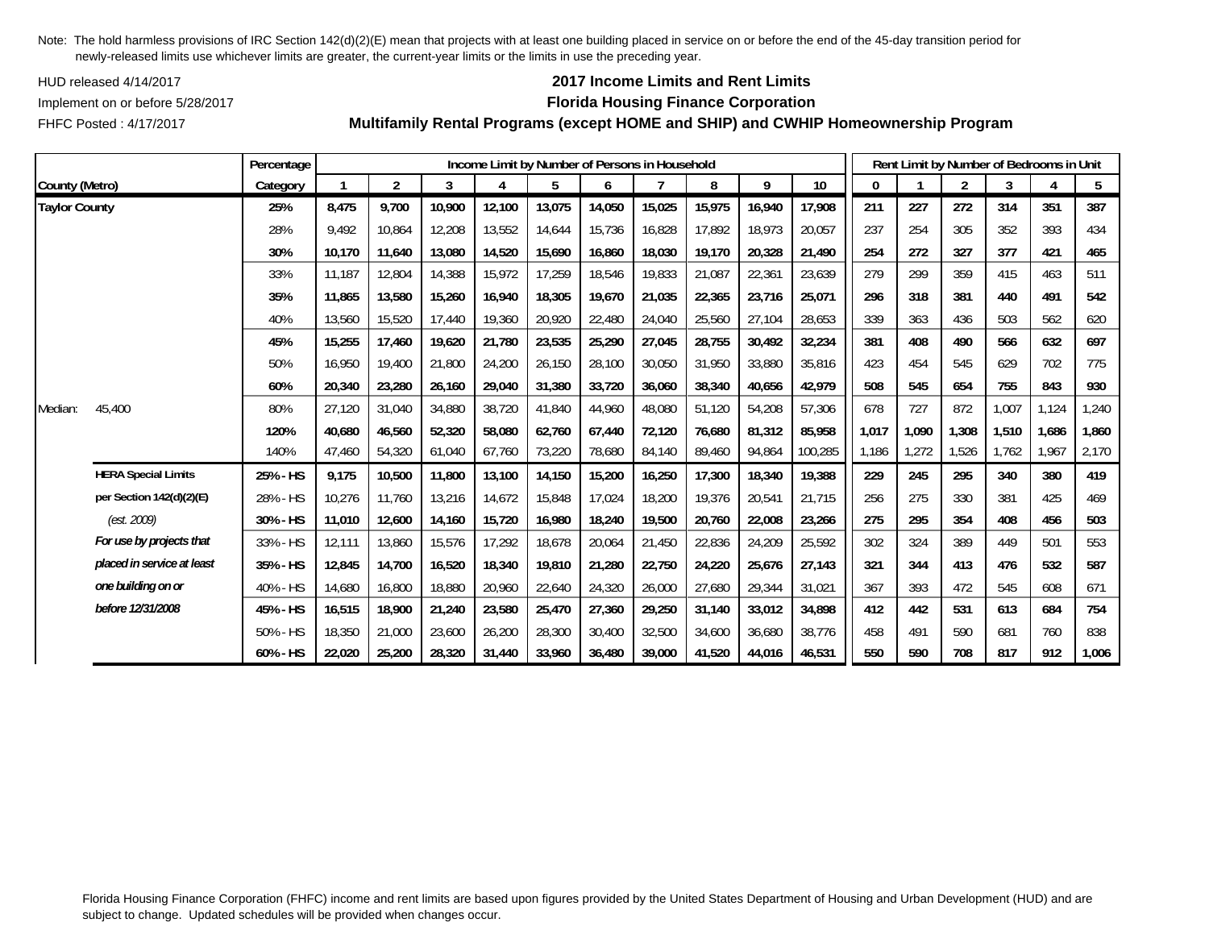Note: The hold harmless provisions of IRC Section 142(d)(2)(E) mean that projects with at least one building placed in service on or before the end of the 45-day transition period for newly-released limits use whichever limits are greater, the current-year limits or the limits in use the preceding year.

HUD released 4/14/2017

Implement on or before 5/28/2017

FHFC Posted : 4/17/2017

## 2017 Income Limits and Rent Limits
## Florida Housing Finance Corporation
## Multifamily Rental Programs (except HOME and SHIP) and CWHIP Homeownership Program

| County (Metro) | | Percentage Category | Income Limit by Number of Persons in Household | | | | | | | | | | Rent Limit by Number of Bedrooms in Unit | | | | | |
|---|---|---|---|---|---|---|---|---|---|---|---|---|---|---|---|---|---|---|
| | | | 1 | 2 | 3 | 4 | 5 | 6 | 7 | 8 | 9 | 10 | 0 | 1 | 2 | 3 | 4 | 5 |
| **Taylor County** | | **25%** | **8,475** | **9,700** | **10,900** | **12,100** | **13,075** | **14,050** | **15,025** | **15,975** | **16,940** | **17,908** | **211** | **227** | **272** | **314** | **351** | **387** |
| | | 28% | 9,492 | 10,864 | 12,208 | 13,552 | 14,644 | 15,736 | 16,828 | 17,892 | 18,973 | 20,057 | 237 | 254 | 305 | 352 | 393 | 434 |
| | | **30%** | **10,170** | **11,640** | **13,080** | **14,520** | **15,690** | **16,860** | **18,030** | **19,170** | **20,328** | **21,490** | **254** | **272** | **327** | **377** | **421** | **465** |
| | | 33% | 11,187 | 12,804 | 14,388 | 15,972 | 17,259 | 18,546 | 19,833 | 21,087 | 22,361 | 23,639 | 279 | 299 | 359 | 415 | 463 | 511 |
| | | **35%** | **11,865** | **13,580** | **15,260** | **16,940** | **18,305** | **19,670** | **21,035** | **22,365** | **23,716** | **25,071** | **296** | **318** | **381** | **440** | **491** | **542** |
| | | 40% | 13,560 | 15,520 | 17,440 | 19,360 | 20,920 | 22,480 | 24,040 | 25,560 | 27,104 | 28,653 | 339 | 363 | 436 | 503 | 562 | 620 |
| | | **45%** | **15,255** | **17,460** | **19,620** | **21,780** | **23,535** | **25,290** | **27,045** | **28,755** | **30,492** | **32,234** | **381** | **408** | **490** | **566** | **632** | **697** |
| | | 50% | 16,950 | 19,400 | 21,800 | 24,200 | 26,150 | 28,100 | 30,050 | 31,950 | 33,880 | 35,816 | 423 | 454 | 545 | 629 | 702 | 775 |
| | | **60%** | **20,340** | **23,280** | **26,160** | **29,040** | **31,380** | **33,720** | **36,060** | **38,340** | **40,656** | **42,979** | **508** | **545** | **654** | **755** | **843** | **930** |
| Median: | 45,400 | 80% | 27,120 | 31,040 | 34,880 | 38,720 | 41,840 | 44,960 | 48,080 | 51,120 | 54,208 | 57,306 | 678 | 727 | 872 | 1,007 | 1,124 | 1,240 |
| | | **120%** | **40,680** | **46,560** | **52,320** | **58,080** | **62,760** | **67,440** | **72,120** | **76,680** | **81,312** | **85,958** | **1,017** | **1,090** | **1,308** | **1,510** | **1,686** | **1,860** |
| | | 140% | 47,460 | 54,320 | 61,040 | 67,760 | 73,220 | 78,680 | 84,140 | 89,460 | 94,864 | 100,285 | 1,186 | 1,272 | 1,526 | 1,762 | 1,967 | 2,170 |
| | **HERA Special Limits** | **25% - HS** | **9,175** | **10,500** | **11,800** | **13,100** | **14,150** | **15,200** | **16,250** | **17,300** | **18,340** | **19,388** | **229** | **245** | **295** | **340** | **380** | **419** |
| | **per Section 142(d)(2)(E)** | 28% - HS | 10,276 | 11,760 | 13,216 | 14,672 | 15,848 | 17,024 | 18,200 | 19,376 | 20,541 | 21,715 | 256 | 275 | 330 | 381 | 425 | 469 |
| | *(est. 2009)* | **30% - HS** | **11,010** | **12,600** | **14,160** | **15,720** | **16,980** | **18,240** | **19,500** | **20,760** | **22,008** | **23,266** | **275** | **295** | **354** | **408** | **456** | **503** |
| | ***For use by projects that*** | 33% - HS | 12,111 | 13,860 | 15,576 | 17,292 | 18,678 | 20,064 | 21,450 | 22,836 | 24,209 | 25,592 | 302 | 324 | 389 | 449 | 501 | 553 |
| | ***placed in service at least*** | **35% - HS** | **12,845** | **14,700** | **16,520** | **18,340** | **19,810** | **21,280** | **22,750** | **24,220** | **25,676** | **27,143** | **321** | **344** | **413** | **476** | **532** | **587** |
| | ***one building on or*** | 40% - HS | 14,680 | 16,800 | 18,880 | 20,960 | 22,640 | 24,320 | 26,000 | 27,680 | 29,344 | 31,021 | 367 | 393 | 472 | 545 | 608 | 671 |
| | ***before 12/31/2008*** | **45% - HS** | **16,515** | **18,900** | **21,240** | **23,580** | **25,470** | **27,360** | **29,250** | **31,140** | **33,012** | **34,898** | **412** | **442** | **531** | **613** | **684** | **754** |
| | | 50% - HS | 18,350 | 21,000 | 23,600 | 26,200 | 28,300 | 30,400 | 32,500 | 34,600 | 36,680 | 38,776 | 458 | 491 | 590 | 681 | 760 | 838 |
| | | **60% - HS** | **22,020** | **25,200** | **28,320** | **31,440** | **33,960** | **36,480** | **39,000** | **41,520** | **44,016** | **46,531** | **550** | **590** | **708** | **817** | **912** | **1,006** |

Florida Housing Finance Corporation (FHFC) income and rent limits are based upon figures provided by the United States Department of Housing and Urban Development (HUD) and are subject to change. Updated schedules will be provided when changes occur.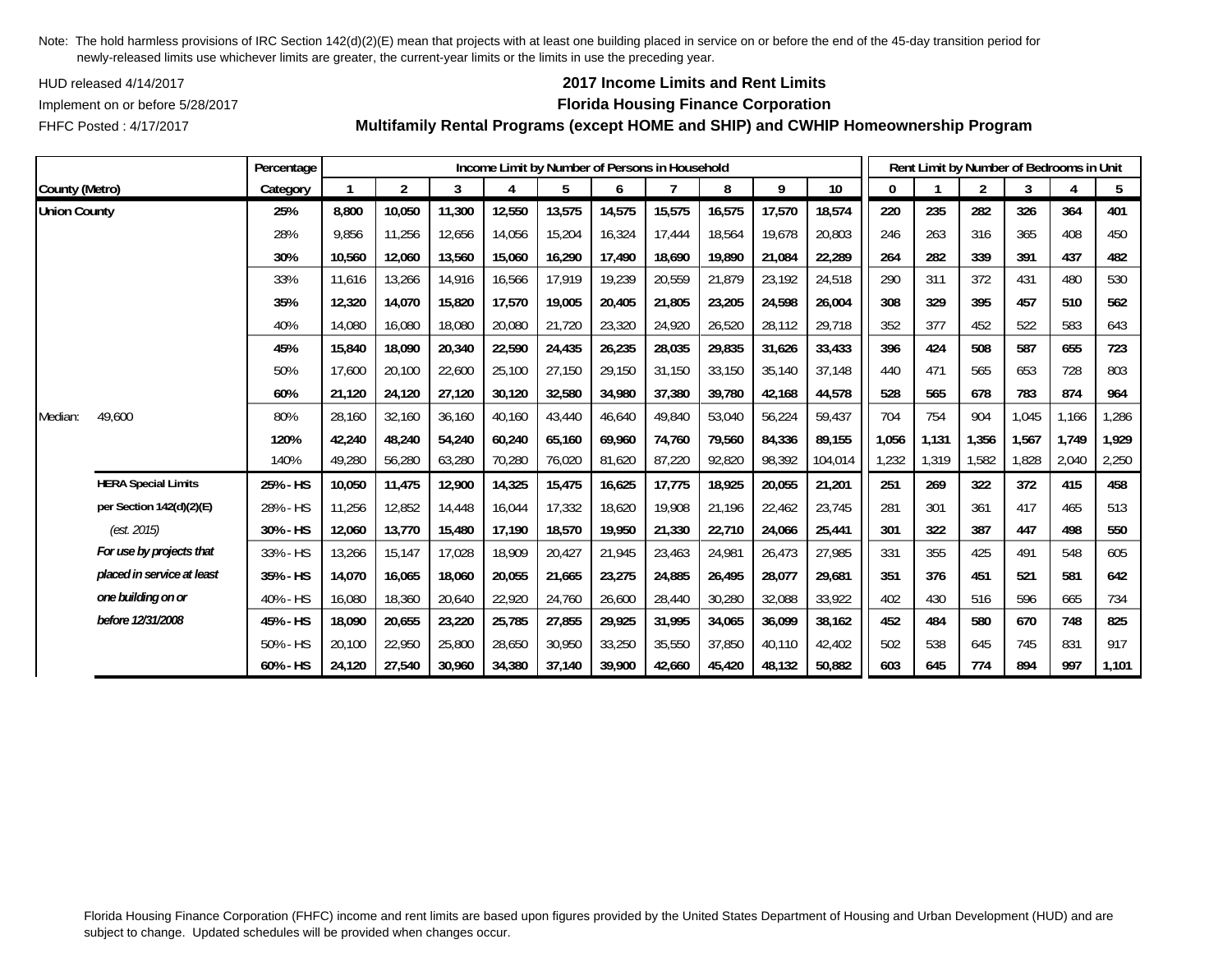Note: The hold harmless provisions of IRC Section 142(d)(2)(E) mean that projects with at least one building placed in service on or before the end of the 45-day transition period for newly-released limits use whichever limits are greater, the current-year limits or the limits in use the preceding year.

HUD released 4/14/2017

Implement on or before 5/28/2017

FHFC Posted : 4/17/2017

## 2017 Income Limits and Rent Limits
## Florida Housing Finance Corporation
## Multifamily Rental Programs (except HOME and SHIP) and CWHIP Homeownership Program

| County (Metro) | | Percentage Category | Income Limit by Number of Persons in Household: 1 | 2 | 3 | 4 | 5 | 6 | 7 | 8 | 9 | 10 | Rent Limit by Number of Bedrooms in Unit: 0 | 1 | 2 | 3 | 4 | 5 |
|---|---|---|---|---|---|---|---|---|---|---|---|---|---|---|---|---|---|---|
| **Union County** | | **25%** | **8,800** | **10,050** | **11,300** | **12,550** | **13,575** | **14,575** | **15,575** | **16,575** | **17,570** | **18,574** | **220** | **235** | **282** | **326** | **364** | **401** |
| | | 28% | 9,856 | 11,256 | 12,656 | 14,056 | 15,204 | 16,324 | 17,444 | 18,564 | 19,678 | 20,803 | 246 | 263 | 316 | 365 | 408 | 450 |
| | | **30%** | **10,560** | **12,060** | **13,560** | **15,060** | **16,290** | **17,490** | **18,690** | **19,890** | **21,084** | **22,289** | **264** | **282** | **339** | **391** | **437** | **482** |
| | | 33% | 11,616 | 13,266 | 14,916 | 16,566 | 17,919 | 19,239 | 20,559 | 21,879 | 23,192 | 24,518 | 290 | 311 | 372 | 431 | 480 | 530 |
| | | **35%** | **12,320** | **14,070** | **15,820** | **17,570** | **19,005** | **20,405** | **21,805** | **23,205** | **24,598** | **26,004** | **308** | **329** | **395** | **457** | **510** | **562** |
| | | 40% | 14,080 | 16,080 | 18,080 | 20,080 | 21,720 | 23,320 | 24,920 | 26,520 | 28,112 | 29,718 | 352 | 377 | 452 | 522 | 583 | 643 |
| | | **45%** | **15,840** | **18,090** | **20,340** | **22,590** | **24,435** | **26,235** | **28,035** | **29,835** | **31,626** | **33,433** | **396** | **424** | **508** | **587** | **655** | **723** |
| | | 50% | 17,600 | 20,100 | 22,600 | 25,100 | 27,150 | 29,150 | 31,150 | 33,150 | 35,140 | 37,148 | 440 | 471 | 565 | 653 | 728 | 803 |
| | | **60%** | **21,120** | **24,120** | **27,120** | **30,120** | **32,580** | **34,980** | **37,380** | **39,780** | **42,168** | **44,578** | **528** | **565** | **678** | **783** | **874** | **964** |
| Median: | 49,600 | 80% | 28,160 | 32,160 | 36,160 | 40,160 | 43,440 | 46,640 | 49,840 | 53,040 | 56,224 | 59,437 | 704 | 754 | 904 | 1,045 | 1,166 | 1,286 |
| | | **120%** | **42,240** | **48,240** | **54,240** | **60,240** | **65,160** | **69,960** | **74,760** | **79,560** | **84,336** | **89,155** | **1,056** | **1,131** | **1,356** | **1,567** | **1,749** | **1,929** |
| | | 140% | 49,280 | 56,280 | 63,280 | 70,280 | 76,020 | 81,620 | 87,220 | 92,820 | 98,392 | 104,014 | 1,232 | 1,319 | 1,582 | 1,828 | 2,040 | 2,250 |
| | **HERA Special Limits** | **25% - HS** | **10,050** | **11,475** | **12,900** | **14,325** | **15,475** | **16,625** | **17,775** | **18,925** | **20,055** | **21,201** | **251** | **269** | **322** | **372** | **415** | **458** |
| | **per Section 142(d)(2)(E)** | 28% - HS | 11,256 | 12,852 | 14,448 | 16,044 | 17,332 | 18,620 | 19,908 | 21,196 | 22,462 | 23,745 | 281 | 301 | 361 | 417 | 465 | 513 |
| | *(est. 2015)* | **30% - HS** | **12,060** | **13,770** | **15,480** | **17,190** | **18,570** | **19,950** | **21,330** | **22,710** | **24,066** | **25,441** | **301** | **322** | **387** | **447** | **498** | **550** |
| | ***For use by projects that*** | 33% - HS | 13,266 | 15,147 | 17,028 | 18,909 | 20,427 | 21,945 | 23,463 | 24,981 | 26,473 | 27,985 | 331 | 355 | 425 | 491 | 548 | 605 |
| | ***placed in service at least*** | **35% - HS** | **14,070** | **16,065** | **18,060** | **20,055** | **21,665** | **23,275** | **24,885** | **26,495** | **28,077** | **29,681** | **351** | **376** | **451** | **521** | **581** | **642** |
| | ***one building on or*** | 40% - HS | 16,080 | 18,360 | 20,640 | 22,920 | 24,760 | 26,600 | 28,440 | 30,280 | 32,088 | 33,922 | 402 | 430 | 516 | 596 | 665 | 734 |
| | ***before 12/31/2008*** | **45% - HS** | **18,090** | **20,655** | **23,220** | **25,785** | **27,855** | **29,925** | **31,995** | **34,065** | **36,099** | **38,162** | **452** | **484** | **580** | **670** | **748** | **825** |
| | | 50% - HS | 20,100 | 22,950 | 25,800 | 28,650 | 30,950 | 33,250 | 35,550 | 37,850 | 40,110 | 42,402 | 502 | 538 | 645 | 745 | 831 | 917 |
| | | **60% - HS** | **24,120** | **27,540** | **30,960** | **34,380** | **37,140** | **39,900** | **42,660** | **45,420** | **48,132** | **50,882** | **603** | **645** | **774** | **894** | **997** | **1,101** |

Florida Housing Finance Corporation (FHFC) income and rent limits are based upon figures provided by the United States Department of Housing and Urban Development (HUD) and are subject to change. Updated schedules will be provided when changes occur.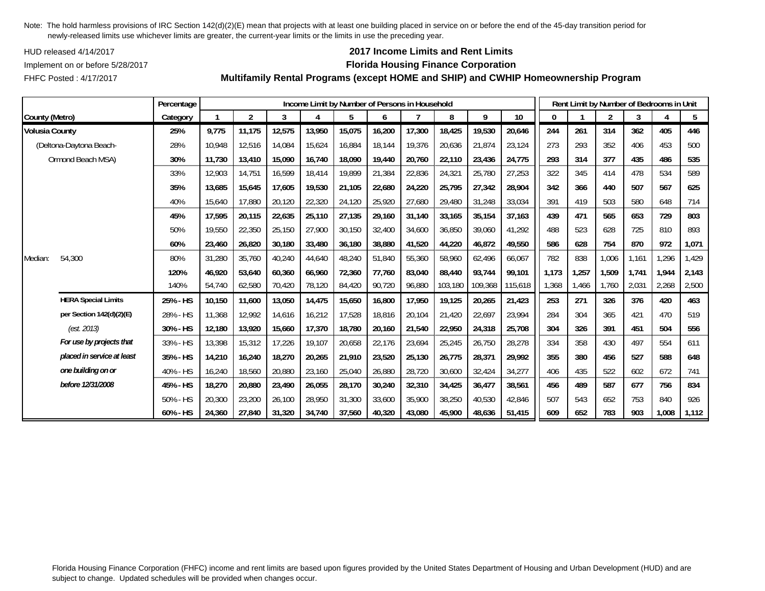Note: The hold harmless provisions of IRC Section 142(d)(2)(E) mean that projects with at least one building placed in service on or before the end of the 45-day transition period for newly-released limits use whichever limits are greater, the current-year limits or the limits in use the preceding year.

HUD released 4/14/2017
Implement on or before 5/28/2017
FHFC Posted : 4/17/2017

**2017 Income Limits and Rent Limits**
**Florida Housing Finance Corporation**
**Multifamily Rental Programs (except HOME and SHIP) and CWHIP Homeownership Program**

| County (Metro) | | Percentage Category | Income Limit by Number of Persons in Household: 1 | 2 | 3 | 4 | 5 | 6 | 7 | 8 | 9 | 10 | Rent Limit by Number of Bedrooms in Unit: 0 | 1 | 2 | 3 | 4 | 5 |
|---|---|---|---|---|---|---|---|---|---|---|---|---|---|---|---|---|---|---|
| **Volusia County** | | **25%** | **9,775** | **11,175** | **12,575** | **13,950** | **15,075** | **16,200** | **17,300** | **18,425** | **19,530** | **20,646** | **244** | **261** | **314** | **362** | **405** | **446** |
| (Deltona-Daytona Beach- | | 28% | 10,948 | 12,516 | 14,084 | 15,624 | 16,884 | 18,144 | 19,376 | 20,636 | 21,874 | 23,124 | 273 | 293 | 352 | 406 | 453 | 500 |
| Ormond Beach MSA) | | **30%** | **11,730** | **13,410** | **15,090** | **16,740** | **18,090** | **19,440** | **20,760** | **22,110** | **23,436** | **24,775** | **293** | **314** | **377** | **435** | **486** | **535** |
| | | 33% | 12,903 | 14,751 | 16,599 | 18,414 | 19,899 | 21,384 | 22,836 | 24,321 | 25,780 | 27,253 | 322 | 345 | 414 | 478 | 534 | 589 |
| | | **35%** | **13,685** | **15,645** | **17,605** | **19,530** | **21,105** | **22,680** | **24,220** | **25,795** | **27,342** | **28,904** | **342** | **366** | **440** | **507** | **567** | **625** |
| | | 40% | 15,640 | 17,880 | 20,120 | 22,320 | 24,120 | 25,920 | 27,680 | 29,480 | 31,248 | 33,034 | 391 | 419 | 503 | 580 | 648 | 714 |
| | | **45%** | **17,595** | **20,115** | **22,635** | **25,110** | **27,135** | **29,160** | **31,140** | **33,165** | **35,154** | **37,163** | **439** | **471** | **565** | **653** | **729** | **803** |
| | | 50% | 19,550 | 22,350 | 25,150 | 27,900 | 30,150 | 32,400 | 34,600 | 36,850 | 39,060 | 41,292 | 488 | 523 | 628 | 725 | 810 | 893 |
| | | **60%** | **23,460** | **26,820** | **30,180** | **33,480** | **36,180** | **38,880** | **41,520** | **44,220** | **46,872** | **49,550** | **586** | **628** | **754** | **870** | **972** | **1,071** |
| Median: | 54,300 | 80% | 31,280 | 35,760 | 40,240 | 44,640 | 48,240 | 51,840 | 55,360 | 58,960 | 62,496 | 66,067 | 782 | 838 | 1,006 | 1,161 | 1,296 | 1,429 |
| | | **120%** | **46,920** | **53,640** | **60,360** | **66,960** | **72,360** | **77,760** | **83,040** | **88,440** | **93,744** | **99,101** | **1,173** | **1,257** | **1,509** | **1,741** | **1,944** | **2,143** |
| | | 140% | 54,740 | 62,580 | 70,420 | 78,120 | 84,420 | 90,720 | 96,880 | 103,180 | 109,368 | 115,618 | 1,368 | 1,466 | 1,760 | 2,031 | 2,268 | 2,500 |
| | **HERA Special Limits** | **25% - HS** | **10,150** | **11,600** | **13,050** | **14,475** | **15,650** | **16,800** | **17,950** | **19,125** | **20,265** | **21,423** | **253** | **271** | **326** | **376** | **420** | **463** |
| | **per Section 142(d)(2)(E)** | 28% - HS | 11,368 | 12,992 | 14,616 | 16,212 | 17,528 | 18,816 | 20,104 | 21,420 | 22,697 | 23,994 | 284 | 304 | 365 | 421 | 470 | 519 |
| | *(est. 2013)* | **30% - HS** | **12,180** | **13,920** | **15,660** | **17,370** | **18,780** | **20,160** | **21,540** | **22,950** | **24,318** | **25,708** | **304** | **326** | **391** | **451** | **504** | **556** |
| | ***For use by projects that*** | 33% - HS | 13,398 | 15,312 | 17,226 | 19,107 | 20,658 | 22,176 | 23,694 | 25,245 | 26,750 | 28,278 | 334 | 358 | 430 | 497 | 554 | 611 |
| | ***placed in service at least*** | **35% - HS** | **14,210** | **16,240** | **18,270** | **20,265** | **21,910** | **23,520** | **25,130** | **26,775** | **28,371** | **29,992** | **355** | **380** | **456** | **527** | **588** | **648** |
| | ***one building on or*** | 40% - HS | 16,240 | 18,560 | 20,880 | 23,160 | 25,040 | 26,880 | 28,720 | 30,600 | 32,424 | 34,277 | 406 | 435 | 522 | 602 | 672 | 741 |
| | ***before 12/31/2008*** | **45% - HS** | **18,270** | **20,880** | **23,490** | **26,055** | **28,170** | **30,240** | **32,310** | **34,425** | **36,477** | **38,561** | **456** | **489** | **587** | **677** | **756** | **834** |
| | | 50% - HS | 20,300 | 23,200 | 26,100 | 28,950 | 31,300 | 33,600 | 35,900 | 38,250 | 40,530 | 42,846 | 507 | 543 | 652 | 753 | 840 | 926 |
| | | **60% - HS** | **24,360** | **27,840** | **31,320** | **34,740** | **37,560** | **40,320** | **43,080** | **45,900** | **48,636** | **51,415** | **609** | **652** | **783** | **903** | **1,008** | **1,112** |

Florida Housing Finance Corporation (FHFC) income and rent limits are based upon figures provided by the United States Department of Housing and Urban Development (HUD) and are subject to change. Updated schedules will be provided when changes occur.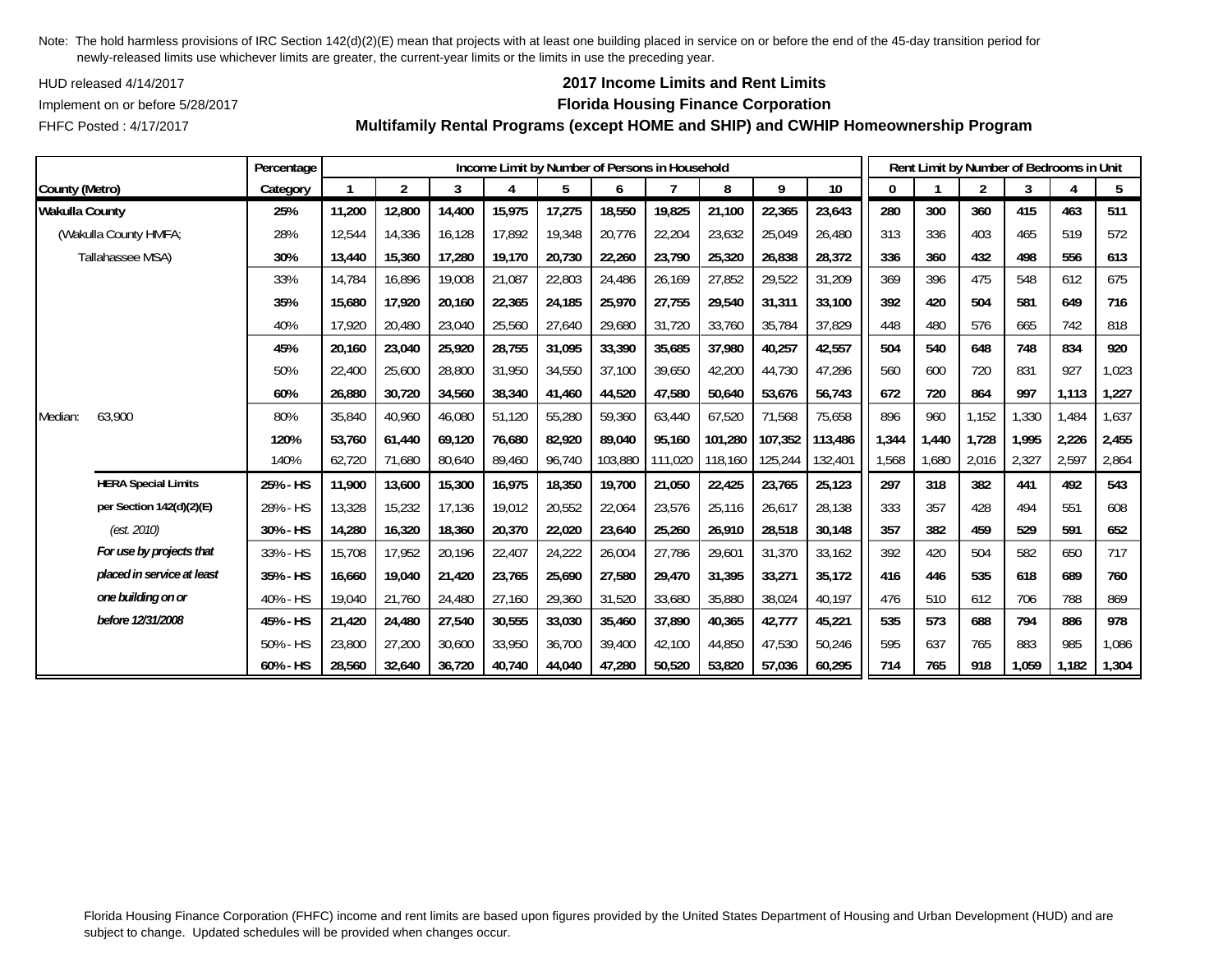Note: The hold harmless provisions of IRC Section 142(d)(2)(E) mean that projects with at least one building placed in service on or before the end of the 45-day transition period for newly-released limits use whichever limits are greater, the current-year limits or the limits in use the preceding year.

HUD released 4/14/2017

Implement on or before 5/28/2017

FHFC Posted : 4/17/2017

## 2017 Income Limits and Rent Limits
## Florida Housing Finance Corporation
## Multifamily Rental Programs (except HOME and SHIP) and CWHIP Homeownership Program

| | Percentage | Income Limit by Number of Persons in Household | | | | | | | | | | Rent Limit by Number of Bedrooms in Unit | | | | | |
|---|---|---|---|---|---|---|---|---|---|---|---|---|---|---|---|---|---|
| County (Metro) | Category | 1 | 2 | 3 | 4 | 5 | 6 | 7 | 8 | 9 | 10 | 0 | 1 | 2 | 3 | 4 | 5 |
| **Wakulla County** | **25%** | **11,200** | **12,800** | **14,400** | **15,975** | **17,275** | **18,550** | **19,825** | **21,100** | **22,365** | **23,643** | **280** | **300** | **360** | **415** | **463** | **511** |
| (Wakulla County HMFA; | 28% | 12,544 | 14,336 | 16,128 | 17,892 | 19,348 | 20,776 | 22,204 | 23,632 | 25,049 | 26,480 | 313 | 336 | 403 | 465 | 519 | 572 |
| Tallahassee MSA) | **30%** | **13,440** | **15,360** | **17,280** | **19,170** | **20,730** | **22,260** | **23,790** | **25,320** | **26,838** | **28,372** | **336** | **360** | **432** | **498** | **556** | **613** |
| | 33% | 14,784 | 16,896 | 19,008 | 21,087 | 22,803 | 24,486 | 26,169 | 27,852 | 29,522 | 31,209 | 369 | 396 | 475 | 548 | 612 | 675 |
| | **35%** | **15,680** | **17,920** | **20,160** | **22,365** | **24,185** | **25,970** | **27,755** | **29,540** | **31,311** | **33,100** | **392** | **420** | **504** | **581** | **649** | **716** |
| | 40% | 17,920 | 20,480 | 23,040 | 25,560 | 27,640 | 29,680 | 31,720 | 33,760 | 35,784 | 37,829 | 448 | 480 | 576 | 665 | 742 | 818 |
| | **45%** | **20,160** | **23,040** | **25,920** | **28,755** | **31,095** | **33,390** | **35,685** | **37,980** | **40,257** | **42,557** | **504** | **540** | **648** | **748** | **834** | **920** |
| | 50% | 22,400 | 25,600 | 28,800 | 31,950 | 34,550 | 37,100 | 39,650 | 42,200 | 44,730 | 47,286 | 560 | 600 | 720 | 831 | 927 | 1,023 |
| | **60%** | **26,880** | **30,720** | **34,560** | **38,340** | **41,460** | **44,520** | **47,580** | **50,640** | **53,676** | **56,743** | **672** | **720** | **864** | **997** | **1,113** | **1,227** |
| Median: 63,900 | 80% | 35,840 | 40,960 | 46,080 | 51,120 | 55,280 | 59,360 | 63,440 | 67,520 | 71,568 | 75,658 | 896 | 960 | 1,152 | 1,330 | 1,484 | 1,637 |
| | **120%** | **53,760** | **61,440** | **69,120** | **76,680** | **82,920** | **89,040** | **95,160** | **101,280** | **107,352** | **113,486** | **1,344** | **1,440** | **1,728** | **1,995** | **2,226** | **2,455** |
| | 140% | 62,720 | 71,680 | 80,640 | 89,460 | 96,740 | 103,880 | 111,020 | 118,160 | 125,244 | 132,401 | 1,568 | 1,680 | 2,016 | 2,327 | 2,597 | 2,864 |
| **HERA Special Limits** | **25% - HS** | **11,900** | **13,600** | **15,300** | **16,975** | **18,350** | **19,700** | **21,050** | **22,425** | **23,765** | **25,123** | **297** | **318** | **382** | **441** | **492** | **543** |
| **per Section 142(d)(2)(E)** | 28% - HS | 13,328 | 15,232 | 17,136 | 19,012 | 20,552 | 22,064 | 23,576 | 25,116 | 26,617 | 28,138 | 333 | 357 | 428 | 494 | 551 | 608 |
| *(est. 2010)* | **30% - HS** | **14,280** | **16,320** | **18,360** | **20,370** | **22,020** | **23,640** | **25,260** | **26,910** | **28,518** | **30,148** | **357** | **382** | **459** | **529** | **591** | **652** |
| ***For use by projects that*** | 33% - HS | 15,708 | 17,952 | 20,196 | 22,407 | 24,222 | 26,004 | 27,786 | 29,601 | 31,370 | 33,162 | 392 | 420 | 504 | 582 | 650 | 717 |
| ***placed in service at least*** | **35% - HS** | **16,660** | **19,040** | **21,420** | **23,765** | **25,690** | **27,580** | **29,470** | **31,395** | **33,271** | **35,172** | **416** | **446** | **535** | **618** | **689** | **760** |
| ***one building on or*** | 40% - HS | 19,040 | 21,760 | 24,480 | 27,160 | 29,360 | 31,520 | 33,680 | 35,880 | 38,024 | 40,197 | 476 | 510 | 612 | 706 | 788 | 869 |
| ***before 12/31/2008*** | **45% - HS** | **21,420** | **24,480** | **27,540** | **30,555** | **33,030** | **35,460** | **37,890** | **40,365** | **42,777** | **45,221** | **535** | **573** | **688** | **794** | **886** | **978** |
| | 50% - HS | 23,800 | 27,200 | 30,600 | 33,950 | 36,700 | 39,400 | 42,100 | 44,850 | 47,530 | 50,246 | 595 | 637 | 765 | 883 | 985 | 1,086 |
| | **60% - HS** | **28,560** | **32,640** | **36,720** | **40,740** | **44,040** | **47,280** | **50,520** | **53,820** | **57,036** | **60,295** | **714** | **765** | **918** | **1,059** | **1,182** | **1,304** |

Florida Housing Finance Corporation (FHFC) income and rent limits are based upon figures provided by the United States Department of Housing and Urban Development (HUD) and are subject to change. Updated schedules will be provided when changes occur.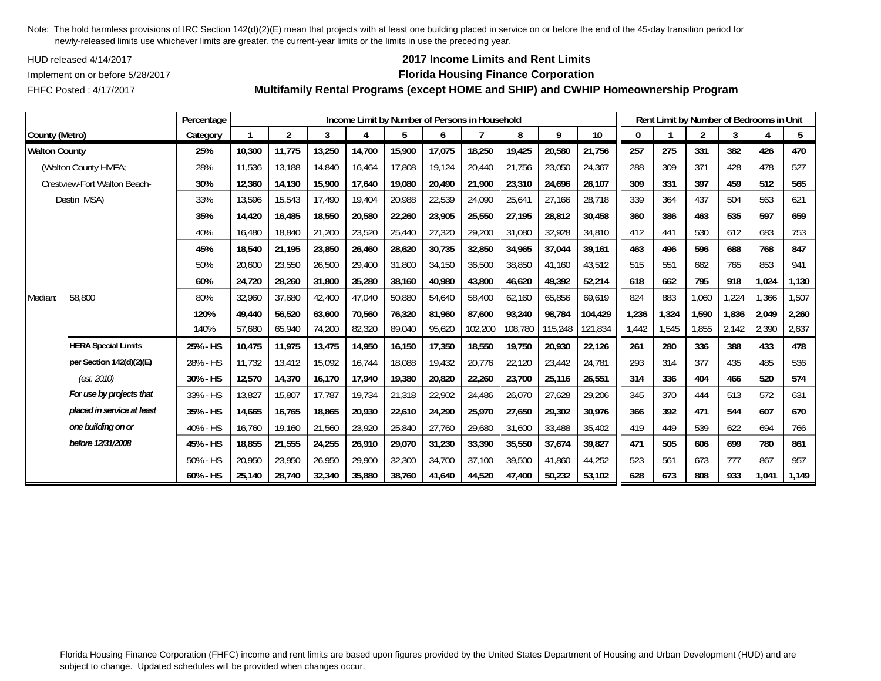Note: The hold harmless provisions of IRC Section 142(d)(2)(E) mean that projects with at least one building placed in service on or before the end of the 45-day transition period for newly-released limits use whichever limits are greater, the current-year limits or the limits in use the preceding year.

HUD released 4/14/2017

Implement on or before 5/28/2017

FHFC Posted : 4/17/2017

## 2017 Income Limits and Rent Limits
## Florida Housing Finance Corporation
## Multifamily Rental Programs (except HOME and SHIP) and CWHIP Homeownership Program

| | Percentage | Income Limit by Number of Persons in Household | | | | | | | | | | Rent Limit by Number of Bedrooms in Unit | | | | | |
|---|---|---|---|---|---|---|---|---|---|---|---|---|---|---|---|---|---|
| County (Metro) | Category | 1 | 2 | 3 | 4 | 5 | 6 | 7 | 8 | 9 | 10 | 0 | 1 | 2 | 3 | 4 | 5 |
| **Walton County** | **25%** | **10,300** | **11,775** | **13,250** | **14,700** | **15,900** | **17,075** | **18,250** | **19,425** | **20,580** | **21,756** | **257** | **275** | **331** | **382** | **426** | **470** |
| (Walton County HMFA; | 28% | 11,536 | 13,188 | 14,840 | 16,464 | 17,808 | 19,124 | 20,440 | 21,756 | 23,050 | 24,367 | 288 | 309 | 371 | 428 | 478 | 527 |
| Crestview-Fort Walton Beach- | **30%** | **12,360** | **14,130** | **15,900** | **17,640** | **19,080** | **20,490** | **21,900** | **23,310** | **24,696** | **26,107** | **309** | **331** | **397** | **459** | **512** | **565** |
| Destin MSA) | 33% | 13,596 | 15,543 | 17,490 | 19,404 | 20,988 | 22,539 | 24,090 | 25,641 | 27,166 | 28,718 | 339 | 364 | 437 | 504 | 563 | 621 |
| | **35%** | **14,420** | **16,485** | **18,550** | **20,580** | **22,260** | **23,905** | **25,550** | **27,195** | **28,812** | **30,458** | **360** | **386** | **463** | **535** | **597** | **659** |
| | 40% | 16,480 | 18,840 | 21,200 | 23,520 | 25,440 | 27,320 | 29,200 | 31,080 | 32,928 | 34,810 | 412 | 441 | 530 | 612 | 683 | 753 |
| | **45%** | **18,540** | **21,195** | **23,850** | **26,460** | **28,620** | **30,735** | **32,850** | **34,965** | **37,044** | **39,161** | **463** | **496** | **596** | **688** | **768** | **847** |
| | 50% | 20,600 | 23,550 | 26,500 | 29,400 | 31,800 | 34,150 | 36,500 | 38,850 | 41,160 | 43,512 | 515 | 551 | 662 | 765 | 853 | 941 |
| | **60%** | **24,720** | **28,260** | **31,800** | **35,280** | **38,160** | **40,980** | **43,800** | **46,620** | **49,392** | **52,214** | **618** | **662** | **795** | **918** | **1,024** | **1,130** |
| Median: 58,800 | 80% | 32,960 | 37,680 | 42,400 | 47,040 | 50,880 | 54,640 | 58,400 | 62,160 | 65,856 | 69,619 | 824 | 883 | 1,060 | 1,224 | 1,366 | 1,507 |
| | **120%** | **49,440** | **56,520** | **63,600** | **70,560** | **76,320** | **81,960** | **87,600** | **93,240** | **98,784** | **104,429** | **1,236** | **1,324** | **1,590** | **1,836** | **2,049** | **2,260** |
| | 140% | 57,680 | 65,940 | 74,200 | 82,320 | 89,040 | 95,620 | 102,200 | 108,780 | 115,248 | 121,834 | 1,442 | 1,545 | 1,855 | 2,142 | 2,390 | 2,637 |
| **HERA Special Limits** | **25% - HS** | **10,475** | **11,975** | **13,475** | **14,950** | **16,150** | **17,350** | **18,550** | **19,750** | **20,930** | **22,126** | **261** | **280** | **336** | **388** | **433** | **478** |
| **per Section 142(d)(2)(E)** | 28% - HS | 11,732 | 13,412 | 15,092 | 16,744 | 18,088 | 19,432 | 20,776 | 22,120 | 23,442 | 24,781 | 293 | 314 | 377 | 435 | 485 | 536 |
| *(est. 2010)* | **30% - HS** | **12,570** | **14,370** | **16,170** | **17,940** | **19,380** | **20,820** | **22,260** | **23,700** | **25,116** | **26,551** | **314** | **336** | **404** | **466** | **520** | **574** |
| ***For use by projects that*** | 33% - HS | 13,827 | 15,807 | 17,787 | 19,734 | 21,318 | 22,902 | 24,486 | 26,070 | 27,628 | 29,206 | 345 | 370 | 444 | 513 | 572 | 631 |
| ***placed in service at least*** | **35% - HS** | **14,665** | **16,765** | **18,865** | **20,930** | **22,610** | **24,290** | **25,970** | **27,650** | **29,302** | **30,976** | **366** | **392** | **471** | **544** | **607** | **670** |
| ***one building on or*** | 40% - HS | 16,760 | 19,160 | 21,560 | 23,920 | 25,840 | 27,760 | 29,680 | 31,600 | 33,488 | 35,402 | 419 | 449 | 539 | 622 | 694 | 766 |
| ***before 12/31/2008*** | **45% - HS** | **18,855** | **21,555** | **24,255** | **26,910** | **29,070** | **31,230** | **33,390** | **35,550** | **37,674** | **39,827** | **471** | **505** | **606** | **699** | **780** | **861** |
| | 50% - HS | 20,950 | 23,950 | 26,950 | 29,900 | 32,300 | 34,700 | 37,100 | 39,500 | 41,860 | 44,252 | 523 | 561 | 673 | 777 | 867 | 957 |
| | **60% - HS** | **25,140** | **28,740** | **32,340** | **35,880** | **38,760** | **41,640** | **44,520** | **47,400** | **50,232** | **53,102** | **628** | **673** | **808** | **933** | **1,041** | **1,149** |

Florida Housing Finance Corporation (FHFC) income and rent limits are based upon figures provided by the United States Department of Housing and Urban Development (HUD) and are subject to change. Updated schedules will be provided when changes occur.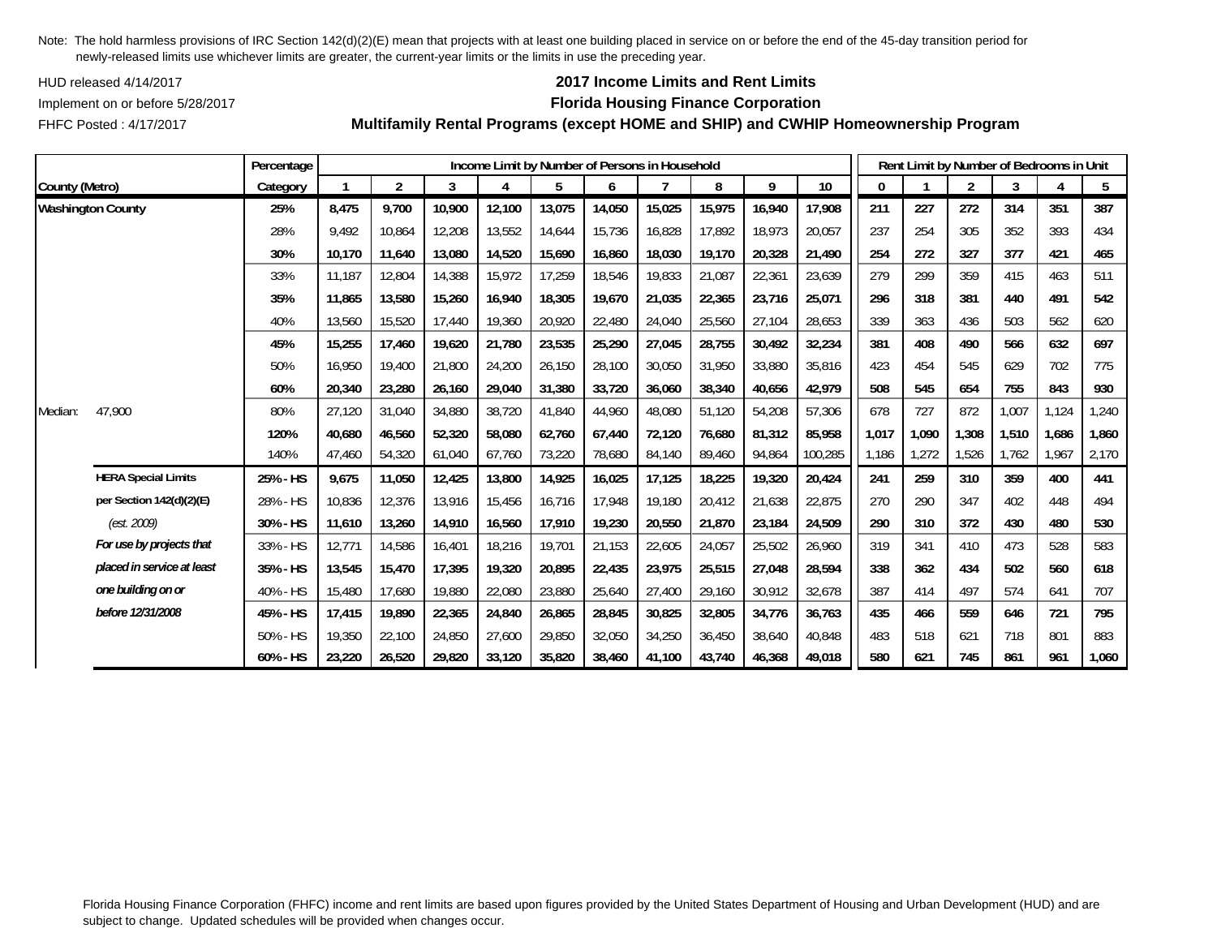Note: The hold harmless provisions of IRC Section 142(d)(2)(E) mean that projects with at least one building placed in service on or before the end of the 45-day transition period for newly-released limits use whichever limits are greater, the current-year limits or the limits in use the preceding year.

HUD released 4/14/2017
Implement on or before 5/28/2017
FHFC Posted : 4/17/2017

**2017 Income Limits and Rent Limits**
**Florida Housing Finance Corporation**
**Multifamily Rental Programs (except HOME and SHIP) and CWHIP Homeownership Program**

| County (Metro) | | Percentage Category | Income Limit by Number of Persons in Household: 1 | 2 | 3 | 4 | 5 | 6 | 7 | 8 | 9 | 10 | Rent Limit by Number of Bedrooms in Unit: 0 | 1 | 2 | 3 | 4 | 5 |
|---|---|---|---|---|---|---|---|---|---|---|---|---|---|---|---|---|---|---|
| **Washington County** | | **25%** | **8,475** | **9,700** | **10,900** | **12,100** | **13,075** | **14,050** | **15,025** | **15,975** | **16,940** | **17,908** | **211** | **227** | **272** | **314** | **351** | **387** |
| | | 28% | 9,492 | 10,864 | 12,208 | 13,552 | 14,644 | 15,736 | 16,828 | 17,892 | 18,973 | 20,057 | 237 | 254 | 305 | 352 | 393 | 434 |
| | | **30%** | **10,170** | **11,640** | **13,080** | **14,520** | **15,690** | **16,860** | **18,030** | **19,170** | **20,328** | **21,490** | **254** | **272** | **327** | **377** | **421** | **465** |
| | | 33% | 11,187 | 12,804 | 14,388 | 15,972 | 17,259 | 18,546 | 19,833 | 21,087 | 22,361 | 23,639 | 279 | 299 | 359 | 415 | 463 | 511 |
| | | **35%** | **11,865** | **13,580** | **15,260** | **16,940** | **18,305** | **19,670** | **21,035** | **22,365** | **23,716** | **25,071** | **296** | **318** | **381** | **440** | **491** | **542** |
| | | 40% | 13,560 | 15,520 | 17,440 | 19,360 | 20,920 | 22,480 | 24,040 | 25,560 | 27,104 | 28,653 | 339 | 363 | 436 | 503 | 562 | 620 |
| | | **45%** | **15,255** | **17,460** | **19,620** | **21,780** | **23,535** | **25,290** | **27,045** | **28,755** | **30,492** | **32,234** | **381** | **408** | **490** | **566** | **632** | **697** |
| | | 50% | 16,950 | 19,400 | 21,800 | 24,200 | 26,150 | 28,100 | 30,050 | 31,950 | 33,880 | 35,816 | 423 | 454 | 545 | 629 | 702 | 775 |
| | | **60%** | **20,340** | **23,280** | **26,160** | **29,040** | **31,380** | **33,720** | **36,060** | **38,340** | **40,656** | **42,979** | **508** | **545** | **654** | **755** | **843** | **930** |
| Median: | 47,900 | 80% | 27,120 | 31,040 | 34,880 | 38,720 | 41,840 | 44,960 | 48,080 | 51,120 | 54,208 | 57,306 | 678 | 727 | 872 | 1,007 | 1,124 | 1,240 |
| | | **120%** | **40,680** | **46,560** | **52,320** | **58,080** | **62,760** | **67,440** | **72,120** | **76,680** | **81,312** | **85,958** | **1,017** | **1,090** | **1,308** | **1,510** | **1,686** | **1,860** |
| | | 140% | 47,460 | 54,320 | 61,040 | 67,760 | 73,220 | 78,680 | 84,140 | 89,460 | 94,864 | 100,285 | 1,186 | 1,272 | 1,526 | 1,762 | 1,967 | 2,170 |
| | **HERA Special Limits** | **25% - HS** | **9,675** | **11,050** | **12,425** | **13,800** | **14,925** | **16,025** | **17,125** | **18,225** | **19,320** | **20,424** | **241** | **259** | **310** | **359** | **400** | **441** |
| | **per Section 142(d)(2)(E)** | 28% - HS | 10,836 | 12,376 | 13,916 | 15,456 | 16,716 | 17,948 | 19,180 | 20,412 | 21,638 | 22,875 | 270 | 290 | 347 | 402 | 448 | 494 |
| | *(est. 2009)* | **30% - HS** | **11,610** | **13,260** | **14,910** | **16,560** | **17,910** | **19,230** | **20,550** | **21,870** | **23,184** | **24,509** | **290** | **310** | **372** | **430** | **480** | **530** |
| | ***For use by projects that*** | 33% - HS | 12,771 | 14,586 | 16,401 | 18,216 | 19,701 | 21,153 | 22,605 | 24,057 | 25,502 | 26,960 | 319 | 341 | 410 | 473 | 528 | 583 |
| | ***placed in service at least*** | **35% - HS** | **13,545** | **15,470** | **17,395** | **19,320** | **20,895** | **22,435** | **23,975** | **25,515** | **27,048** | **28,594** | **338** | **362** | **434** | **502** | **560** | **618** |
| | ***one building on or*** | 40% - HS | 15,480 | 17,680 | 19,880 | 22,080 | 23,880 | 25,640 | 27,400 | 29,160 | 30,912 | 32,678 | 387 | 414 | 497 | 574 | 641 | 707 |
| | ***before 12/31/2008*** | **45% - HS** | **17,415** | **19,890** | **22,365** | **24,840** | **26,865** | **28,845** | **30,825** | **32,805** | **34,776** | **36,763** | **435** | **466** | **559** | **646** | **721** | **795** |
| | | 50% - HS | 19,350 | 22,100 | 24,850 | 27,600 | 29,850 | 32,050 | 34,250 | 36,450 | 38,640 | 40,848 | 483 | 518 | 621 | 718 | 801 | 883 |
| | | **60% - HS** | **23,220** | **26,520** | **29,820** | **33,120** | **35,820** | **38,460** | **41,100** | **43,740** | **46,368** | **49,018** | **580** | **621** | **745** | **861** | **961** | **1,060** |

Florida Housing Finance Corporation (FHFC) income and rent limits are based upon figures provided by the United States Department of Housing and Urban Development (HUD) and are subject to change. Updated schedules will be provided when changes occur.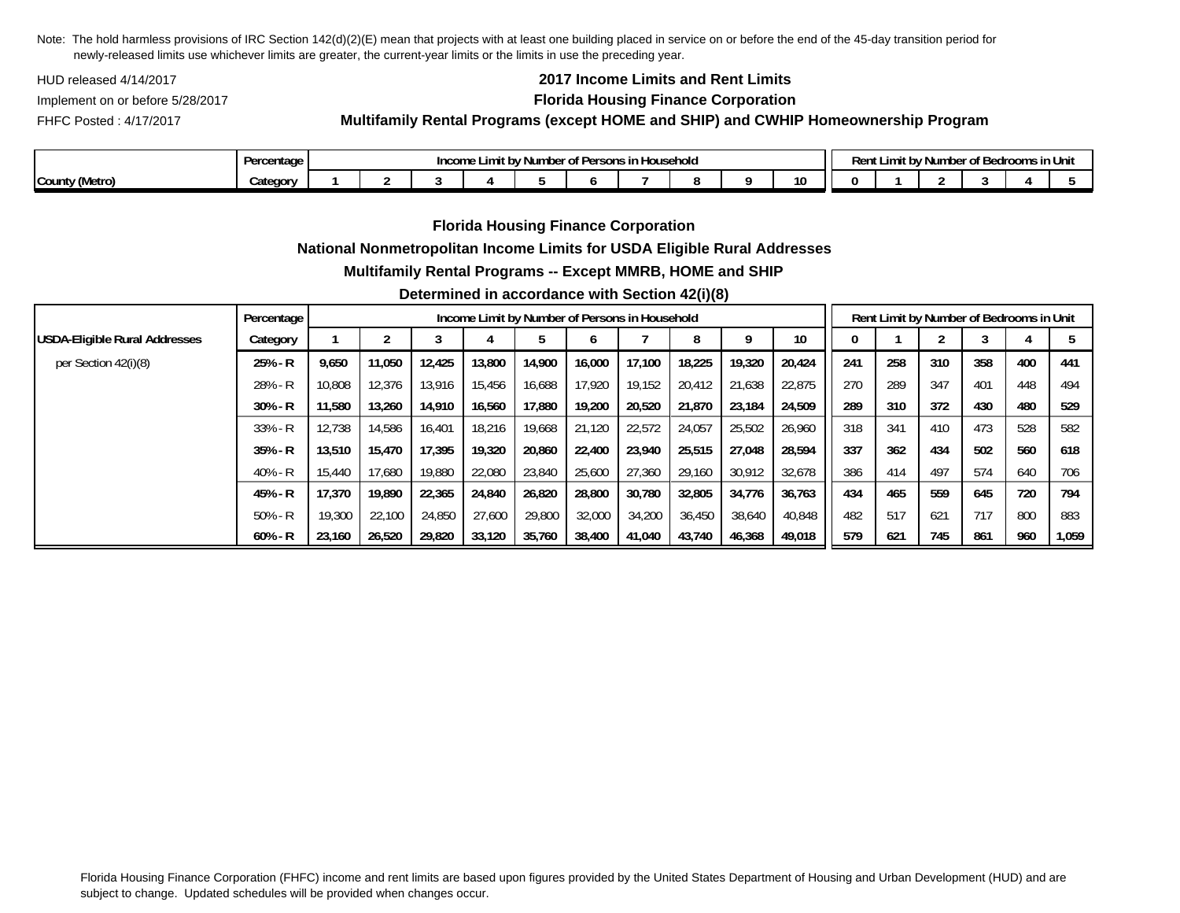Note: The hold harmless provisions of IRC Section 142(d)(2)(E) mean that projects with at least one building placed in service on or before the end of the 45-day transition period for newly-released limits use whichever limits are greater, the current-year limits or the limits in use the preceding year.

HUD released 4/14/2017

Implement on or before 5/28/2017

FHFC Posted : 4/17/2017

**2017 Income Limits and Rent Limits**

**Florida Housing Finance Corporation**

**Multifamily Rental Programs (except HOME and SHIP) and CWHIP Homeownership Program**

| | Percentage | Income Limit by Number of Persons in Household | | | | | | | | | | Rent Limit by Number of Bedrooms in Unit | | | | | |
|---|---|---|---|---|---|---|---|---|---|---|---|---|---|---|---|---|---|
| County (Metro) | Category | 1 | 2 | 3 | 4 | 5 | 6 | 7 | 8 | 9 | 10 | 0 | 1 | 2 | 3 | 4 | 5 |

**Florida Housing Finance Corporation**

**National Nonmetropolitan Income Limits for USDA Eligible Rural Addresses**

**Multifamily Rental Programs -- Except MMRB, HOME and SHIP**

**Determined in accordance with Section 42(i)(8)**

| | Percentage | Income Limit by Number of Persons in Household | | | | | | | | | | Rent Limit by Number of Bedrooms in Unit | | | | | |
|---|---|---|---|---|---|---|---|---|---|---|---|---|---|---|---|---|---|
| USDA-Eligible Rural Addresses | Category | 1 | 2 | 3 | 4 | 5 | 6 | 7 | 8 | 9 | 10 | 0 | 1 | 2 | 3 | 4 | 5 |
| per Section 42(i)(8) | **25% - R** | **9,650** | **11,050** | **12,425** | **13,800** | **14,900** | **16,000** | **17,100** | **18,225** | **19,320** | **20,424** | **241** | **258** | **310** | **358** | **400** | **441** |
| | 28% - R | 10,808 | 12,376 | 13,916 | 15,456 | 16,688 | 17,920 | 19,152 | 20,412 | 21,638 | 22,875 | 270 | 289 | 347 | 401 | 448 | 494 |
| | **30% - R** | **11,580** | **13,260** | **14,910** | **16,560** | **17,880** | **19,200** | **20,520** | **21,870** | **23,184** | **24,509** | **289** | **310** | **372** | **430** | **480** | **529** |
| | 33% - R | 12,738 | 14,586 | 16,401 | 18,216 | 19,668 | 21,120 | 22,572 | 24,057 | 25,502 | 26,960 | 318 | 341 | 410 | 473 | 528 | 582 |
| | **35% - R** | **13,510** | **15,470** | **17,395** | **19,320** | **20,860** | **22,400** | **23,940** | **25,515** | **27,048** | **28,594** | **337** | **362** | **434** | **502** | **560** | **618** |
| | 40% - R | 15,440 | 17,680 | 19,880 | 22,080 | 23,840 | 25,600 | 27,360 | 29,160 | 30,912 | 32,678 | 386 | 414 | 497 | 574 | 640 | 706 |
| | **45% - R** | **17,370** | **19,890** | **22,365** | **24,840** | **26,820** | **28,800** | **30,780** | **32,805** | **34,776** | **36,763** | **434** | **465** | **559** | **645** | **720** | **794** |
| | 50% - R | 19,300 | 22,100 | 24,850 | 27,600 | 29,800 | 32,000 | 34,200 | 36,450 | 38,640 | 40,848 | 482 | 517 | 621 | 717 | 800 | 883 |
| | **60% - R** | **23,160** | **26,520** | **29,820** | **33,120** | **35,760** | **38,400** | **41,040** | **43,740** | **46,368** | **49,018** | **579** | **621** | **745** | **861** | **960** | **1,059** |

Florida Housing Finance Corporation (FHFC) income and rent limits are based upon figures provided by the United States Department of Housing and Urban Development (HUD) and are subject to change. Updated schedules will be provided when changes occur.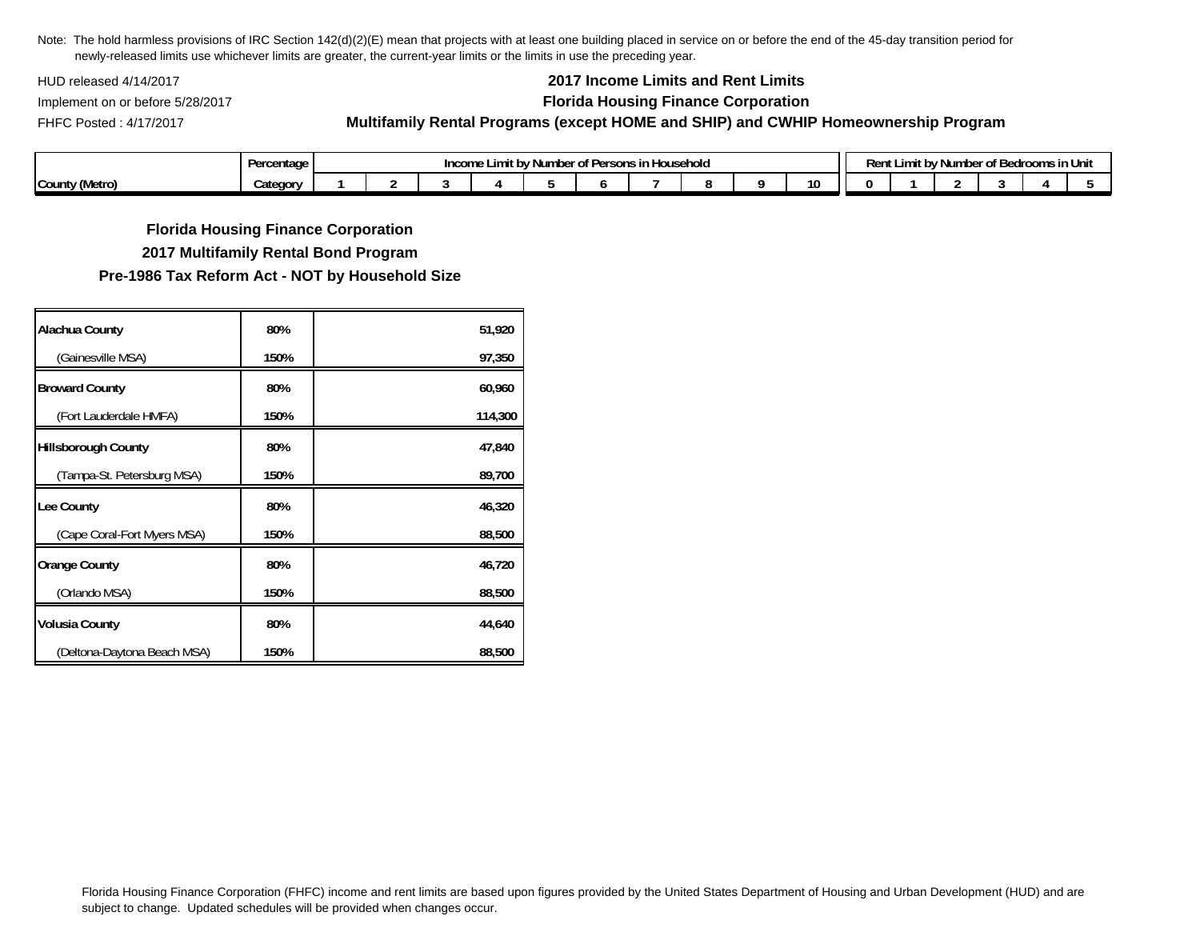Note: The hold harmless provisions of IRC Section 142(d)(2)(E) mean that projects with at least one building placed in service on or before the end of the 45-day transition period for newly-released limits use whichever limits are greater, the current-year limits or the limits in use the preceding year.

HUD released 4/14/2017

Implement on or before 5/28/2017

FHFC Posted : 4/17/2017

## 2017 Income Limits and Rent Limits

## Florida Housing Finance Corporation

## Multifamily Rental Programs (except HOME and SHIP) and CWHIP Homeownership Program

| | Percentage | Income Limit by Number of Persons in Household | | | | | | | | | | Rent Limit by Number of Bedrooms in Unit | | | | | |
|---|---|---|---|---|---|---|---|---|---|---|---|---|---|---|---|---|---|
| County (Metro) | Category | 1 | 2 | 3 | 4 | 5 | 6 | 7 | 8 | 9 | 10 | 0 | 1 | 2 | 3 | 4 | 5 |

### Florida Housing Finance Corporation
### 2017 Multifamily Rental Bond Program
### Pre-1986 Tax Reform Act - NOT by Household Size

| | | |
|---|---|---|
| **Alachua County** | 80% | 51,920 |
| (Gainesville MSA) | 150% | 97,350 |
| **Broward County** | 80% | 60,960 |
| (Fort Lauderdale HMFA) | 150% | 114,300 |
| **Hillsborough County** | 80% | 47,840 |
| (Tampa-St. Petersburg MSA) | 150% | 89,700 |
| **Lee County** | 80% | 46,320 |
| (Cape Coral-Fort Myers MSA) | 150% | 88,500 |
| **Orange County** | 80% | 46,720 |
| (Orlando MSA) | 150% | 88,500 |
| **Volusia County** | 80% | 44,640 |
| (Deltona-Daytona Beach MSA) | 150% | 88,500 |

Florida Housing Finance Corporation (FHFC) income and rent limits are based upon figures provided by the United States Department of Housing and Urban Development (HUD) and are subject to change. Updated schedules will be provided when changes occur.